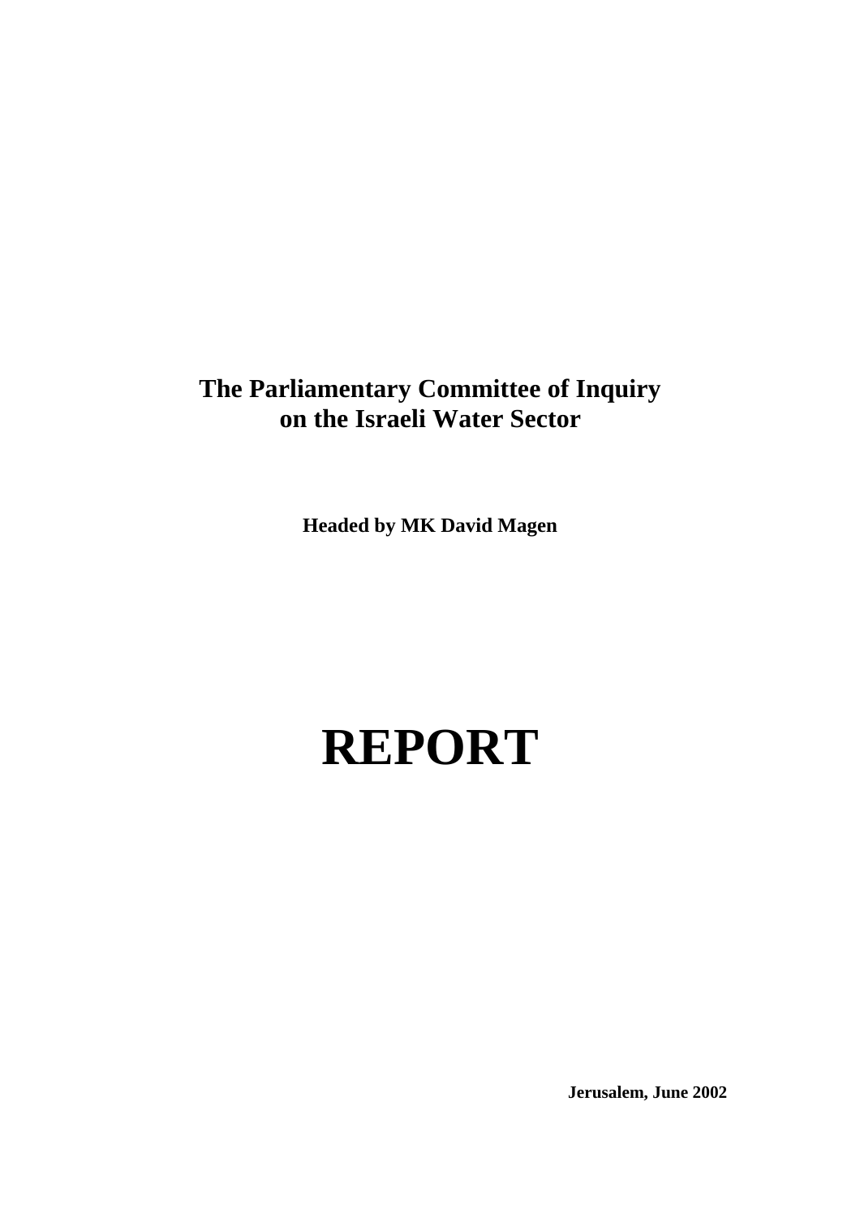**The Parliamentary Committee of Inquiry on the Israeli Water Sector**

**Headed by MK David Magen**

# REPORT

**Jerusalem, June 2002**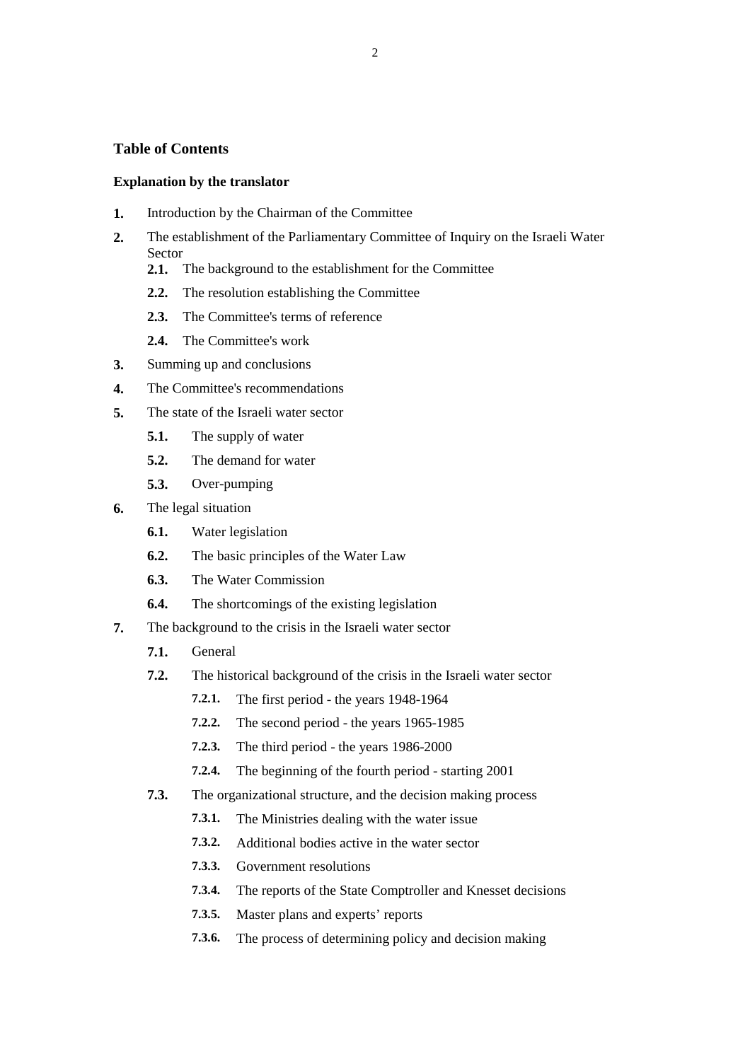## Table of Contents

**Explanation by the translator**

- **1.** Introduction by the Chairman of the Committee
- **2.** The establishment of the Parliamentary Committee of Inquiry on the Israeli Water Sector
  - **2.1.** The background to the establishment for the Committee
  - **2.2.** The resolution establishing the Committee
  - **2.3.** The Committee's terms of reference
  - **2.4.** The Committee's work
- **3.** Summing up and conclusions
- **4.** The Committee's recommendations
- **5.** The state of the Israeli water sector
  - **5.1.** The supply of water
  - **5.2.** The demand for water
  - **5.3.** Over-pumping
- **6.** The legal situation
  - **6.1.** Water legislation
  - **6.2.** The basic principles of the Water Law
  - **6.3.** The Water Commission
  - **6.4.** The shortcomings of the existing legislation
- **7.** The background to the crisis in the Israeli water sector
  - **7.1.** General
  - **7.2.** The historical background of the crisis in the Israeli water sector
    - **7.2.1.** The first period - the years 1948-1964
    - **7.2.2.** The second period - the years 1965-1985
    - **7.2.3.** The third period - the years 1986-2000
    - **7.2.4.** The beginning of the fourth period - starting 2001
  - **7.3.** The organizational structure, and the decision making process
    - **7.3.1.** The Ministries dealing with the water issue
    - **7.3.2.** Additional bodies active in the water sector
    - **7.3.3.** Government resolutions
    - **7.3.4.** The reports of the State Comptroller and Knesset decisions
    - **7.3.5.** Master plans and experts' reports
    - **7.3.6.** The process of determining policy and decision making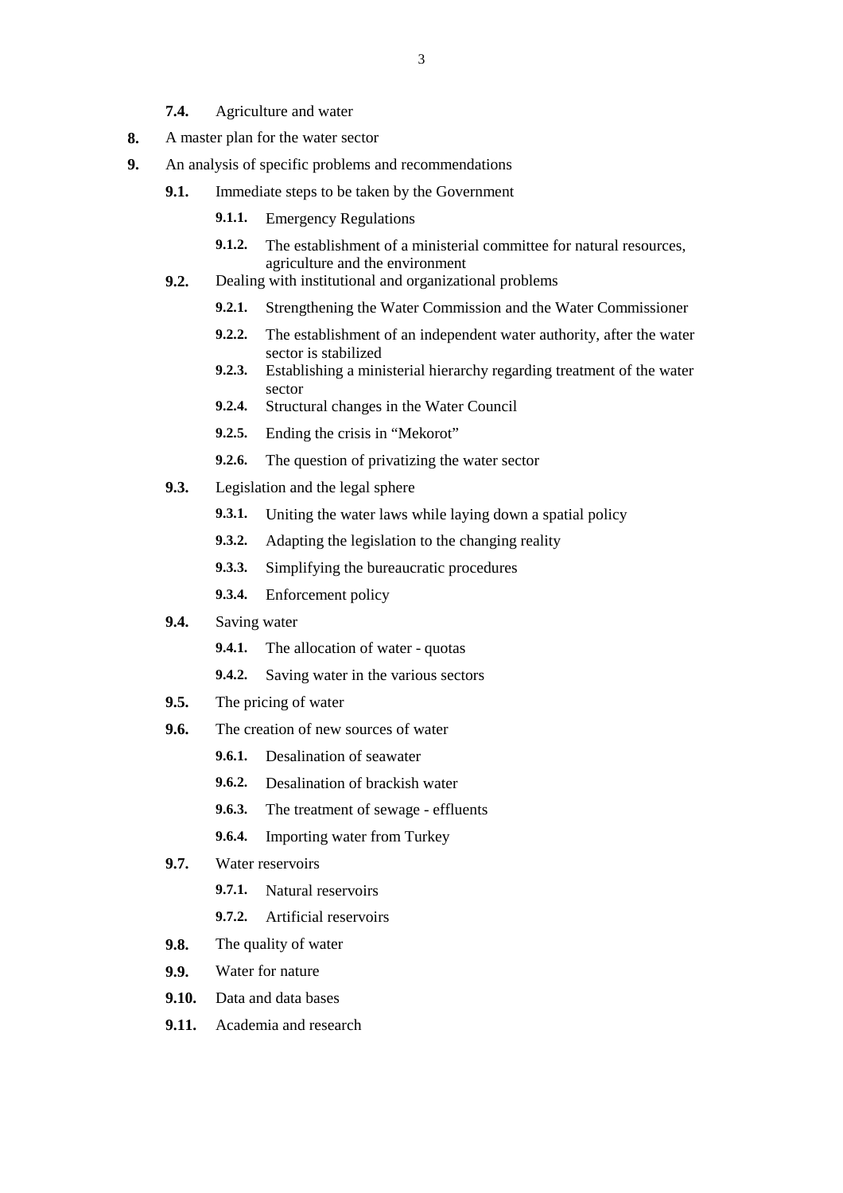- **7.4.** Agriculture and water

**8.** A master plan for the water sector

**9.** An analysis of specific problems and recommendations

- **9.1.** Immediate steps to be taken by the Government
  - **9.1.1.** Emergency Regulations
  - **9.1.2.** The establishment of a ministerial committee for natural resources, agriculture and the environment
- **9.2.** Dealing with institutional and organizational problems
  - **9.2.1.** Strengthening the Water Commission and the Water Commissioner
  - **9.2.2.** The establishment of an independent water authority, after the water sector is stabilized
  - **9.2.3.** Establishing a ministerial hierarchy regarding treatment of the water sector
  - **9.2.4.** Structural changes in the Water Council
  - **9.2.5.** Ending the crisis in "Mekorot"
  - **9.2.6.** The question of privatizing the water sector
- **9.3.** Legislation and the legal sphere
  - **9.3.1.** Uniting the water laws while laying down a spatial policy
  - **9.3.2.** Adapting the legislation to the changing reality
  - **9.3.3.** Simplifying the bureaucratic procedures
  - **9.3.4.** Enforcement policy
- **9.4.** Saving water
  - **9.4.1.** The allocation of water - quotas
  - **9.4.2.** Saving water in the various sectors
- **9.5.** The pricing of water
- **9.6.** The creation of new sources of water
  - **9.6.1.** Desalination of seawater
  - **9.6.2.** Desalination of brackish water
  - **9.6.3.** The treatment of sewage - effluents
  - **9.6.4.** Importing water from Turkey
- **9.7.** Water reservoirs
  - **9.7.1.** Natural reservoirs
  - **9.7.2.** Artificial reservoirs
- **9.8.** The quality of water
- **9.9.** Water for nature
- **9.10.** Data and data bases
- **9.11.** Academia and research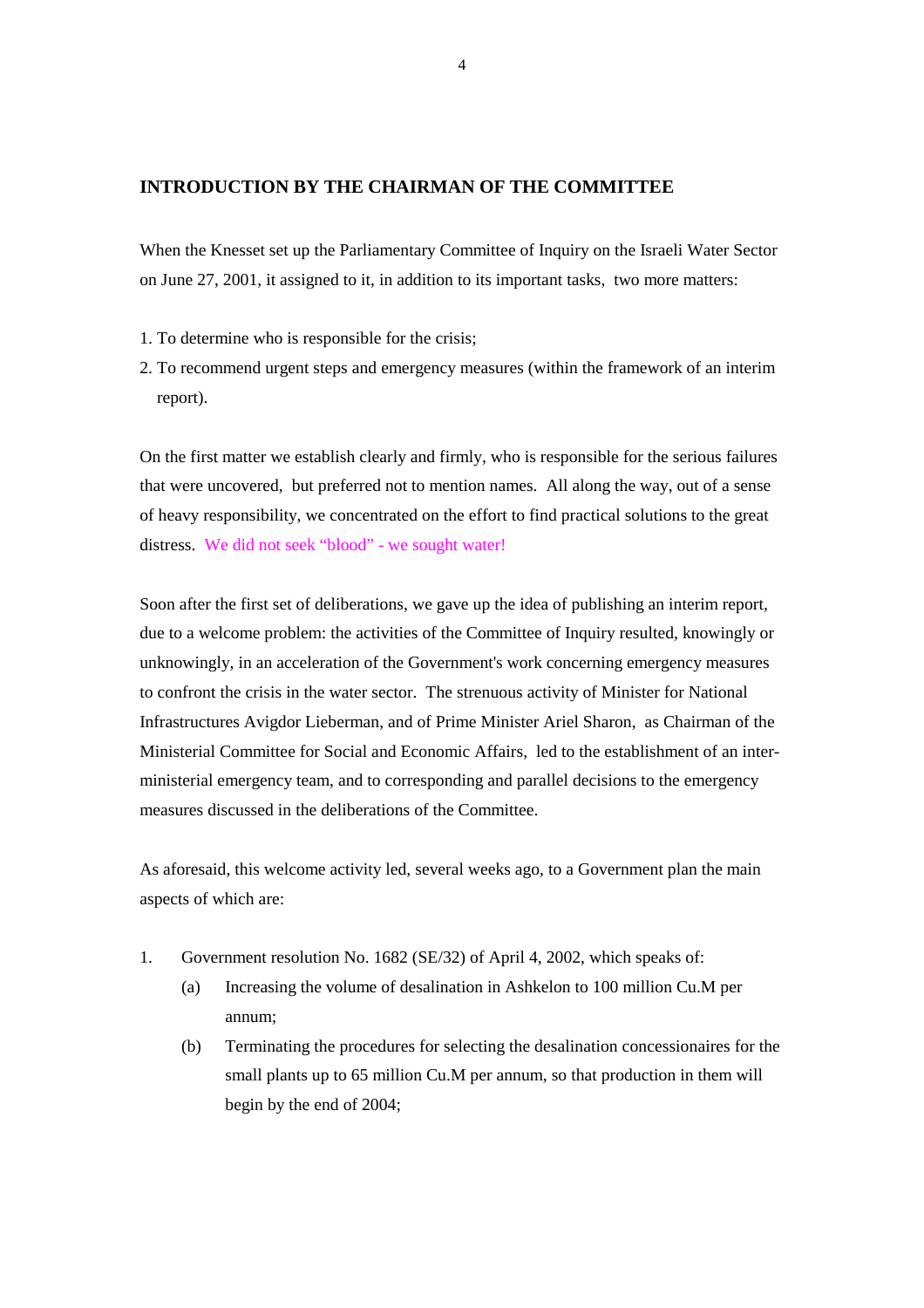## INTRODUCTION BY THE CHAIRMAN OF THE COMMITTEE

When the Knesset set up the Parliamentary Committee of Inquiry on the Israeli Water Sector on June 27, 2001, it assigned to it, in addition to its important tasks, two more matters:

1. To determine who is responsible for the crisis;
2. To recommend urgent steps and emergency measures (within the framework of an interim report).

On the first matter we establish clearly and firmly, who is responsible for the serious failures that were uncovered, but preferred not to mention names. All along the way, out of a sense of heavy responsibility, we concentrated on the effort to find practical solutions to the great distress. We did not seek "blood" - we sought water!

Soon after the first set of deliberations, we gave up the idea of publishing an interim report, due to a welcome problem: the activities of the Committee of Inquiry resulted, knowingly or unknowingly, in an acceleration of the Government's work concerning emergency measures to confront the crisis in the water sector. The strenuous activity of Minister for National Infrastructures Avigdor Lieberman, and of Prime Minister Ariel Sharon, as Chairman of the Ministerial Committee for Social and Economic Affairs, led to the establishment of an inter-ministerial emergency team, and to corresponding and parallel decisions to the emergency measures discussed in the deliberations of the Committee.

As aforesaid, this welcome activity led, several weeks ago, to a Government plan the main aspects of which are:

1. Government resolution No. 1682 (SE/32) of April 4, 2002, which speaks of:
   - (a) Increasing the volume of desalination in Ashkelon to 100 million Cu.M per annum;
   - (b) Terminating the procedures for selecting the desalination concessionaires for the small plants up to 65 million Cu.M per annum, so that production in them will begin by the end of 2004;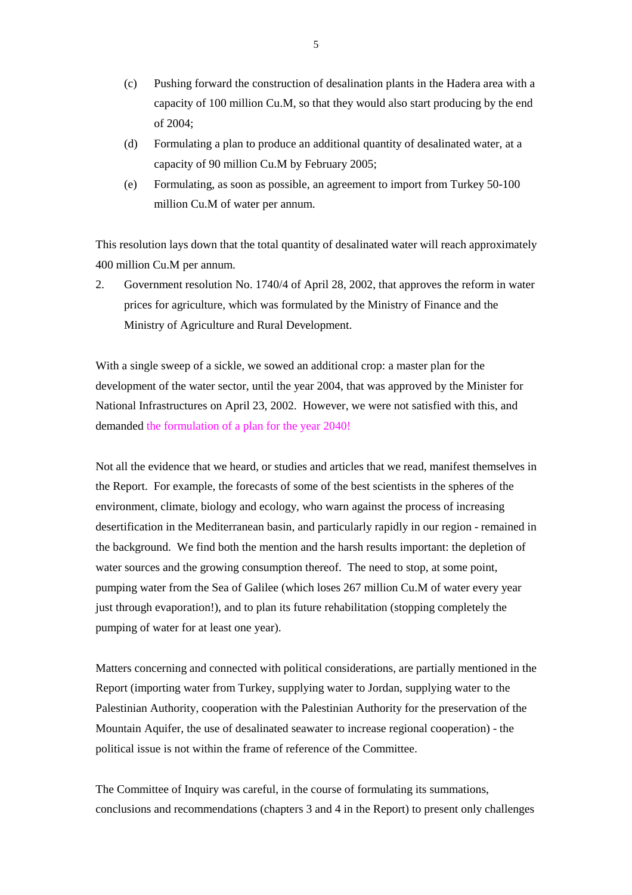(c) Pushing forward the construction of desalination plants in the Hadera area with a capacity of 100 million Cu.M, so that they would also start producing by the end of 2004;

(d) Formulating a plan to produce an additional quantity of desalinated water, at a capacity of 90 million Cu.M by February 2005;

(e) Formulating, as soon as possible, an agreement to import from Turkey 50-100 million Cu.M of water per annum.

This resolution lays down that the total quantity of desalinated water will reach approximately 400 million Cu.M per annum.

2. Government resolution No. 1740/4 of April 28, 2002, that approves the reform in water prices for agriculture, which was formulated by the Ministry of Finance and the Ministry of Agriculture and Rural Development.

With a single sweep of a sickle, we sowed an additional crop: a master plan for the development of the water sector, until the year 2004, that was approved by the Minister for National Infrastructures on April 23, 2002. However, we were not satisfied with this, and demanded the formulation of a plan for the year 2040!

Not all the evidence that we heard, or studies and articles that we read, manifest themselves in the Report. For example, the forecasts of some of the best scientists in the spheres of the environment, climate, biology and ecology, who warn against the process of increasing desertification in the Mediterranean basin, and particularly rapidly in our region - remained in the background. We find both the mention and the harsh results important: the depletion of water sources and the growing consumption thereof. The need to stop, at some point, pumping water from the Sea of Galilee (which loses 267 million Cu.M of water every year just through evaporation!), and to plan its future rehabilitation (stopping completely the pumping of water for at least one year).

Matters concerning and connected with political considerations, are partially mentioned in the Report (importing water from Turkey, supplying water to Jordan, supplying water to the Palestinian Authority, cooperation with the Palestinian Authority for the preservation of the Mountain Aquifer, the use of desalinated seawater to increase regional cooperation) - the political issue is not within the frame of reference of the Committee.

The Committee of Inquiry was careful, in the course of formulating its summations, conclusions and recommendations (chapters 3 and 4 in the Report) to present only challenges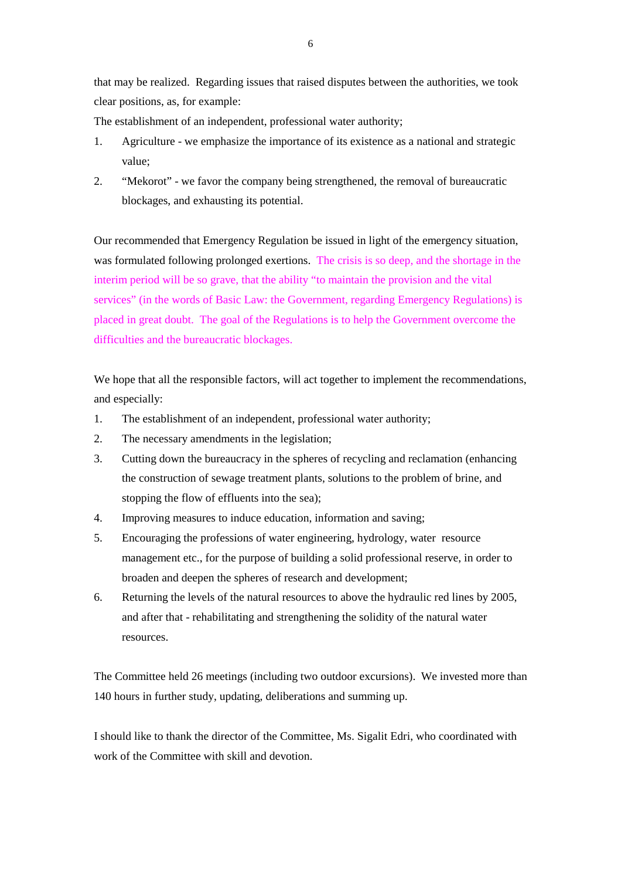that may be realized. Regarding issues that raised disputes between the authorities, we took clear positions, as, for example:

The establishment of an independent, professional water authority;

1. Agriculture - we emphasize the importance of its existence as a national and strategic value;
2. "Mekorot" - we favor the company being strengthened, the removal of bureaucratic blockages, and exhausting its potential.

Our recommended that Emergency Regulation be issued in light of the emergency situation, was formulated following prolonged exertions. The crisis is so deep, and the shortage in the interim period will be so grave, that the ability "to maintain the provision and the vital services" (in the words of Basic Law: the Government, regarding Emergency Regulations) is placed in great doubt. The goal of the Regulations is to help the Government overcome the difficulties and the bureaucratic blockages.

We hope that all the responsible factors, will act together to implement the recommendations, and especially:

1. The establishment of an independent, professional water authority;
2. The necessary amendments in the legislation;
3. Cutting down the bureaucracy in the spheres of recycling and reclamation (enhancing the construction of sewage treatment plants, solutions to the problem of brine, and stopping the flow of effluents into the sea);
4. Improving measures to induce education, information and saving;
5. Encouraging the professions of water engineering, hydrology, water resource management etc., for the purpose of building a solid professional reserve, in order to broaden and deepen the spheres of research and development;
6. Returning the levels of the natural resources to above the hydraulic red lines by 2005, and after that - rehabilitating and strengthening the solidity of the natural water resources.

The Committee held 26 meetings (including two outdoor excursions). We invested more than 140 hours in further study, updating, deliberations and summing up.

I should like to thank the director of the Committee, Ms. Sigalit Edri, who coordinated with work of the Committee with skill and devotion.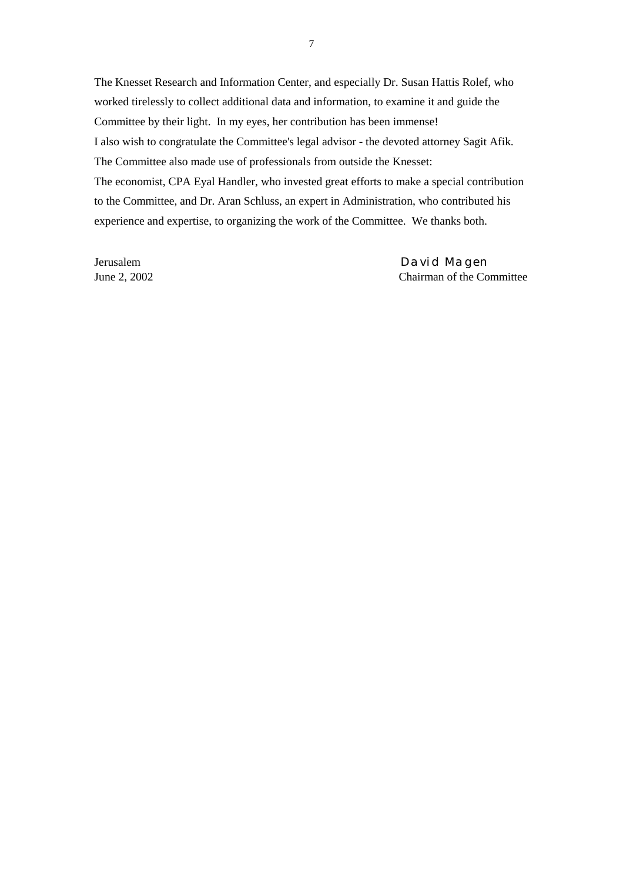The Knesset Research and Information Center, and especially Dr. Susan Hattis Rolef, who worked tirelessly to collect additional data and information, to examine it and guide the Committee by their light. In my eyes, her contribution has been immense!

I also wish to congratulate the Committee's legal advisor - the devoted attorney Sagit Afik.

The Committee also made use of professionals from outside the Knesset:

The economist, CPA Eyal Handler, who invested great efforts to make a special contribution to the Committee, and Dr. Aran Schluss, an expert in Administration, who contributed his experience and expertise, to organizing the work of the Committee. We thanks both.

Jerusalem
June 2, 2002

David Magen
Chairman of the Committee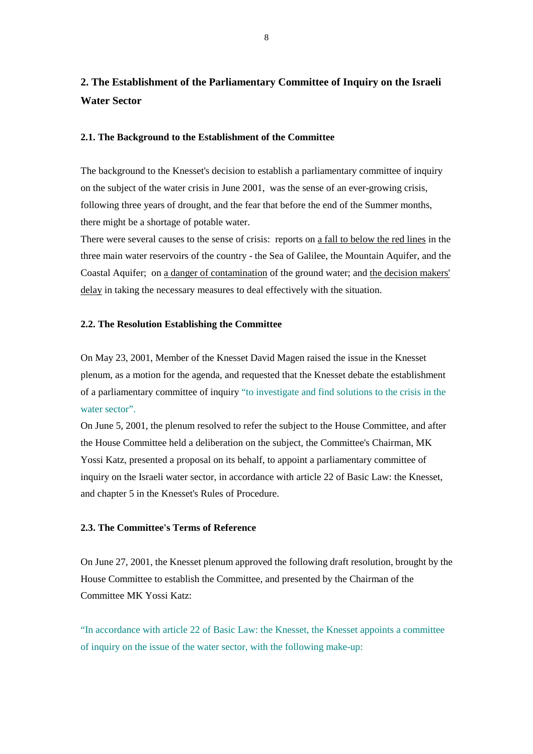## 2. The Establishment of the Parliamentary Committee of Inquiry on the Israeli Water Sector

### 2.1. The Background to the Establishment of the Committee

The background to the Knesset's decision to establish a parliamentary committee of inquiry on the subject of the water crisis in June 2001, was the sense of an ever-growing crisis, following three years of drought, and the fear that before the end of the Summer months, there might be a shortage of potable water.

There were several causes to the sense of crisis: reports on a fall to below the red lines in the three main water reservoirs of the country - the Sea of Galilee, the Mountain Aquifer, and the Coastal Aquifer; on a danger of contamination of the ground water; and the decision makers' delay in taking the necessary measures to deal effectively with the situation.

### 2.2. The Resolution Establishing the Committee

On May 23, 2001, Member of the Knesset David Magen raised the issue in the Knesset plenum, as a motion for the agenda, and requested that the Knesset debate the establishment of a parliamentary committee of inquiry "to investigate and find solutions to the crisis in the water sector".

On June 5, 2001, the plenum resolved to refer the subject to the House Committee, and after the House Committee held a deliberation on the subject, the Committee's Chairman, MK Yossi Katz, presented a proposal on its behalf, to appoint a parliamentary committee of inquiry on the Israeli water sector, in accordance with article 22 of Basic Law: the Knesset, and chapter 5 in the Knesset's Rules of Procedure.

### 2.3. The Committee's Terms of Reference

On June 27, 2001, the Knesset plenum approved the following draft resolution, brought by the House Committee to establish the Committee, and presented by the Chairman of the Committee MK Yossi Katz:

"In accordance with article 22 of Basic Law: the Knesset, the Knesset appoints a committee of inquiry on the issue of the water sector, with the following make-up: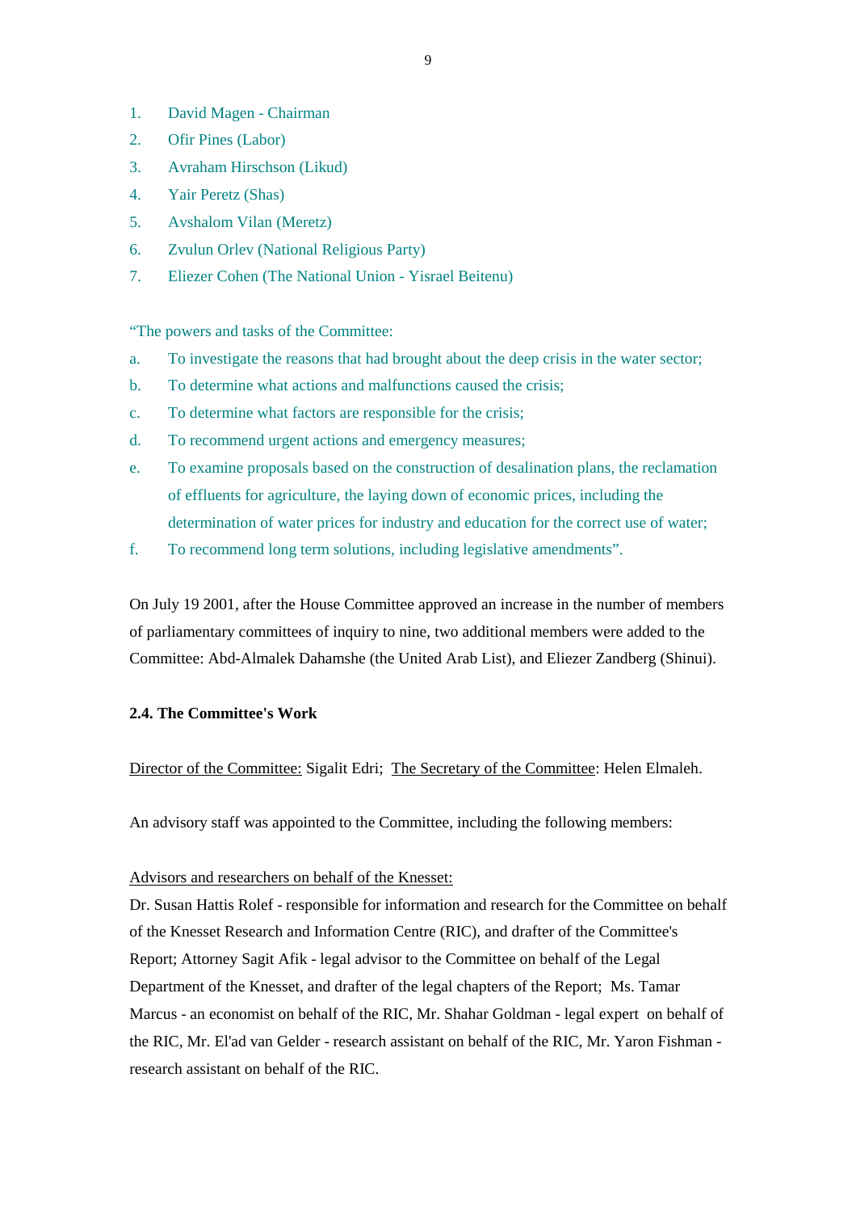1. David Magen - Chairman
2. Ofir Pines (Labor)
3. Avraham Hirschson (Likud)
4. Yair Peretz (Shas)
5. Avshalom Vilan (Meretz)
6. Zvulun Orlev (National Religious Party)
7. Eliezer Cohen (The National Union - Yisrael Beitenu)

"The powers and tasks of the Committee:

a. To investigate the reasons that had brought about the deep crisis in the water sector;
b. To determine what actions and malfunctions caused the crisis;
c. To determine what factors are responsible for the crisis;
d. To recommend urgent actions and emergency measures;
e. To examine proposals based on the construction of desalination plans, the reclamation of effluents for agriculture, the laying down of economic prices, including the determination of water prices for industry and education for the correct use of water;
f. To recommend long term solutions, including legislative amendments".

On July 19 2001, after the House Committee approved an increase in the number of members of parliamentary committees of inquiry to nine, two additional members were added to the Committee: Abd-Almalek Dahamshe (the United Arab List), and Eliezer Zandberg (Shinui).

**2.4. The Committee's Work**

Director of the Committee: Sigalit Edri; The Secretary of the Committee: Helen Elmaleh.

An advisory staff was appointed to the Committee, including the following members:

Advisors and researchers on behalf of the Knesset:

Dr. Susan Hattis Rolef - responsible for information and research for the Committee on behalf of the Knesset Research and Information Centre (RIC), and drafter of the Committee's Report; Attorney Sagit Afik - legal advisor to the Committee on behalf of the Legal Department of the Knesset, and drafter of the legal chapters of the Report; Ms. Tamar Marcus - an economist on behalf of the RIC, Mr. Shahar Goldman - legal expert on behalf of the RIC, Mr. El'ad van Gelder - research assistant on behalf of the RIC, Mr. Yaron Fishman - research assistant on behalf of the RIC.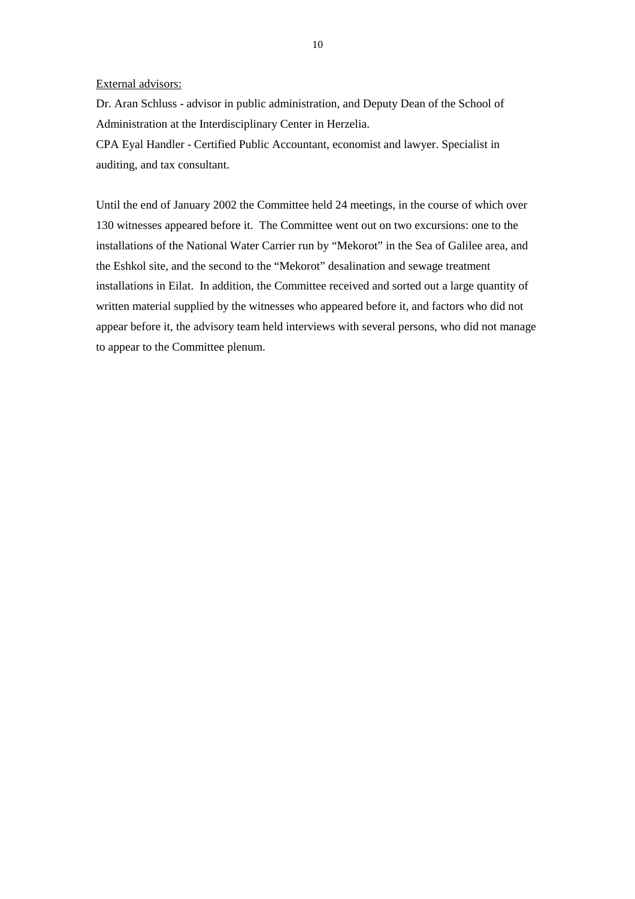<u>External advisors:</u>

Dr. Aran Schluss - advisor in public administration, and Deputy Dean of the School of Administration at the Interdisciplinary Center in Herzelia.

CPA Eyal Handler - Certified Public Accountant, economist and lawyer. Specialist in auditing, and tax consultant.

Until the end of January 2002 the Committee held 24 meetings, in the course of which over 130 witnesses appeared before it. The Committee went out on two excursions: one to the installations of the National Water Carrier run by "Mekorot" in the Sea of Galilee area, and the Eshkol site, and the second to the "Mekorot" desalination and sewage treatment installations in Eilat. In addition, the Committee received and sorted out a large quantity of written material supplied by the witnesses who appeared before it, and factors who did not appear before it, the advisory team held interviews with several persons, who did not manage to appear to the Committee plenum.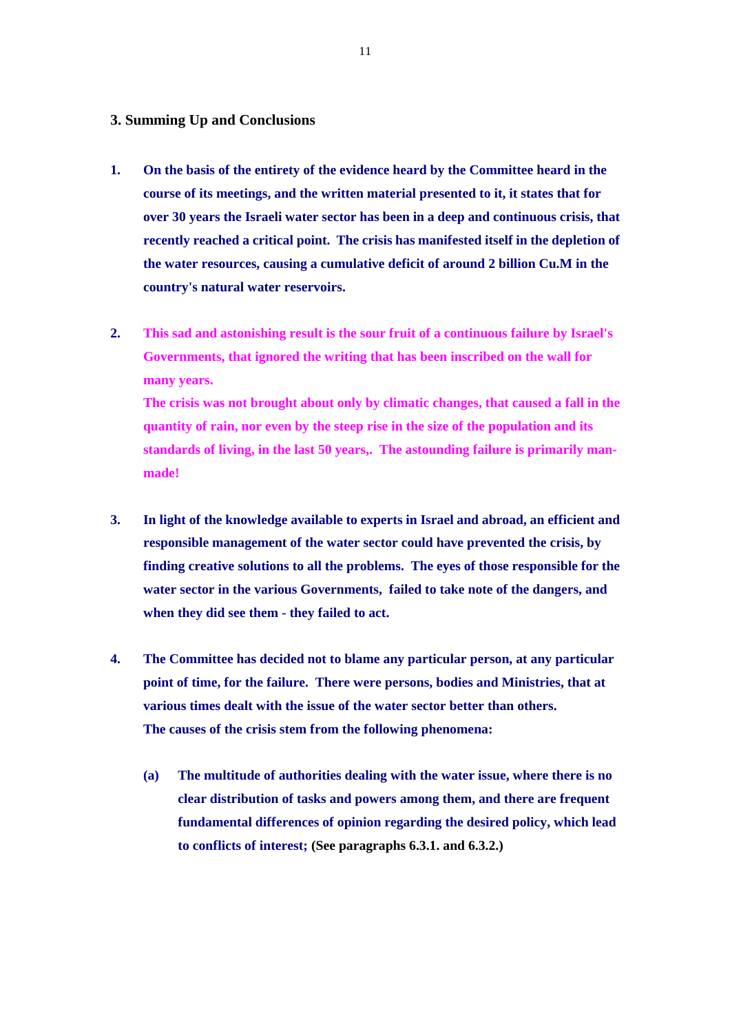## 3. Summing Up and Conclusions

1. **On the basis of the entirety of the evidence heard by the Committee heard in the course of its meetings, and the written material presented to it, it states that for over 30 years the Israeli water sector has been in a deep and continuous crisis, that recently reached a critical point. The crisis has manifested itself in the depletion of the water resources, causing a cumulative deficit of around 2 billion Cu.M in the country's natural water reservoirs.**

2. **This sad and astonishing result is the sour fruit of a continuous failure by Israel's Governments, that ignored the writing that has been inscribed on the wall for many years.**
   **The crisis was not brought about only by climatic changes, that caused a fall in the quantity of rain, nor even by the steep rise in the size of the population and its standards of living, in the last 50 years,. The astounding failure is primarily man-made!**

3. **In light of the knowledge available to experts in Israel and abroad, an efficient and responsible management of the water sector could have prevented the crisis, by finding creative solutions to all the problems. The eyes of those responsible for the water sector in the various Governments, failed to take note of the dangers, and when they did see them - they failed to act.**

4. **The Committee has decided not to blame any particular person, at any particular point of time, for the failure. There were persons, bodies and Ministries, that at various times dealt with the issue of the water sector better than others.**
   **The causes of the crisis stem from the following phenomena:**

   **(a)** **The multitude of authorities dealing with the water issue, where there is no clear distribution of tasks and powers among them, and there are frequent fundamental differences of opinion regarding the desired policy, which lead to conflicts of interest; (See paragraphs 6.3.1. and 6.3.2.)**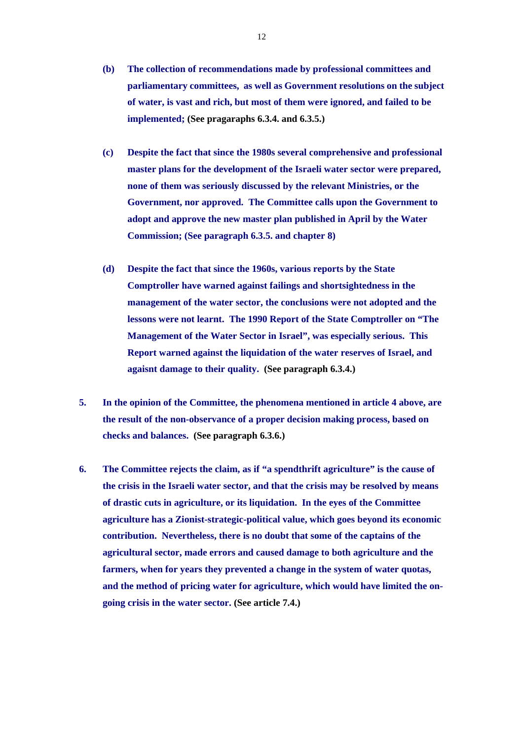**(b)** **The collection of recommendations made by professional committees and parliamentary committees, as well as Government resolutions on the subject of water, is vast and rich, but most of them were ignored, and failed to be implemented; (See pragaraphs 6.3.4. and 6.3.5.)**

**(c)** **Despite the fact that since the 1980s several comprehensive and professional master plans for the development of the Israeli water sector were prepared, none of them was seriously discussed by the relevant Ministries, or the Government, nor approved. The Committee calls upon the Government to adopt and approve the new master plan published in April by the Water Commission; (See paragraph 6.3.5. and chapter 8)**

**(d)** **Despite the fact that since the 1960s, various reports by the State Comptroller have warned against failings and shortsightedness in the management of the water sector, the conclusions were not adopted and the lessons were not learnt. The 1990 Report of the State Comptroller on "The Management of the Water Sector in Israel", was especially serious. This Report warned against the liquidation of the water reserves of Israel, and agaisnt damage to their quality. (See paragraph 6.3.4.)**

**5.** **In the opinion of the Committee, the phenomena mentioned in article 4 above, are the result of the non-observance of a proper decision making process, based on checks and balances. (See paragraph 6.3.6.)**

**6.** **The Committee rejects the claim, as if "a spendthrift agriculture" is the cause of the crisis in the Israeli water sector, and that the crisis may be resolved by means of drastic cuts in agriculture, or its liquidation. In the eyes of the Committee agriculture has a Zionist-strategic-political value, which goes beyond its economic contribution. Nevertheless, there is no doubt that some of the captains of the agricultural sector, made errors and caused damage to both agriculture and the farmers, when for years they prevented a change in the system of water quotas, and the method of pricing water for agriculture, which would have limited the on-going crisis in the water sector. (See article 7.4.)**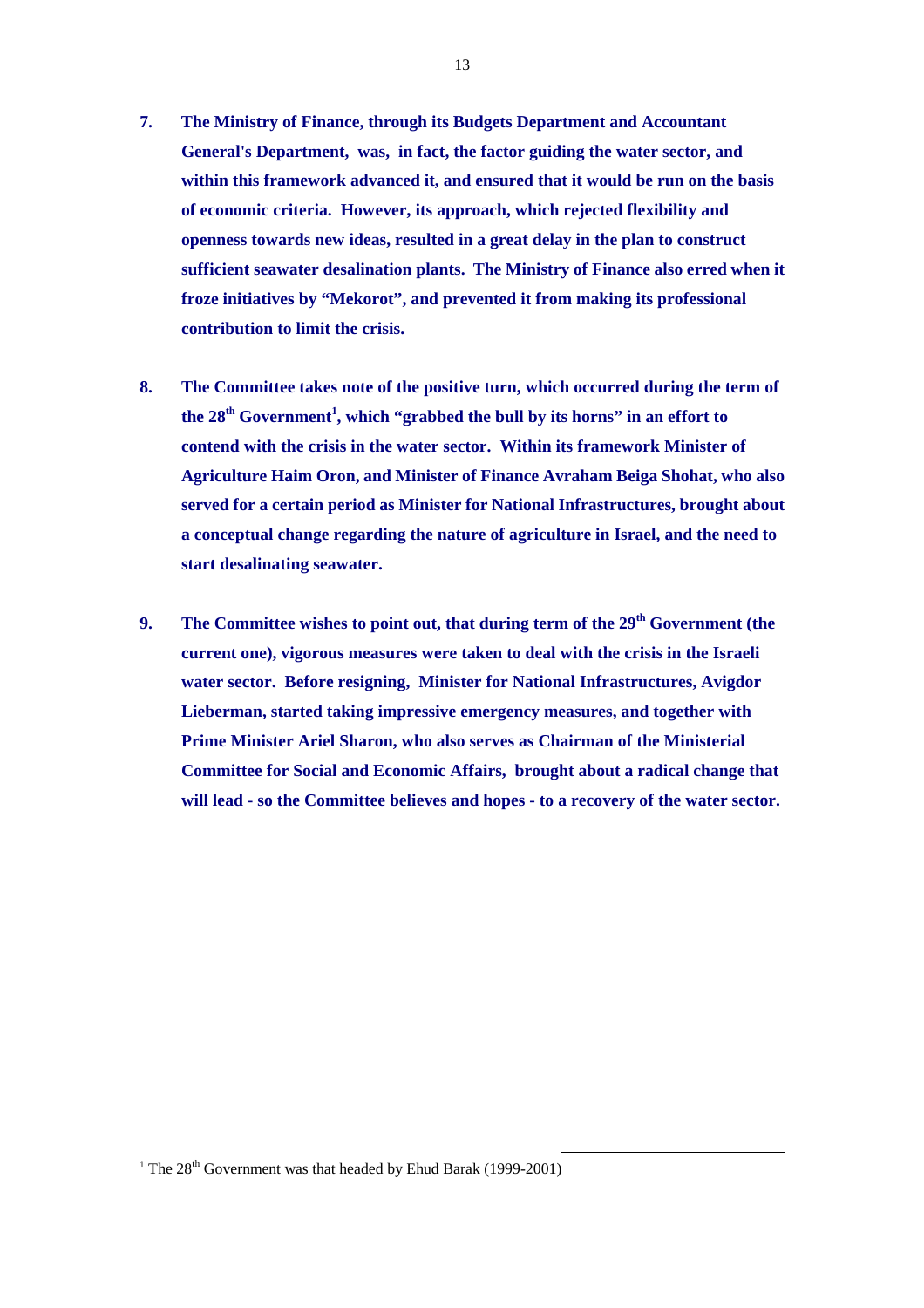7. **The Ministry of Finance, through its Budgets Department and Accountant General's Department, was, in fact, the factor guiding the water sector, and within this framework advanced it, and ensured that it would be run on the basis of economic criteria. However, its approach, which rejected flexibility and openness towards new ideas, resulted in a great delay in the plan to construct sufficient seawater desalination plants. The Ministry of Finance also erred when it froze initiatives by "Mekorot", and prevented it from making its professional contribution to limit the crisis.**

8. **The Committee takes note of the positive turn, which occurred during the term of the 28th Government[1], which "grabbed the bull by its horns" in an effort to contend with the crisis in the water sector. Within its framework Minister of Agriculture Haim Oron, and Minister of Finance Avraham Beiga Shohat, who also served for a certain period as Minister for National Infrastructures, brought about a conceptual change regarding the nature of agriculture in Israel, and the need to start desalinating seawater.**

9. **The Committee wishes to point out, that during term of the 29th Government (the current one), vigorous measures were taken to deal with the crisis in the Israeli water sector. Before resigning, Minister for National Infrastructures, Avigdor Lieberman, started taking impressive emergency measures, and together with Prime Minister Ariel Sharon, who also serves as Chairman of the Ministerial Committee for Social and Economic Affairs, brought about a radical change that will lead - so the Committee believes and hopes - to a recovery of the water sector.**

---

[1] The 28th Government was that headed by Ehud Barak (1999-2001)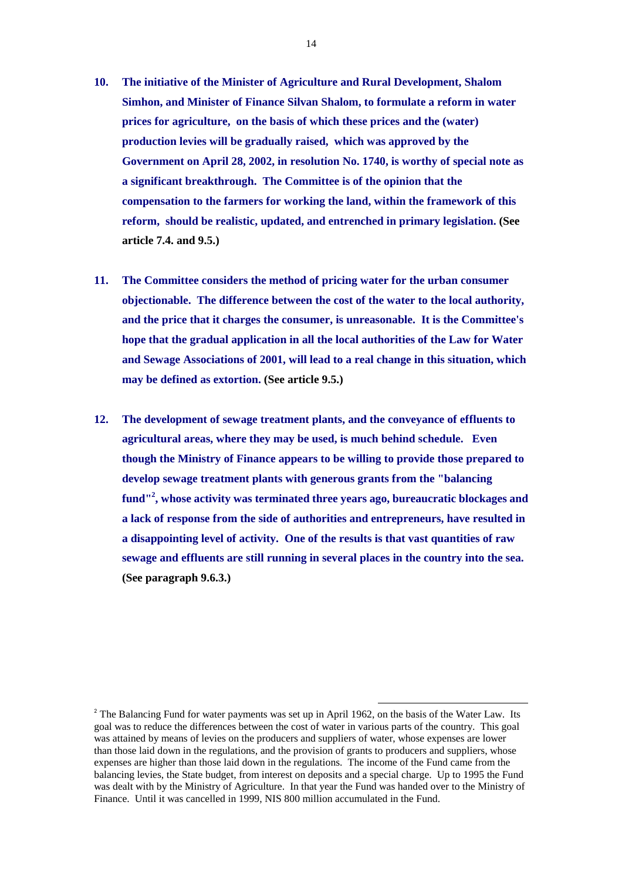10. **The initiative of the Minister of Agriculture and Rural Development, Shalom Simhon, and Minister of Finance Silvan Shalom, to formulate a reform in water prices for agriculture, on the basis of which these prices and the (water) production levies will be gradually raised, which was approved by the Government on April 28, 2002, in resolution No. 1740, is worthy of special note as a significant breakthrough. The Committee is of the opinion that the compensation to the farmers for working the land, within the framework of this reform, should be realistic, updated, and entrenched in primary legislation. (See article 7.4. and 9.5.)**

11. **The Committee considers the method of pricing water for the urban consumer objectionable. The difference between the cost of the water to the local authority, and the price that it charges the consumer, is unreasonable. It is the Committee's hope that the gradual application in all the local authorities of the Law for Water and Sewage Associations of 2001, will lead to a real change in this situation, which may be defined as extortion. (See article 9.5.)**

12. **The development of sewage treatment plants, and the conveyance of effluents to agricultural areas, where they may be used, is much behind schedule. Even though the Ministry of Finance appears to be willing to provide those prepared to develop sewage treatment plants with generous grants from the "balancing fund"[2], whose activity was terminated three years ago, bureaucratic blockages and a lack of response from the side of authorities and entrepreneurs, have resulted in a disappointing level of activity. One of the results is that vast quantities of raw sewage and effluents are still running in several places in the country into the sea. (See paragraph 9.6.3.)**

---

[2] The Balancing Fund for water payments was set up in April 1962, on the basis of the Water Law. Its goal was to reduce the differences between the cost of water in various parts of the country. This goal was attained by means of levies on the producers and suppliers of water, whose expenses are lower than those laid down in the regulations, and the provision of grants to producers and suppliers, whose expenses are higher than those laid down in the regulations. The income of the Fund came from the balancing levies, the State budget, from interest on deposits and a special charge. Up to 1995 the Fund was dealt with by the Ministry of Agriculture. In that year the Fund was handed over to the Ministry of Finance. Until it was cancelled in 1999, NIS 800 million accumulated in the Fund.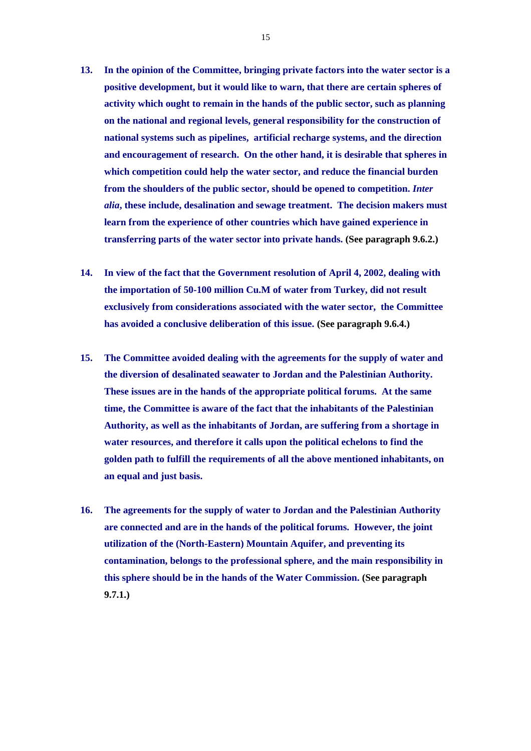13. **In the opinion of the Committee, bringing private factors into the water sector is a positive development, but it would like to warn, that there are certain spheres of activity which ought to remain in the hands of the public sector, such as planning on the national and regional levels, general responsibility for the construction of national systems such as pipelines, artificial recharge systems, and the direction and encouragement of research. On the other hand, it is desirable that spheres in which competition could help the water sector, and reduce the financial burden from the shoulders of the public sector, should be opened to competition. *Inter alia*, these include, desalination and sewage treatment. The decision makers must learn from the experience of other countries which have gained experience in transferring parts of the water sector into private hands. (See paragraph 9.6.2.)**

14. **In view of the fact that the Government resolution of April 4, 2002, dealing with the importation of 50-100 million Cu.M of water from Turkey, did not result exclusively from considerations associated with the water sector, the Committee has avoided a conclusive deliberation of this issue. (See paragraph 9.6.4.)**

15. **The Committee avoided dealing with the agreements for the supply of water and the diversion of desalinated seawater to Jordan and the Palestinian Authority. These issues are in the hands of the appropriate political forums. At the same time, the Committee is aware of the fact that the inhabitants of the Palestinian Authority, as well as the inhabitants of Jordan, are suffering from a shortage in water resources, and therefore it calls upon the political echelons to find the golden path to fulfill the requirements of all the above mentioned inhabitants, on an equal and just basis.**

16. **The agreements for the supply of water to Jordan and the Palestinian Authority are connected and are in the hands of the political forums. However, the joint utilization of the (North-Eastern) Mountain Aquifer, and preventing its contamination, belongs to the professional sphere, and the main responsibility in this sphere should be in the hands of the Water Commission. (See paragraph 9.7.1.)**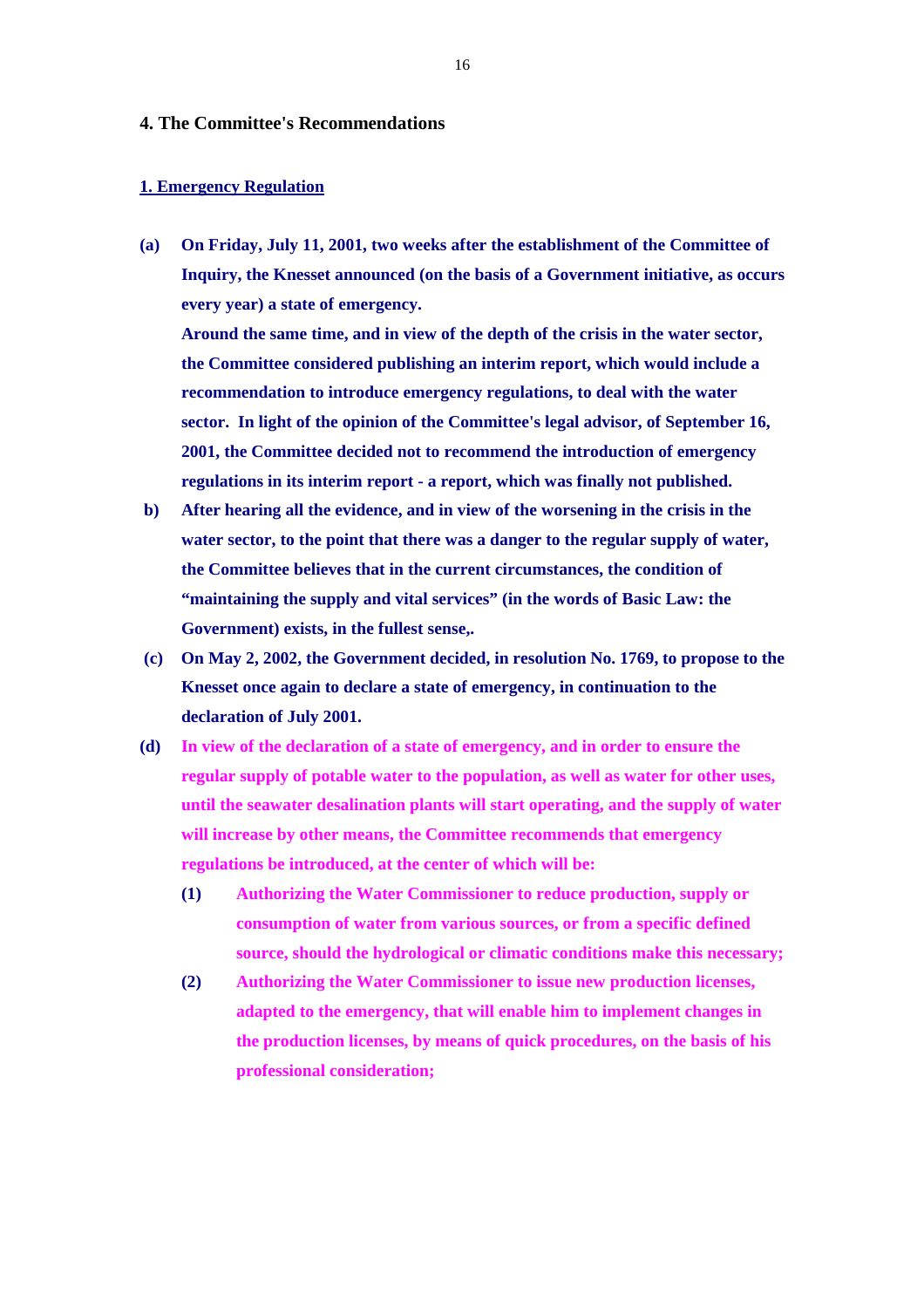## 4. The Committee's Recommendations

### 1. Emergency Regulation

**(a)** **On Friday, July 11, 2001, two weeks after the establishment of the Committee of Inquiry, the Knesset announced (on the basis of a Government initiative, as occurs every year) a state of emergency.**

**Around the same time, and in view of the depth of the crisis in the water sector, the Committee considered publishing an interim report, which would include a recommendation to introduce emergency regulations, to deal with the water sector. In light of the opinion of the Committee's legal advisor, of September 16, 2001, the Committee decided not to recommend the introduction of emergency regulations in its interim report - a report, which was finally not published.**

**b)** **After hearing all the evidence, and in view of the worsening in the crisis in the water sector, to the point that there was a danger to the regular supply of water, the Committee believes that in the current circumstances, the condition of "maintaining the supply and vital services" (in the words of Basic Law: the Government) exists, in the fullest sense,.**

**(c)** **On May 2, 2002, the Government decided, in resolution No. 1769, to propose to the Knesset once again to declare a state of emergency, in continuation to the declaration of July 2001.**

**(d)** **In view of the declaration of a state of emergency, and in order to ensure the regular supply of potable water to the population, as well as water for other uses, until the seawater desalination plants will start operating, and the supply of water will increase by other means, the Committee recommends that emergency regulations be introduced, at the center of which will be:**

- **(1)** **Authorizing the Water Commissioner to reduce production, supply or consumption of water from various sources, or from a specific defined source, should the hydrological or climatic conditions make this necessary;**
- **(2)** **Authorizing the Water Commissioner to issue new production licenses, adapted to the emergency, that will enable him to implement changes in the production licenses, by means of quick procedures, on the basis of his professional consideration;**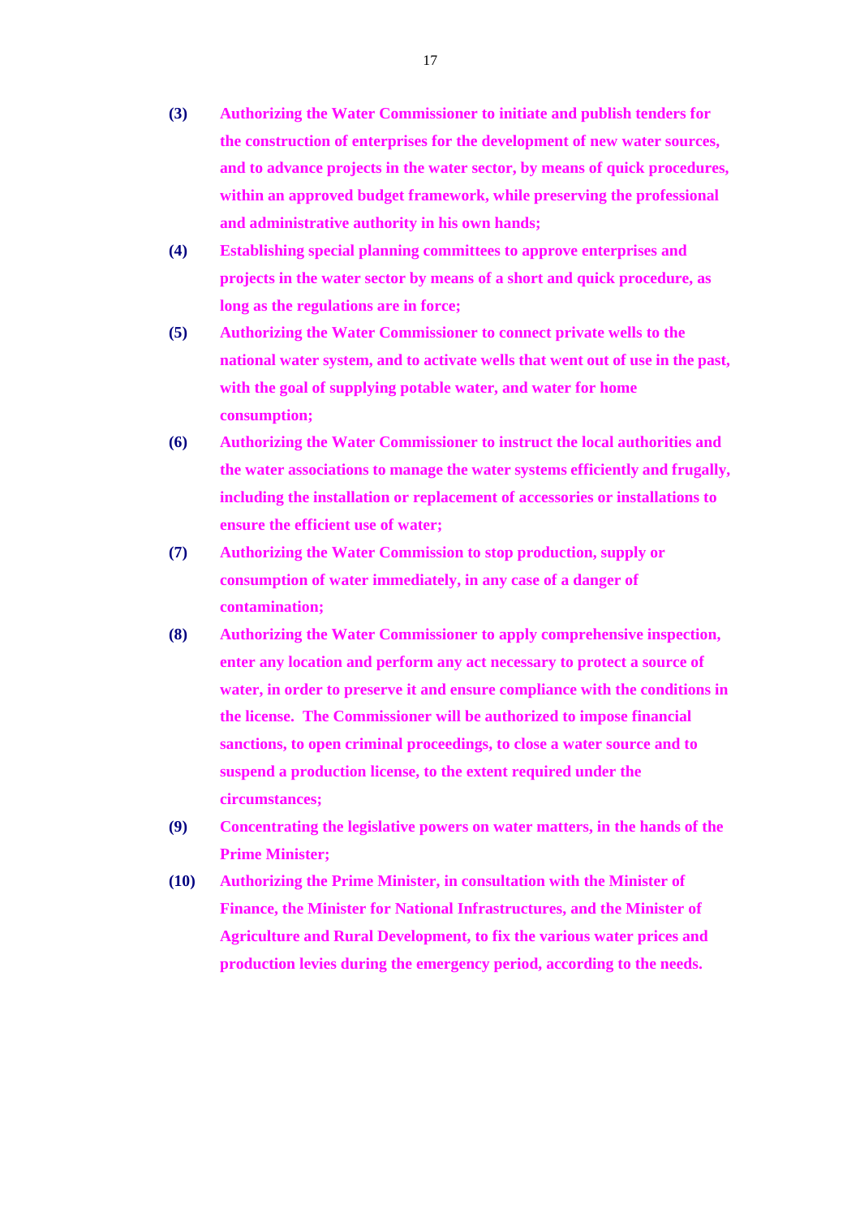**(3)** **Authorizing the Water Commissioner to initiate and publish tenders for the construction of enterprises for the development of new water sources, and to advance projects in the water sector, by means of quick procedures, within an approved budget framework, while preserving the professional and administrative authority in his own hands;**

**(4)** **Establishing special planning committees to approve enterprises and projects in the water sector by means of a short and quick procedure, as long as the regulations are in force;**

**(5)** **Authorizing the Water Commissioner to connect private wells to the national water system, and to activate wells that went out of use in the past, with the goal of supplying potable water, and water for home consumption;**

**(6)** **Authorizing the Water Commissioner to instruct the local authorities and the water associations to manage the water systems efficiently and frugally, including the installation or replacement of accessories or installations to ensure the efficient use of water;**

**(7)** **Authorizing the Water Commission to stop production, supply or consumption of water immediately, in any case of a danger of contamination;**

**(8)** **Authorizing the Water Commissioner to apply comprehensive inspection, enter any location and perform any act necessary to protect a source of water, in order to preserve it and ensure compliance with the conditions in the license. The Commissioner will be authorized to impose financial sanctions, to open criminal proceedings, to close a water source and to suspend a production license, to the extent required under the circumstances;**

**(9)** **Concentrating the legislative powers on water matters, in the hands of the Prime Minister;**

**(10)** **Authorizing the Prime Minister, in consultation with the Minister of Finance, the Minister for National Infrastructures, and the Minister of Agriculture and Rural Development, to fix the various water prices and production levies during the emergency period, according to the needs.**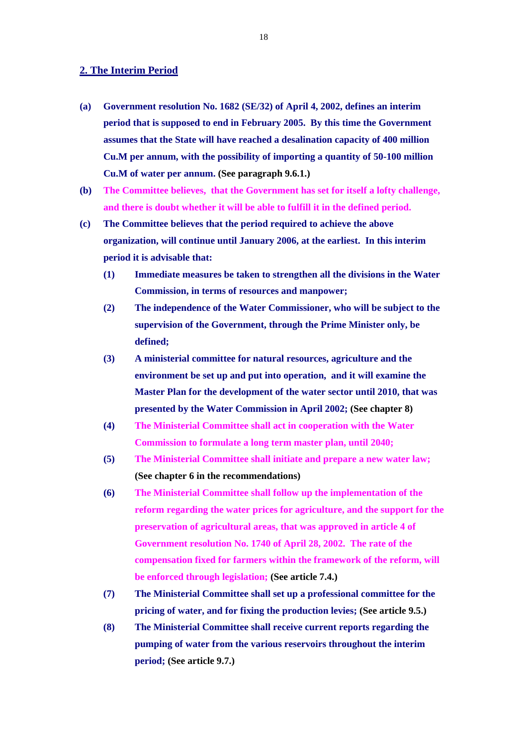## 2. The Interim Period

**(a)** **Government resolution No. 1682 (SE/32) of April 4, 2002, defines an interim period that is supposed to end in February 2005. By this time the Government assumes that the State will have reached a desalination capacity of 400 million Cu.M per annum, with the possibility of importing a quantity of 50-100 million Cu.M of water per annum. (See paragraph 9.6.1.)**

**(b)** **The Committee believes, that the Government has set for itself a lofty challenge, and there is doubt whether it will be able to fulfill it in the defined period.**

**(c)** **The Committee believes that the period required to achieve the above organization, will continue until January 2006, at the earliest. In this interim period it is advisable that:**

- **(1)** **Immediate measures be taken to strengthen all the divisions in the Water Commission, in terms of resources and manpower;**
- **(2)** **The independence of the Water Commissioner, who will be subject to the supervision of the Government, through the Prime Minister only, be defined;**
- **(3)** **A ministerial committee for natural resources, agriculture and the environment be set up and put into operation, and it will examine the Master Plan for the development of the water sector until 2010, that was presented by the Water Commission in April 2002; (See chapter 8)**
- **(4)** **The Ministerial Committee shall act in cooperation with the Water Commission to formulate a long term master plan, until 2040;**
- **(5)** **The Ministerial Committee shall initiate and prepare a new water law; (See chapter 6 in the recommendations)**
- **(6)** **The Ministerial Committee shall follow up the implementation of the reform regarding the water prices for agriculture, and the support for the preservation of agricultural areas, that was approved in article 4 of Government resolution No. 1740 of April 28, 2002. The rate of the compensation fixed for farmers within the framework of the reform, will be enforced through legislation; (See article 7.4.)**
- **(7)** **The Ministerial Committee shall set up a professional committee for the pricing of water, and for fixing the production levies; (See article 9.5.)**
- **(8)** **The Ministerial Committee shall receive current reports regarding the pumping of water from the various reservoirs throughout the interim period; (See article 9.7.)**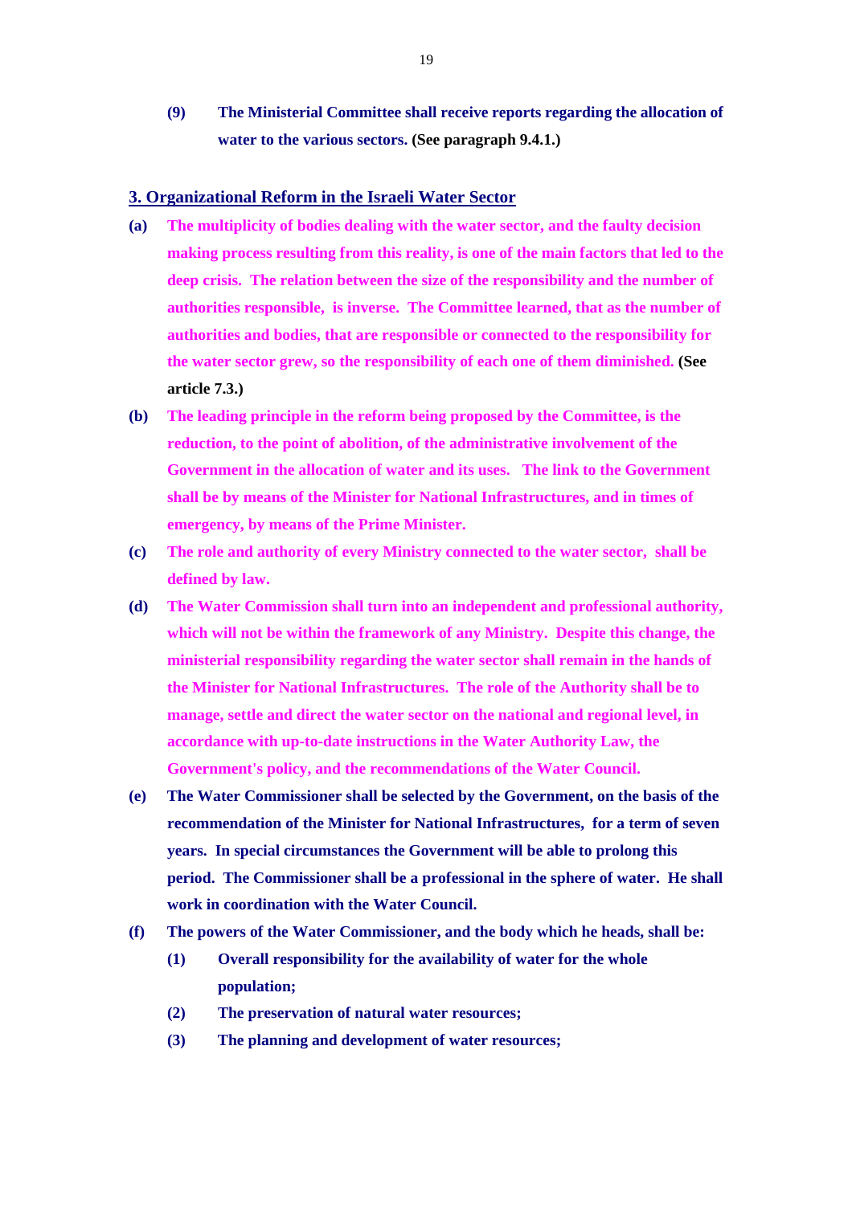**(9) The Ministerial Committee shall receive reports regarding the allocation of water to the various sectors. (See paragraph 9.4.1.)**

## 3. Organizational Reform in the Israeli Water Sector

**(a) The multiplicity of bodies dealing with the water sector, and the faulty decision making process resulting from this reality, is one of the main factors that led to the deep crisis. The relation between the size of the responsibility and the number of authorities responsible, is inverse. The Committee learned, that as the number of authorities and bodies, that are responsible or connected to the responsibility for the water sector grew, so the responsibility of each one of them diminished. (See article 7.3.)**

**(b) The leading principle in the reform being proposed by the Committee, is the reduction, to the point of abolition, of the administrative involvement of the Government in the allocation of water and its uses. The link to the Government shall be by means of the Minister for National Infrastructures, and in times of emergency, by means of the Prime Minister.**

**(c) The role and authority of every Ministry connected to the water sector, shall be defined by law.**

**(d) The Water Commission shall turn into an independent and professional authority, which will not be within the framework of any Ministry. Despite this change, the ministerial responsibility regarding the water sector shall remain in the hands of the Minister for National Infrastructures. The role of the Authority shall be to manage, settle and direct the water sector on the national and regional level, in accordance with up-to-date instructions in the Water Authority Law, the Government's policy, and the recommendations of the Water Council.**

**(e) The Water Commissioner shall be selected by the Government, on the basis of the recommendation of the Minister for National Infrastructures, for a term of seven years. In special circumstances the Government will be able to prolong this period. The Commissioner shall be a professional in the sphere of water. He shall work in coordination with the Water Council.**

**(f) The powers of the Water Commissioner, and the body which he heads, shall be:**

**(1) Overall responsibility for the availability of water for the whole population;**

**(2) The preservation of natural water resources;**

**(3) The planning and development of water resources;**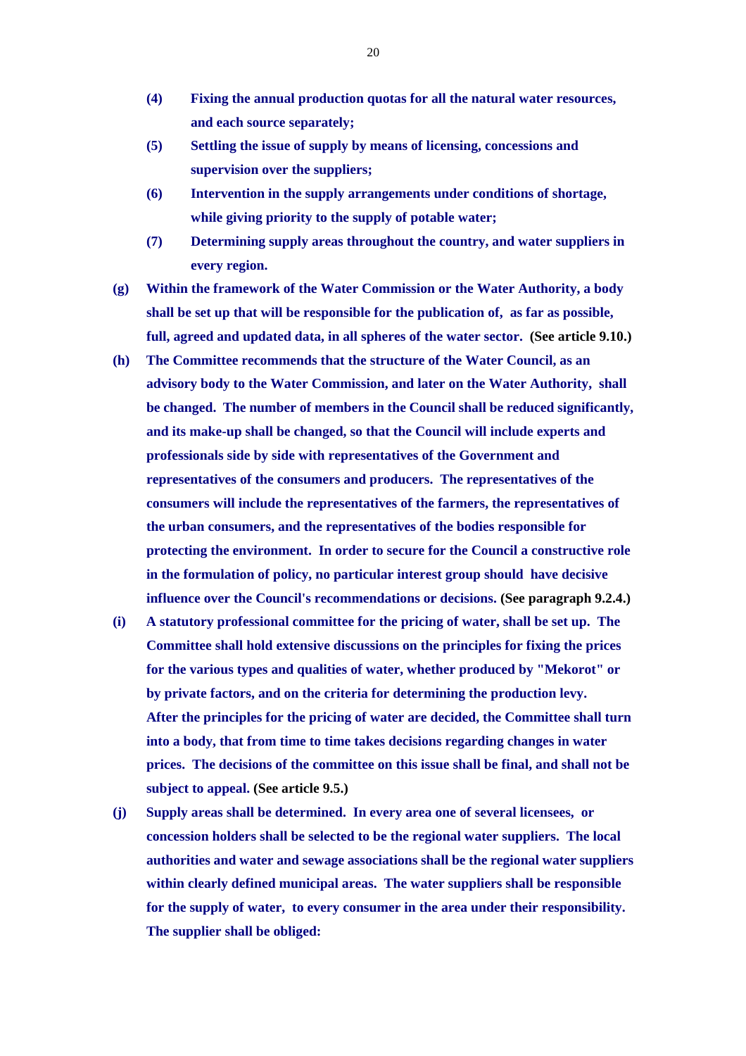**(4) Fixing the annual production quotas for all the natural water resources, and each source separately;**

**(5) Settling the issue of supply by means of licensing, concessions and supervision over the suppliers;**

**(6) Intervention in the supply arrangements under conditions of shortage, while giving priority to the supply of potable water;**

**(7) Determining supply areas throughout the country, and water suppliers in every region.**

**(g) Within the framework of the Water Commission or the Water Authority, a body shall be set up that will be responsible for the publication of, as far as possible, full, agreed and updated data, in all spheres of the water sector. (See article 9.10.)**

**(h) The Committee recommends that the structure of the Water Council, as an advisory body to the Water Commission, and later on the Water Authority, shall be changed. The number of members in the Council shall be reduced significantly, and its make-up shall be changed, so that the Council will include experts and professionals side by side with representatives of the Government and representatives of the consumers and producers. The representatives of the consumers will include the representatives of the farmers, the representatives of the urban consumers, and the representatives of the bodies responsible for protecting the environment. In order to secure for the Council a constructive role in the formulation of policy, no particular interest group should have decisive influence over the Council's recommendations or decisions. (See paragraph 9.2.4.)**

**(i) A statutory professional committee for the pricing of water, shall be set up. The Committee shall hold extensive discussions on the principles for fixing the prices for the various types and qualities of water, whether produced by "Mekorot" or by private factors, and on the criteria for determining the production levy. After the principles for the pricing of water are decided, the Committee shall turn into a body, that from time to time takes decisions regarding changes in water prices. The decisions of the committee on this issue shall be final, and shall not be subject to appeal. (See article 9.5.)**

**(j) Supply areas shall be determined. In every area one of several licensees, or concession holders shall be selected to be the regional water suppliers. The local authorities and water and sewage associations shall be the regional water suppliers within clearly defined municipal areas. The water suppliers shall be responsible for the supply of water, to every consumer in the area under their responsibility. The supplier shall be obliged:**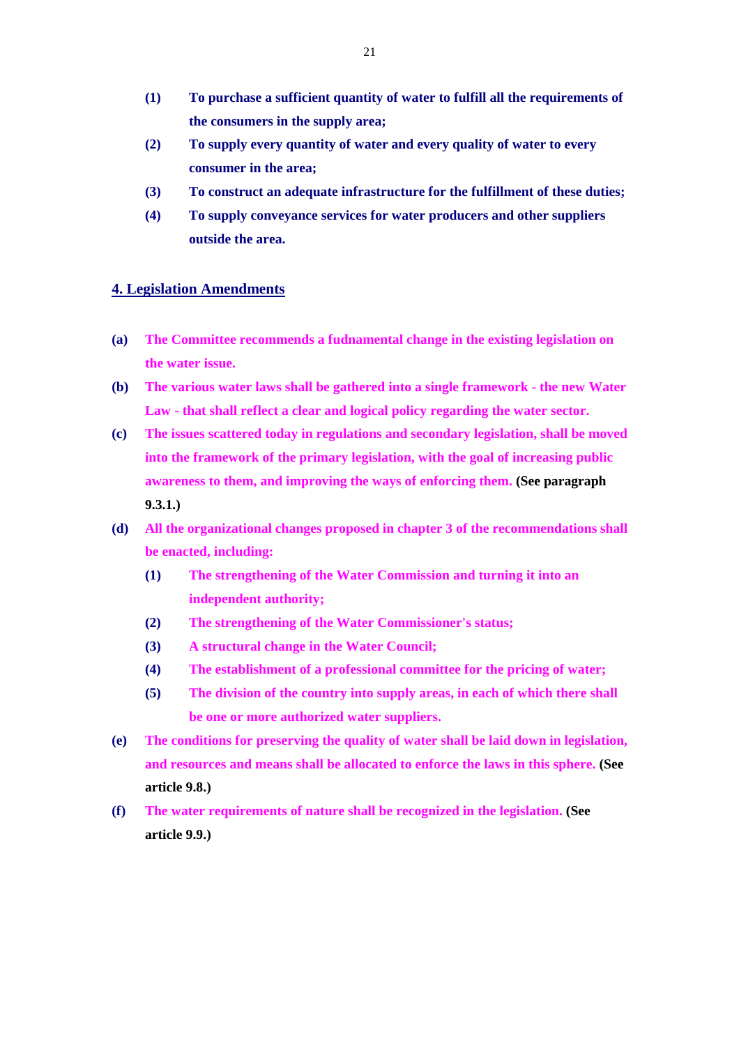**(1)** **To purchase a sufficient quantity of water to fulfill all the requirements of the consumers in the supply area;**

**(2)** **To supply every quantity of water and every quality of water to every consumer in the area;**

**(3)** **To construct an adequate infrastructure for the fulfillment of these duties;**

**(4)** **To supply conveyance services for water producers and other suppliers outside the area.**

## 4. Legislation Amendments

**(a)** **The Committee recommends a fudnamental change in the existing legislation on the water issue.**

**(b)** **The various water laws shall be gathered into a single framework - the new Water Law - that shall reflect a clear and logical policy regarding the water sector.**

**(c)** **The issues scattered today in regulations and secondary legislation, shall be moved into the framework of the primary legislation, with the goal of increasing public awareness to them, and improving the ways of enforcing them. (See paragraph 9.3.1.)**

**(d)** **All the organizational changes proposed in chapter 3 of the recommendations shall be enacted, including:**

  **(1)** **The strengthening of the Water Commission and turning it into an independent authority;**

  **(2)** **The strengthening of the Water Commissioner's status;**

  **(3)** **A structural change in the Water Council;**

  **(4)** **The establishment of a professional committee for the pricing of water;**

  **(5)** **The division of the country into supply areas, in each of which there shall be one or more authorized water suppliers.**

**(e)** **The conditions for preserving the quality of water shall be laid down in legislation, and resources and means shall be allocated to enforce the laws in this sphere. (See article 9.8.)**

**(f)** **The water requirements of nature shall be recognized in the legislation. (See article 9.9.)**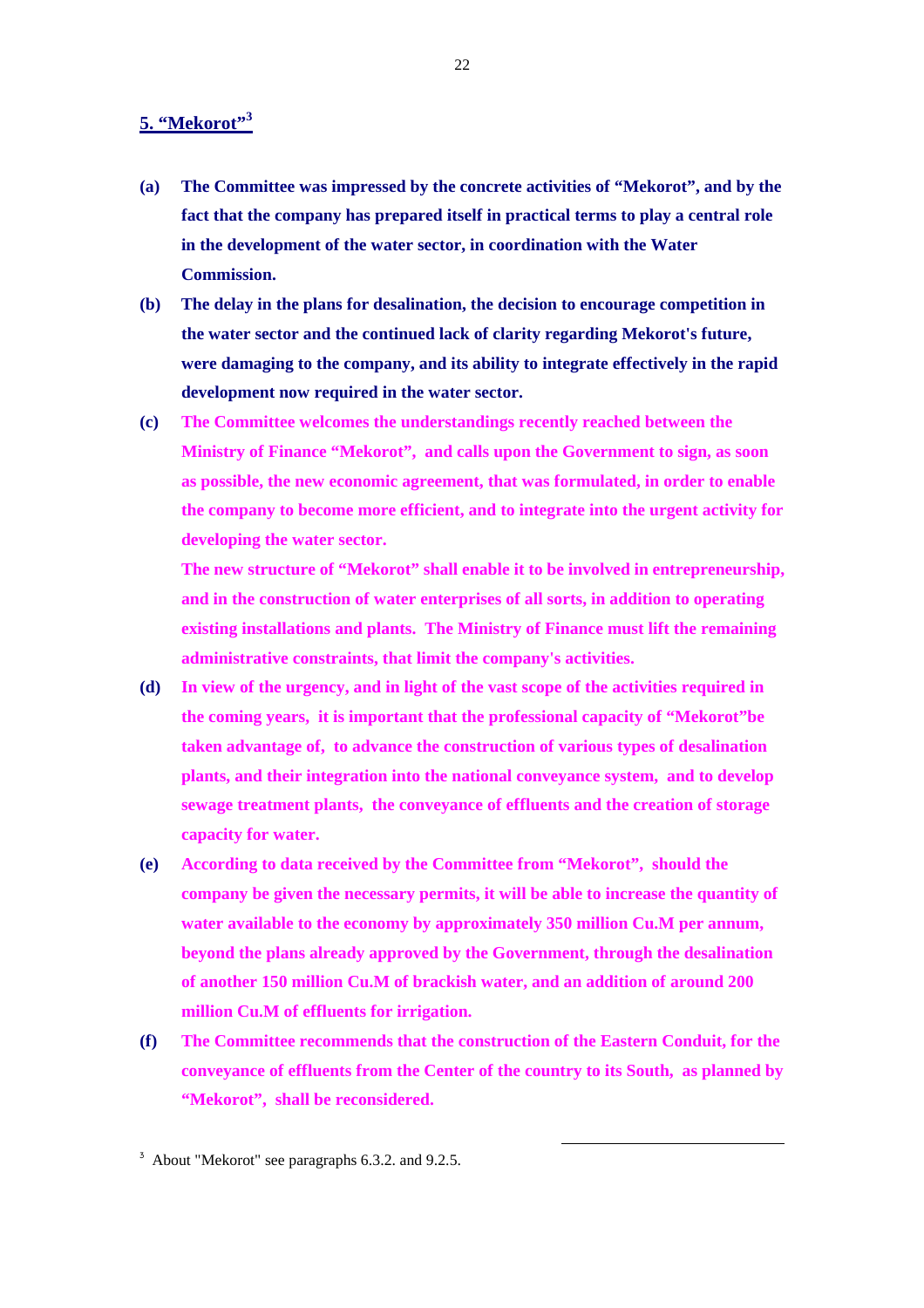## 5. "Mekorot"[3]

**(a)** **The Committee was impressed by the concrete activities of "Mekorot", and by the fact that the company has prepared itself in practical terms to play a central role in the development of the water sector, in coordination with the Water Commission.**

**(b)** **The delay in the plans for desalination, the decision to encourage competition in the water sector and the continued lack of clarity regarding Mekorot's future, were damaging to the company, and its ability to integrate effectively in the rapid development now required in the water sector.**

**(c)** **The Committee welcomes the understandings recently reached between the Ministry of Finance "Mekorot", and calls upon the Government to sign, as soon as possible, the new economic agreement, that was formulated, in order to enable the company to become more efficient, and to integrate into the urgent activity for developing the water sector.**

**The new structure of "Mekorot" shall enable it to be involved in entrepreneurship, and in the construction of water enterprises of all sorts, in addition to operating existing installations and plants. The Ministry of Finance must lift the remaining administrative constraints, that limit the company's activities.**

**(d)** **In view of the urgency, and in light of the vast scope of the activities required in the coming years, it is important that the professional capacity of "Mekorot"be taken advantage of, to advance the construction of various types of desalination plants, and their integration into the national conveyance system, and to develop sewage treatment plants, the conveyance of effluents and the creation of storage capacity for water.**

**(e)** **According to data received by the Committee from "Mekorot", should the company be given the necessary permits, it will be able to increase the quantity of water available to the economy by approximately 350 million Cu.M per annum, beyond the plans already approved by the Government, through the desalination of another 150 million Cu.M of brackish water, and an addition of around 200 million Cu.M of effluents for irrigation.**

**(f)** **The Committee recommends that the construction of the Eastern Conduit, for the conveyance of effluents from the Center of the country to its South, as planned by "Mekorot", shall be reconsidered.**

---

[3] About "Mekorot" see paragraphs 6.3.2. and 9.2.5.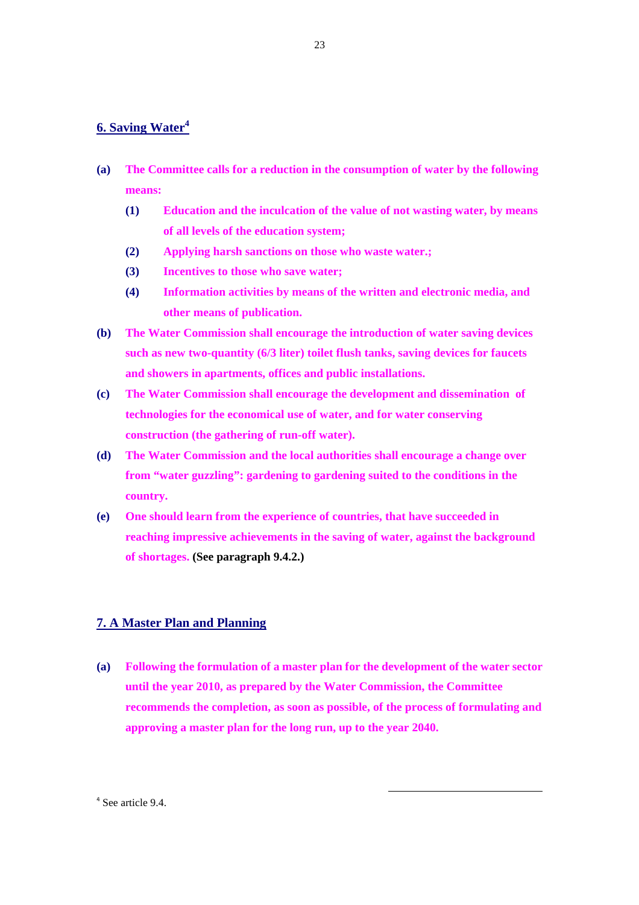## 6. Saving Water[4]

**(a)** **The Committee calls for a reduction in the consumption of water by the following means:**

- **(1)** **Education and the inculcation of the value of not wasting water, by means of all levels of the education system;**
- **(2)** **Applying harsh sanctions on those who waste water.;**
- **(3)** **Incentives to those who save water;**
- **(4)** **Information activities by means of the written and electronic media, and other means of publication.**

**(b)** **The Water Commission shall encourage the introduction of water saving devices such as new two-quantity (6/3 liter) toilet flush tanks, saving devices for faucets and showers in apartments, offices and public installations.**

**(c)** **The Water Commission shall encourage the development and dissemination of technologies for the economical use of water, and for water conserving construction (the gathering of run-off water).**

**(d)** **The Water Commission and the local authorities shall encourage a change over from "water guzzling": gardening to gardening suited to the conditions in the country.**

**(e)** **One should learn from the experience of countries, that have succeeded in reaching impressive achievements in the saving of water, against the background of shortages. (See paragraph 9.4.2.)**

## 7. A Master Plan and Planning

**(a)** **Following the formulation of a master plan for the development of the water sector until the year 2010, as prepared by the Water Commission, the Committee recommends the completion, as soon as possible, of the process of formulating and approving a master plan for the long run, up to the year 2040.**

---

[4] See article 9.4.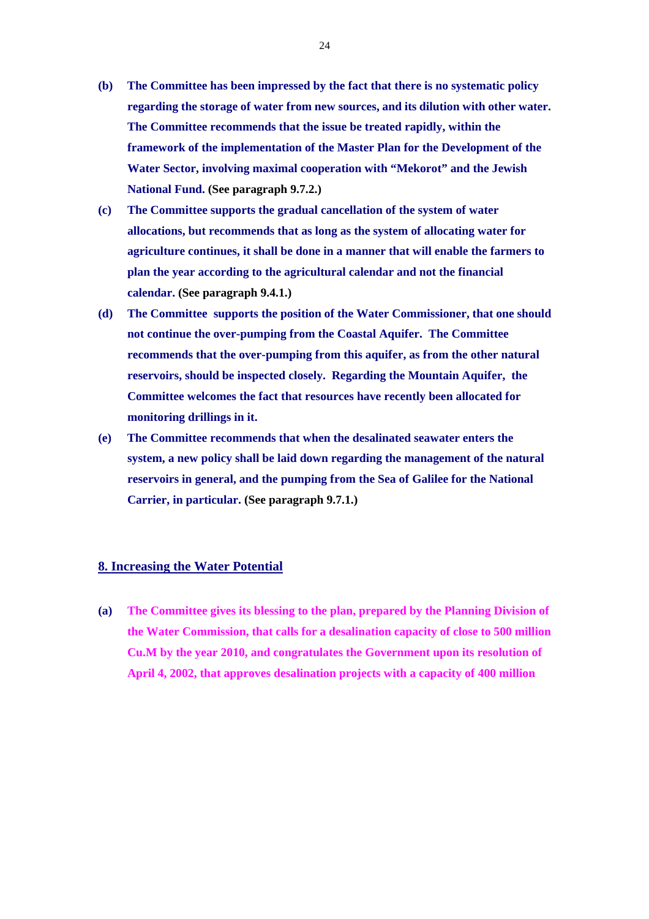**(b)** **The Committee has been impressed by the fact that there is no systematic policy regarding the storage of water from new sources, and its dilution with other water. The Committee recommends that the issue be treated rapidly, within the framework of the implementation of the Master Plan for the Development of the Water Sector, involving maximal cooperation with "Mekorot" and the Jewish National Fund. (See paragraph 9.7.2.)**

**(c)** **The Committee supports the gradual cancellation of the system of water allocations, but recommends that as long as the system of allocating water for agriculture continues, it shall be done in a manner that will enable the farmers to plan the year according to the agricultural calendar and not the financial calendar. (See paragraph 9.4.1.)**

**(d)** **The Committee supports the position of the Water Commissioner, that one should not continue the over-pumping from the Coastal Aquifer. The Committee recommends that the over-pumping from this aquifer, as from the other natural reservoirs, should be inspected closely. Regarding the Mountain Aquifer, the Committee welcomes the fact that resources have recently been allocated for monitoring drillings in it.**

**(e)** **The Committee recommends that when the desalinated seawater enters the system, a new policy shall be laid down regarding the management of the natural reservoirs in general, and the pumping from the Sea of Galilee for the National Carrier, in particular. (See paragraph 9.7.1.)**

## 8. Increasing the Water Potential

**(a)** **The Committee gives its blessing to the plan, prepared by the Planning Division of the Water Commission, that calls for a desalination capacity of close to 500 million Cu.M by the year 2010, and congratulates the Government upon its resolution of April 4, 2002, that approves desalination projects with a capacity of 400 million**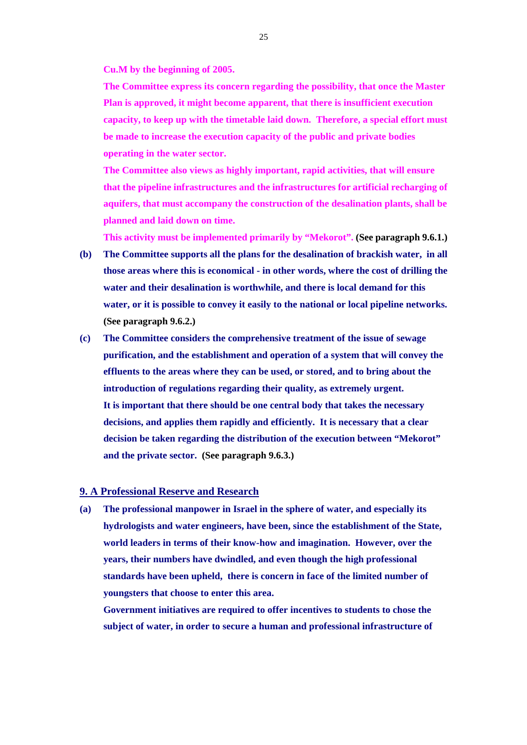**Cu.M by the beginning of 2005.**

**The Committee express its concern regarding the possibility, that once the Master Plan is approved, it might become apparent, that there is insufficient execution capacity, to keep up with the timetable laid down. Therefore, a special effort must be made to increase the execution capacity of the public and private bodies operating in the water sector.**

**The Committee also views as highly important, rapid activities, that will ensure that the pipeline infrastructures and the infrastructures for artificial recharging of aquifers, that must accompany the construction of the desalination plants, shall be planned and laid down on time.**

**This activity must be implemented primarily by "Mekorot". (See paragraph 9.6.1.)**

**(b)** **The Committee supports all the plans for the desalination of brackish water, in all those areas where this is economical - in other words, where the cost of drilling the water and their desalination is worthwhile, and there is local demand for this water, or it is possible to convey it easily to the national or local pipeline networks. (See paragraph 9.6.2.)**

**(c)** **The Committee considers the comprehensive treatment of the issue of sewage purification, and the establishment and operation of a system that will convey the effluents to the areas where they can be used, or stored, and to bring about the introduction of regulations regarding their quality, as extremely urgent.**
**It is important that there should be one central body that takes the necessary decisions, and applies them rapidly and efficiently. It is necessary that a clear decision be taken regarding the distribution of the execution between "Mekorot" and the private sector. (See paragraph 9.6.3.)**

## 9. A Professional Reserve and Research

**(a)** **The professional manpower in Israel in the sphere of water, and especially its hydrologists and water engineers, have been, since the establishment of the State, world leaders in terms of their know-how and imagination. However, over the years, their numbers have dwindled, and even though the high professional standards have been upheld, there is concern in face of the limited number of youngsters that choose to enter this area.**
**Government initiatives are required to offer incentives to students to chose the subject of water, in order to secure a human and professional infrastructure of**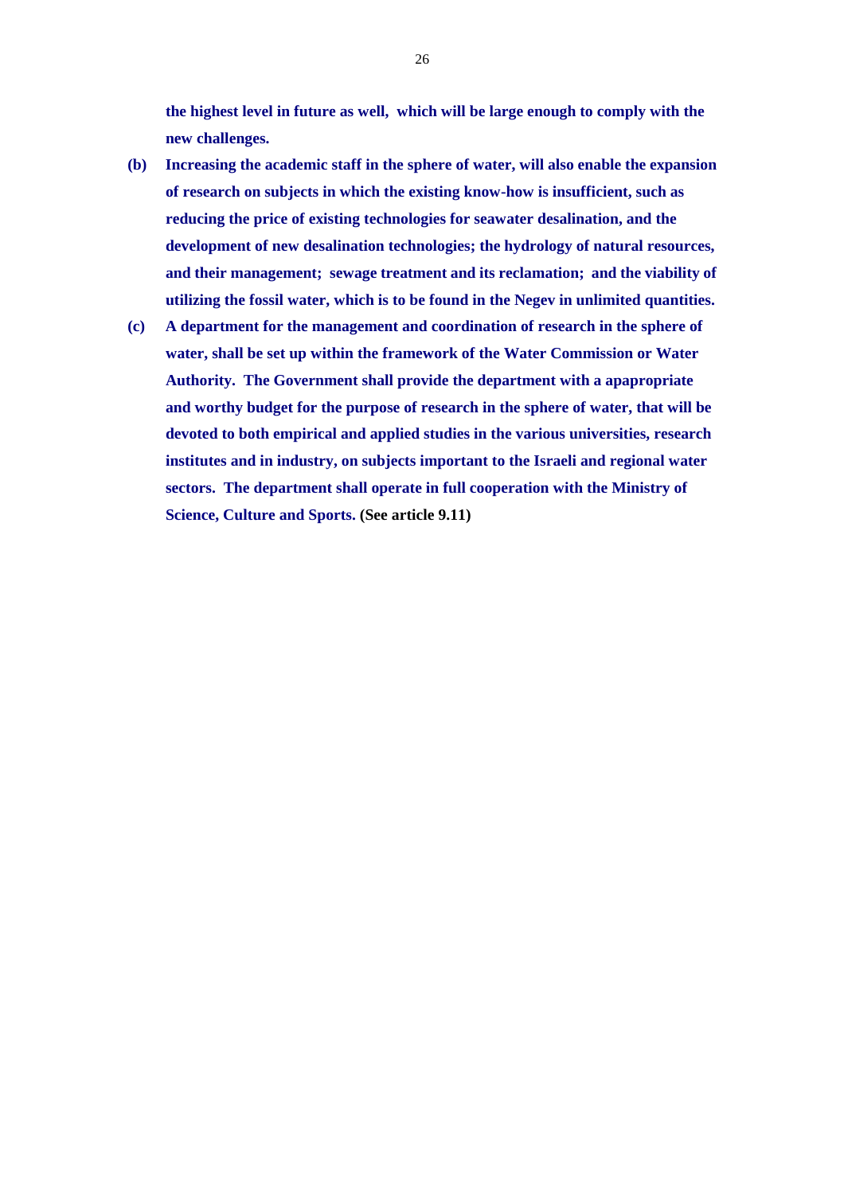**the highest level in future as well, which will be large enough to comply with the new challenges.**

**(b)** **Increasing the academic staff in the sphere of water, will also enable the expansion of research on subjects in which the existing know-how is insufficient, such as reducing the price of existing technologies for seawater desalination, and the development of new desalination technologies; the hydrology of natural resources, and their management; sewage treatment and its reclamation; and the viability of utilizing the fossil water, which is to be found in the Negev in unlimited quantities.**

**(c)** **A department for the management and coordination of research in the sphere of water, shall be set up within the framework of the Water Commission or Water Authority. The Government shall provide the department with a apapropriate and worthy budget for the purpose of research in the sphere of water, that will be devoted to both empirical and applied studies in the various universities, research institutes and in industry, on subjects important to the Israeli and regional water sectors. The department shall operate in full cooperation with the Ministry of Science, Culture and Sports. (See article 9.11)**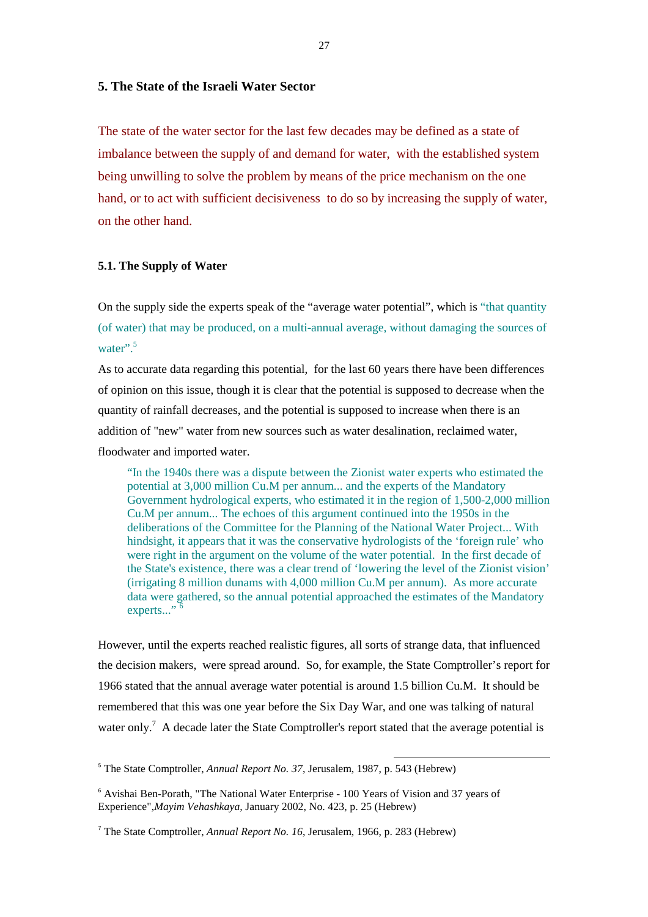## 5. The State of the Israeli Water Sector

The state of the water sector for the last few decades may be defined as a state of imbalance between the supply of and demand for water, with the established system being unwilling to solve the problem by means of the price mechanism on the one hand, or to act with sufficient decisiveness to do so by increasing the supply of water, on the other hand.

### 5.1. The Supply of Water

On the supply side the experts speak of the "average water potential", which is "that quantity (of water) that may be produced, on a multi-annual average, without damaging the sources of water".[5]

As to accurate data regarding this potential, for the last 60 years there have been differences of opinion on this issue, though it is clear that the potential is supposed to decrease when the quantity of rainfall decreases, and the potential is supposed to increase when there is an addition of "new" water from new sources such as water desalination, reclaimed water, floodwater and imported water.

> "In the 1940s there was a dispute between the Zionist water experts who estimated the potential at 3,000 million Cu.M per annum... and the experts of the Mandatory Government hydrological experts, who estimated it in the region of 1,500-2,000 million Cu.M per annum... The echoes of this argument continued into the 1950s in the deliberations of the Committee for the Planning of the National Water Project... With hindsight, it appears that it was the conservative hydrologists of the 'foreign rule' who were right in the argument on the volume of the water potential. In the first decade of the State's existence, there was a clear trend of 'lowering the level of the Zionist vision' (irrigating 8 million dunams with 4,000 million Cu.M per annum). As more accurate data were gathered, so the annual potential approached the estimates of the Mandatory experts..." [6]

However, until the experts reached realistic figures, all sorts of strange data, that influenced the decision makers, were spread around. So, for example, the State Comptroller's report for 1966 stated that the annual average water potential is around 1.5 billion Cu.M. It should be remembered that this was one year before the Six Day War, and one was talking of natural water only.[7] A decade later the State Comptroller's report stated that the average potential is

---

[5] The State Comptroller, *Annual Report No. 37*, Jerusalem, 1987, p. 543 (Hebrew)

[6] Avishai Ben-Porath, "The National Water Enterprise - 100 Years of Vision and 37 years of Experience", *Mayim Vehashkaya*, January 2002, No. 423, p. 25 (Hebrew)

[7] The State Comptroller, *Annual Report No. 16*, Jerusalem, 1966, p. 283 (Hebrew)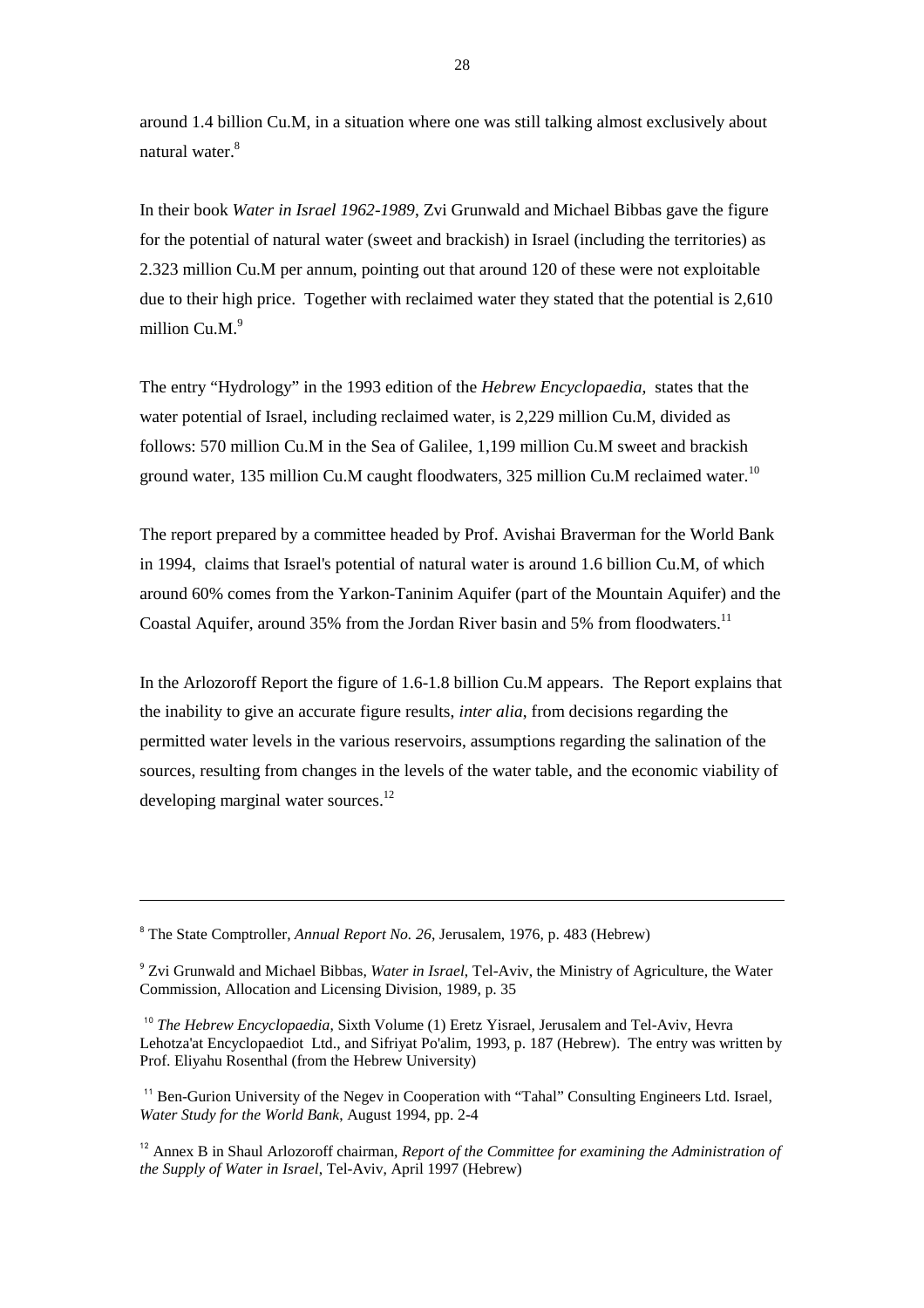around 1.4 billion Cu.M, in a situation where one was still talking almost exclusively about natural water.[8]

In their book *Water in Israel 1962-1989*, Zvi Grunwald and Michael Bibbas gave the figure for the potential of natural water (sweet and brackish) in Israel (including the territories) as 2.323 million Cu.M per annum, pointing out that around 120 of these were not exploitable due to their high price. Together with reclaimed water they stated that the potential is 2,610 million Cu.M.[9]

The entry "Hydrology" in the 1993 edition of the *Hebrew Encyclopaedia*, states that the water potential of Israel, including reclaimed water, is 2,229 million Cu.M, divided as follows: 570 million Cu.M in the Sea of Galilee, 1,199 million Cu.M sweet and brackish ground water, 135 million Cu.M caught floodwaters, 325 million Cu.M reclaimed water.[10]

The report prepared by a committee headed by Prof. Avishai Braverman for the World Bank in 1994, claims that Israel's potential of natural water is around 1.6 billion Cu.M, of which around 60% comes from the Yarkon-Taninim Aquifer (part of the Mountain Aquifer) and the Coastal Aquifer, around 35% from the Jordan River basin and 5% from floodwaters.[11]

In the Arlozoroff Report the figure of 1.6-1.8 billion Cu.M appears. The Report explains that the inability to give an accurate figure results, *inter alia*, from decisions regarding the permitted water levels in the various reservoirs, assumptions regarding the salination of the sources, resulting from changes in the levels of the water table, and the economic viability of developing marginal water sources.[12]

---

[8] The State Comptroller, *Annual Report No. 26*, Jerusalem, 1976, p. 483 (Hebrew)

[9] Zvi Grunwald and Michael Bibbas, *Water in Israel*, Tel-Aviv, the Ministry of Agriculture, the Water Commission, Allocation and Licensing Division, 1989, p. 35

[10] *The Hebrew Encyclopaedia*, Sixth Volume (1) Eretz Yisrael, Jerusalem and Tel-Aviv, Hevra Lehotza'at Encyclopaediot Ltd., and Sifriyat Po'alim, 1993, p. 187 (Hebrew). The entry was written by Prof. Eliyahu Rosenthal (from the Hebrew University)

[11] Ben-Gurion University of the Negev in Cooperation with "Tahal" Consulting Engineers Ltd. Israel, *Water Study for the World Bank*, August 1994, pp. 2-4

[12] Annex B in Shaul Arlozoroff chairman, *Report of the Committee for examining the Administration of the Supply of Water in Israel*, Tel-Aviv, April 1997 (Hebrew)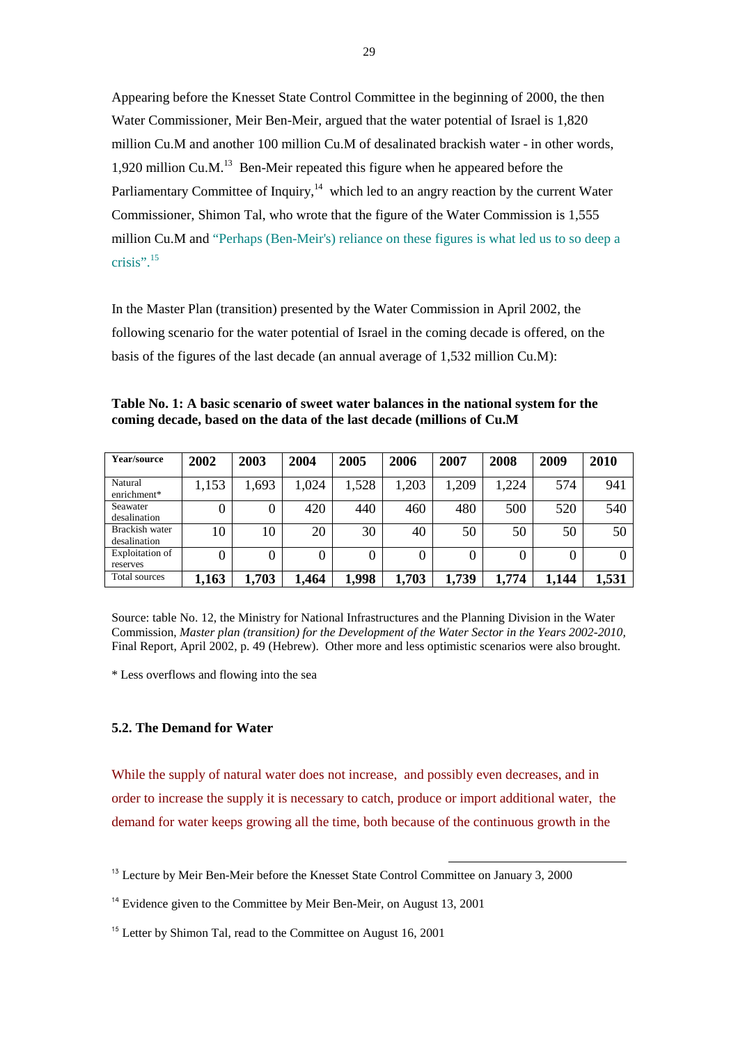Appearing before the Knesset State Control Committee in the beginning of 2000, the then Water Commissioner, Meir Ben-Meir, argued that the water potential of Israel is 1,820 million Cu.M and another 100 million Cu.M of desalinated brackish water - in other words, 1,920 million Cu.M.[13] Ben-Meir repeated this figure when he appeared before the Parliamentary Committee of Inquiry,[14] which led to an angry reaction by the current Water Commissioner, Shimon Tal, who wrote that the figure of the Water Commission is 1,555 million Cu.M and "Perhaps (Ben-Meir's) reliance on these figures is what led us to so deep a crisis".[15]

In the Master Plan (transition) presented by the Water Commission in April 2002, the following scenario for the water potential of Israel in the coming decade is offered, on the basis of the figures of the last decade (an annual average of 1,532 million Cu.M):

**Table No. 1: A basic scenario of sweet water balances in the national system for the coming decade, based on the data of the last decade (millions of Cu.M**

| Year/source | 2002 | 2003 | 2004 | 2005 | 2006 | 2007 | 2008 | 2009 | 2010 |
|---|---|---|---|---|---|---|---|---|---|
| Natural enrichment* | 1,153 | 1,693 | 1,024 | 1,528 | 1,203 | 1,209 | 1,224 | 574 | 941 |
| Seawater desalination | 0 | 0 | 420 | 440 | 460 | 480 | 500 | 520 | 540 |
| Brackish water desalination | 10 | 10 | 20 | 30 | 40 | 50 | 50 | 50 | 50 |
| Exploitation of reserves | 0 | 0 | 0 | 0 | 0 | 0 | 0 | 0 | 0 |
| Total sources | **1,163** | **1,703** | **1,464** | **1,998** | **1,703** | **1,739** | **1,774** | **1,144** | **1,531** |

Source: table No. 12, the Ministry for National Infrastructures and the Planning Division in the Water Commission, *Master plan (transition) for the Development of the Water Sector in the Years 2002-2010*, Final Report, April 2002, p. 49 (Hebrew). Other more and less optimistic scenarios were also brought.

* Less overflows and flowing into the sea

### 5.2. The Demand for Water

While the supply of natural water does not increase, and possibly even decreases, and in order to increase the supply it is necessary to catch, produce or import additional water, the demand for water keeps growing all the time, both because of the continuous growth in the

---

[13] Lecture by Meir Ben-Meir before the Knesset State Control Committee on January 3, 2000

[14] Evidence given to the Committee by Meir Ben-Meir, on August 13, 2001

[15] Letter by Shimon Tal, read to the Committee on August 16, 2001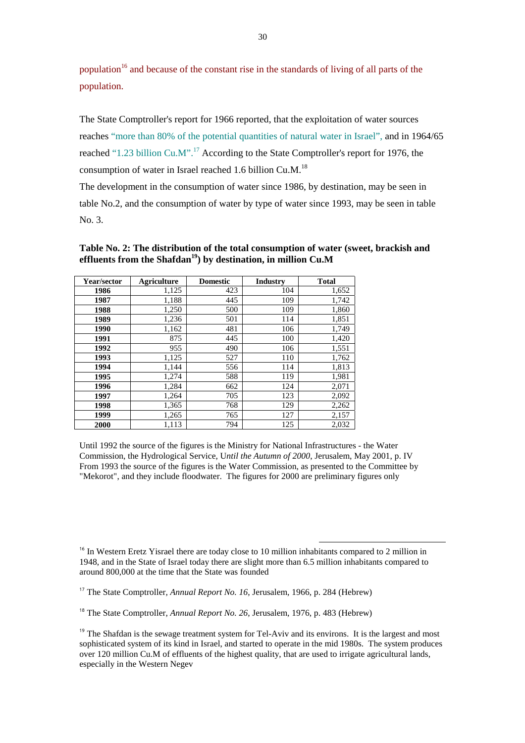population[16] and because of the constant rise in the standards of living of all parts of the population.

The State Comptroller's report for 1966 reported, that the exploitation of water sources reaches "more than 80% of the potential quantities of natural water in Israel", and in 1964/65 reached "1.23 billion Cu.M".[17] According to the State Comptroller's report for 1976, the consumption of water in Israel reached 1.6 billion Cu.M.[18]

The development in the consumption of water since 1986, by destination, may be seen in table No.2, and the consumption of water by type of water since 1993, may be seen in table No. 3.

**Table No. 2: The distribution of the total consumption of water (sweet, brackish and effluents from the Shafdan[19]) by destination, in million Cu.M**

| Year/sector | Agriculture | Domestic | Industry | Total |
|---|---|---|---|---|
| **1986** | 1,125 | 423 | 104 | 1,652 |
| **1987** | 1,188 | 445 | 109 | 1,742 |
| **1988** | 1,250 | 500 | 109 | 1,860 |
| **1989** | 1,236 | 501 | 114 | 1,851 |
| **1990** | 1,162 | 481 | 106 | 1,749 |
| **1991** | 875 | 445 | 100 | 1,420 |
| **1992** | 955 | 490 | 106 | 1,551 |
| **1993** | 1,125 | 527 | 110 | 1,762 |
| **1994** | 1,144 | 556 | 114 | 1,813 |
| **1995** | 1,274 | 588 | 119 | 1,981 |
| **1996** | 1,284 | 662 | 124 | 2,071 |
| **1997** | 1,264 | 705 | 123 | 2,092 |
| **1998** | 1,365 | 768 | 129 | 2,262 |
| **1999** | 1,265 | 765 | 127 | 2,157 |
| **2000** | 1,113 | 794 | 125 | 2,032 |

Until 1992 the source of the figures is the Ministry for National Infrastructures - the Water Commission, the Hydrological Service, U*ntil the Autumn of 2000*, Jerusalem, May 2001, p. IV
From 1993 the source of the figures is the Water Commission, as presented to the Committee by "Mekorot", and they include floodwater. The figures for 2000 are preliminary figures only

---

[16] In Western Eretz Yisrael there are today close to 10 million inhabitants compared to 2 million in 1948, and in the State of Israel today there are slight more than 6.5 million inhabitants compared to around 800,000 at the time that the State was founded

[17] The State Comptroller, *Annual Report No. 16*, Jerusalem, 1966, p. 284 (Hebrew)

[18] The State Comptroller, *Annual Report No. 26*, Jerusalem, 1976, p. 483 (Hebrew)

[19] The Shafdan is the sewage treatment system for Tel-Aviv and its environs. It is the largest and most sophisticated system of its kind in Israel, and started to operate in the mid 1980s. The system produces over 120 million Cu.M of effluents of the highest quality, that are used to irrigate agricultural lands, especially in the Western Negev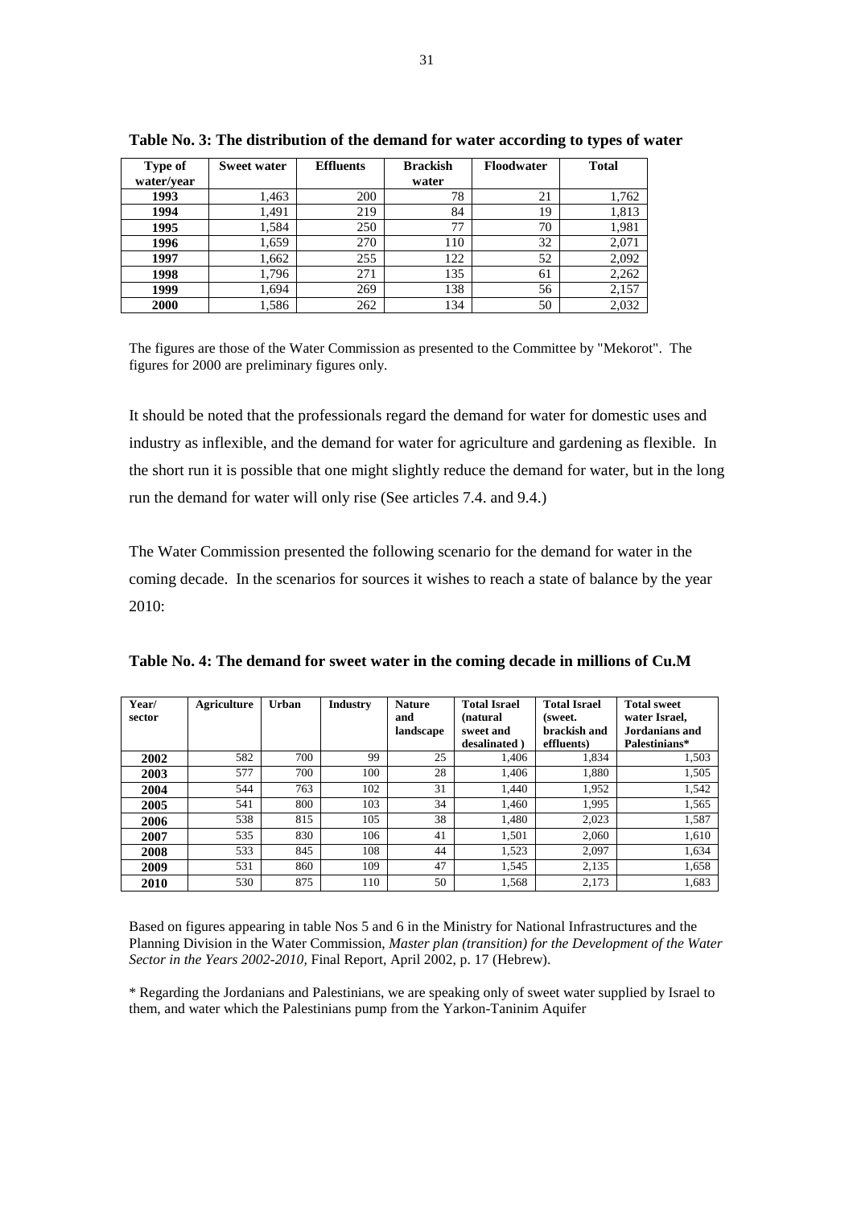**Table No. 3: The distribution of the demand for water according to types of water**

| Type of water/year | Sweet water | Effluents | Brackish water | Floodwater | Total |
|---|---|---|---|---|---|
| **1993** | 1,463 | 200 | 78 | 21 | 1,762 |
| **1994** | 1,491 | 219 | 84 | 19 | 1,813 |
| **1995** | 1,584 | 250 | 77 | 70 | 1,981 |
| **1996** | 1,659 | 270 | 110 | 32 | 2,071 |
| **1997** | 1,662 | 255 | 122 | 52 | 2,092 |
| **1998** | 1,796 | 271 | 135 | 61 | 2,262 |
| **1999** | 1,694 | 269 | 138 | 56 | 2,157 |
| **2000** | 1,586 | 262 | 134 | 50 | 2,032 |

The figures are those of the Water Commission as presented to the Committee by "Mekorot". The figures for 2000 are preliminary figures only.

It should be noted that the professionals regard the demand for water for domestic uses and industry as inflexible, and the demand for water for agriculture and gardening as flexible. In the short run it is possible that one might slightly reduce the demand for water, but in the long run the demand for water will only rise (See articles 7.4. and 9.4.)

The Water Commission presented the following scenario for the demand for water in the coming decade. In the scenarios for sources it wishes to reach a state of balance by the year 2010:

**Table No. 4: The demand for sweet water in the coming decade in millions of Cu.M**

| Year/ sector | Agriculture | Urban | Industry | Nature and landscape | Total Israel (natural sweet and desalinated ) | Total Israel (sweet. brackish and effluents) | Total sweet water Israel, Jordanians and Palestinians* |
|---|---|---|---|---|---|---|---|
| **2002** | 582 | 700 | 99 | 25 | 1,406 | 1,834 | 1,503 |
| **2003** | 577 | 700 | 100 | 28 | 1,406 | 1,880 | 1,505 |
| **2004** | 544 | 763 | 102 | 31 | 1,440 | 1,952 | 1,542 |
| **2005** | 541 | 800 | 103 | 34 | 1,460 | 1,995 | 1,565 |
| **2006** | 538 | 815 | 105 | 38 | 1,480 | 2,023 | 1,587 |
| **2007** | 535 | 830 | 106 | 41 | 1,501 | 2,060 | 1,610 |
| **2008** | 533 | 845 | 108 | 44 | 1,523 | 2,097 | 1,634 |
| **2009** | 531 | 860 | 109 | 47 | 1,545 | 2,135 | 1,658 |
| **2010** | 530 | 875 | 110 | 50 | 1,568 | 2,173 | 1,683 |

Based on figures appearing in table Nos 5 and 6 in the Ministry for National Infrastructures and the Planning Division in the Water Commission, *Master plan (transition) for the Development of the Water Sector in the Years 2002-2010,* Final Report, April 2002, p. 17 (Hebrew).

* Regarding the Jordanians and Palestinians, we are speaking only of sweet water supplied by Israel to them, and water which the Palestinians pump from the Yarkon-Taninim Aquifer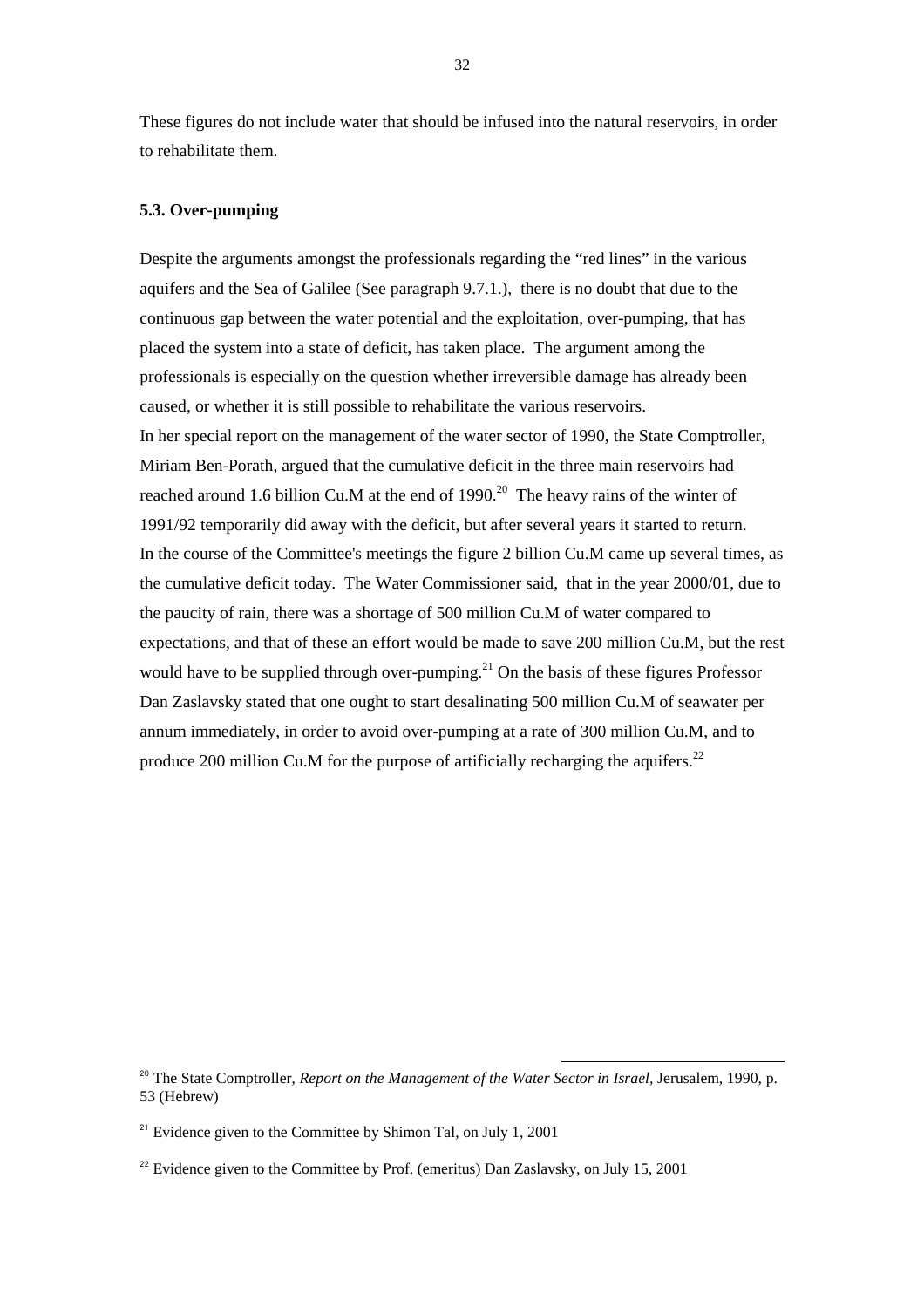These figures do not include water that should be infused into the natural reservoirs, in order to rehabilitate them.

### 5.3. Over-pumping

Despite the arguments amongst the professionals regarding the "red lines" in the various aquifers and the Sea of Galilee (See paragraph 9.7.1.), there is no doubt that due to the continuous gap between the water potential and the exploitation, over-pumping, that has placed the system into a state of deficit, has taken place. The argument among the professionals is especially on the question whether irreversible damage has already been caused, or whether it is still possible to rehabilitate the various reservoirs.

In her special report on the management of the water sector of 1990, the State Comptroller, Miriam Ben-Porath, argued that the cumulative deficit in the three main reservoirs had reached around 1.6 billion Cu.M at the end of 1990.[20] The heavy rains of the winter of 1991/92 temporarily did away with the deficit, but after several years it started to return.

In the course of the Committee's meetings the figure 2 billion Cu.M came up several times, as the cumulative deficit today. The Water Commissioner said, that in the year 2000/01, due to the paucity of rain, there was a shortage of 500 million Cu.M of water compared to expectations, and that of these an effort would be made to save 200 million Cu.M, but the rest would have to be supplied through over-pumping.[21] On the basis of these figures Professor Dan Zaslavsky stated that one ought to start desalinating 500 million Cu.M of seawater per annum immediately, in order to avoid over-pumping at a rate of 300 million Cu.M, and to produce 200 million Cu.M for the purpose of artificially recharging the aquifers.[22]

---

[20] The State Comptroller, *Report on the Management of the Water Sector in Israel*, Jerusalem, 1990, p. 53 (Hebrew)

[21] Evidence given to the Committee by Shimon Tal, on July 1, 2001

[22] Evidence given to the Committee by Prof. (emeritus) Dan Zaslavsky, on July 15, 2001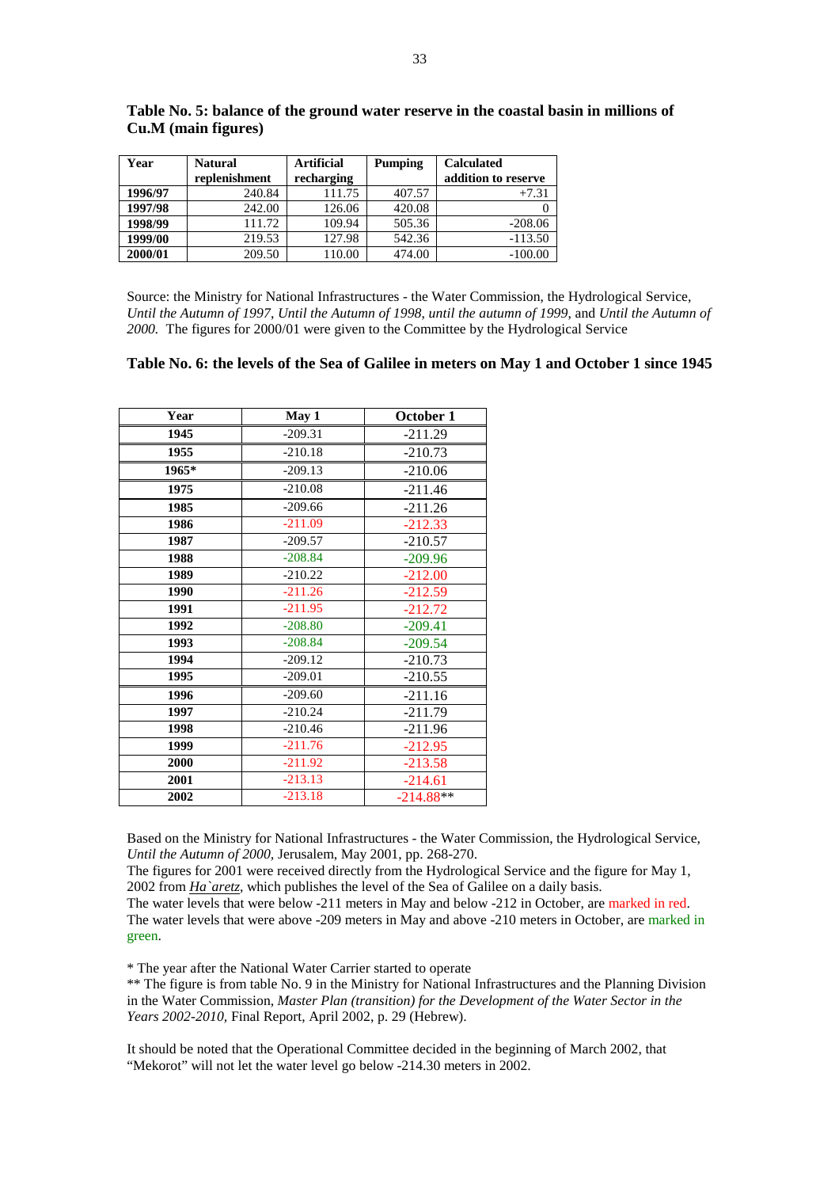**Table No. 5: balance of the ground water reserve in the coastal basin in millions of Cu.M (main figures)**

| Year | Natural replenishment | Artificial recharging | Pumping | Calculated addition to reserve |
|---|---|---|---|---|
| 1996/97 | 240.84 | 111.75 | 407.57 | +7.31 |
| 1997/98 | 242.00 | 126.06 | 420.08 | 0 |
| 1998/99 | 111.72 | 109.94 | 505.36 | -208.06 |
| 1999/00 | 219.53 | 127.98 | 542.36 | -113.50 |
| 2000/01 | 209.50 | 110.00 | 474.00 | -100.00 |

Source: the Ministry for National Infrastructures - the Water Commission, the Hydrological Service, *Until the Autumn of 1997*, *Until the Autumn of 1998*, *until the autumn of 1999*, and *Until the Autumn of 2000.* The figures for 2000/01 were given to the Committee by the Hydrological Service

**Table No. 6: the levels of the Sea of Galilee in meters on May 1 and October 1 since 1945**

| Year | May 1 | October 1 |
|---|---|---|
| 1945 | -209.31 | -211.29 |
| 1955 | -210.18 | -210.73 |
| 1965* | -209.13 | -210.06 |
| 1975 | -210.08 | -211.46 |
| 1985 | -209.66 | -211.26 |
| 1986 | -211.09 | -212.33 |
| 1987 | -209.57 | -210.57 |
| 1988 | -208.84 | -209.96 |
| 1989 | -210.22 | -212.00 |
| 1990 | -211.26 | -212.59 |
| 1991 | -211.95 | -212.72 |
| 1992 | -208.80 | -209.41 |
| 1993 | -208.84 | -209.54 |
| 1994 | -209.12 | -210.73 |
| 1995 | -209.01 | -210.55 |
| 1996 | -209.60 | -211.16 |
| 1997 | -210.24 | -211.79 |
| 1998 | -210.46 | -211.96 |
| 1999 | -211.76 | -212.95 |
| 2000 | -211.92 | -213.58 |
| 2001 | -213.13 | -214.61 |
| 2002 | -213.18 | -214.88** |

Based on the Ministry for National Infrastructures - the Water Commission, the Hydrological Service, *Until the Autumn of 2000,* Jerusalem, May 2001, pp. 268-270.
The figures for 2001 were received directly from the Hydrological Service and the figure for May 1, 2002 from *Ha`aretz*, which publishes the level of the Sea of Galilee on a daily basis.
The water levels that were below -211 meters in May and below -212 in October, are marked in red.
The water levels that were above -209 meters in May and above -210 meters in October, are marked in green.

\* The year after the National Water Carrier started to operate
\*\* The figure is from table No. 9 in the Ministry for National Infrastructures and the Planning Division in the Water Commission, *Master Plan (transition) for the Development of the Water Sector in the Years 2002-2010,* Final Report, April 2002, p. 29 (Hebrew).

It should be noted that the Operational Committee decided in the beginning of March 2002, that "Mekorot" will not let the water level go below -214.30 meters in 2002.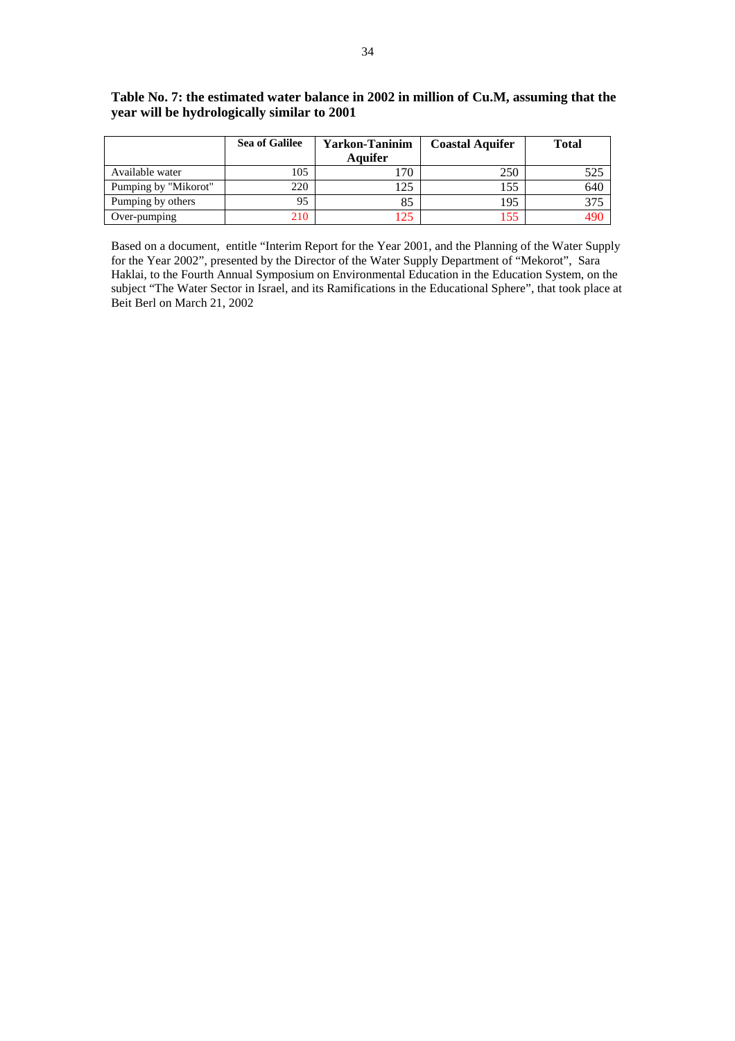**Table No. 7: the estimated water balance in 2002 in million of Cu.M, assuming that the year will be hydrologically similar to 2001**

| | Sea of Galilee | Yarkon-Taninim Aquifer | Coastal Aquifer | Total |
|---|---|---|---|---|
| Available water | 105 | 170 | 250 | 525 |
| Pumping by "Mikorot" | 220 | 125 | 155 | 640 |
| Pumping by others | 95 | 85 | 195 | 375 |
| Over-pumping | 210 | 125 | 155 | 490 |

Based on a document, entitle "Interim Report for the Year 2001, and the Planning of the Water Supply for the Year 2002", presented by the Director of the Water Supply Department of "Mekorot", Sara Haklai, to the Fourth Annual Symposium on Environmental Education in the Education System, on the subject "The Water Sector in Israel, and its Ramifications in the Educational Sphere", that took place at Beit Berl on March 21, 2002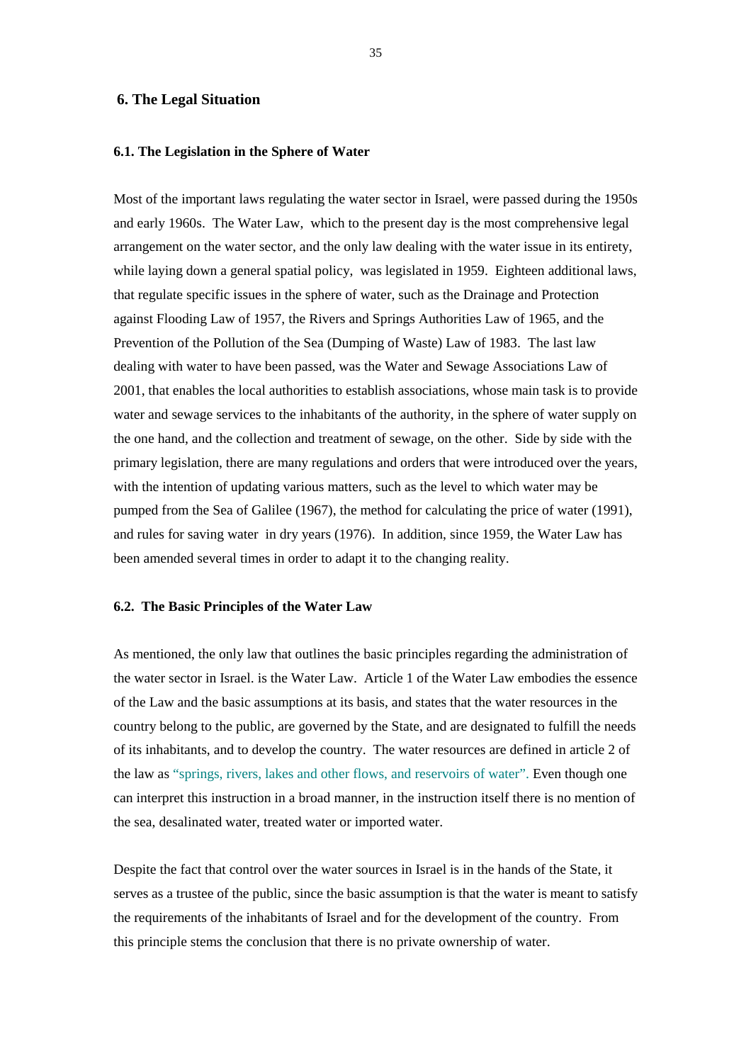## 6. The Legal Situation

### 6.1. The Legislation in the Sphere of Water

Most of the important laws regulating the water sector in Israel, were passed during the 1950s and early 1960s. The Water Law, which to the present day is the most comprehensive legal arrangement on the water sector, and the only law dealing with the water issue in its entirety, while laying down a general spatial policy, was legislated in 1959. Eighteen additional laws, that regulate specific issues in the sphere of water, such as the Drainage and Protection against Flooding Law of 1957, the Rivers and Springs Authorities Law of 1965, and the Prevention of the Pollution of the Sea (Dumping of Waste) Law of 1983. The last law dealing with water to have been passed, was the Water and Sewage Associations Law of 2001, that enables the local authorities to establish associations, whose main task is to provide water and sewage services to the inhabitants of the authority, in the sphere of water supply on the one hand, and the collection and treatment of sewage, on the other. Side by side with the primary legislation, there are many regulations and orders that were introduced over the years, with the intention of updating various matters, such as the level to which water may be pumped from the Sea of Galilee (1967), the method for calculating the price of water (1991), and rules for saving water in dry years (1976). In addition, since 1959, the Water Law has been amended several times in order to adapt it to the changing reality.

### 6.2. The Basic Principles of the Water Law

As mentioned, the only law that outlines the basic principles regarding the administration of the water sector in Israel. is the Water Law. Article 1 of the Water Law embodies the essence of the Law and the basic assumptions at its basis, and states that the water resources in the country belong to the public, are governed by the State, and are designated to fulfill the needs of its inhabitants, and to develop the country. The water resources are defined in article 2 of the law as "springs, rivers, lakes and other flows, and reservoirs of water". Even though one can interpret this instruction in a broad manner, in the instruction itself there is no mention of the sea, desalinated water, treated water or imported water.

Despite the fact that control over the water sources in Israel is in the hands of the State, it serves as a trustee of the public, since the basic assumption is that the water is meant to satisfy the requirements of the inhabitants of Israel and for the development of the country. From this principle stems the conclusion that there is no private ownership of water.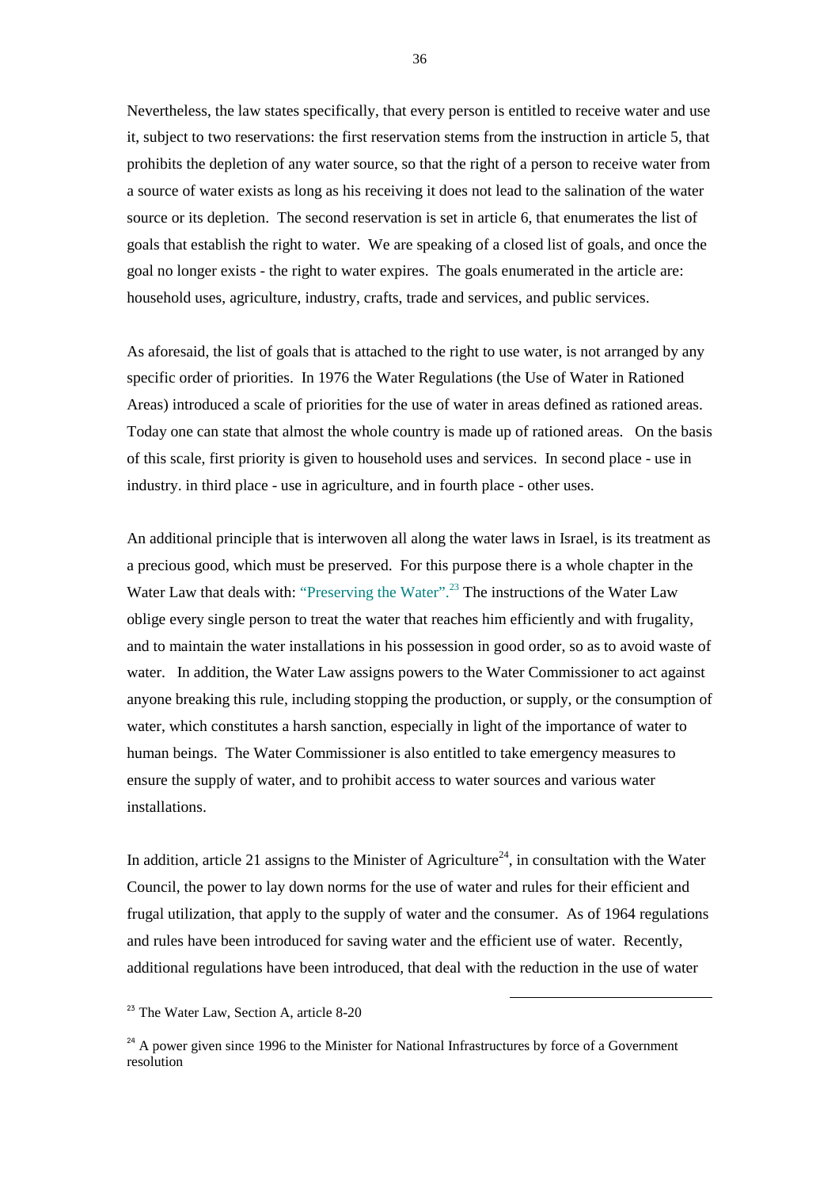Nevertheless, the law states specifically, that every person is entitled to receive water and use it, subject to two reservations: the first reservation stems from the instruction in article 5, that prohibits the depletion of any water source, so that the right of a person to receive water from a source of water exists as long as his receiving it does not lead to the salination of the water source or its depletion. The second reservation is set in article 6, that enumerates the list of goals that establish the right to water. We are speaking of a closed list of goals, and once the goal no longer exists - the right to water expires. The goals enumerated in the article are: household uses, agriculture, industry, crafts, trade and services, and public services.

As aforesaid, the list of goals that is attached to the right to use water, is not arranged by any specific order of priorities. In 1976 the Water Regulations (the Use of Water in Rationed Areas) introduced a scale of priorities for the use of water in areas defined as rationed areas. Today one can state that almost the whole country is made up of rationed areas. On the basis of this scale, first priority is given to household uses and services. In second place - use in industry. in third place - use in agriculture, and in fourth place - other uses.

An additional principle that is interwoven all along the water laws in Israel, is its treatment as a precious good, which must be preserved. For this purpose there is a whole chapter in the Water Law that deals with: "Preserving the Water".[23] The instructions of the Water Law oblige every single person to treat the water that reaches him efficiently and with frugality, and to maintain the water installations in his possession in good order, so as to avoid waste of water. In addition, the Water Law assigns powers to the Water Commissioner to act against anyone breaking this rule, including stopping the production, or supply, or the consumption of water, which constitutes a harsh sanction, especially in light of the importance of water to human beings. The Water Commissioner is also entitled to take emergency measures to ensure the supply of water, and to prohibit access to water sources and various water installations.

In addition, article 21 assigns to the Minister of Agriculture[24], in consultation with the Water Council, the power to lay down norms for the use of water and rules for their efficient and frugal utilization, that apply to the supply of water and the consumer. As of 1964 regulations and rules have been introduced for saving water and the efficient use of water. Recently, additional regulations have been introduced, that deal with the reduction in the use of water

[23] The Water Law, Section A, article 8-20

[24] A power given since 1996 to the Minister for National Infrastructures by force of a Government resolution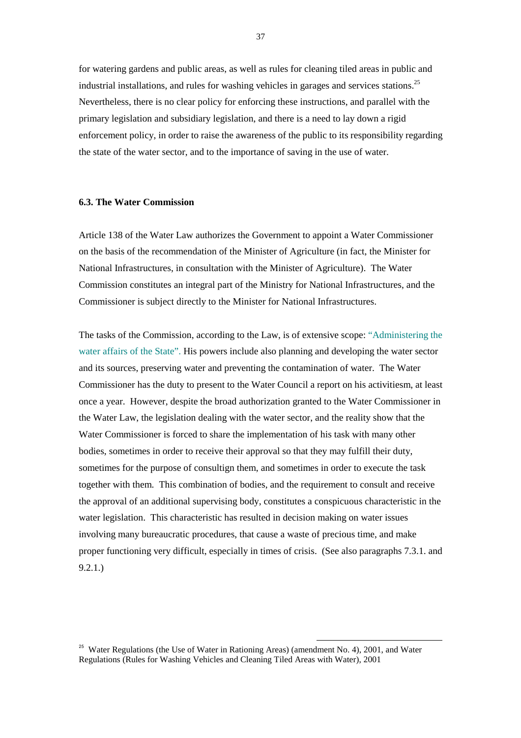for watering gardens and public areas, as well as rules for cleaning tiled areas in public and industrial installations, and rules for washing vehicles in garages and services stations.[25] Nevertheless, there is no clear policy for enforcing these instructions, and parallel with the primary legislation and subsidiary legislation, and there is a need to lay down a rigid enforcement policy, in order to raise the awareness of the public to its responsibility regarding the state of the water sector, and to the importance of saving in the use of water.

**6.3. The Water Commission**

Article 138 of the Water Law authorizes the Government to appoint a Water Commissioner on the basis of the recommendation of the Minister of Agriculture (in fact, the Minister for National Infrastructures, in consultation with the Minister of Agriculture). The Water Commission constitutes an integral part of the Ministry for National Infrastructures, and the Commissioner is subject directly to the Minister for National Infrastructures.

The tasks of the Commission, according to the Law, is of extensive scope: "Administering the water affairs of the State". His powers include also planning and developing the water sector and its sources, preserving water and preventing the contamination of water. The Water Commissioner has the duty to present to the Water Council a report on his activitiesm, at least once a year. However, despite the broad authorization granted to the Water Commissioner in the Water Law, the legislation dealing with the water sector, and the reality show that the Water Commissioner is forced to share the implementation of his task with many other bodies, sometimes in order to receive their approval so that they may fulfill their duty, sometimes for the purpose of consultign them, and sometimes in order to execute the task together with them. This combination of bodies, and the requirement to consult and receive the approval of an additional supervising body, constitutes a conspicuous characteristic in the water legislation. This characteristic has resulted in decision making on water issues involving many bureaucratic procedures, that cause a waste of precious time, and make proper functioning very difficult, especially in times of crisis. (See also paragraphs 7.3.1. and 9.2.1.)

[25] Water Regulations (the Use of Water in Rationing Areas) (amendment No. 4), 2001, and Water Regulations (Rules for Washing Vehicles and Cleaning Tiled Areas with Water), 2001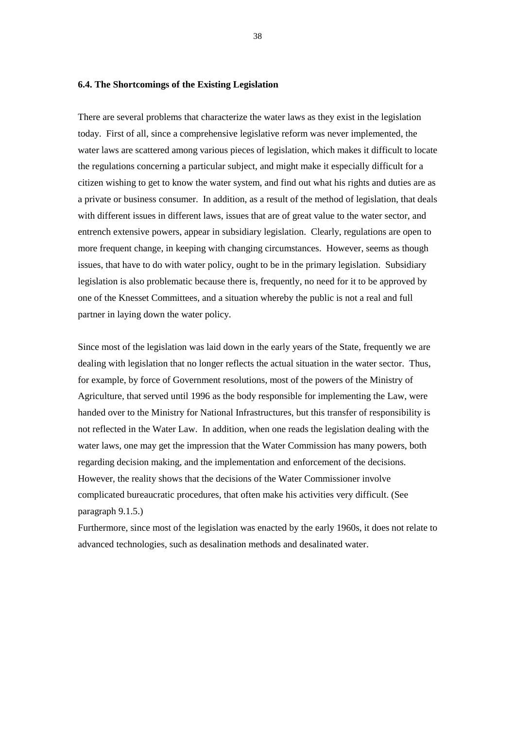**6.4. The Shortcomings of the Existing Legislation**

There are several problems that characterize the water laws as they exist in the legislation today. First of all, since a comprehensive legislative reform was never implemented, the water laws are scattered among various pieces of legislation, which makes it difficult to locate the regulations concerning a particular subject, and might make it especially difficult for a citizen wishing to get to know the water system, and find out what his rights and duties are as a private or business consumer. In addition, as a result of the method of legislation, that deals with different issues in different laws, issues that are of great value to the water sector, and entrench extensive powers, appear in subsidiary legislation. Clearly, regulations are open to more frequent change, in keeping with changing circumstances. However, seems as though issues, that have to do with water policy, ought to be in the primary legislation. Subsidiary legislation is also problematic because there is, frequently, no need for it to be approved by one of the Knesset Committees, and a situation whereby the public is not a real and full partner in laying down the water policy.

Since most of the legislation was laid down in the early years of the State, frequently we are dealing with legislation that no longer reflects the actual situation in the water sector. Thus, for example, by force of Government resolutions, most of the powers of the Ministry of Agriculture, that served until 1996 as the body responsible for implementing the Law, were handed over to the Ministry for National Infrastructures, but this transfer of responsibility is not reflected in the Water Law. In addition, when one reads the legislation dealing with the water laws, one may get the impression that the Water Commission has many powers, both regarding decision making, and the implementation and enforcement of the decisions. However, the reality shows that the decisions of the Water Commissioner involve complicated bureaucratic procedures, that often make his activities very difficult. (See paragraph 9.1.5.)

Furthermore, since most of the legislation was enacted by the early 1960s, it does not relate to advanced technologies, such as desalination methods and desalinated water.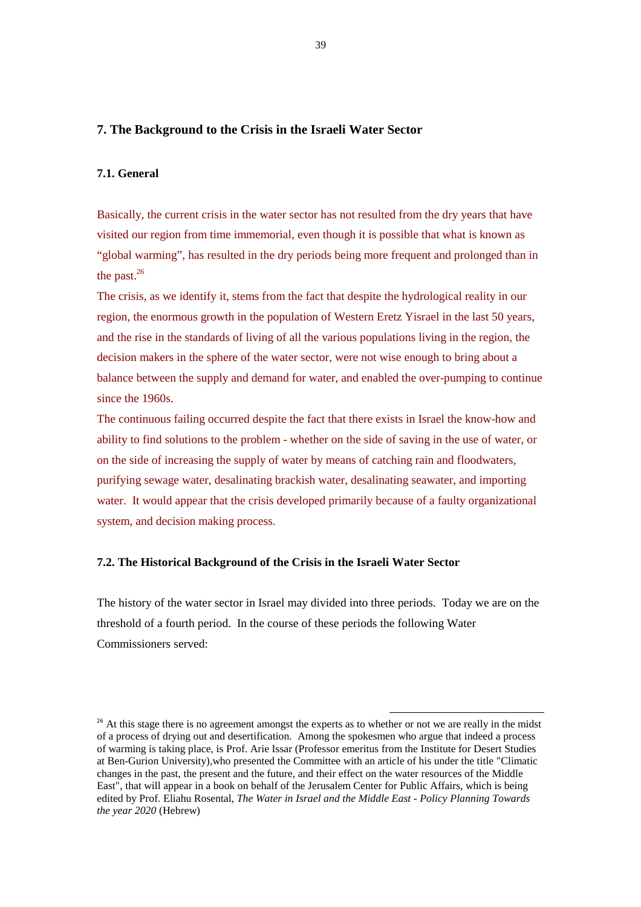## 7. The Background to the Crisis in the Israeli Water Sector

### 7.1. General

Basically, the current crisis in the water sector has not resulted from the dry years that have visited our region from time immemorial, even though it is possible that what is known as "global warming", has resulted in the dry periods being more frequent and prolonged than in the past.[26]

The crisis, as we identify it, stems from the fact that despite the hydrological reality in our region, the enormous growth in the population of Western Eretz Yisrael in the last 50 years, and the rise in the standards of living of all the various populations living in the region, the decision makers in the sphere of the water sector, were not wise enough to bring about a balance between the supply and demand for water, and enabled the over-pumping to continue since the 1960s.

The continuous failing occurred despite the fact that there exists in Israel the know-how and ability to find solutions to the problem - whether on the side of saving in the use of water, or on the side of increasing the supply of water by means of catching rain and floodwaters, purifying sewage water, desalinating brackish water, desalinating seawater, and importing water. It would appear that the crisis developed primarily because of a faulty organizational system, and decision making process.

### 7.2. The Historical Background of the Crisis in the Israeli Water Sector

The history of the water sector in Israel may divided into three periods. Today we are on the threshold of a fourth period. In the course of these periods the following Water Commissioners served:

---

[26] At this stage there is no agreement amongst the experts as to whether or not we are really in the midst of a process of drying out and desertification. Among the spokesmen who argue that indeed a process of warming is taking place, is Prof. Arie Issar (Professor emeritus from the Institute for Desert Studies at Ben-Gurion University),who presented the Committee with an article of his under the title "Climatic changes in the past, the present and the future, and their effect on the water resources of the Middle East", that will appear in a book on behalf of the Jerusalem Center for Public Affairs, which is being edited by Prof. Eliahu Rosental, *The Water in Israel and the Middle East - Policy Planning Towards the year 2020* (Hebrew)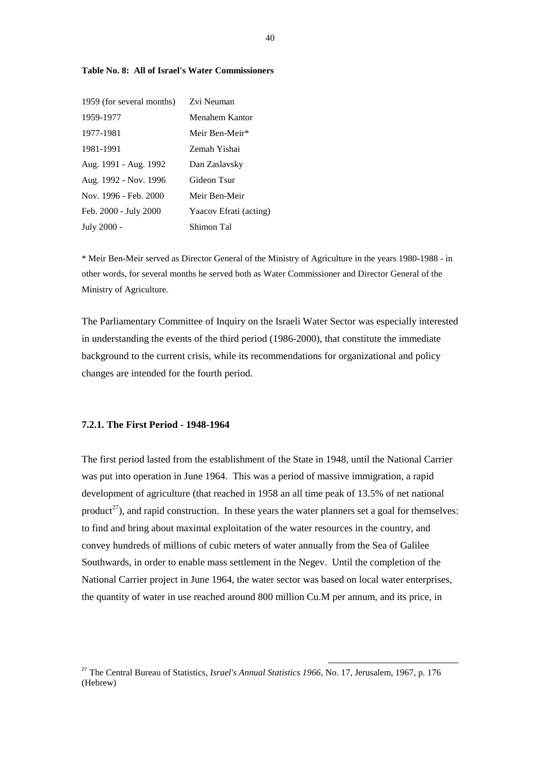**Table No. 8: All of Israel's Water Commissioners**

| | |
|---|---|
| 1959 (for several months) | Zvi Neuman |
| 1959-1977 | Menahem Kantor |
| 1977-1981 | Meir Ben-Meir* |
| 1981-1991 | Zemah Yishai |
| Aug. 1991 - Aug. 1992 | Dan Zaslavsky |
| Aug. 1992 - Nov. 1996 | Gideon Tsur |
| Nov. 1996 - Feb. 2000 | Meir Ben-Meir |
| Feb. 2000 - July 2000 | Yaacov Efrati (acting) |
| July 2000 - | Shimon Tal |

* Meir Ben-Meir served as Director General of the Ministry of Agriculture in the years 1980-1988 - in other words, for several months he served both as Water Commissioner and Director General of the Ministry of Agriculture.

The Parliamentary Committee of Inquiry on the Israeli Water Sector was especially interested in understanding the events of the third period (1986-2000), that constitute the immediate background to the current crisis, while its recommendations for organizational and policy changes are intended for the fourth period.

### 7.2.1. The First Period - 1948-1964

The first period lasted from the establishment of the State in 1948, until the National Carrier was put into operation in June 1964. This was a period of massive immigration, a rapid development of agriculture (that reached in 1958 an all time peak of 13.5% of net national product[27]), and rapid construction. In these years the water planners set a goal for themselves: to find and bring about maximal exploitation of the water resources in the country, and convey hundreds of millions of cubic meters of water annually from the Sea of Galilee Southwards, in order to enable mass settlement in the Negev. Until the completion of the National Carrier project in June 1964, the water sector was based on local water enterprises, the quantity of water in use reached around 800 million Cu.M per annum, and its price, in

[27] The Central Bureau of Statistics, *Israel's Annual Statistics 1966*, No. 17, Jerusalem, 1967, p. 176 (Hebrew)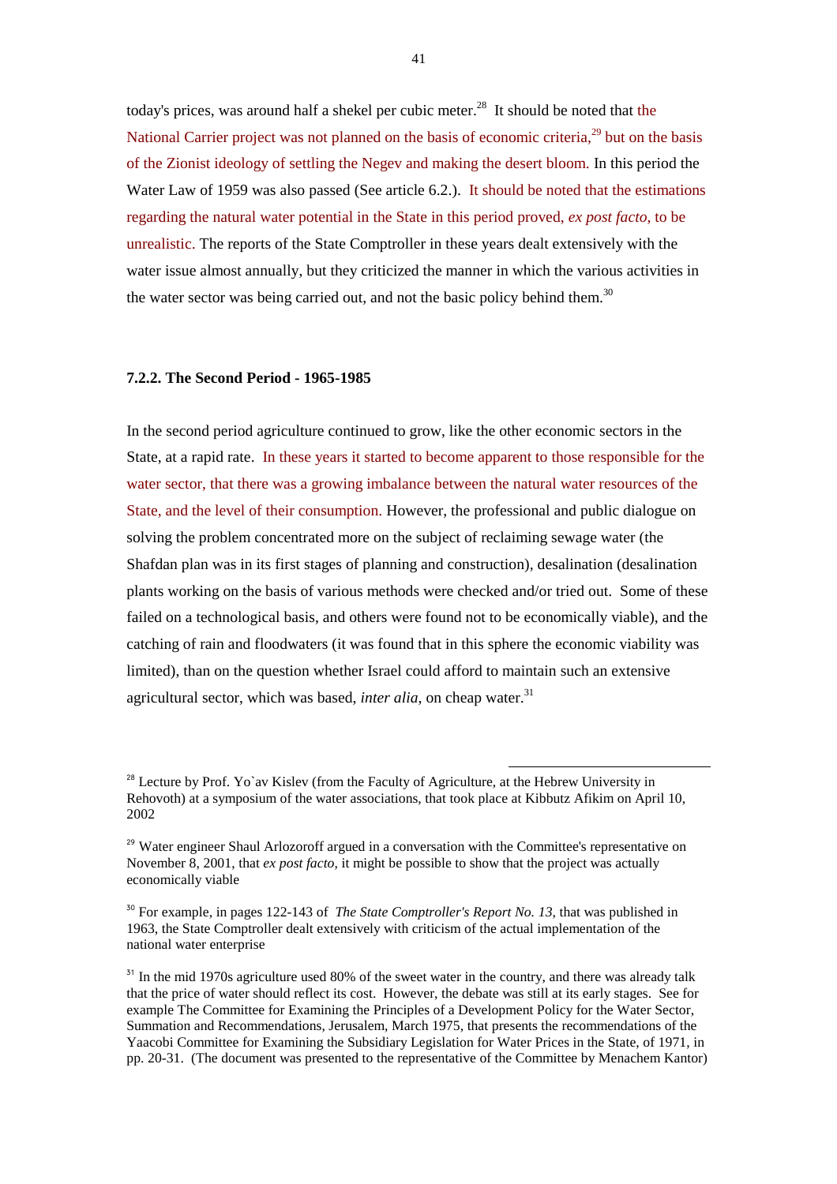today's prices, was around half a shekel per cubic meter.[28] It should be noted that the National Carrier project was not planned on the basis of economic criteria,[29] but on the basis of the Zionist ideology of settling the Negev and making the desert bloom. In this period the Water Law of 1959 was also passed (See article 6.2.). It should be noted that the estimations regarding the natural water potential in the State in this period proved, *ex post facto*, to be unrealistic. The reports of the State Comptroller in these years dealt extensively with the water issue almost annually, but they criticized the manner in which the various activities in the water sector was being carried out, and not the basic policy behind them.[30]

#### 7.2.2. The Second Period - 1965-1985

In the second period agriculture continued to grow, like the other economic sectors in the State, at a rapid rate. In these years it started to become apparent to those responsible for the water sector, that there was a growing imbalance between the natural water resources of the State, and the level of their consumption. However, the professional and public dialogue on solving the problem concentrated more on the subject of reclaiming sewage water (the Shafdan plan was in its first stages of planning and construction), desalination (desalination plants working on the basis of various methods were checked and/or tried out. Some of these failed on a technological basis, and others were found not to be economically viable), and the catching of rain and floodwaters (it was found that in this sphere the economic viability was limited), than on the question whether Israel could afford to maintain such an extensive agricultural sector, which was based, *inter alia*, on cheap water.[31]

---

[28] Lecture by Prof. Yo`av Kislev (from the Faculty of Agriculture, at the Hebrew University in Rehovoth) at a symposium of the water associations, that took place at Kibbutz Afikim on April 10, 2002

[29] Water engineer Shaul Arlozoroff argued in a conversation with the Committee's representative on November 8, 2001, that *ex post facto*, it might be possible to show that the project was actually economically viable

[30] For example, in pages 122-143 of *The State Comptroller's Report No. 13*, that was published in 1963, the State Comptroller dealt extensively with criticism of the actual implementation of the national water enterprise

[31] In the mid 1970s agriculture used 80% of the sweet water in the country, and there was already talk that the price of water should reflect its cost. However, the debate was still at its early stages. See for example The Committee for Examining the Principles of a Development Policy for the Water Sector, Summation and Recommendations, Jerusalem, March 1975, that presents the recommendations of the Yaacobi Committee for Examining the Subsidiary Legislation for Water Prices in the State, of 1971, in pp. 20-31. (The document was presented to the representative of the Committee by Menachem Kantor)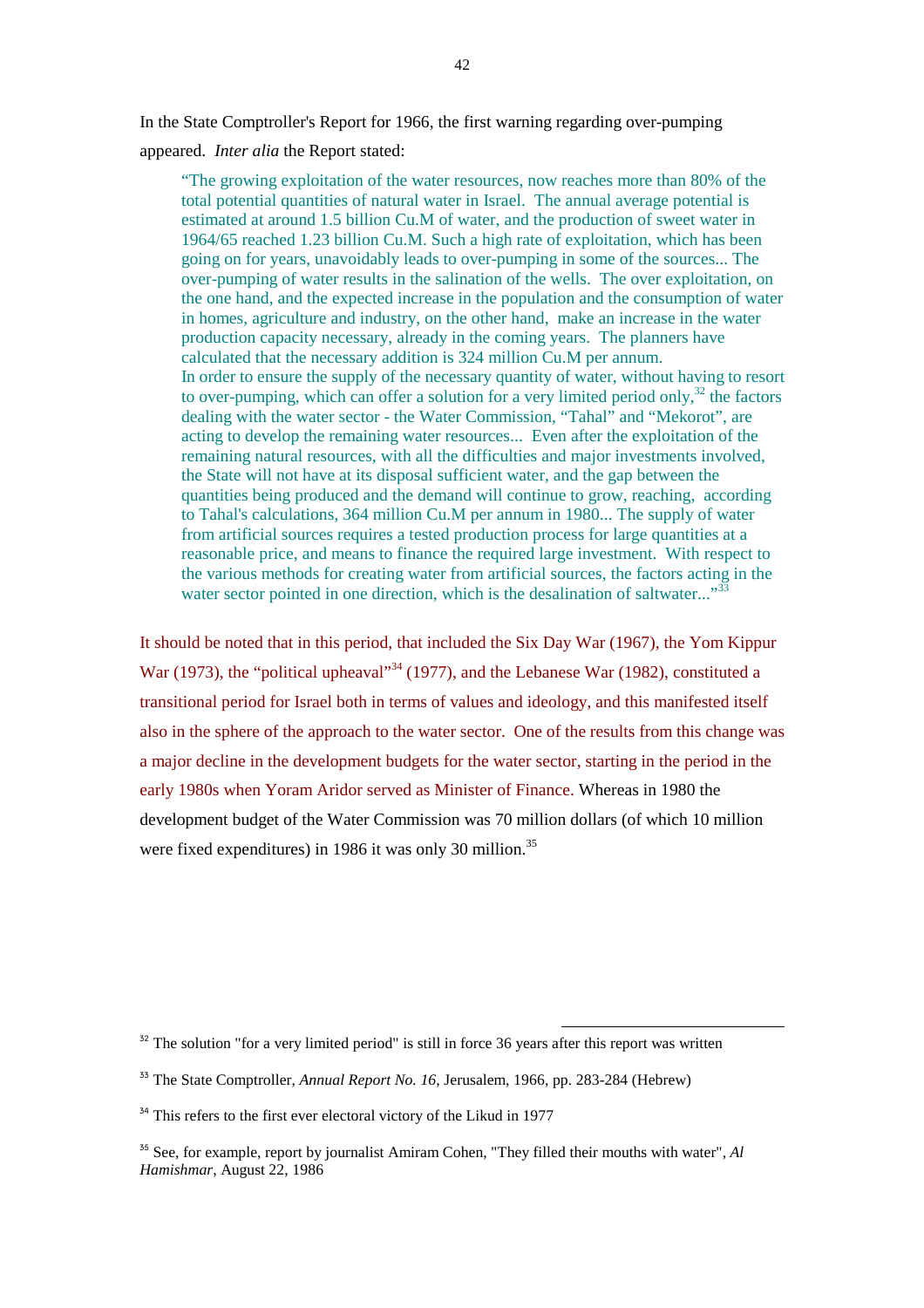In the State Comptroller's Report for 1966, the first warning regarding over-pumping appeared. *Inter alia* the Report stated:

> "The growing exploitation of the water resources, now reaches more than 80% of the total potential quantities of natural water in Israel. The annual average potential is estimated at around 1.5 billion Cu.M of water, and the production of sweet water in 1964/65 reached 1.23 billion Cu.M. Such a high rate of exploitation, which has been going on for years, unavoidably leads to over-pumping in some of the sources... The over-pumping of water results in the salination of the wells. The over exploitation, on the one hand, and the expected increase in the population and the consumption of water in homes, agriculture and industry, on the other hand, make an increase in the water production capacity necessary, already in the coming years. The planners have calculated that the necessary addition is 324 million Cu.M per annum.
> In order to ensure the supply of the necessary quantity of water, without having to resort to over-pumping, which can offer a solution for a very limited period only,[32] the factors dealing with the water sector - the Water Commission, "Tahal" and "Mekorot", are acting to develop the remaining water resources... Even after the exploitation of the remaining natural resources, with all the difficulties and major investments involved, the State will not have at its disposal sufficient water, and the gap between the quantities being produced and the demand will continue to grow, reaching, according to Tahal's calculations, 364 million Cu.M per annum in 1980... The supply of water from artificial sources requires a tested production process for large quantities at a reasonable price, and means to finance the required large investment. With respect to the various methods for creating water from artificial sources, the factors acting in the water sector pointed in one direction, which is the desalination of saltwater..."[33]

It should be noted that in this period, that included the Six Day War (1967), the Yom Kippur War (1973), the "political upheaval"[34] (1977), and the Lebanese War (1982), constituted a transitional period for Israel both in terms of values and ideology, and this manifested itself also in the sphere of the approach to the water sector. One of the results from this change was a major decline in the development budgets for the water sector, starting in the period in the early 1980s when Yoram Aridor served as Minister of Finance. Whereas in 1980 the development budget of the Water Commission was 70 million dollars (of which 10 million were fixed expenditures) in 1986 it was only 30 million.[35]

---

[32] The solution "for a very limited period" is still in force 36 years after this report was written

[33] The State Comptroller, *Annual Report No. 16*, Jerusalem, 1966, pp. 283-284 (Hebrew)

[34] This refers to the first ever electoral victory of the Likud in 1977

[35] See, for example, report by journalist Amiram Cohen, "They filled their mouths with water", *Al Hamishmar*, August 22, 1986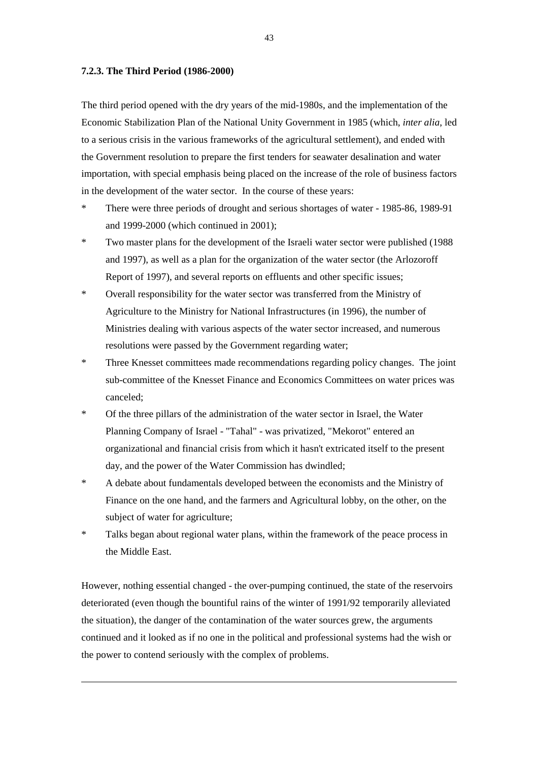#### **7.2.3. The Third Period (1986-2000)**

The third period opened with the dry years of the mid-1980s, and the implementation of the Economic Stabilization Plan of the National Unity Government in 1985 (which, *inter alia*, led to a serious crisis in the various frameworks of the agricultural settlement), and ended with the Government resolution to prepare the first tenders for seawater desalination and water importation, with special emphasis being placed on the increase of the role of business factors in the development of the water sector. In the course of these years:

* There were three periods of drought and serious shortages of water - 1985-86, 1989-91 and 1999-2000 (which continued in 2001);
* Two master plans for the development of the Israeli water sector were published (1988 and 1997), as well as a plan for the organization of the water sector (the Arlozoroff Report of 1997), and several reports on effluents and other specific issues;
* Overall responsibility for the water sector was transferred from the Ministry of Agriculture to the Ministry for National Infrastructures (in 1996), the number of Ministries dealing with various aspects of the water sector increased, and numerous resolutions were passed by the Government regarding water;
* Three Knesset committees made recommendations regarding policy changes. The joint sub-committee of the Knesset Finance and Economics Committees on water prices was canceled;
* Of the three pillars of the administration of the water sector in Israel, the Water Planning Company of Israel - "Tahal" - was privatized, "Mekorot" entered an organizational and financial crisis from which it hasn't extricated itself to the present day, and the power of the Water Commission has dwindled;
* A debate about fundamentals developed between the economists and the Ministry of Finance on the one hand, and the farmers and Agricultural lobby, on the other, on the subject of water for agriculture;
* Talks began about regional water plans, within the framework of the peace process in the Middle East.

However, nothing essential changed - the over-pumping continued, the state of the reservoirs deteriorated (even though the bountiful rains of the winter of 1991/92 temporarily alleviated the situation), the danger of the contamination of the water sources grew, the arguments continued and it looked as if no one in the political and professional systems had the wish or the power to contend seriously with the complex of problems.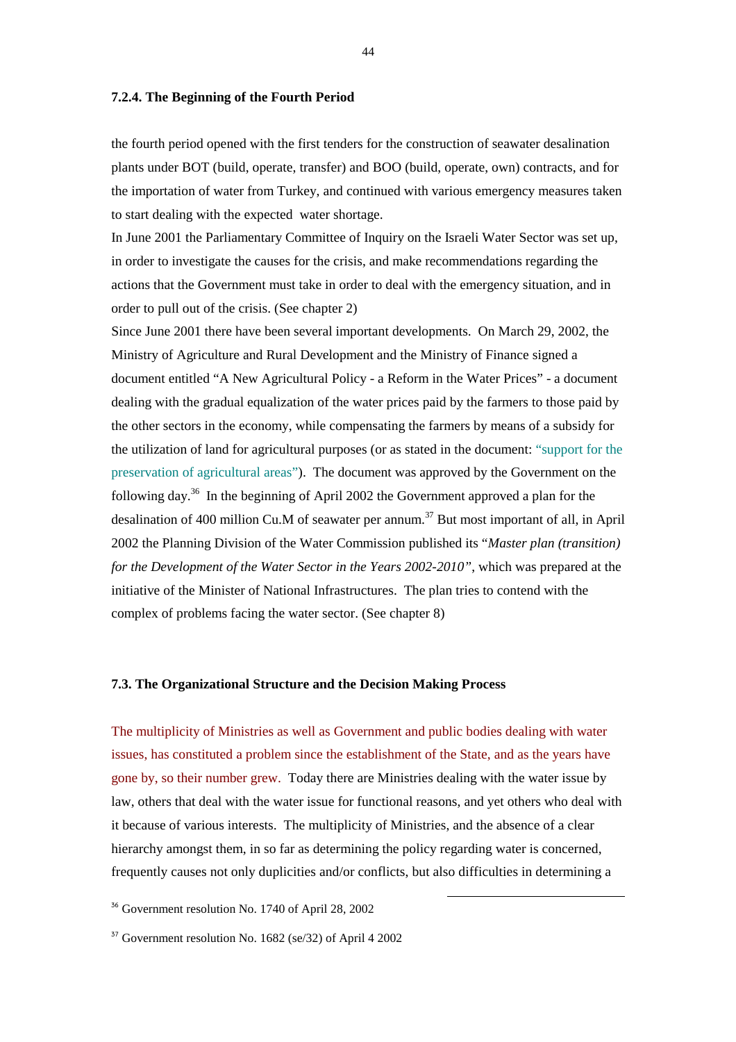### 7.2.4. The Beginning of the Fourth Period

the fourth period opened with the first tenders for the construction of seawater desalination plants under BOT (build, operate, transfer) and BOO (build, operate, own) contracts, and for the importation of water from Turkey, and continued with various emergency measures taken to start dealing with the expected water shortage.

In June 2001 the Parliamentary Committee of Inquiry on the Israeli Water Sector was set up, in order to investigate the causes for the crisis, and make recommendations regarding the actions that the Government must take in order to deal with the emergency situation, and in order to pull out of the crisis. (See chapter 2)

Since June 2001 there have been several important developments. On March 29, 2002, the Ministry of Agriculture and Rural Development and the Ministry of Finance signed a document entitled "A New Agricultural Policy - a Reform in the Water Prices" - a document dealing with the gradual equalization of the water prices paid by the farmers to those paid by the other sectors in the economy, while compensating the farmers by means of a subsidy for the utilization of land for agricultural purposes (or as stated in the document: "support for the preservation of agricultural areas"). The document was approved by the Government on the following day.[36] In the beginning of April 2002 the Government approved a plan for the desalination of 400 million Cu.M of seawater per annum.[37] But most important of all, in April 2002 the Planning Division of the Water Commission published its "*Master plan (transition) for the Development of the Water Sector in the Years 2002-2010"*, which was prepared at the initiative of the Minister of National Infrastructures. The plan tries to contend with the complex of problems facing the water sector. (See chapter 8)

## 7.3. The Organizational Structure and the Decision Making Process

The multiplicity of Ministries as well as Government and public bodies dealing with water issues, has constituted a problem since the establishment of the State, and as the years have gone by, so their number grew. Today there are Ministries dealing with the water issue by law, others that deal with the water issue for functional reasons, and yet others who deal with it because of various interests. The multiplicity of Ministries, and the absence of a clear hierarchy amongst them, in so far as determining the policy regarding water is concerned, frequently causes not only duplicities and/or conflicts, but also difficulties in determining a

---

[36] Government resolution No. 1740 of April 28, 2002

[37] Government resolution No. 1682 (se/32) of April 4 2002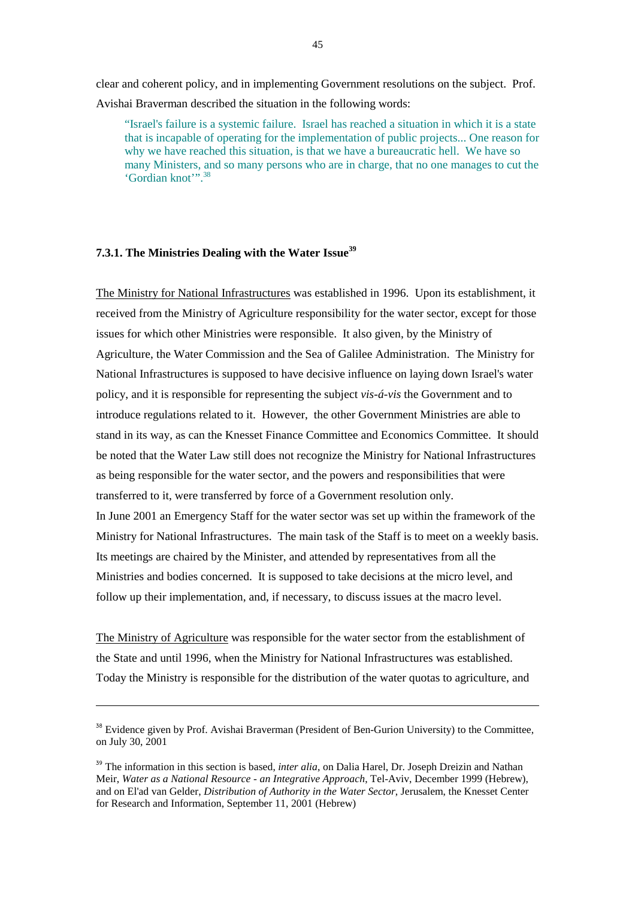clear and coherent policy, and in implementing Government resolutions on the subject. Prof. Avishai Braverman described the situation in the following words:

> "Israel's failure is a systemic failure. Israel has reached a situation in which it is a state that is incapable of operating for the implementation of public projects... One reason for why we have reached this situation, is that we have a bureaucratic hell. We have so many Ministers, and so many persons who are in charge, that no one manages to cut the 'Gordian knot'".[38]

### 7.3.1. The Ministries Dealing with the Water Issue[39]

The Ministry for National Infrastructures was established in 1996. Upon its establishment, it received from the Ministry of Agriculture responsibility for the water sector, except for those issues for which other Ministries were responsible. It also given, by the Ministry of Agriculture, the Water Commission and the Sea of Galilee Administration. The Ministry for National Infrastructures is supposed to have decisive influence on laying down Israel's water policy, and it is responsible for representing the subject *vis-á-vis* the Government and to introduce regulations related to it. However, the other Government Ministries are able to stand in its way, as can the Knesset Finance Committee and Economics Committee. It should be noted that the Water Law still does not recognize the Ministry for National Infrastructures as being responsible for the water sector, and the powers and responsibilities that were transferred to it, were transferred by force of a Government resolution only.

In June 2001 an Emergency Staff for the water sector was set up within the framework of the Ministry for National Infrastructures. The main task of the Staff is to meet on a weekly basis. Its meetings are chaired by the Minister, and attended by representatives from all the Ministries and bodies concerned. It is supposed to take decisions at the micro level, and follow up their implementation, and, if necessary, to discuss issues at the macro level.

The Ministry of Agriculture was responsible for the water sector from the establishment of the State and until 1996, when the Ministry for National Infrastructures was established. Today the Ministry is responsible for the distribution of the water quotas to agriculture, and

---

[38] Evidence given by Prof. Avishai Braverman (President of Ben-Gurion University) to the Committee, on July 30, 2001

[39] The information in this section is based, *inter alia*, on Dalia Harel, Dr. Joseph Dreizin and Nathan Meir, *Water as a National Resource - an Integrative Approach*, Tel-Aviv, December 1999 (Hebrew), and on El'ad van Gelder, *Distribution of Authority in the Water Sector*, Jerusalem, the Knesset Center for Research and Information, September 11, 2001 (Hebrew)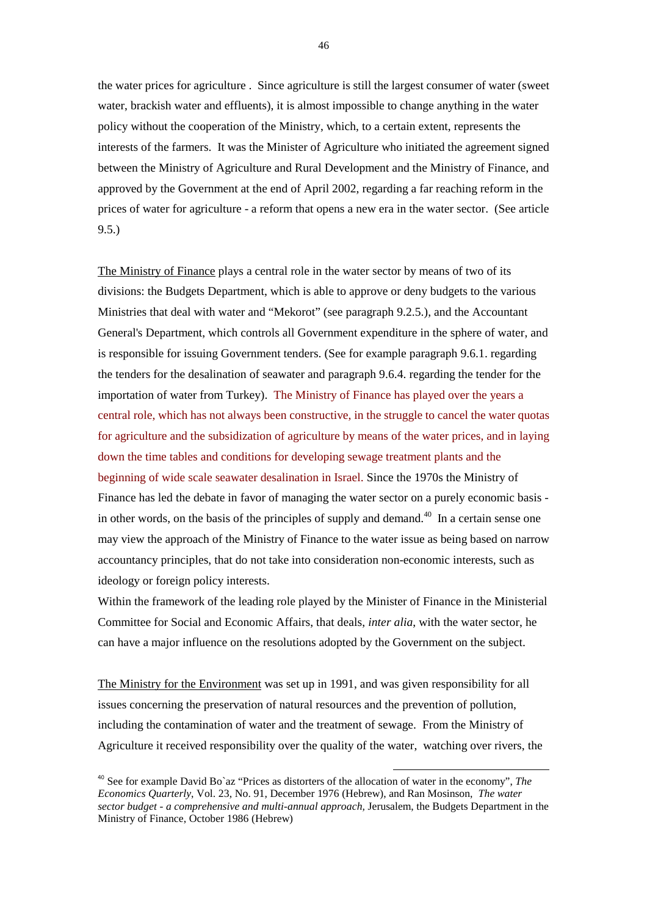the water prices for agriculture . Since agriculture is still the largest consumer of water (sweet water, brackish water and effluents), it is almost impossible to change anything in the water policy without the cooperation of the Ministry, which, to a certain extent, represents the interests of the farmers. It was the Minister of Agriculture who initiated the agreement signed between the Ministry of Agriculture and Rural Development and the Ministry of Finance, and approved by the Government at the end of April 2002, regarding a far reaching reform in the prices of water for agriculture - a reform that opens a new era in the water sector. (See article 9.5.)

The Ministry of Finance plays a central role in the water sector by means of two of its divisions: the Budgets Department, which is able to approve or deny budgets to the various Ministries that deal with water and "Mekorot" (see paragraph 9.2.5.), and the Accountant General's Department, which controls all Government expenditure in the sphere of water, and is responsible for issuing Government tenders. (See for example paragraph 9.6.1. regarding the tenders for the desalination of seawater and paragraph 9.6.4. regarding the tender for the importation of water from Turkey). The Ministry of Finance has played over the years a central role, which has not always been constructive, in the struggle to cancel the water quotas for agriculture and the subsidization of agriculture by means of the water prices, and in laying down the time tables and conditions for developing sewage treatment plants and the beginning of wide scale seawater desalination in Israel. Since the 1970s the Ministry of Finance has led the debate in favor of managing the water sector on a purely economic basis - in other words, on the basis of the principles of supply and demand.[40] In a certain sense one may view the approach of the Ministry of Finance to the water issue as being based on narrow accountancy principles, that do not take into consideration non-economic interests, such as ideology or foreign policy interests.

Within the framework of the leading role played by the Minister of Finance in the Ministerial Committee for Social and Economic Affairs, that deals, *inter alia*, with the water sector, he can have a major influence on the resolutions adopted by the Government on the subject.

The Ministry for the Environment was set up in 1991, and was given responsibility for all issues concerning the preservation of natural resources and the prevention of pollution, including the contamination of water and the treatment of sewage. From the Ministry of Agriculture it received responsibility over the quality of the water, watching over rivers, the

[40] See for example David Bo`az "Prices as distorters of the allocation of water in the economy", *The Economics Quarterly*, Vol. 23, No. 91, December 1976 (Hebrew), and Ran Mosinson, *The water sector budget - a comprehensive and multi-annual approach,* Jerusalem, the Budgets Department in the Ministry of Finance, October 1986 (Hebrew)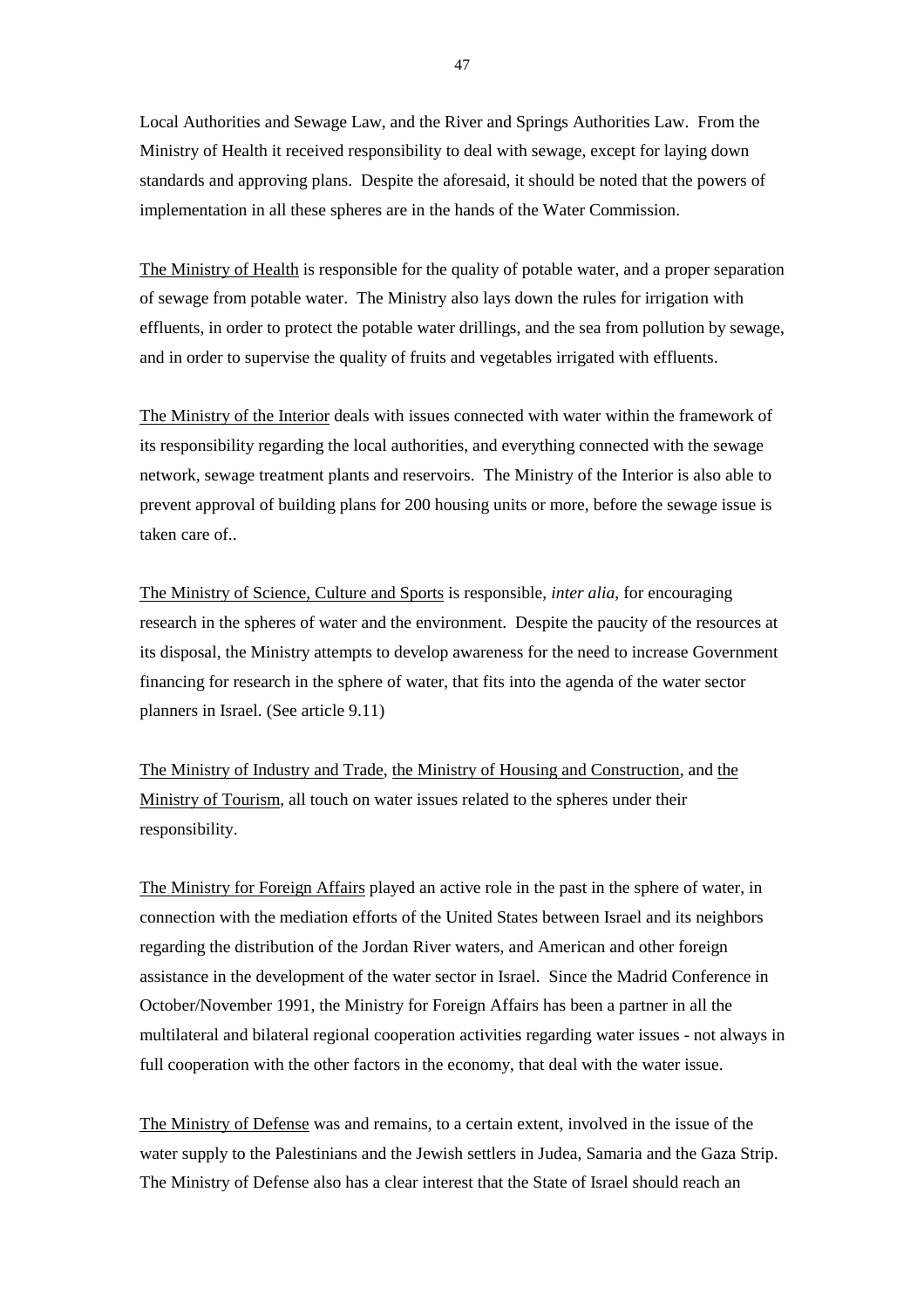Local Authorities and Sewage Law, and the River and Springs Authorities Law.  From the Ministry of Health it received responsibility to deal with sewage, except for laying down standards and approving plans.  Despite the aforesaid, it should be noted that the powers of implementation in all these spheres are in the hands of the Water Commission.

<u>The Ministry of Health</u> is responsible for the quality of potable water, and a proper separation of sewage from potable water.  The Ministry also lays down the rules for irrigation with effluents, in order to protect the potable water drillings, and the sea from pollution by sewage, and in order to supervise the quality of fruits and vegetables irrigated with effluents.

<u>The Ministry of the Interior</u> deals with issues connected with water within the framework of its responsibility regarding the local authorities, and everything connected with the sewage network, sewage treatment plants and reservoirs.  The Ministry of the Interior is also able to prevent approval of building plans for 200 housing units or more, before the sewage issue is taken care of..

<u>The Ministry of Science, Culture and Sports</u> is responsible, *inter alia*, for encouraging research in the spheres of water and the environment.  Despite the paucity of the resources at its disposal, the Ministry attempts to develop awareness for the need to increase Government financing for research in the sphere of water, that fits into the agenda of the water sector planners in Israel. (See article 9.11)

<u>The Ministry of Industry and Trade</u>, <u>the Ministry of Housing and Construction</u>, and <u>the Ministry of Tourism</u>, all touch on water issues related to the spheres under their responsibility.

<u>The Ministry for Foreign Affairs</u> played an active role in the past in the sphere of water, in connection with the mediation efforts of the United States between Israel and its neighbors regarding the distribution of the Jordan River waters, and American and other foreign assistance in the development of the water sector in Israel.  Since the Madrid Conference in October/November 1991, the Ministry for Foreign Affairs has been a partner in all the multilateral and bilateral regional cooperation activities regarding water issues - not always in full cooperation with the other factors in the economy, that deal with the water issue.

<u>The Ministry of Defense</u> was and remains, to a certain extent, involved in the issue of the water supply to the Palestinians and the Jewish settlers in Judea, Samaria and the Gaza Strip.  The Ministry of Defense also has a clear interest that the State of Israel should reach an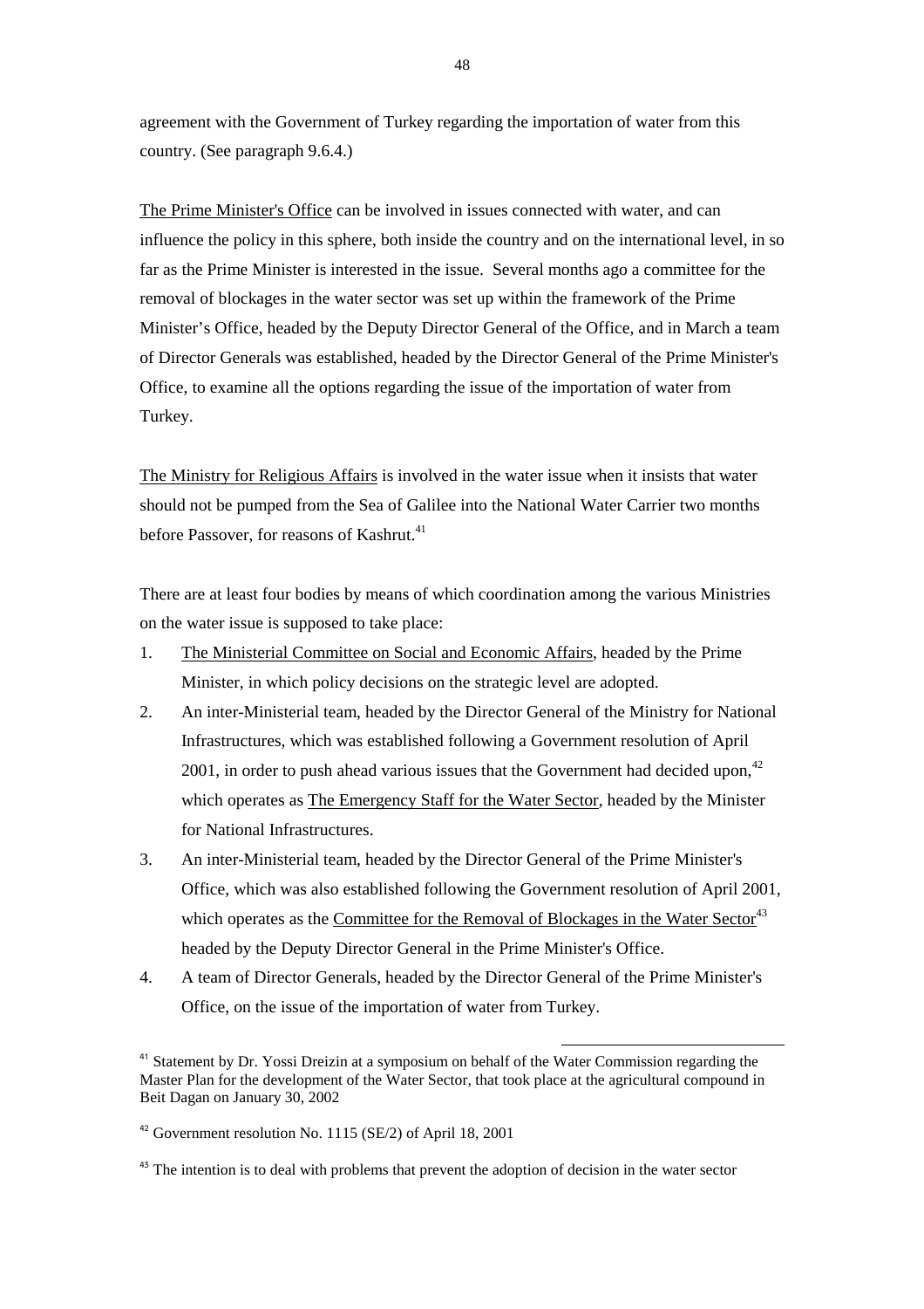agreement with the Government of Turkey regarding the importation of water from this country. (See paragraph 9.6.4.)

The Prime Minister's Office can be involved in issues connected with water, and can influence the policy in this sphere, both inside the country and on the international level, in so far as the Prime Minister is interested in the issue. Several months ago a committee for the removal of blockages in the water sector was set up within the framework of the Prime Minister's Office, headed by the Deputy Director General of the Office, and in March a team of Director Generals was established, headed by the Director General of the Prime Minister's Office, to examine all the options regarding the issue of the importation of water from Turkey.

The Ministry for Religious Affairs is involved in the water issue when it insists that water should not be pumped from the Sea of Galilee into the National Water Carrier two months before Passover, for reasons of Kashrut.[41]

There are at least four bodies by means of which coordination among the various Ministries on the water issue is supposed to take place:

1. The Ministerial Committee on Social and Economic Affairs, headed by the Prime Minister, in which policy decisions on the strategic level are adopted.
2. An inter-Ministerial team, headed by the Director General of the Ministry for National Infrastructures, which was established following a Government resolution of April 2001, in order to push ahead various issues that the Government had decided upon,[42] which operates as The Emergency Staff for the Water Sector, headed by the Minister for National Infrastructures.
3. An inter-Ministerial team, headed by the Director General of the Prime Minister's Office, which was also established following the Government resolution of April 2001, which operates as the Committee for the Removal of Blockages in the Water Sector[43] headed by the Deputy Director General in the Prime Minister's Office.
4. A team of Director Generals, headed by the Director General of the Prime Minister's Office, on the issue of the importation of water from Turkey.

---

[41] Statement by Dr. Yossi Dreizin at a symposium on behalf of the Water Commission regarding the Master Plan for the development of the Water Sector, that took place at the agricultural compound in Beit Dagan on January 30, 2002

[42] Government resolution No. 1115 (SE/2) of April 18, 2001

[43] The intention is to deal with problems that prevent the adoption of decision in the water sector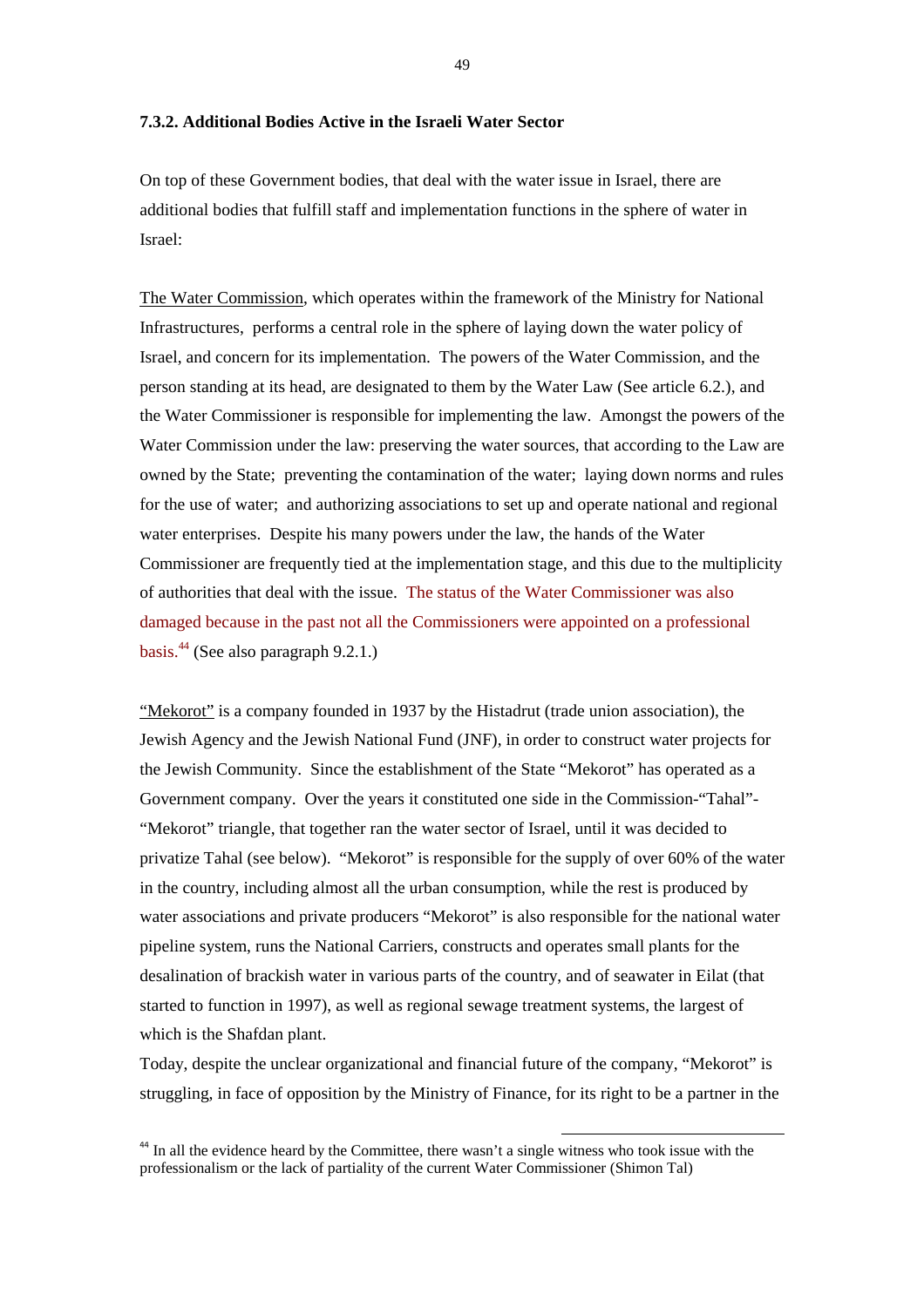### 7.3.2. Additional Bodies Active in the Israeli Water Sector

On top of these Government bodies, that deal with the water issue in Israel, there are additional bodies that fulfill staff and implementation functions in the sphere of water in Israel:

The Water Commission, which operates within the framework of the Ministry for National Infrastructures, performs a central role in the sphere of laying down the water policy of Israel, and concern for its implementation. The powers of the Water Commission, and the person standing at its head, are designated to them by the Water Law (See article 6.2.), and the Water Commissioner is responsible for implementing the law. Amongst the powers of the Water Commission under the law: preserving the water sources, that according to the Law are owned by the State; preventing the contamination of the water; laying down norms and rules for the use of water; and authorizing associations to set up and operate national and regional water enterprises. Despite his many powers under the law, the hands of the Water Commissioner are frequently tied at the implementation stage, and this due to the multiplicity of authorities that deal with the issue. The status of the Water Commissioner was also damaged because in the past not all the Commissioners were appointed on a professional basis.[44] (See also paragraph 9.2.1.)

"Mekorot" is a company founded in 1937 by the Histadrut (trade union association), the Jewish Agency and the Jewish National Fund (JNF), in order to construct water projects for the Jewish Community. Since the establishment of the State "Mekorot" has operated as a Government company. Over the years it constituted one side in the Commission-"Tahal"-"Mekorot" triangle, that together ran the water sector of Israel, until it was decided to privatize Tahal (see below). "Mekorot" is responsible for the supply of over 60% of the water in the country, including almost all the urban consumption, while the rest is produced by water associations and private producers "Mekorot" is also responsible for the national water pipeline system, runs the National Carriers, constructs and operates small plants for the desalination of brackish water in various parts of the country, and of seawater in Eilat (that started to function in 1997), as well as regional sewage treatment systems, the largest of which is the Shafdan plant.

Today, despite the unclear organizational and financial future of the company, "Mekorot" is struggling, in face of opposition by the Ministry of Finance, for its right to be a partner in the

---

[44] In all the evidence heard by the Committee, there wasn't a single witness who took issue with the professionalism or the lack of partiality of the current Water Commissioner (Shimon Tal)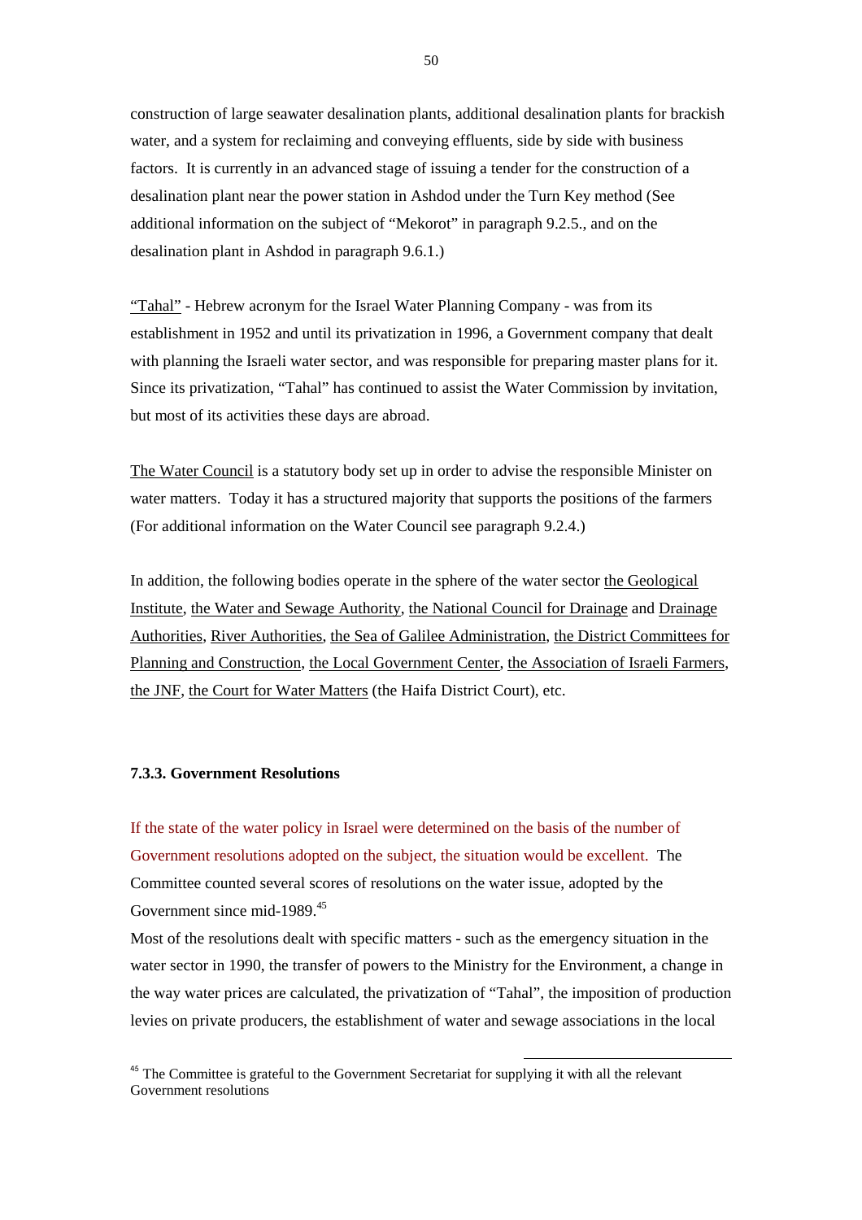construction of large seawater desalination plants, additional desalination plants for brackish water, and a system for reclaiming and conveying effluents, side by side with business factors. It is currently in an advanced stage of issuing a tender for the construction of a desalination plant near the power station in Ashdod under the Turn Key method (See additional information on the subject of "Mekorot" in paragraph 9.2.5., and on the desalination plant in Ashdod in paragraph 9.6.1.)

"Tahal" - Hebrew acronym for the Israel Water Planning Company - was from its establishment in 1952 and until its privatization in 1996, a Government company that dealt with planning the Israeli water sector, and was responsible for preparing master plans for it. Since its privatization, "Tahal" has continued to assist the Water Commission by invitation, but most of its activities these days are abroad.

The Water Council is a statutory body set up in order to advise the responsible Minister on water matters. Today it has a structured majority that supports the positions of the farmers (For additional information on the Water Council see paragraph 9.2.4.)

In addition, the following bodies operate in the sphere of the water sector the Geological Institute, the Water and Sewage Authority, the National Council for Drainage and Drainage Authorities, River Authorities, the Sea of Galilee Administration, the District Committees for Planning and Construction, the Local Government Center, the Association of Israeli Farmers, the JNF, the Court for Water Matters (the Haifa District Court), etc.

#### 7.3.3. Government Resolutions

If the state of the water policy in Israel were determined on the basis of the number of Government resolutions adopted on the subject, the situation would be excellent. The Committee counted several scores of resolutions on the water issue, adopted by the Government since mid-1989.[45]

Most of the resolutions dealt with specific matters - such as the emergency situation in the water sector in 1990, the transfer of powers to the Ministry for the Environment, a change in the way water prices are calculated, the privatization of "Tahal", the imposition of production levies on private producers, the establishment of water and sewage associations in the local

[45] The Committee is grateful to the Government Secretariat for supplying it with all the relevant Government resolutions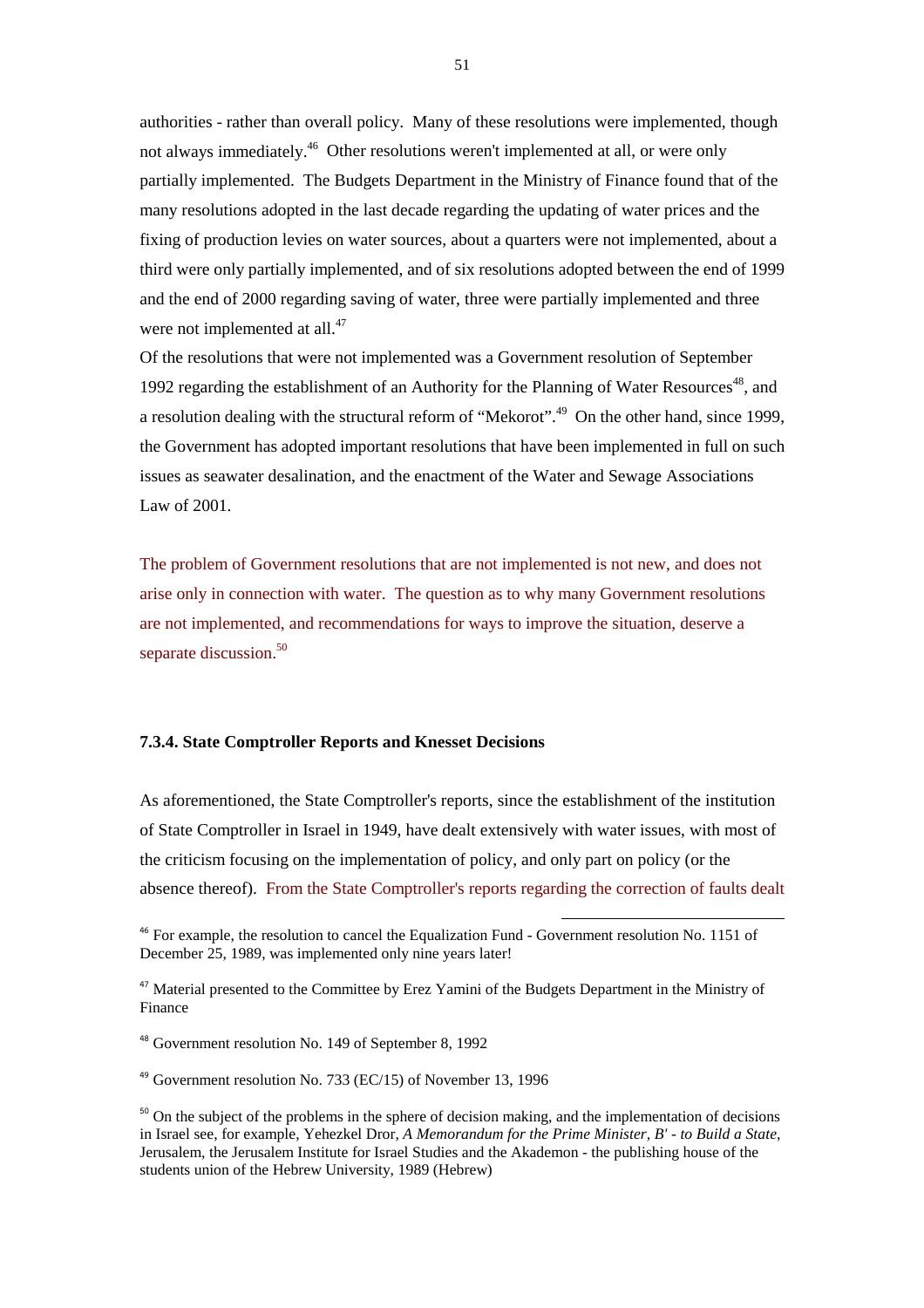authorities - rather than overall policy. Many of these resolutions were implemented, though not always immediately.[46] Other resolutions weren't implemented at all, or were only partially implemented. The Budgets Department in the Ministry of Finance found that of the many resolutions adopted in the last decade regarding the updating of water prices and the fixing of production levies on water sources, about a quarters were not implemented, about a third were only partially implemented, and of six resolutions adopted between the end of 1999 and the end of 2000 regarding saving of water, three were partially implemented and three were not implemented at all.[47]

Of the resolutions that were not implemented was a Government resolution of September 1992 regarding the establishment of an Authority for the Planning of Water Resources[48], and a resolution dealing with the structural reform of "Mekorot".[49] On the other hand, since 1999, the Government has adopted important resolutions that have been implemented in full on such issues as seawater desalination, and the enactment of the Water and Sewage Associations Law of 2001.

The problem of Government resolutions that are not implemented is not new, and does not arise only in connection with water. The question as to why many Government resolutions are not implemented, and recommendations for ways to improve the situation, deserve a separate discussion.[50]

#### 7.3.4. State Comptroller Reports and Knesset Decisions

As aforementioned, the State Comptroller's reports, since the establishment of the institution of State Comptroller in Israel in 1949, have dealt extensively with water issues, with most of the criticism focusing on the implementation of policy, and only part on policy (or the absence thereof). From the State Comptroller's reports regarding the correction of faults dealt

---

[46] For example, the resolution to cancel the Equalization Fund - Government resolution No. 1151 of December 25, 1989, was implemented only nine years later!

[47] Material presented to the Committee by Erez Yamini of the Budgets Department in the Ministry of Finance

[48] Government resolution No. 149 of September 8, 1992

[49] Government resolution No. 733 (EC/15) of November 13, 1996

[50] On the subject of the problems in the sphere of decision making, and the implementation of decisions in Israel see, for example, Yehezkel Dror, *A Memorandum for the Prime Minister, B' - to Build a State*, Jerusalem, the Jerusalem Institute for Israel Studies and the Akademon - the publishing house of the students union of the Hebrew University, 1989 (Hebrew)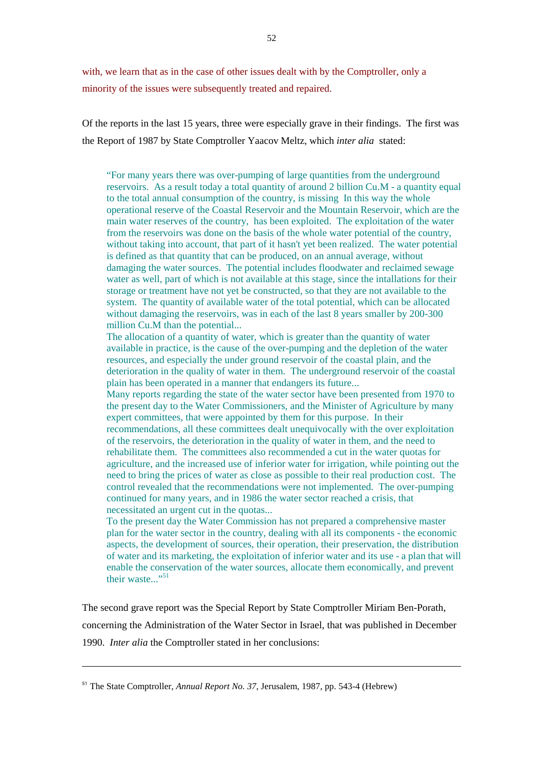with, we learn that as in the case of other issues dealt with by the Comptroller, only a minority of the issues were subsequently treated and repaired.

Of the reports in the last 15 years, three were especially grave in their findings. The first was the Report of 1987 by State Comptroller Yaacov Meltz, which *inter alia* stated:

> "For many years there was over-pumping of large quantities from the underground reservoirs. As a result today a total quantity of around 2 billion Cu.M - a quantity equal to the total annual consumption of the country, is missing In this way the whole operational reserve of the Coastal Reservoir and the Mountain Reservoir, which are the main water reserves of the country, has been exploited. The exploitation of the water from the reservoirs was done on the basis of the whole water potential of the country, without taking into account, that part of it hasn't yet been realized. The water potential is defined as that quantity that can be produced, on an annual average, without damaging the water sources. The potential includes floodwater and reclaimed sewage water as well, part of which is not available at this stage, since the intallations for their storage or treatment have not yet be constructed, so that they are not available to the system. The quantity of available water of the total potential, which can be allocated without damaging the reservoirs, was in each of the last 8 years smaller by 200-300 million Cu.M than the potential...
>
> The allocation of a quantity of water, which is greater than the quantity of water available in practice, is the cause of the over-pumping and the depletion of the water resources, and especially the under ground reservoir of the coastal plain, and the deterioration in the quality of water in them. The underground reservoir of the coastal plain has been operated in a manner that endangers its future...
>
> Many reports regarding the state of the water sector have been presented from 1970 to the present day to the Water Commissioners, and the Minister of Agriculture by many expert committees, that were appointed by them for this purpose. In their recommendations, all these committees dealt unequivocally with the over exploitation of the reservoirs, the deterioration in the quality of water in them, and the need to rehabilitate them. The committees also recommended a cut in the water quotas for agriculture, and the increased use of inferior water for irrigation, while pointing out the need to bring the prices of water as close as possible to their real production cost. The control revealed that the recommendations were not implemented. The over-pumping continued for many years, and in 1986 the water sector reached a crisis, that necessitated an urgent cut in the quotas...
>
> To the present day the Water Commission has not prepared a comprehensive master plan for the water sector in the country, dealing with all its components - the economic aspects, the development of sources, their operation, their preservation, the distribution of water and its marketing, the exploitation of inferior water and its use - a plan that will enable the conservation of the water sources, allocate them economically, and prevent their waste..."[51]

The second grave report was the Special Report by State Comptroller Miriam Ben-Porath, concerning the Administration of the Water Sector in Israel, that was published in December 1990. *Inter alia* the Comptroller stated in her conclusions:

---

[51] The State Comptroller, *Annual Report No. 37*, Jerusalem, 1987, pp. 543-4 (Hebrew)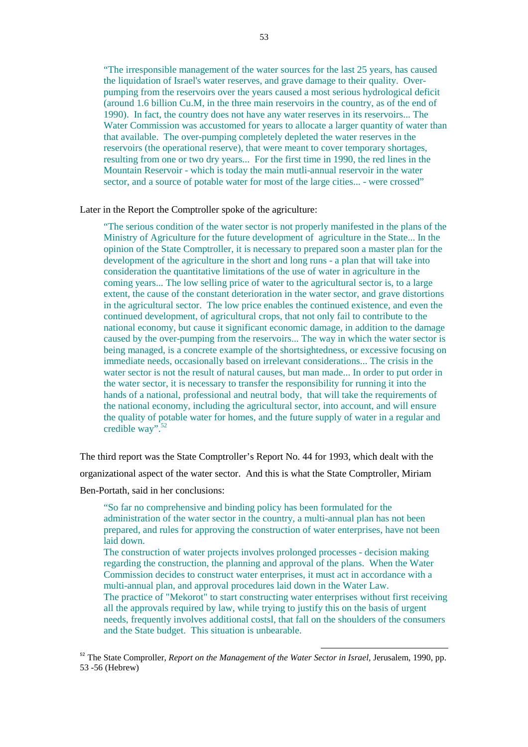> "The irresponsible management of the water sources for the last 25 years, has caused the liquidation of Israel's water reserves, and grave damage to their quality. Over-pumping from the reservoirs over the years caused a most serious hydrological deficit (around 1.6 billion Cu.M, in the three main reservoirs in the country, as of the end of 1990). In fact, the country does not have any water reserves in its reservoirs... The Water Commission was accustomed for years to allocate a larger quantity of water than that available. The over-pumping completely depleted the water reserves in the reservoirs (the operational reserve), that were meant to cover temporary shortages, resulting from one or two dry years... For the first time in 1990, the red lines in the Mountain Reservoir - which is today the main mutli-annual reservoir in the water sector, and a source of potable water for most of the large cities... - were crossed"

Later in the Report the Comptroller spoke of the agriculture:

> "The serious condition of the water sector is not properly manifested in the plans of the Ministry of Agriculture for the future development of agriculture in the State... In the opinion of the State Comptroller, it is necessary to prepared soon a master plan for the development of the agriculture in the short and long runs - a plan that will take into consideration the quantitative limitations of the use of water in agriculture in the coming years... The low selling price of water to the agricultural sector is, to a large extent, the cause of the constant deterioration in the water sector, and grave distortions in the agricultural sector. The low price enables the continued existence, and even the continued development, of agricultural crops, that not only fail to contribute to the national economy, but cause it significant economic damage, in addition to the damage caused by the over-pumping from the reservoirs... The way in which the water sector is being managed, is a concrete example of the shortsightedness, or excessive focusing on immediate needs, occasionally based on irrelevant considerations... The crisis in the water sector is not the result of natural causes, but man made... In order to put order in the water sector, it is necessary to transfer the responsibility for running it into the hands of a national, professional and neutral body, that will take the requirements of the national economy, including the agricultural sector, into account, and will ensure the quality of potable water for homes, and the future supply of water in a regular and credible way".[52]

The third report was the State Comptroller's Report No. 44 for 1993, which dealt with the organizational aspect of the water sector. And this is what the State Comptroller, Miriam Ben-Portath, said in her conclusions:

> "So far no comprehensive and binding policy has been formulated for the administration of the water sector in the country, a multi-annual plan has not been prepared, and rules for approving the construction of water enterprises, have not been laid down.
> The construction of water projects involves prolonged processes - decision making regarding the construction, the planning and approval of the plans. When the Water Commission decides to construct water enterprises, it must act in accordance with a multi-annual plan, and approval procedures laid down in the Water Law.
> The practice of "Mekorot" to start constructing water enterprises without first receiving all the approvals required by law, while trying to justify this on the basis of urgent needs, frequently involves additional costsl, that fall on the shoulders of the consumers and the State budget. This situation is unbearable.

---

[52] The State Comproller, *Report on the Management of the Water Sector in Israel,* Jerusalem, 1990, pp. 53 -56 (Hebrew)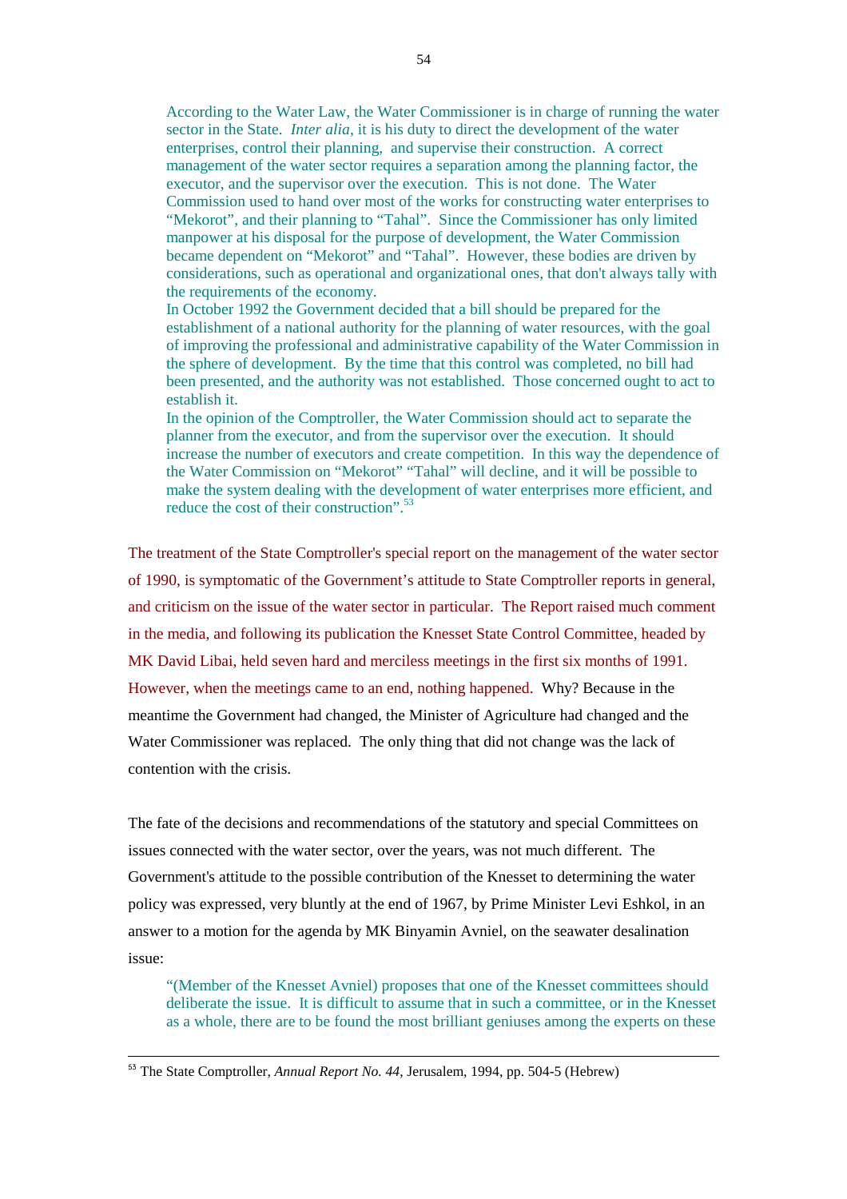> According to the Water Law, the Water Commissioner is in charge of running the water sector in the State. *Inter alia*, it is his duty to direct the development of the water enterprises, control their planning, and supervise their construction. A correct management of the water sector requires a separation among the planning factor, the executor, and the supervisor over the execution. This is not done. The Water Commission used to hand over most of the works for constructing water enterprises to "Mekorot", and their planning to "Tahal". Since the Commissioner has only limited manpower at his disposal for the purpose of development, the Water Commission became dependent on "Mekorot" and "Tahal". However, these bodies are driven by considerations, such as operational and organizational ones, that don't always tally with the requirements of the economy.
>
> In October 1992 the Government decided that a bill should be prepared for the establishment of a national authority for the planning of water resources, with the goal of improving the professional and administrative capability of the Water Commission in the sphere of development. By the time that this control was completed, no bill had been presented, and the authority was not established. Those concerned ought to act to establish it.
>
> In the opinion of the Comptroller, the Water Commission should act to separate the planner from the executor, and from the supervisor over the execution. It should increase the number of executors and create competition. In this way the dependence of the Water Commission on "Mekorot" "Tahal" will decline, and it will be possible to make the system dealing with the development of water enterprises more efficient, and reduce the cost of their construction".[53]

The treatment of the State Comptroller's special report on the management of the water sector of 1990, is symptomatic of the Government's attitude to State Comptroller reports in general, and criticism on the issue of the water sector in particular. The Report raised much comment in the media, and following its publication the Knesset State Control Committee, headed by MK David Libai, held seven hard and merciless meetings in the first six months of 1991. However, when the meetings came to an end, nothing happened. Why? Because in the meantime the Government had changed, the Minister of Agriculture had changed and the Water Commissioner was replaced. The only thing that did not change was the lack of contention with the crisis.

The fate of the decisions and recommendations of the statutory and special Committees on issues connected with the water sector, over the years, was not much different. The Government's attitude to the possible contribution of the Knesset to determining the water policy was expressed, very bluntly at the end of 1967, by Prime Minister Levi Eshkol, in an answer to a motion for the agenda by MK Binyamin Avniel, on the seawater desalination issue:

> "(Member of the Knesset Avniel) proposes that one of the Knesset committees should deliberate the issue. It is difficult to assume that in such a committee, or in the Knesset as a whole, there are to be found the most brilliant geniuses among the experts on these

---

[53] The State Comptroller, *Annual Report No. 44*, Jerusalem, 1994, pp. 504-5 (Hebrew)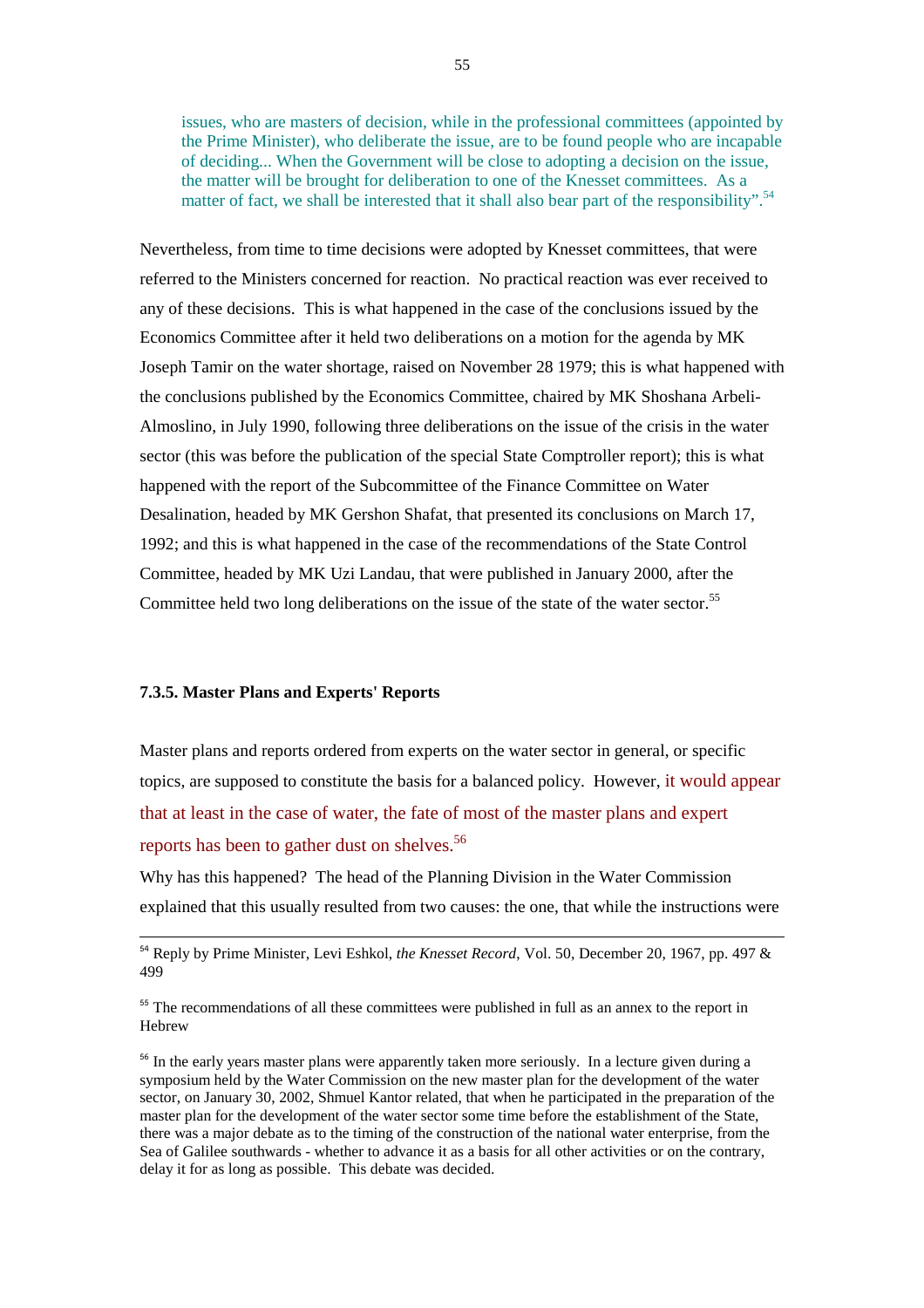> issues, who are masters of decision, while in the professional committees (appointed by the Prime Minister), who deliberate the issue, are to be found people who are incapable of deciding... When the Government will be close to adopting a decision on the issue, the matter will be brought for deliberation to one of the Knesset committees. As a matter of fact, we shall be interested that it shall also bear part of the responsibility".[54]

Nevertheless, from time to time decisions were adopted by Knesset committees, that were referred to the Ministers concerned for reaction. No practical reaction was ever received to any of these decisions. This is what happened in the case of the conclusions issued by the Economics Committee after it held two deliberations on a motion for the agenda by MK Joseph Tamir on the water shortage, raised on November 28 1979; this is what happened with the conclusions published by the Economics Committee, chaired by MK Shoshana Arbeli-Almoslino, in July 1990, following three deliberations on the issue of the crisis in the water sector (this was before the publication of the special State Comptroller report); this is what happened with the report of the Subcommittee of the Finance Committee on Water Desalination, headed by MK Gershon Shafat, that presented its conclusions on March 17, 1992; and this is what happened in the case of the recommendations of the State Control Committee, headed by MK Uzi Landau, that were published in January 2000, after the Committee held two long deliberations on the issue of the state of the water sector.[55]

### 7.3.5. Master Plans and Experts' Reports

Master plans and reports ordered from experts on the water sector in general, or specific topics, are supposed to constitute the basis for a balanced policy. However, it would appear that at least in the case of water, the fate of most of the master plans and expert reports has been to gather dust on shelves.[56]

Why has this happened? The head of the Planning Division in the Water Commission explained that this usually resulted from two causes: the one, that while the instructions were

---

[54] Reply by Prime Minister, Levi Eshkol, *the Knesset Record*, Vol. 50, December 20, 1967, pp. 497 & 499

[55] The recommendations of all these committees were published in full as an annex to the report in Hebrew

[56] In the early years master plans were apparently taken more seriously. In a lecture given during a symposium held by the Water Commission on the new master plan for the development of the water sector, on January 30, 2002, Shmuel Kantor related, that when he participated in the preparation of the master plan for the development of the water sector some time before the establishment of the State, there was a major debate as to the timing of the construction of the national water enterprise, from the Sea of Galilee southwards - whether to advance it as a basis for all other activities or on the contrary, delay it for as long as possible. This debate was decided.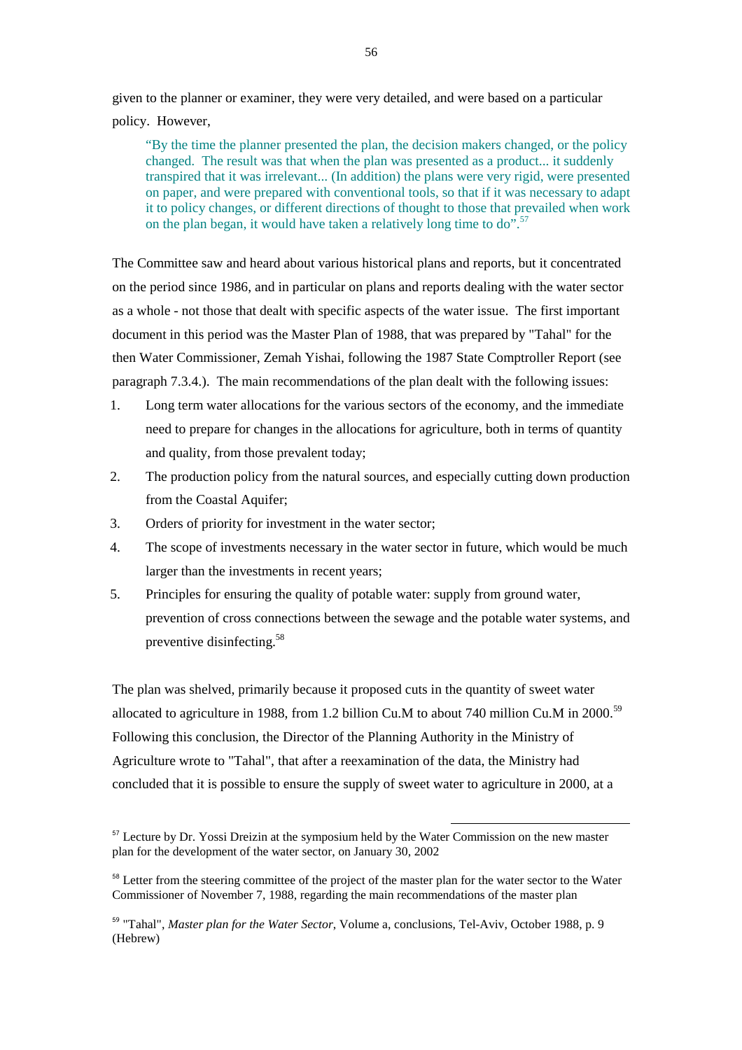given to the planner or examiner, they were very detailed, and were based on a particular policy. However,

> "By the time the planner presented the plan, the decision makers changed, or the policy changed. The result was that when the plan was presented as a product... it suddenly transpired that it was irrelevant... (In addition) the plans were very rigid, were presented on paper, and were prepared with conventional tools, so that if it was necessary to adapt it to policy changes, or different directions of thought to those that prevailed when work on the plan began, it would have taken a relatively long time to do".[57]

The Committee saw and heard about various historical plans and reports, but it concentrated on the period since 1986, and in particular on plans and reports dealing with the water sector as a whole - not those that dealt with specific aspects of the water issue. The first important document in this period was the Master Plan of 1988, that was prepared by "Tahal" for the then Water Commissioner, Zemah Yishai, following the 1987 State Comptroller Report (see paragraph 7.3.4.). The main recommendations of the plan dealt with the following issues:

1. Long term water allocations for the various sectors of the economy, and the immediate need to prepare for changes in the allocations for agriculture, both in terms of quantity and quality, from those prevalent today;
2. The production policy from the natural sources, and especially cutting down production from the Coastal Aquifer;
3. Orders of priority for investment in the water sector;
4. The scope of investments necessary in the water sector in future, which would be much larger than the investments in recent years;
5. Principles for ensuring the quality of potable water: supply from ground water, prevention of cross connections between the sewage and the potable water systems, and preventive disinfecting.[58]

The plan was shelved, primarily because it proposed cuts in the quantity of sweet water allocated to agriculture in 1988, from 1.2 billion Cu.M to about 740 million Cu.M in 2000.[59] Following this conclusion, the Director of the Planning Authority in the Ministry of Agriculture wrote to "Tahal", that after a reexamination of the data, the Ministry had concluded that it is possible to ensure the supply of sweet water to agriculture in 2000, at a

---

[57] Lecture by Dr. Yossi Dreizin at the symposium held by the Water Commission on the new master plan for the development of the water sector, on January 30, 2002

[58] Letter from the steering committee of the project of the master plan for the water sector to the Water Commissioner of November 7, 1988, regarding the main recommendations of the master plan

[59] "Tahal", *Master plan for the Water Sector*, Volume a, conclusions, Tel-Aviv, October 1988, p. 9 (Hebrew)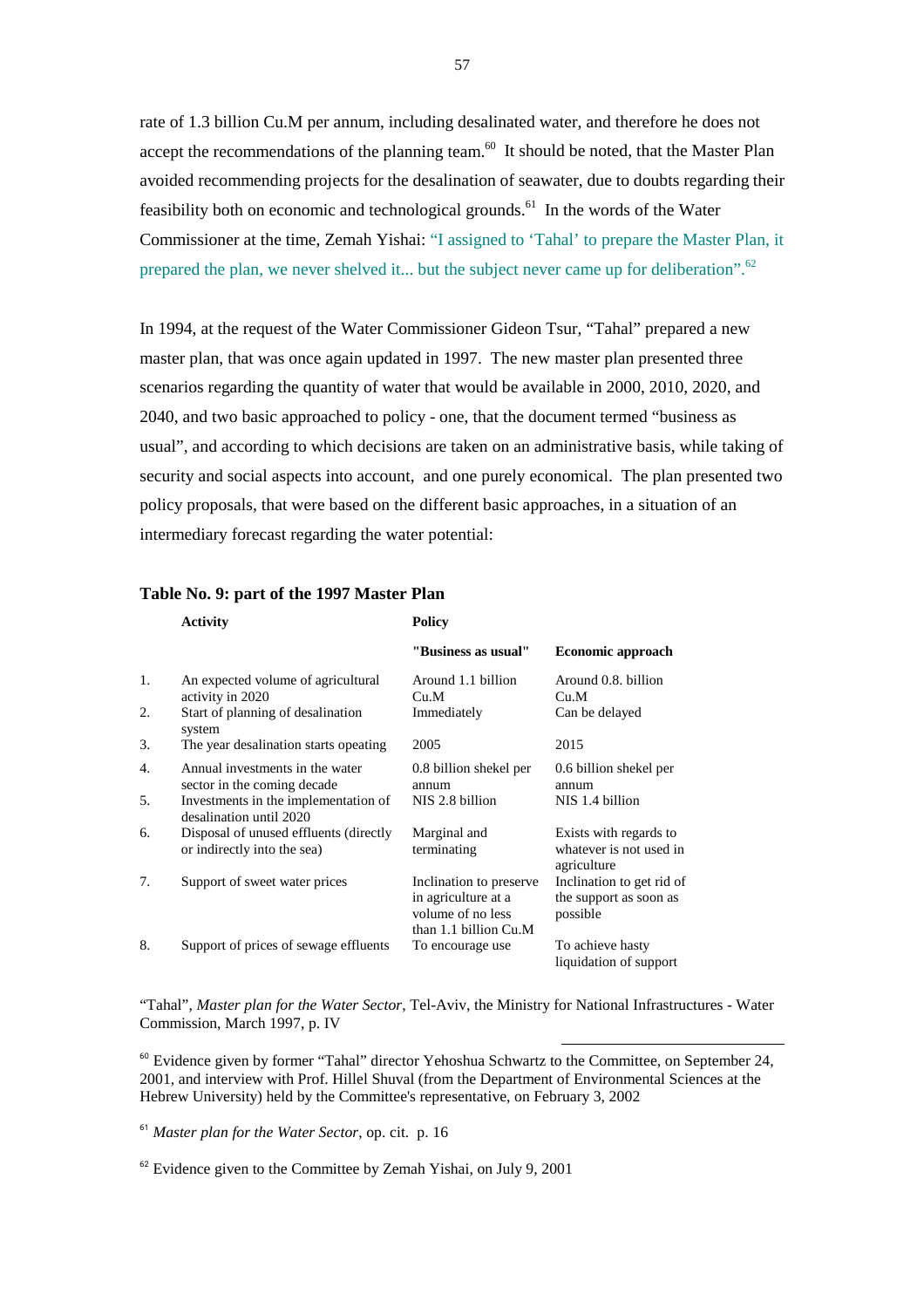rate of 1.3 billion Cu.M per annum, including desalinated water, and therefore he does not accept the recommendations of the planning team.[60] It should be noted, that the Master Plan avoided recommending projects for the desalination of seawater, due to doubts regarding their feasibility both on economic and technological grounds.[61] In the words of the Water Commissioner at the time, Zemah Yishai: "I assigned to 'Tahal' to prepare the Master Plan, it prepared the plan, we never shelved it... but the subject never came up for deliberation".[62]

In 1994, at the request of the Water Commissioner Gideon Tsur, "Tahal" prepared a new master plan, that was once again updated in 1997. The new master plan presented three scenarios regarding the quantity of water that would be available in 2000, 2010, 2020, and 2040, and two basic approached to policy - one, that the document termed "business as usual", and according to which decisions are taken on an administrative basis, while taking of security and social aspects into account, and one purely economical. The plan presented two policy proposals, that were based on the different basic approaches, in a situation of an intermediary forecast regarding the water potential:

**Table No. 9: part of the 1997 Master Plan**

| | **Activity** | **Policy** | |
|---|---|---|---|
| | | **"Business as usual"** | **Economic approach** |
| 1. | An expected volume of agricultural activity in 2020 | Around 1.1 billion Cu.M | Around 0.8. billion Cu.M |
| 2. | Start of planning of desalination system | Immediately | Can be delayed |
| 3. | The year desalination starts opeating | 2005 | 2015 |
| 4. | Annual investments in the water sector in the coming decade | 0.8 billion shekel per annum | 0.6 billion shekel per annum |
| 5. | Investments in the implementation of desalination until 2020 | NIS 2.8 billion | NIS 1.4 billion |
| 6. | Disposal of unused effluents (directly or indirectly into the sea) | Marginal and terminating | Exists with regards to whatever is not used in agriculture |
| 7. | Support of sweet water prices | Inclination to preserve in agriculture at a volume of no less than 1.1 billion Cu.M | Inclination to get rid of the support as soon as possible |
| 8. | Support of prices of sewage effluents | To encourage use | To achieve hasty liquidation of support |

"Tahal", *Master plan for the Water Sector*, Tel-Aviv, the Ministry for National Infrastructures - Water Commission, March 1997, p. IV

[60] Evidence given by former "Tahal" director Yehoshua Schwartz to the Committee, on September 24, 2001, and interview with Prof. Hillel Shuval (from the Department of Environmental Sciences at the Hebrew University) held by the Committee's representative, on February 3, 2002

[61] *Master plan for the Water Sector*, op. cit. p. 16

[62] Evidence given to the Committee by Zemah Yishai, on July 9, 2001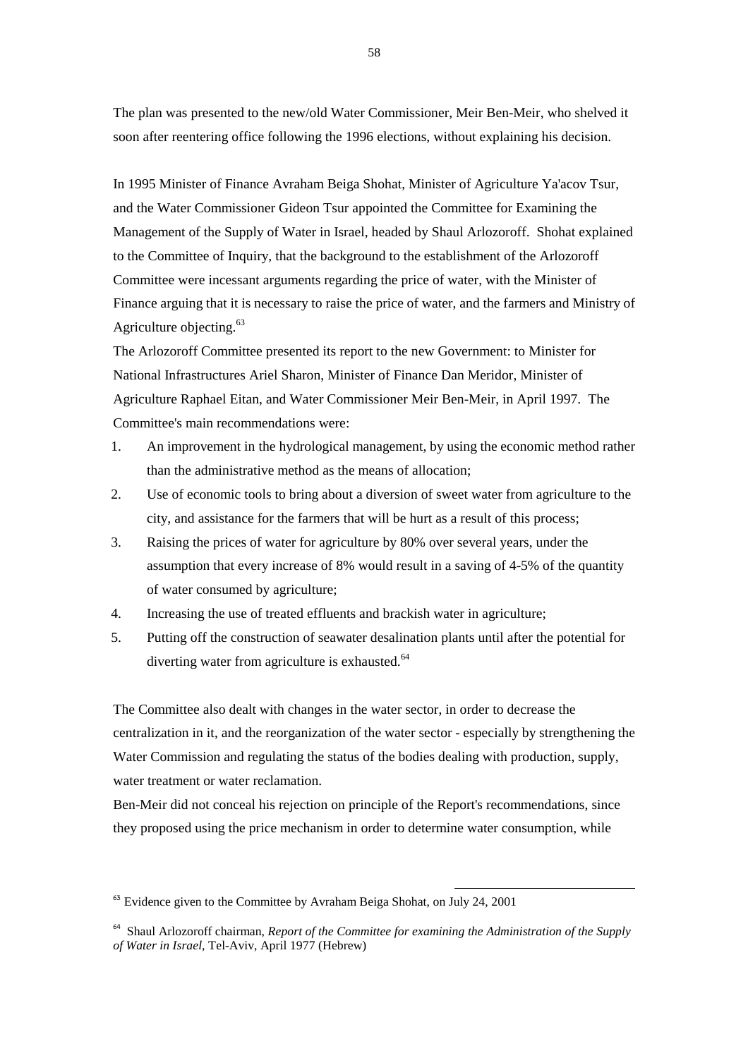The plan was presented to the new/old Water Commissioner, Meir Ben-Meir, who shelved it soon after reentering office following the 1996 elections, without explaining his decision.

In 1995 Minister of Finance Avraham Beiga Shohat, Minister of Agriculture Ya'acov Tsur, and the Water Commissioner Gideon Tsur appointed the Committee for Examining the Management of the Supply of Water in Israel, headed by Shaul Arlozoroff. Shohat explained to the Committee of Inquiry, that the background to the establishment of the Arlozoroff Committee were incessant arguments regarding the price of water, with the Minister of Finance arguing that it is necessary to raise the price of water, and the farmers and Ministry of Agriculture objecting.[63]

The Arlozoroff Committee presented its report to the new Government: to Minister for National Infrastructures Ariel Sharon, Minister of Finance Dan Meridor, Minister of Agriculture Raphael Eitan, and Water Commissioner Meir Ben-Meir, in April 1997. The Committee's main recommendations were:

1. An improvement in the hydrological management, by using the economic method rather than the administrative method as the means of allocation;
2. Use of economic tools to bring about a diversion of sweet water from agriculture to the city, and assistance for the farmers that will be hurt as a result of this process;
3. Raising the prices of water for agriculture by 80% over several years, under the assumption that every increase of 8% would result in a saving of 4-5% of the quantity of water consumed by agriculture;
4. Increasing the use of treated effluents and brackish water in agriculture;
5. Putting off the construction of seawater desalination plants until after the potential for diverting water from agriculture is exhausted.[64]

The Committee also dealt with changes in the water sector, in order to decrease the centralization in it, and the reorganization of the water sector - especially by strengthening the Water Commission and regulating the status of the bodies dealing with production, supply, water treatment or water reclamation.

Ben-Meir did not conceal his rejection on principle of the Report's recommendations, since they proposed using the price mechanism in order to determine water consumption, while

---

[63] Evidence given to the Committee by Avraham Beiga Shohat, on July 24, 2001

[64] Shaul Arlozoroff chairman, *Report of the Committee for examining the Administration of the Supply of Water in Israel*, Tel-Aviv, April 1977 (Hebrew)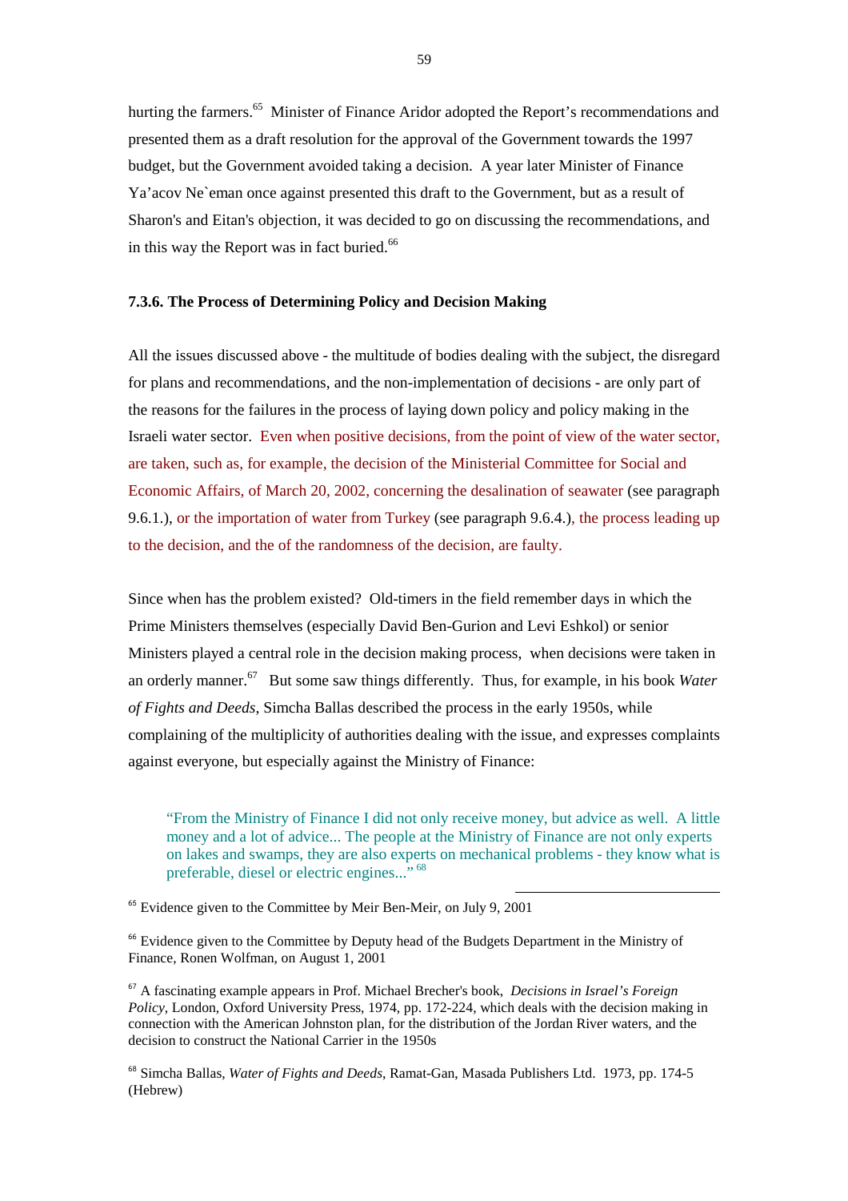hurting the farmers.[65] Minister of Finance Aridor adopted the Report's recommendations and presented them as a draft resolution for the approval of the Government towards the 1997 budget, but the Government avoided taking a decision. A year later Minister of Finance Ya'acov Ne`eman once against presented this draft to the Government, but as a result of Sharon's and Eitan's objection, it was decided to go on discussing the recommendations, and in this way the Report was in fact buried.[66]

#### 7.3.6. The Process of Determining Policy and Decision Making

All the issues discussed above - the multitude of bodies dealing with the subject, the disregard for plans and recommendations, and the non-implementation of decisions - are only part of the reasons for the failures in the process of laying down policy and policy making in the Israeli water sector. Even when positive decisions, from the point of view of the water sector, are taken, such as, for example, the decision of the Ministerial Committee for Social and Economic Affairs, of March 20, 2002, concerning the desalination of seawater (see paragraph 9.6.1.), or the importation of water from Turkey (see paragraph 9.6.4.), the process leading up to the decision, and the of the randomness of the decision, are faulty.

Since when has the problem existed? Old-timers in the field remember days in which the Prime Ministers themselves (especially David Ben-Gurion and Levi Eshkol) or senior Ministers played a central role in the decision making process, when decisions were taken in an orderly manner.[67] But some saw things differently. Thus, for example, in his book *Water of Fights and Deeds*, Simcha Ballas described the process in the early 1950s, while complaining of the multiplicity of authorities dealing with the issue, and expresses complaints against everyone, but especially against the Ministry of Finance:

> "From the Ministry of Finance I did not only receive money, but advice as well. A little money and a lot of advice... The people at the Ministry of Finance are not only experts on lakes and swamps, they are also experts on mechanical problems - they know what is preferable, diesel or electric engines..." [68]

---

[65] Evidence given to the Committee by Meir Ben-Meir, on July 9, 2001

[66] Evidence given to the Committee by Deputy head of the Budgets Department in the Ministry of Finance, Ronen Wolfman, on August 1, 2001

[67] A fascinating example appears in Prof. Michael Brecher's book, *Decisions in Israel's Foreign Policy*, London, Oxford University Press, 1974, pp. 172-224, which deals with the decision making in connection with the American Johnston plan, for the distribution of the Jordan River waters, and the decision to construct the National Carrier in the 1950s

[68] Simcha Ballas, *Water of Fights and Deeds*, Ramat-Gan, Masada Publishers Ltd. 1973, pp. 174-5 (Hebrew)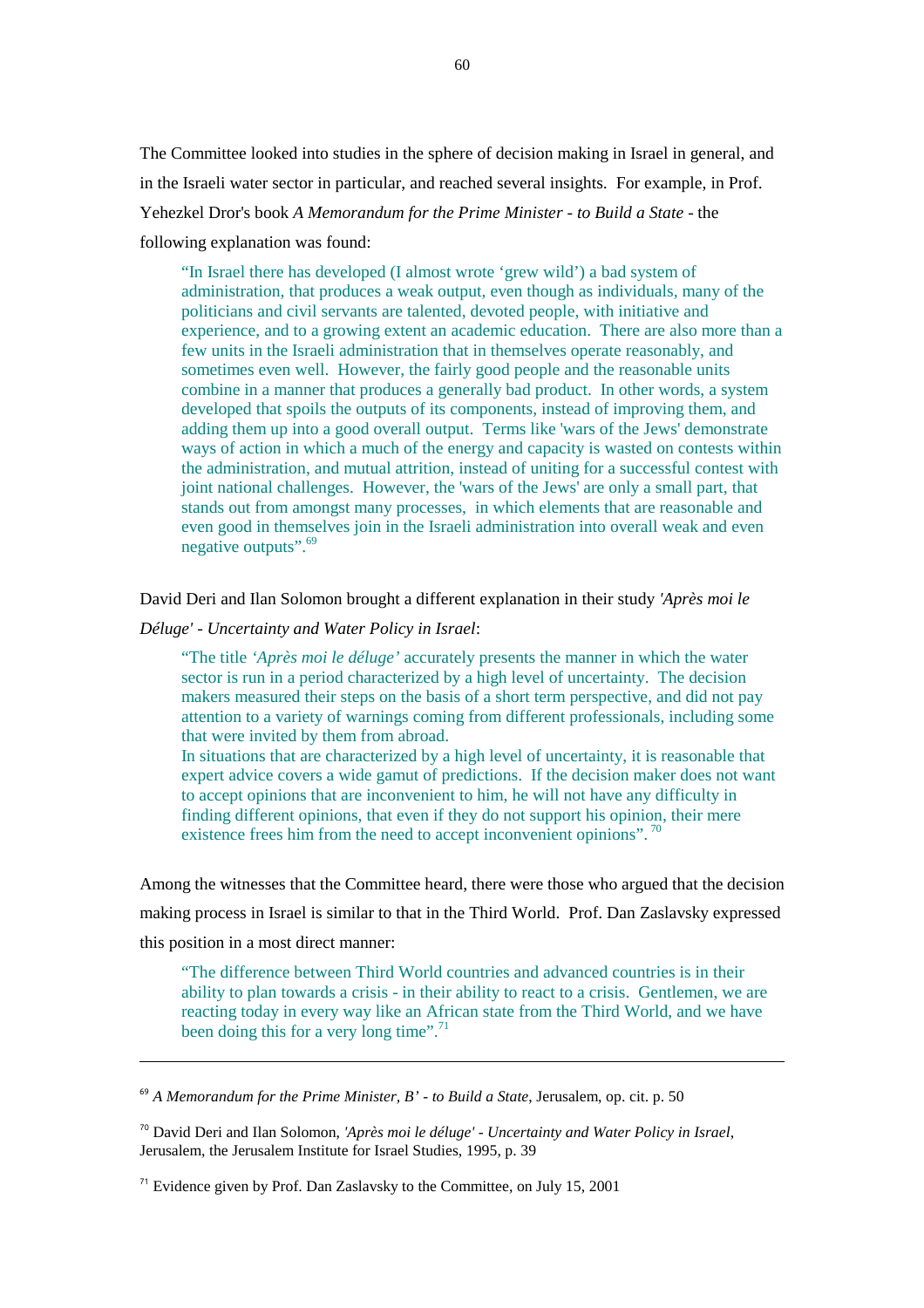The Committee looked into studies in the sphere of decision making in Israel in general, and in the Israeli water sector in particular, and reached several insights. For example, in Prof. Yehezkel Dror's book *A Memorandum for the Prime Minister - to Build a State* - the following explanation was found:

> "In Israel there has developed (I almost wrote 'grew wild') a bad system of administration, that produces a weak output, even though as individuals, many of the politicians and civil servants are talented, devoted people, with initiative and experience, and to a growing extent an academic education. There are also more than a few units in the Israeli administration that in themselves operate reasonably, and sometimes even well. However, the fairly good people and the reasonable units combine in a manner that produces a generally bad product. In other words, a system developed that spoils the outputs of its components, instead of improving them, and adding them up into a good overall output. Terms like 'wars of the Jews' demonstrate ways of action in which a much of the energy and capacity is wasted on contests within the administration, and mutual attrition, instead of uniting for a successful contest with joint national challenges. However, the 'wars of the Jews' are only a small part, that stands out from amongst many processes, in which elements that are reasonable and even good in themselves join in the Israeli administration into overall weak and even negative outputs".[69]

David Deri and Ilan Solomon brought a different explanation in their study *'Après moi le Déluge' - Uncertainty and Water Policy in Israel*:

> "The title *'Après moi le déluge'* accurately presents the manner in which the water sector is run in a period characterized by a high level of uncertainty. The decision makers measured their steps on the basis of a short term perspective, and did not pay attention to a variety of warnings coming from different professionals, including some that were invited by them from abroad.
> In situations that are characterized by a high level of uncertainty, it is reasonable that expert advice covers a wide gamut of predictions. If the decision maker does not want to accept opinions that are inconvenient to him, he will not have any difficulty in finding different opinions, that even if they do not support his opinion, their mere existence frees him from the need to accept inconvenient opinions".[70]

Among the witnesses that the Committee heard, there were those who argued that the decision making process in Israel is similar to that in the Third World. Prof. Dan Zaslavsky expressed this position in a most direct manner:

> "The difference between Third World countries and advanced countries is in their ability to plan towards a crisis - in their ability to react to a crisis. Gentlemen, we are reacting today in every way like an African state from the Third World, and we have been doing this for a very long time".[71]

---

[69] *A Memorandum for the Prime Minister, B' - to Build a State*, Jerusalem, op. cit. p. 50

[70] David Deri and Ilan Solomon, *'Après moi le déluge' - Uncertainty and Water Policy in Israel*, Jerusalem, the Jerusalem Institute for Israel Studies, 1995, p. 39

[71] Evidence given by Prof. Dan Zaslavsky to the Committee, on July 15, 2001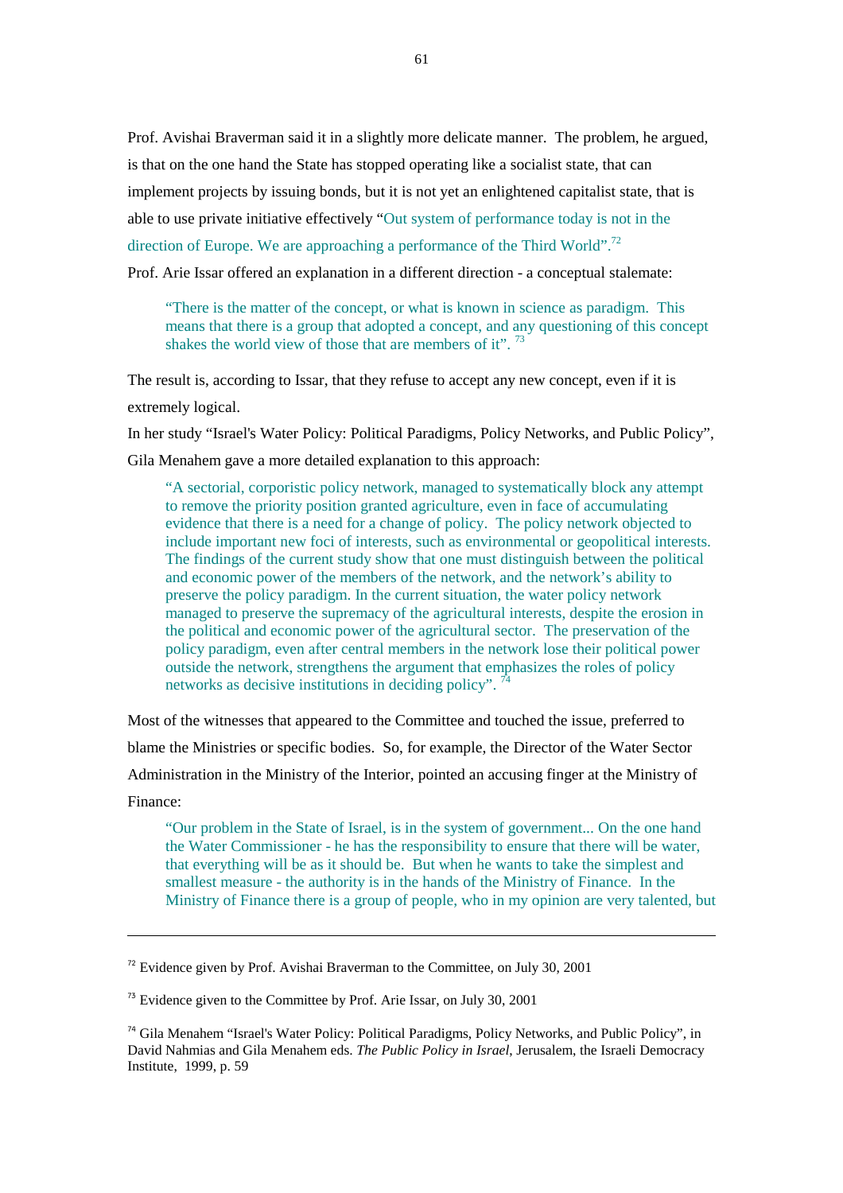Prof. Avishai Braverman said it in a slightly more delicate manner. The problem, he argued, is that on the one hand the State has stopped operating like a socialist state, that can implement projects by issuing bonds, but it is not yet an enlightened capitalist state, that is able to use private initiative effectively "Out system of performance today is not in the direction of Europe. We are approaching a performance of the Third World".[72]

Prof. Arie Issar offered an explanation in a different direction - a conceptual stalemate:

> "There is the matter of the concept, or what is known in science as paradigm. This means that there is a group that adopted a concept, and any questioning of this concept shakes the world view of those that are members of it". [73]

The result is, according to Issar, that they refuse to accept any new concept, even if it is extremely logical.

In her study "Israel's Water Policy: Political Paradigms, Policy Networks, and Public Policy", Gila Menahem gave a more detailed explanation to this approach:

> "A sectorial, corporistic policy network, managed to systematically block any attempt to remove the priority position granted agriculture, even in face of accumulating evidence that there is a need for a change of policy. The policy network objected to include important new foci of interests, such as environmental or geopolitical interests. The findings of the current study show that one must distinguish between the political and economic power of the members of the network, and the network's ability to preserve the policy paradigm. In the current situation, the water policy network managed to preserve the supremacy of the agricultural interests, despite the erosion in the political and economic power of the agricultural sector. The preservation of the policy paradigm, even after central members in the network lose their political power outside the network, strengthens the argument that emphasizes the roles of policy networks as decisive institutions in deciding policy". [74]

Most of the witnesses that appeared to the Committee and touched the issue, preferred to blame the Ministries or specific bodies. So, for example, the Director of the Water Sector Administration in the Ministry of the Interior, pointed an accusing finger at the Ministry of Finance:

> "Our problem in the State of Israel, is in the system of government... On the one hand the Water Commissioner - he has the responsibility to ensure that there will be water, that everything will be as it should be. But when he wants to take the simplest and smallest measure - the authority is in the hands of the Ministry of Finance. In the Ministry of Finance there is a group of people, who in my opinion are very talented, but

---

[72] Evidence given by Prof. Avishai Braverman to the Committee, on July 30, 2001

[73] Evidence given to the Committee by Prof. Arie Issar, on July 30, 2001

[74] Gila Menahem "Israel's Water Policy: Political Paradigms, Policy Networks, and Public Policy", in David Nahmias and Gila Menahem eds. *The Public Policy in Israel*, Jerusalem, the Israeli Democracy Institute, 1999, p. 59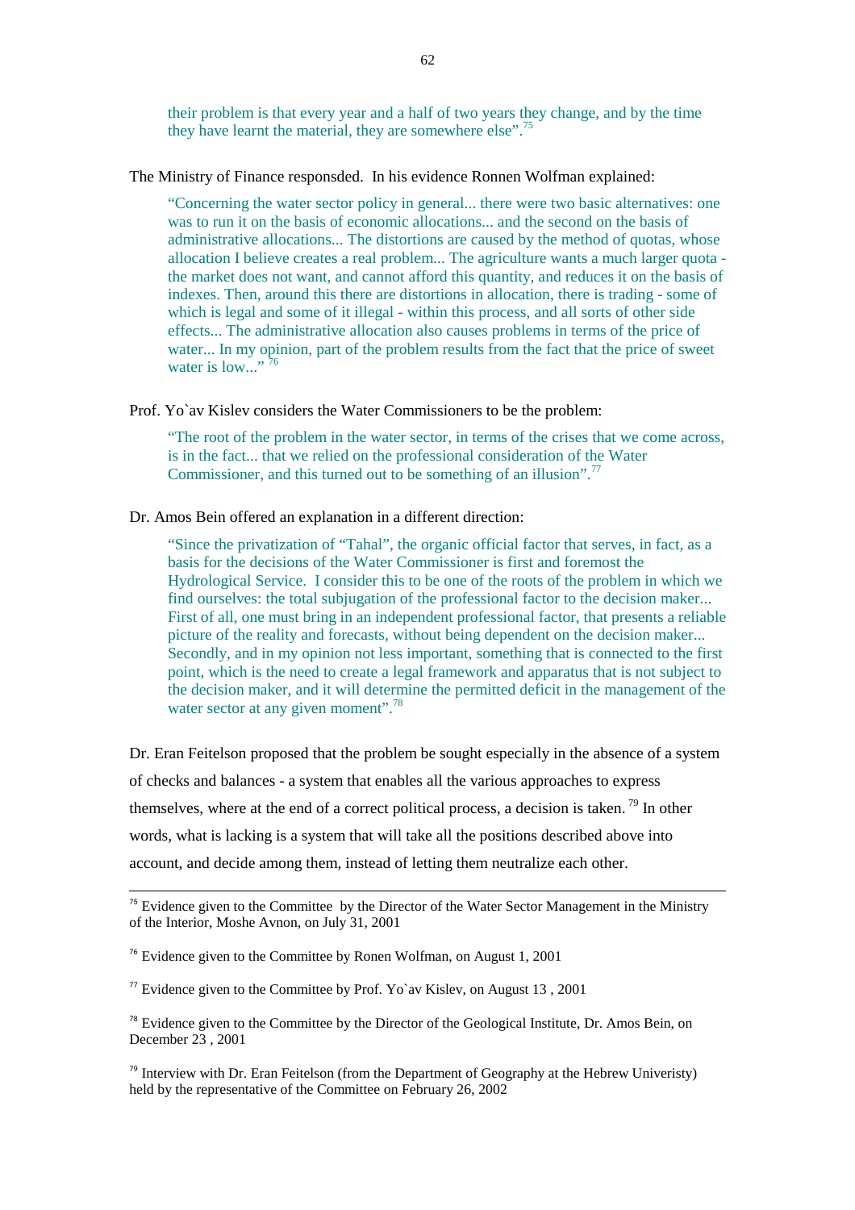their problem is that every year and a half of two years they change, and by the time they have learnt the material, they are somewhere else".[75]

The Ministry of Finance responsded. In his evidence Ronnen Wolfman explained:

> "Concerning the water sector policy in general... there were two basic alternatives: one was to run it on the basis of economic allocations... and the second on the basis of administrative allocations... The distortions are caused by the method of quotas, whose allocation I believe creates a real problem... The agriculture wants a much larger quota - the market does not want, and cannot afford this quantity, and reduces it on the basis of indexes. Then, around this there are distortions in allocation, there is trading - some of which is legal and some of it illegal - within this process, and all sorts of other side effects... The administrative allocation also causes problems in terms of the price of water... In my opinion, part of the problem results from the fact that the price of sweet water is low..." [76]

Prof. Yo`av Kislev considers the Water Commissioners to be the problem:

> "The root of the problem in the water sector, in terms of the crises that we come across, is in the fact... that we relied on the professional consideration of the Water Commissioner, and this turned out to be something of an illusion".[77]

Dr. Amos Bein offered an explanation in a different direction:

> "Since the privatization of "Tahal", the organic official factor that serves, in fact, as a basis for the decisions of the Water Commissioner is first and foremost the Hydrological Service. I consider this to be one of the roots of the problem in which we find ourselves: the total subjugation of the professional factor to the decision maker... First of all, one must bring in an independent professional factor, that presents a reliable picture of the reality and forecasts, without being dependent on the decision maker... Secondly, and in my opinion not less important, something that is connected to the first point, which is the need to create a legal framework and apparatus that is not subject to the decision maker, and it will determine the permitted deficit in the management of the water sector at any given moment".[78]

Dr. Eran Feitelson proposed that the problem be sought especially in the absence of a system of checks and balances - a system that enables all the various approaches to express themselves, where at the end of a correct political process, a decision is taken. [79] In other words, what is lacking is a system that will take all the positions described above into account, and decide among them, instead of letting them neutralize each other.

---

[75] Evidence given to the Committee by the Director of the Water Sector Management in the Ministry of the Interior, Moshe Avnon, on July 31, 2001

[76] Evidence given to the Committee by Ronen Wolfman, on August 1, 2001

[77] Evidence given to the Committee by Prof. Yo`av Kislev, on August 13 , 2001

[78] Evidence given to the Committee by the Director of the Geological Institute, Dr. Amos Bein, on December 23 , 2001

[79] Interview with Dr. Eran Feitelson (from the Department of Geography at the Hebrew Univeristy) held by the representative of the Committee on February 26, 2002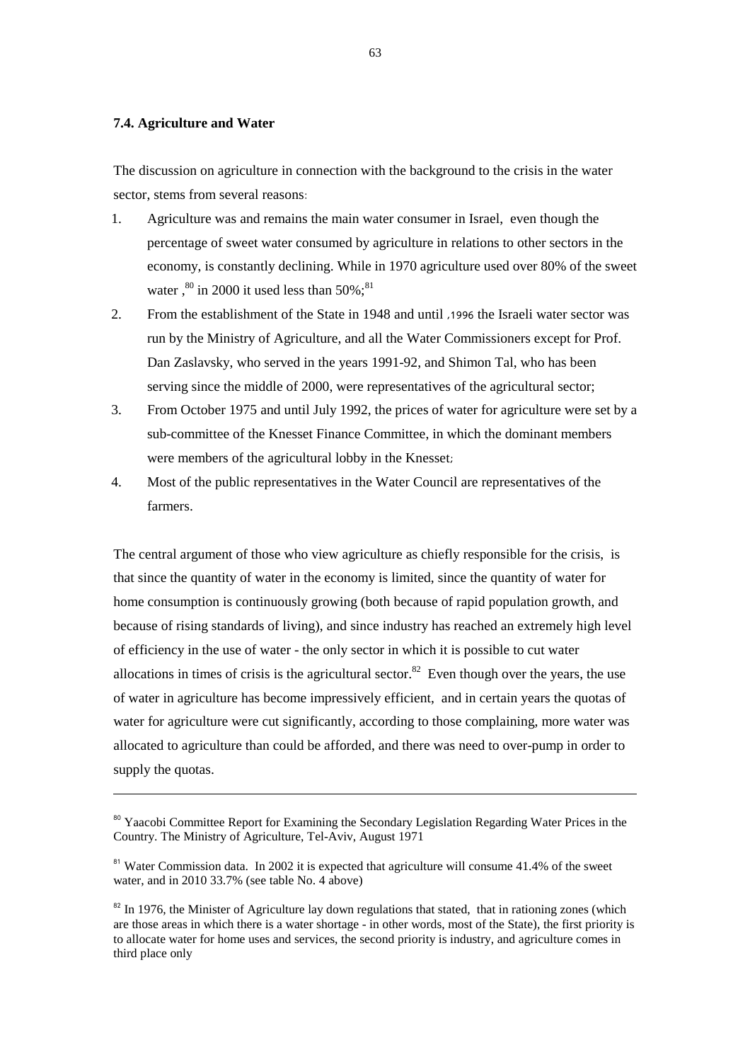### 7.4. Agriculture and Water

The discussion on agriculture in connection with the background to the crisis in the water sector, stems from several reasons:

1. Agriculture was and remains the main water consumer in Israel, even though the percentage of sweet water consumed by agriculture in relations to other sectors in the economy, is constantly declining. While in 1970 agriculture used over 80% of the sweet water ,[80] in 2000 it used less than 50%;[81]
2. From the establishment of the State in 1948 and until ,1996 the Israeli water sector was run by the Ministry of Agriculture, and all the Water Commissioners except for Prof. Dan Zaslavsky, who served in the years 1991-92, and Shimon Tal, who has been serving since the middle of 2000, were representatives of the agricultural sector;
3. From October 1975 and until July 1992, the prices of water for agriculture were set by a sub-committee of the Knesset Finance Committee, in which the dominant members were members of the agricultural lobby in the Knesset;
4. Most of the public representatives in the Water Council are representatives of the farmers.

The central argument of those who view agriculture as chiefly responsible for the crisis, is that since the quantity of water in the economy is limited, since the quantity of water for home consumption is continuously growing (both because of rapid population growth, and because of rising standards of living), and since industry has reached an extremely high level of efficiency in the use of water - the only sector in which it is possible to cut water allocations in times of crisis is the agricultural sector.[82] Even though over the years, the use of water in agriculture has become impressively efficient, and in certain years the quotas of water for agriculture were cut significantly, according to those complaining, more water was allocated to agriculture than could be afforded, and there was need to over-pump in order to supply the quotas.

---

[80] Yaacobi Committee Report for Examining the Secondary Legislation Regarding Water Prices in the Country. The Ministry of Agriculture, Tel-Aviv, August 1971

[81] Water Commission data. In 2002 it is expected that agriculture will consume 41.4% of the sweet water, and in 2010 33.7% (see table No. 4 above)

[82] In 1976, the Minister of Agriculture lay down regulations that stated, that in rationing zones (which are those areas in which there is a water shortage - in other words, most of the State), the first priority is to allocate water for home uses and services, the second priority is industry, and agriculture comes in third place only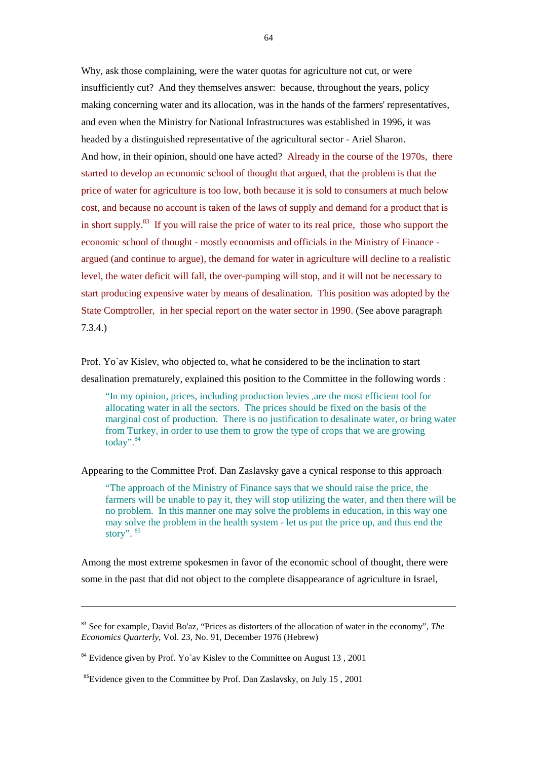Why, ask those complaining, were the water quotas for agriculture not cut, or were insufficiently cut? And they themselves answer: because, throughout the years, policy making concerning water and its allocation, was in the hands of the farmers' representatives, and even when the Ministry for National Infrastructures was established in 1996, it was headed by a distinguished representative of the agricultural sector - Ariel Sharon.
And how, in their opinion, should one have acted? Already in the course of the 1970s, there started to develop an economic school of thought that argued, that the problem is that the price of water for agriculture is too low, both because it is sold to consumers at much below cost, and because no account is taken of the laws of supply and demand for a product that is in short supply.[83] If you will raise the price of water to its real price, those who support the economic school of thought - mostly economists and officials in the Ministry of Finance - argued (and continue to argue), the demand for water in agriculture will decline to a realistic level, the water deficit will fall, the over-pumping will stop, and it will not be necessary to start producing expensive water by means of desalination. This position was adopted by the State Comptroller, in her special report on the water sector in 1990. (See above paragraph 7.3.4.)

Prof. Yo`av Kislev, who objected to, what he considered to be the inclination to start desalination prematurely, explained this position to the Committee in the following words :

> "In my opinion, prices, including production levies ,are the most efficient tool for allocating water in all the sectors. The prices should be fixed on the basis of the marginal cost of production. There is no justification to desalinate water, or bring water from Turkey, in order to use them to grow the type of crops that we are growing today".[84]

Appearing to the Committee Prof. Dan Zaslavsky gave a cynical response to this approach:

> "The approach of the Ministry of Finance says that we should raise the price, the farmers will be unable to pay it, they will stop utilizing the water, and then there will be no problem. In this manner one may solve the problems in education, in this way one may solve the problem in the health system - let us put the price up, and thus end the story". [85]

Among the most extreme spokesmen in favor of the economic school of thought, there were some in the past that did not object to the complete disappearance of agriculture in Israel,

---

[83] See for example, David Bo'az, "Prices as distorters of the allocation of water in the economy", *The Economics Quarterly*, Vol. 23, No. 91, December 1976 (Hebrew)

[84] Evidence given by Prof. Yo`av Kislev to the Committee on August 13 , 2001

[85] Evidence given to the Committee by Prof. Dan Zaslavsky, on July 15 , 2001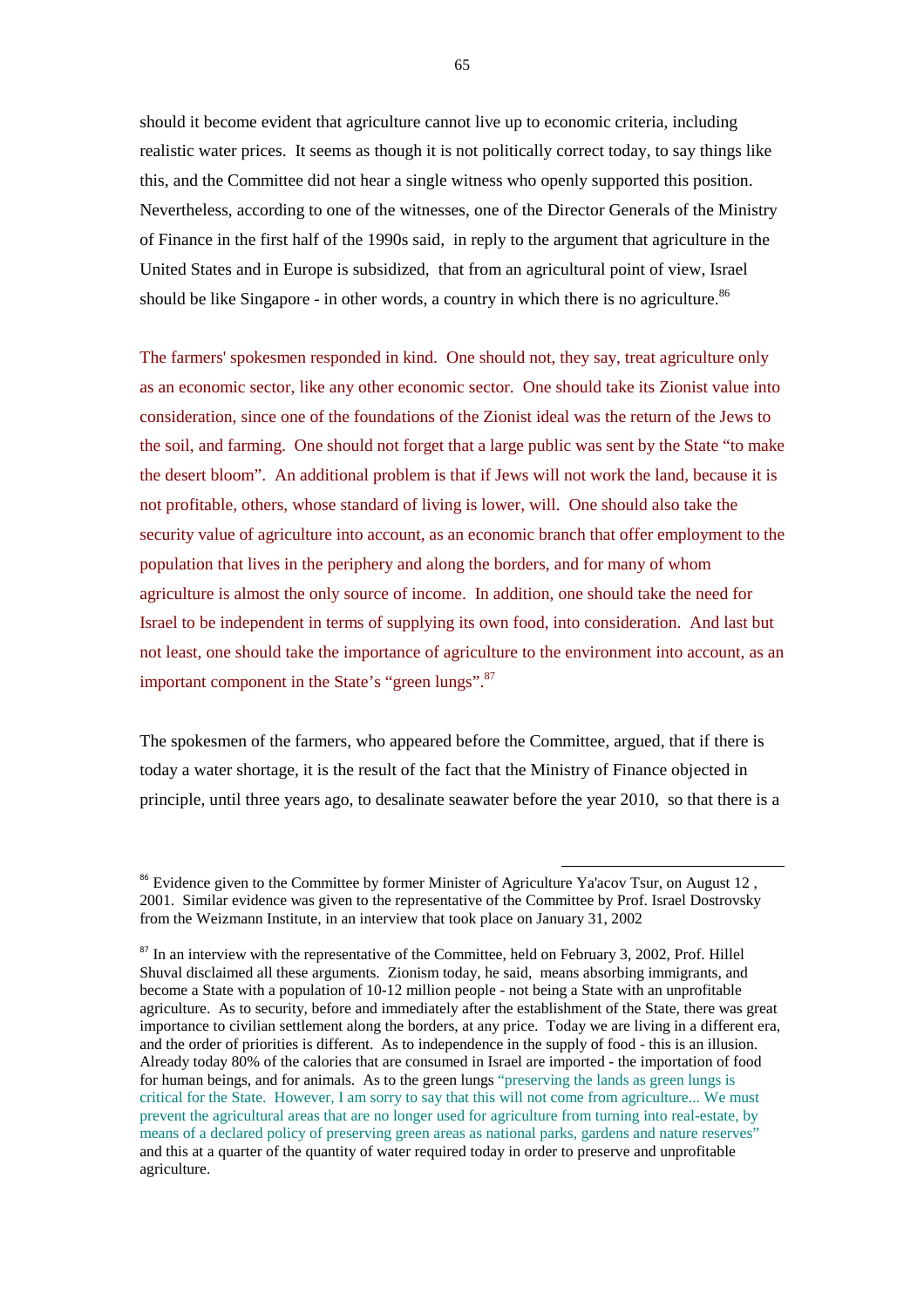should it become evident that agriculture cannot live up to economic criteria, including realistic water prices. It seems as though it is not politically correct today, to say things like this, and the Committee did not hear a single witness who openly supported this position. Nevertheless, according to one of the witnesses, one of the Director Generals of the Ministry of Finance in the first half of the 1990s said, in reply to the argument that agriculture in the United States and in Europe is subsidized, that from an agricultural point of view, Israel should be like Singapore - in other words, a country in which there is no agriculture.[86]

The farmers' spokesmen responded in kind. One should not, they say, treat agriculture only as an economic sector, like any other economic sector. One should take its Zionist value into consideration, since one of the foundations of the Zionist ideal was the return of the Jews to the soil, and farming. One should not forget that a large public was sent by the State "to make the desert bloom". An additional problem is that if Jews will not work the land, because it is not profitable, others, whose standard of living is lower, will. One should also take the security value of agriculture into account, as an economic branch that offer employment to the population that lives in the periphery and along the borders, and for many of whom agriculture is almost the only source of income. In addition, one should take the need for Israel to be independent in terms of supplying its own food, into consideration. And last but not least, one should take the importance of agriculture to the environment into account, as an important component in the State's "green lungs".[87]

The spokesmen of the farmers, who appeared before the Committee, argued, that if there is today a water shortage, it is the result of the fact that the Ministry of Finance objected in principle, until three years ago, to desalinate seawater before the year 2010, so that there is a

---

[86] Evidence given to the Committee by former Minister of Agriculture Ya'acov Tsur, on August 12 , 2001. Similar evidence was given to the representative of the Committee by Prof. Israel Dostrovsky from the Weizmann Institute, in an interview that took place on January 31, 2002

[87] In an interview with the representative of the Committee, held on February 3, 2002, Prof. Hillel Shuval disclaimed all these arguments. Zionism today, he said, means absorbing immigrants, and become a State with a population of 10-12 million people - not being a State with an unprofitable agriculture. As to security, before and immediately after the establishment of the State, there was great importance to civilian settlement along the borders, at any price. Today we are living in a different era, and the order of priorities is different. As to independence in the supply of food - this is an illusion. Already today 80% of the calories that are consumed in Israel are imported - the importation of food for human beings, and for animals. As to the green lungs "preserving the lands as green lungs is critical for the State. However, I am sorry to say that this will not come from agriculture... We must prevent the agricultural areas that are no longer used for agriculture from turning into real-estate, by means of a declared policy of preserving green areas as national parks, gardens and nature reserves" and this at a quarter of the quantity of water required today in order to preserve and unprofitable agriculture.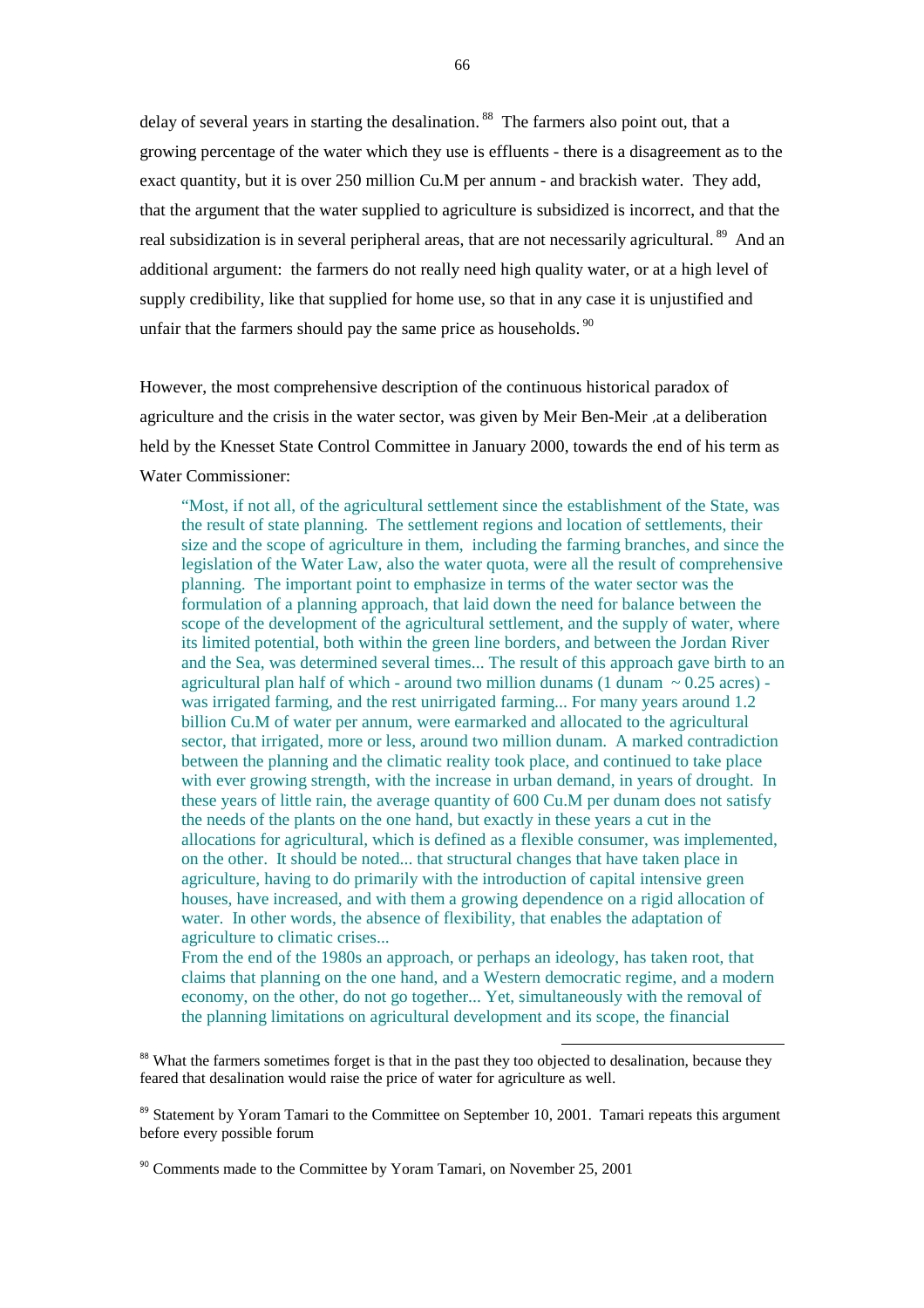delay of several years in starting the desalination.[88] The farmers also point out, that a growing percentage of the water which they use is effluents - there is a disagreement as to the exact quantity, but it is over 250 million Cu.M per annum - and brackish water. They add, that the argument that the water supplied to agriculture is subsidized is incorrect, and that the real subsidization is in several peripheral areas, that are not necessarily agricultural.[89] And an additional argument: the farmers do not really need high quality water, or at a high level of supply credibility, like that supplied for home use, so that in any case it is unjustified and unfair that the farmers should pay the same price as households.[90]

However, the most comprehensive description of the continuous historical paradox of agriculture and the crisis in the water sector, was given by Meir Ben-Meir ,at a deliberation held by the Knesset State Control Committee in January 2000, towards the end of his term as Water Commissioner:

> "Most, if not all, of the agricultural settlement since the establishment of the State, was the result of state planning. The settlement regions and location of settlements, their size and the scope of agriculture in them, including the farming branches, and since the legislation of the Water Law, also the water quota, were all the result of comprehensive planning. The important point to emphasize in terms of the water sector was the formulation of a planning approach, that laid down the need for balance between the scope of the development of the agricultural settlement, and the supply of water, where its limited potential, both within the green line borders, and between the Jordan River and the Sea, was determined several times... The result of this approach gave birth to an agricultural plan half of which - around two million dunams (1 dunam ~ 0.25 acres) - was irrigated farming, and the rest unirrigated farming... For many years around 1.2 billion Cu.M of water per annum, were earmarked and allocated to the agricultural sector, that irrigated, more or less, around two million dunam. A marked contradiction between the planning and the climatic reality took place, and continued to take place with ever growing strength, with the increase in urban demand, in years of drought. In these years of little rain, the average quantity of 600 Cu.M per dunam does not satisfy the needs of the plants on the one hand, but exactly in these years a cut in the allocations for agricultural, which is defined as a flexible consumer, was implemented, on the other. It should be noted... that structural changes that have taken place in agriculture, having to do primarily with the introduction of capital intensive green houses, have increased, and with them a growing dependence on a rigid allocation of water. In other words, the absence of flexibility, that enables the adaptation of agriculture to climatic crises...
>
> From the end of the 1980s an approach, or perhaps an ideology, has taken root, that claims that planning on the one hand, and a Western democratic regime, and a modern economy, on the other, do not go together... Yet, simultaneously with the removal of the planning limitations on agricultural development and its scope, the financial

---

[88] What the farmers sometimes forget is that in the past they too objected to desalination, because they feared that desalination would raise the price of water for agriculture as well.

[89] Statement by Yoram Tamari to the Committee on September 10, 2001. Tamari repeats this argument before every possible forum

[90] Comments made to the Committee by Yoram Tamari, on November 25, 2001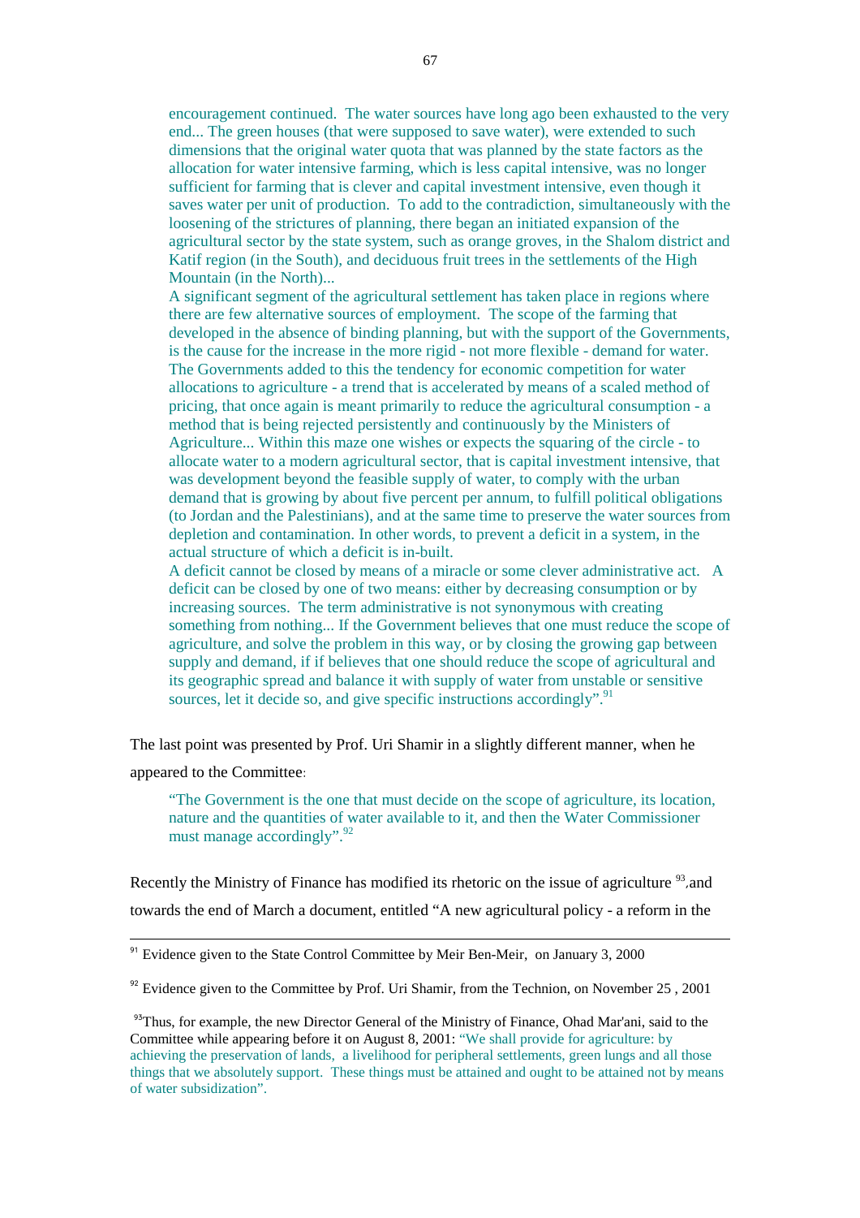> encouragement continued. The water sources have long ago been exhausted to the very end... The green houses (that were supposed to save water), were extended to such dimensions that the original water quota that was planned by the state factors as the allocation for water intensive farming, which is less capital intensive, was no longer sufficient for farming that is clever and capital investment intensive, even though it saves water per unit of production. To add to the contradiction, simultaneously with the loosening of the strictures of planning, there began an initiated expansion of the agricultural sector by the state system, such as orange groves, in the Shalom district and Katif region (in the South), and deciduous fruit trees in the settlements of the High Mountain (in the North)...
>
> A significant segment of the agricultural settlement has taken place in regions where there are few alternative sources of employment. The scope of the farming that developed in the absence of binding planning, but with the support of the Governments, is the cause for the increase in the more rigid - not more flexible - demand for water. The Governments added to this the tendency for economic competition for water allocations to agriculture - a trend that is accelerated by means of a scaled method of pricing, that once again is meant primarily to reduce the agricultural consumption - a method that is being rejected persistently and continuously by the Ministers of Agriculture... Within this maze one wishes or expects the squaring of the circle - to allocate water to a modern agricultural sector, that is capital investment intensive, that was development beyond the feasible supply of water, to comply with the urban demand that is growing by about five percent per annum, to fulfill political obligations (to Jordan and the Palestinians), and at the same time to preserve the water sources from depletion and contamination. In other words, to prevent a deficit in a system, in the actual structure of which a deficit is in-built.
>
> A deficit cannot be closed by means of a miracle or some clever administrative act. A deficit can be closed by one of two means: either by decreasing consumption or by increasing sources. The term administrative is not synonymous with creating something from nothing... If the Government believes that one must reduce the scope of agriculture, and solve the problem in this way, or by closing the growing gap between supply and demand, if if believes that one should reduce the scope of agricultural and its geographic spread and balance it with supply of water from unstable or sensitive sources, let it decide so, and give specific instructions accordingly".[91]

The last point was presented by Prof. Uri Shamir in a slightly different manner, when he appeared to the Committee:

> "The Government is the one that must decide on the scope of agriculture, its location, nature and the quantities of water available to it, and then the Water Commissioner must manage accordingly".[92]

Recently the Ministry of Finance has modified its rhetoric on the issue of agriculture [93], and towards the end of March a document, entitled "A new agricultural policy - a reform in the

---

[91] Evidence given to the State Control Committee by Meir Ben-Meir, on January 3, 2000

[92] Evidence given to the Committee by Prof. Uri Shamir, from the Technion, on November 25 , 2001

[93] Thus, for example, the new Director General of the Ministry of Finance, Ohad Mar'ani, said to the Committee while appearing before it on August 8, 2001: "We shall provide for agriculture: by achieving the preservation of lands, a livelihood for peripheral settlements, green lungs and all those things that we absolutely support. These things must be attained and ought to be attained not by means of water subsidization".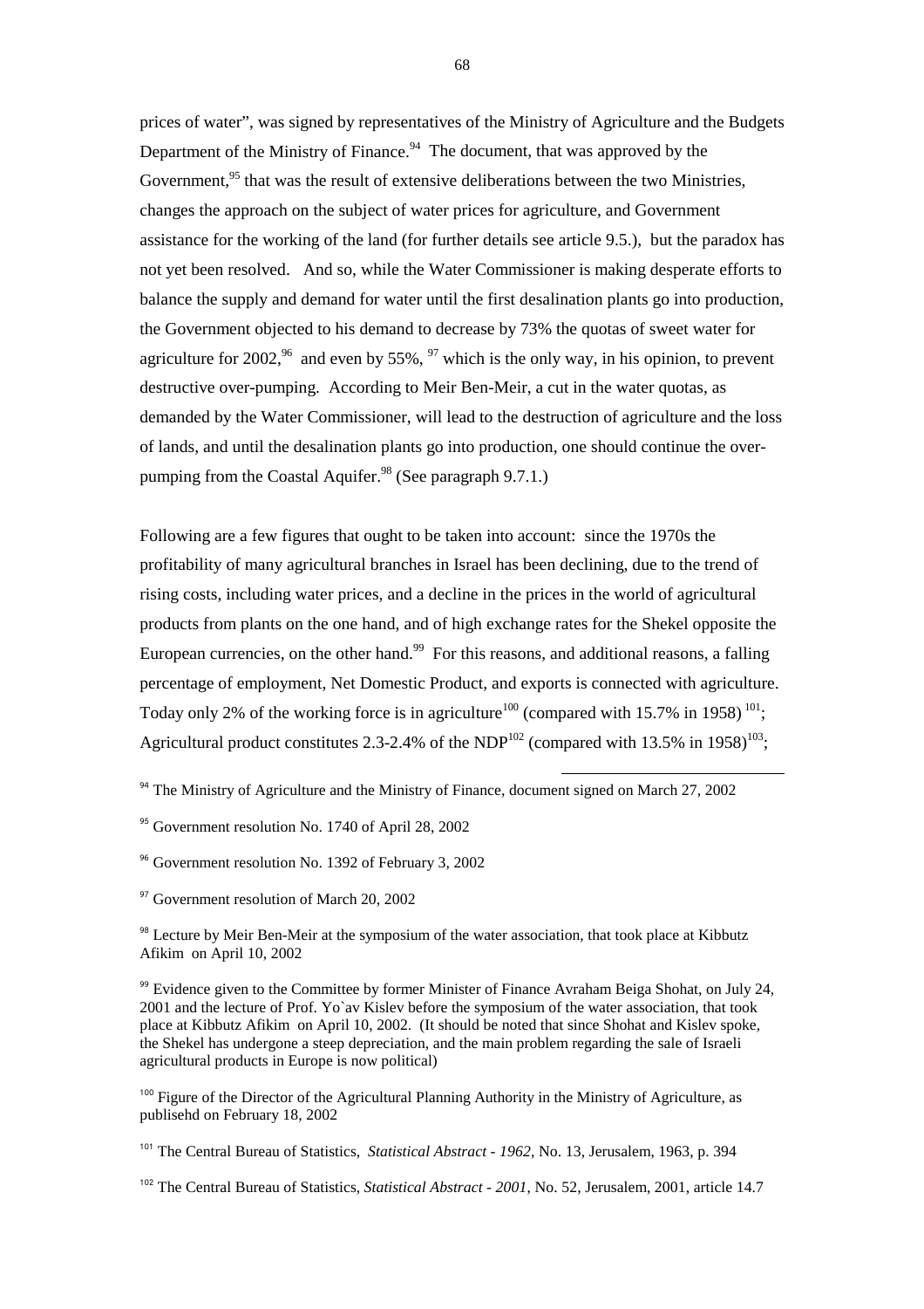prices of water", was signed by representatives of the Ministry of Agriculture and the Budgets Department of the Ministry of Finance.[94] The document, that was approved by the Government,[95] that was the result of extensive deliberations between the two Ministries, changes the approach on the subject of water prices for agriculture, and Government assistance for the working of the land (for further details see article 9.5.), but the paradox has not yet been resolved. And so, while the Water Commissioner is making desperate efforts to balance the supply and demand for water until the first desalination plants go into production, the Government objected to his demand to decrease by 73% the quotas of sweet water for agriculture for 2002,[96] and even by 55%, [97] which is the only way, in his opinion, to prevent destructive over-pumping. According to Meir Ben-Meir, a cut in the water quotas, as demanded by the Water Commissioner, will lead to the destruction of agriculture and the loss of lands, and until the desalination plants go into production, one should continue the over-pumping from the Coastal Aquifer.[98] (See paragraph 9.7.1.)

Following are a few figures that ought to be taken into account: since the 1970s the profitability of many agricultural branches in Israel has been declining, due to the trend of rising costs, including water prices, and a decline in the prices in the world of agricultural products from plants on the one hand, and of high exchange rates for the Shekel opposite the European currencies, on the other hand.[99] For this reasons, and additional reasons, a falling percentage of employment, Net Domestic Product, and exports is connected with agriculture. Today only 2% of the working force is in agriculture[100] (compared with 15.7% in 1958) [101]; Agricultural product constitutes 2.3-2.4% of the NDP[102] (compared with 13.5% in 1958)[103];

---

[94] The Ministry of Agriculture and the Ministry of Finance, document signed on March 27, 2002

[95] Government resolution No. 1740 of April 28, 2002

[96] Government resolution No. 1392 of February 3, 2002

[97] Government resolution of March 20, 2002

[98] Lecture by Meir Ben-Meir at the symposium of the water association, that took place at Kibbutz Afikim on April 10, 2002

[99] Evidence given to the Committee by former Minister of Finance Avraham Beiga Shohat, on July 24, 2001 and the lecture of Prof. Yo`av Kislev before the symposium of the water association, that took place at Kibbutz Afikim on April 10, 2002. (It should be noted that since Shohat and Kislev spoke, the Shekel has undergone a steep depreciation, and the main problem regarding the sale of Israeli agricultural products in Europe is now political)

[100] Figure of the Director of the Agricultural Planning Authority in the Ministry of Agriculture, as publisehd on February 18, 2002

[101] The Central Bureau of Statistics, *Statistical Abstract - 1962*, No. 13, Jerusalem, 1963, p. 394

[102] The Central Bureau of Statistics, *Statistical Abstract - 2001*, No. 52, Jerusalem, 2001, article 14.7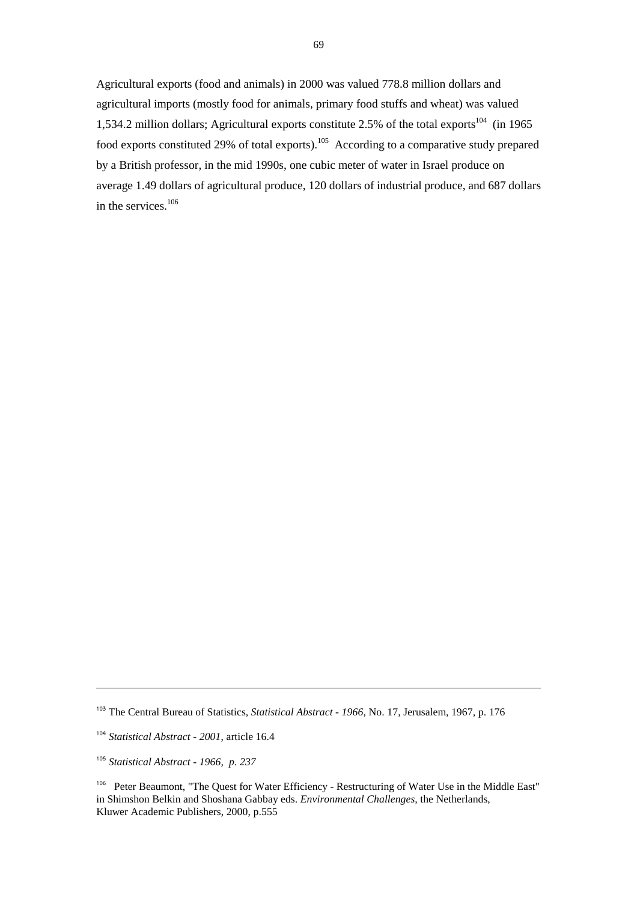Agricultural exports (food and animals) in 2000 was valued 778.8 million dollars and agricultural imports (mostly food for animals, primary food stuffs and wheat) was valued 1,534.2 million dollars; Agricultural exports constitute 2.5% of the total exports[104] (in 1965 food exports constituted 29% of total exports).[105] According to a comparative study prepared by a British professor, in the mid 1990s, one cubic meter of water in Israel produce on average 1.49 dollars of agricultural produce, 120 dollars of industrial produce, and 687 dollars in the services.[106]

---

[103] The Central Bureau of Statistics, *Statistical Abstract - 1966*, No. 17, Jerusalem, 1967, p. 176

[104] *Statistical Abstract - 2001*, article 16.4

[105] *Statistical Abstract - 1966, p. 237*

[106] Peter Beaumont, "The Quest for Water Efficiency - Restructuring of Water Use in the Middle East" in Shimshon Belkin and Shoshana Gabbay eds. *Environmental Challenges,* the Netherlands, Kluwer Academic Publishers, 2000, p.555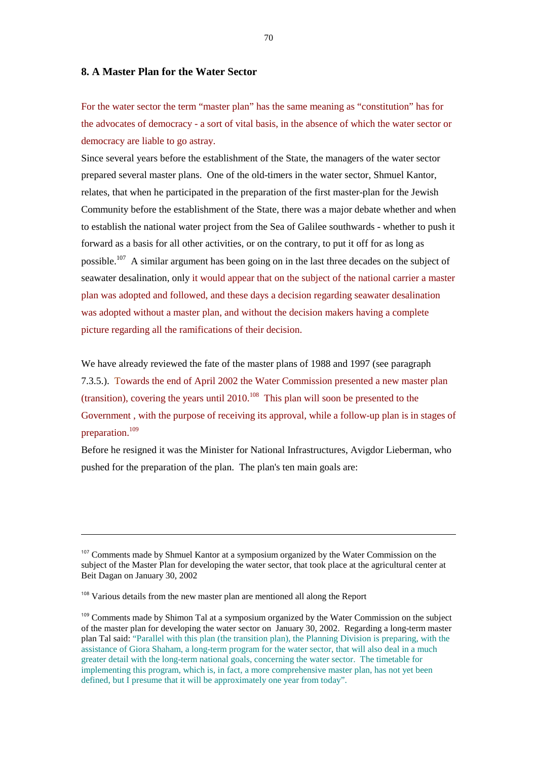## 8. A Master Plan for the Water Sector

For the water sector the term "master plan" has the same meaning as "constitution" has for the advocates of democracy - a sort of vital basis, in the absence of which the water sector or democracy are liable to go astray.

Since several years before the establishment of the State, the managers of the water sector prepared several master plans. One of the old-timers in the water sector, Shmuel Kantor, relates, that when he participated in the preparation of the first master-plan for the Jewish Community before the establishment of the State, there was a major debate whether and when to establish the national water project from the Sea of Galilee southwards - whether to push it forward as a basis for all other activities, or on the contrary, to put it off for as long as possible.[107] A similar argument has been going on in the last three decades on the subject of seawater desalination, only it would appear that on the subject of the national carrier a master plan was adopted and followed, and these days a decision regarding seawater desalination was adopted without a master plan, and without the decision makers having a complete picture regarding all the ramifications of their decision.

We have already reviewed the fate of the master plans of 1988 and 1997 (see paragraph 7.3.5.). Towards the end of April 2002 the Water Commission presented a new master plan (transition), covering the years until 2010.[108] This plan will soon be presented to the Government , with the purpose of receiving its approval, while a follow-up plan is in stages of preparation.[109]

Before he resigned it was the Minister for National Infrastructures, Avigdor Lieberman, who pushed for the preparation of the plan. The plan's ten main goals are:

---

[107] Comments made by Shmuel Kantor at a symposium organized by the Water Commission on the subject of the Master Plan for developing the water sector, that took place at the agricultural center at Beit Dagan on January 30, 2002

[108] Various details from the new master plan are mentioned all along the Report

[109] Comments made by Shimon Tal at a symposium organized by the Water Commission on the subject of the master plan for developing the water sector on January 30, 2002. Regarding a long-term master plan Tal said: "Parallel with this plan (the transition plan), the Planning Division is preparing, with the assistance of Giora Shaham, a long-term program for the water sector, that will also deal in a much greater detail with the long-term national goals, concerning the water sector. The timetable for implementing this program, which is, in fact, a more comprehensive master plan, has not yet been defined, but I presume that it will be approximately one year from today".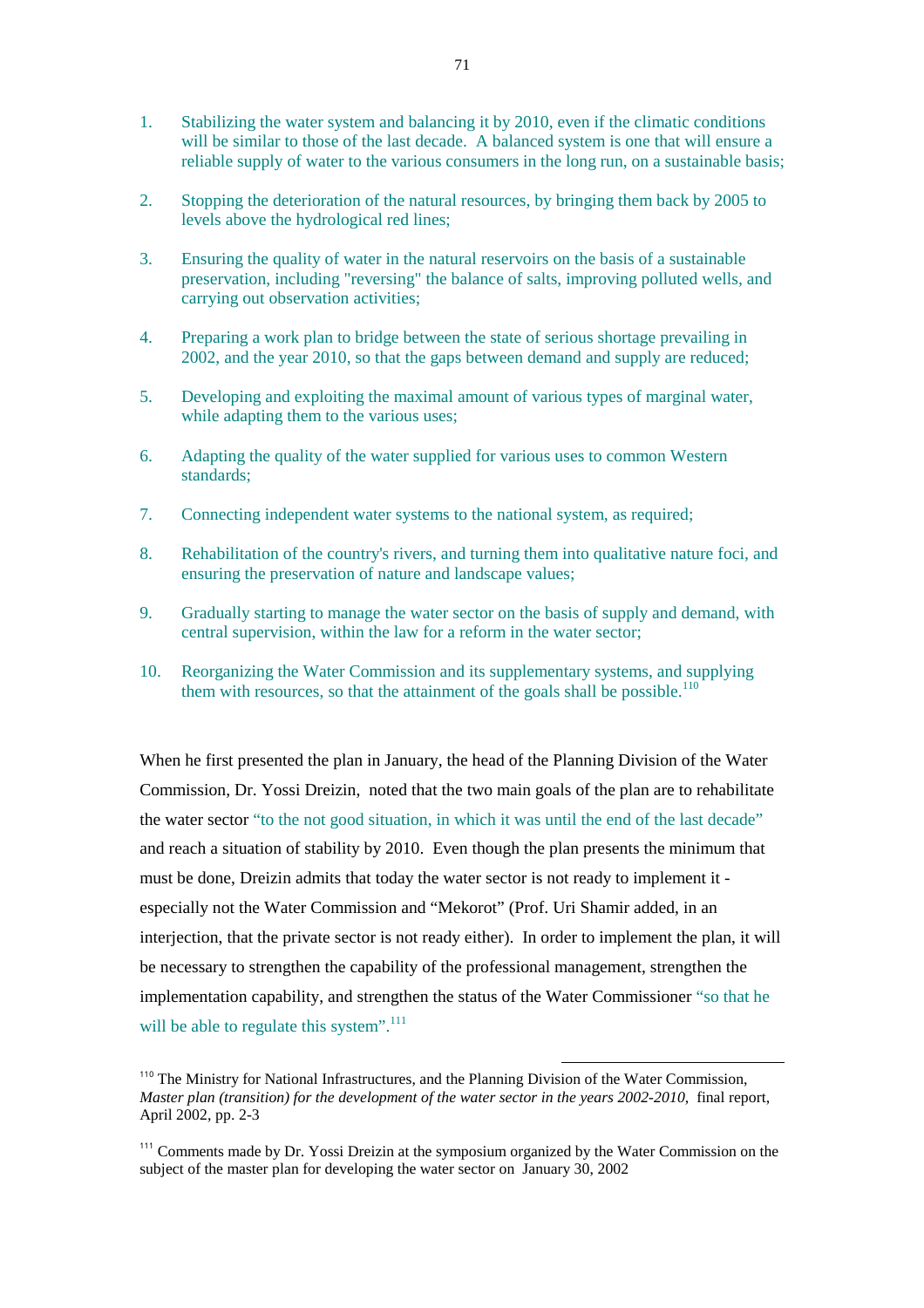1. Stabilizing the water system and balancing it by 2010, even if the climatic conditions will be similar to those of the last decade. A balanced system is one that will ensure a reliable supply of water to the various consumers in the long run, on a sustainable basis;

2. Stopping the deterioration of the natural resources, by bringing them back by 2005 to levels above the hydrological red lines;

3. Ensuring the quality of water in the natural reservoirs on the basis of a sustainable preservation, including "reversing" the balance of salts, improving polluted wells, and carrying out observation activities;

4. Preparing a work plan to bridge between the state of serious shortage prevailing in 2002, and the year 2010, so that the gaps between demand and supply are reduced;

5. Developing and exploiting the maximal amount of various types of marginal water, while adapting them to the various uses;

6. Adapting the quality of the water supplied for various uses to common Western standards;

7. Connecting independent water systems to the national system, as required;

8. Rehabilitation of the country's rivers, and turning them into qualitative nature foci, and ensuring the preservation of nature and landscape values;

9. Gradually starting to manage the water sector on the basis of supply and demand, with central supervision, within the law for a reform in the water sector;

10. Reorganizing the Water Commission and its supplementary systems, and supplying them with resources, so that the attainment of the goals shall be possible.[110]

When he first presented the plan in January, the head of the Planning Division of the Water Commission, Dr. Yossi Dreizin, noted that the two main goals of the plan are to rehabilitate the water sector "to the not good situation, in which it was until the end of the last decade" and reach a situation of stability by 2010. Even though the plan presents the minimum that must be done, Dreizin admits that today the water sector is not ready to implement it - especially not the Water Commission and "Mekorot" (Prof. Uri Shamir added, in an interjection, that the private sector is not ready either). In order to implement the plan, it will be necessary to strengthen the capability of the professional management, strengthen the implementation capability, and strengthen the status of the Water Commissioner "so that he will be able to regulate this system".[111]

---

[110] The Ministry for National Infrastructures, and the Planning Division of the Water Commission, *Master plan (transition) for the development of the water sector in the years 2002-2010*, final report, April 2002, pp. 2-3

[111] Comments made by Dr. Yossi Dreizin at the symposium organized by the Water Commission on the subject of the master plan for developing the water sector on January 30, 2002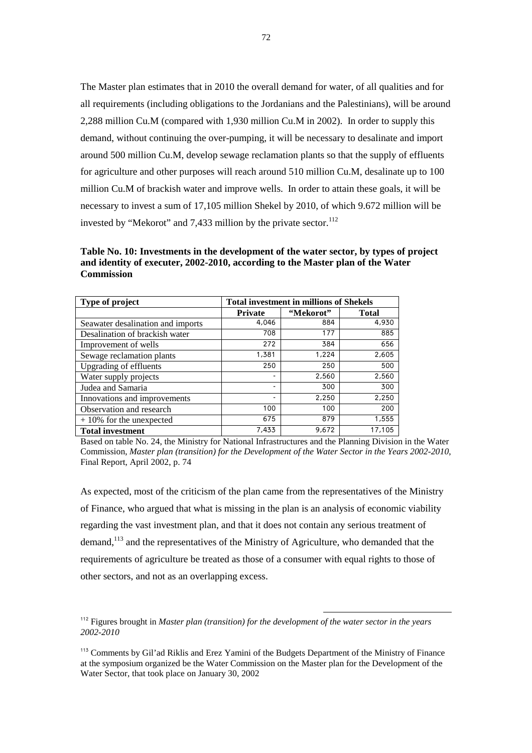The Master plan estimates that in 2010 the overall demand for water, of all qualities and for all requirements (including obligations to the Jordanians and the Palestinians), will be around 2,288 million Cu.M (compared with 1,930 million Cu.M in 2002). In order to supply this demand, without continuing the over-pumping, it will be necessary to desalinate and import around 500 million Cu.M, develop sewage reclamation plants so that the supply of effluents for agriculture and other purposes will reach around 510 million Cu.M, desalinate up to 100 million Cu.M of brackish water and improve wells. In order to attain these goals, it will be necessary to invest a sum of 17,105 million Shekel by 2010, of which 9.672 million will be invested by "Mekorot" and 7,433 million by the private sector.[112]

**Table No. 10: Investments in the development of the water sector, by types of project and identity of executer, 2002-2010, according to the Master plan of the Water Commission**

| Type of project | Total investment in millions of Shekels | | |
|---|---|---|---|
| | **Private** | **"Mekorot"** | **Total** |
| Seawater desalination and imports | 4,046 | 884 | 4,930 |
| Desalination of brackish water | 708 | 177 | 885 |
| Improvement of wells | 272 | 384 | 656 |
| Sewage reclamation plants | 1,381 | 1,224 | 2,605 |
| Upgrading of effluents | 250 | 250 | 500 |
| Water supply projects | - | 2,560 | 2,560 |
| Judea and Samaria | - | 300 | 300 |
| Innovations and improvements | - | 2,250 | 2,250 |
| Observation and research | 100 | 100 | 200 |
| + 10% for the unexpected | 675 | 879 | 1,555 |
| **Total investment** | 7,433 | 9,672 | 17,105 |

Based on table No. 24, the Ministry for National Infrastructures and the Planning Division in the Water Commission, *Master plan (transition) for the Development of the Water Sector in the Years 2002-2010*, Final Report, April 2002, p. 74

As expected, most of the criticism of the plan came from the representatives of the Ministry of Finance, who argued that what is missing in the plan is an analysis of economic viability regarding the vast investment plan, and that it does not contain any serious treatment of demand,[113] and the representatives of the Ministry of Agriculture, who demanded that the requirements of agriculture be treated as those of a consumer with equal rights to those of other sectors, and not as an overlapping excess.

---

[112] Figures brought in *Master plan (transition) for the development of the water sector in the years 2002-2010*

[113] Comments by Gil'ad Riklis and Erez Yamini of the Budgets Department of the Ministry of Finance at the symposium organized be the Water Commission on the Master plan for the Development of the Water Sector, that took place on January 30, 2002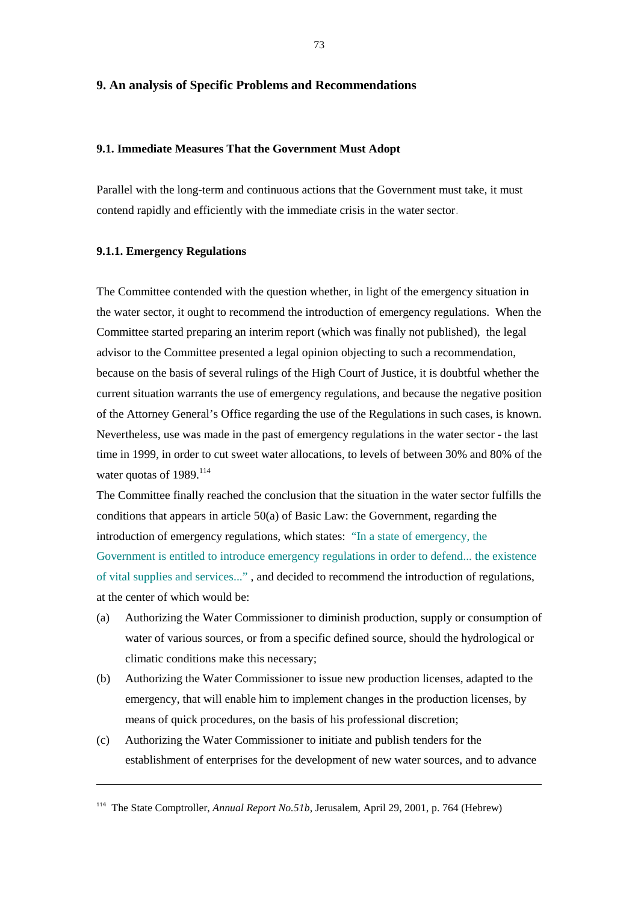## 9. An analysis of Specific Problems and Recommendations

### 9.1. Immediate Measures That the Government Must Adopt

Parallel with the long-term and continuous actions that the Government must take, it must contend rapidly and efficiently with the immediate crisis in the water sector.

#### 9.1.1. Emergency Regulations

The Committee contended with the question whether, in light of the emergency situation in the water sector, it ought to recommend the introduction of emergency regulations. When the Committee started preparing an interim report (which was finally not published), the legal advisor to the Committee presented a legal opinion objecting to such a recommendation, because on the basis of several rulings of the High Court of Justice, it is doubtful whether the current situation warrants the use of emergency regulations, and because the negative position of the Attorney General's Office regarding the use of the Regulations in such cases, is known. Nevertheless, use was made in the past of emergency regulations in the water sector - the last time in 1999, in order to cut sweet water allocations, to levels of between 30% and 80% of the water quotas of 1989.[114]

The Committee finally reached the conclusion that the situation in the water sector fulfills the conditions that appears in article 50(a) of Basic Law: the Government, regarding the introduction of emergency regulations, which states: "In a state of emergency, the Government is entitled to introduce emergency regulations in order to defend... the existence of vital supplies and services..." , and decided to recommend the introduction of regulations, at the center of which would be:

(a) Authorizing the Water Commissioner to diminish production, supply or consumption of water of various sources, or from a specific defined source, should the hydrological or climatic conditions make this necessary;

(b) Authorizing the Water Commissioner to issue new production licenses, adapted to the emergency, that will enable him to implement changes in the production licenses, by means of quick procedures, on the basis of his professional discretion;

(c) Authorizing the Water Commissioner to initiate and publish tenders for the establishment of enterprises for the development of new water sources, and to advance

---

[114] The State Comptroller, *Annual Report No.51b*, Jerusalem, April 29, 2001, p. 764 (Hebrew)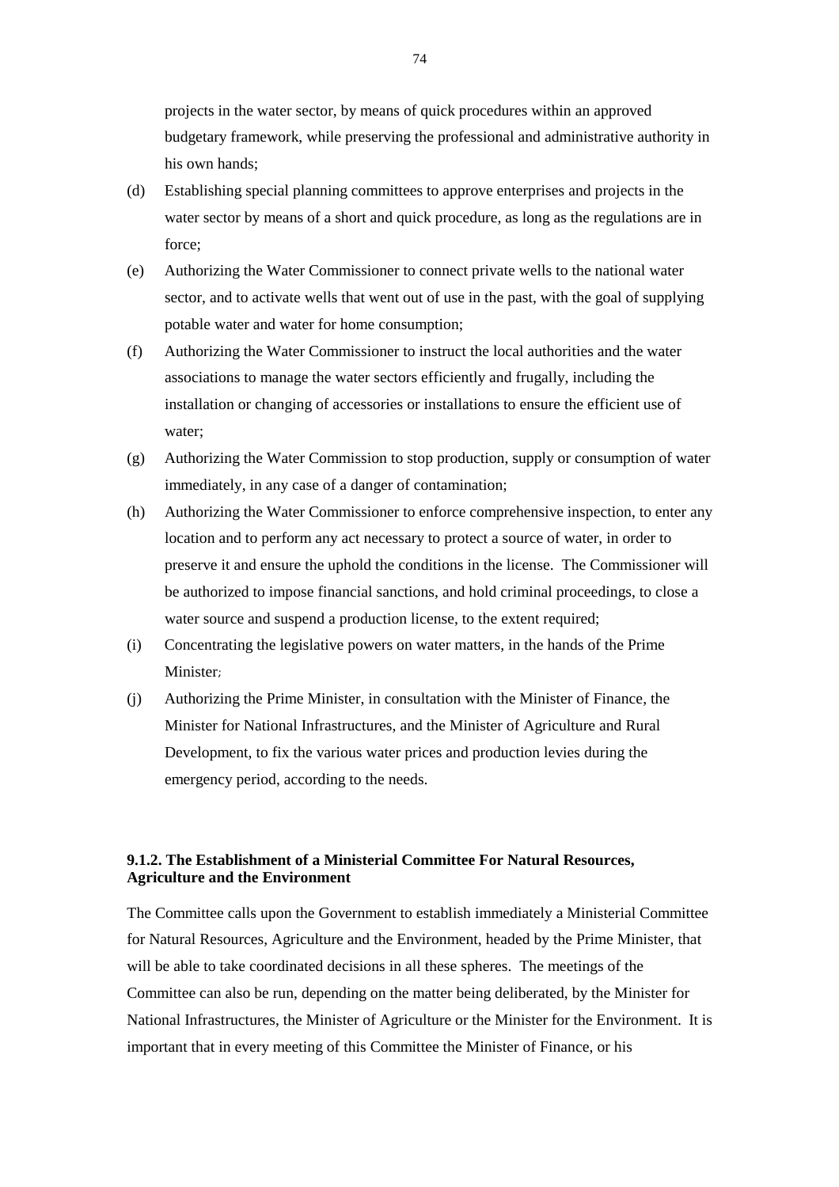projects in the water sector, by means of quick procedures within an approved budgetary framework, while preserving the professional and administrative authority in his own hands;

(d) Establishing special planning committees to approve enterprises and projects in the water sector by means of a short and quick procedure, as long as the regulations are in force;

(e) Authorizing the Water Commissioner to connect private wells to the national water sector, and to activate wells that went out of use in the past, with the goal of supplying potable water and water for home consumption;

(f) Authorizing the Water Commissioner to instruct the local authorities and the water associations to manage the water sectors efficiently and frugally, including the installation or changing of accessories or installations to ensure the efficient use of water;

(g) Authorizing the Water Commission to stop production, supply or consumption of water immediately, in any case of a danger of contamination;

(h) Authorizing the Water Commissioner to enforce comprehensive inspection, to enter any location and to perform any act necessary to protect a source of water, in order to preserve it and ensure the uphold the conditions in the license. The Commissioner will be authorized to impose financial sanctions, and hold criminal proceedings, to close a water source and suspend a production license, to the extent required;

(i) Concentrating the legislative powers on water matters, in the hands of the Prime Minister;

(j) Authorizing the Prime Minister, in consultation with the Minister of Finance, the Minister for National Infrastructures, and the Minister of Agriculture and Rural Development, to fix the various water prices and production levies during the emergency period, according to the needs.

#### 9.1.2. The Establishment of a Ministerial Committee For Natural Resources, Agriculture and the Environment

The Committee calls upon the Government to establish immediately a Ministerial Committee for Natural Resources, Agriculture and the Environment, headed by the Prime Minister, that will be able to take coordinated decisions in all these spheres. The meetings of the Committee can also be run, depending on the matter being deliberated, by the Minister for National Infrastructures, the Minister of Agriculture or the Minister for the Environment. It is important that in every meeting of this Committee the Minister of Finance, or his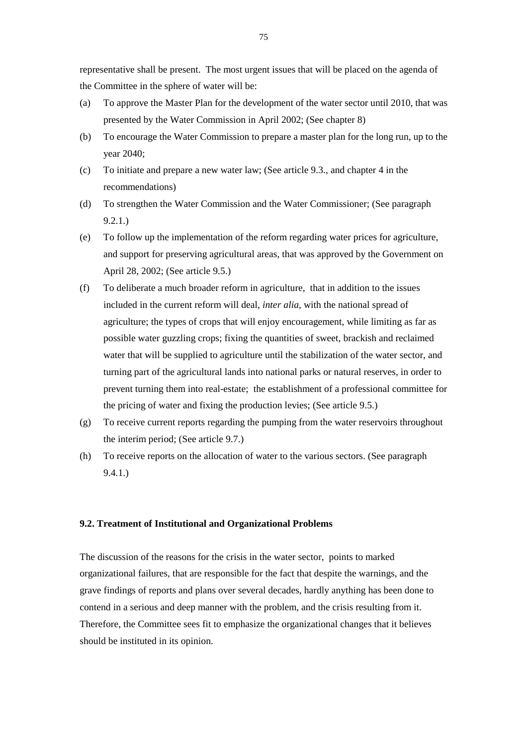representative shall be present. The most urgent issues that will be placed on the agenda of the Committee in the sphere of water will be:

(a) To approve the Master Plan for the development of the water sector until 2010, that was presented by the Water Commission in April 2002; (See chapter 8)

(b) To encourage the Water Commission to prepare a master plan for the long run, up to the year 2040;

(c) To initiate and prepare a new water law; (See article 9.3., and chapter 4 in the recommendations)

(d) To strengthen the Water Commission and the Water Commissioner; (See paragraph 9.2.1.)

(e) To follow up the implementation of the reform regarding water prices for agriculture, and support for preserving agricultural areas, that was approved by the Government on April 28, 2002; (See article 9.5.)

(f) To deliberate a much broader reform in agriculture, that in addition to the issues included in the current reform will deal, *inter alia*, with the national spread of agriculture; the types of crops that will enjoy encouragement, while limiting as far as possible water guzzling crops; fixing the quantities of sweet, brackish and reclaimed water that will be supplied to agriculture until the stabilization of the water sector, and turning part of the agricultural lands into national parks or natural reserves, in order to prevent turning them into real-estate; the establishment of a professional committee for the pricing of water and fixing the production levies; (See article 9.5.)

(g) To receive current reports regarding the pumping from the water reservoirs throughout the interim period; (See article 9.7.)

(h) To receive reports on the allocation of water to the various sectors. (See paragraph 9.4.1.)

### 9.2. Treatment of Institutional and Organizational Problems

The discussion of the reasons for the crisis in the water sector, points to marked organizational failures, that are responsible for the fact that despite the warnings, and the grave findings of reports and plans over several decades, hardly anything has been done to contend in a serious and deep manner with the problem, and the crisis resulting from it. Therefore, the Committee sees fit to emphasize the organizational changes that it believes should be instituted in its opinion.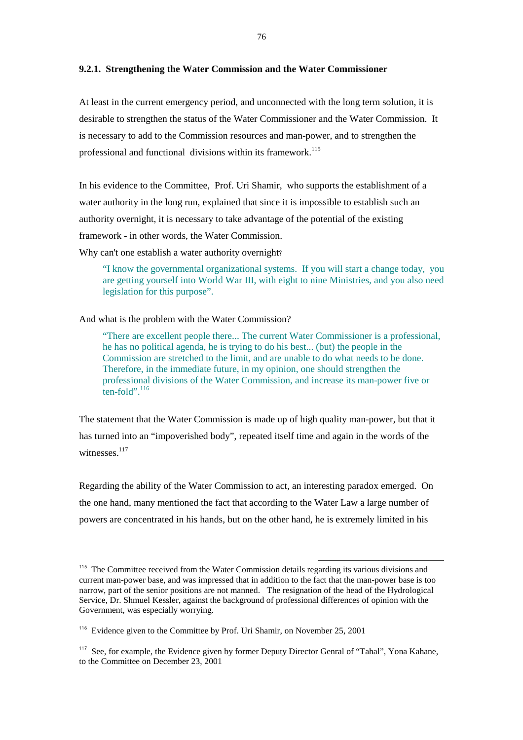### 9.2.1. Strengthening the Water Commission and the Water Commissioner

At least in the current emergency period, and unconnected with the long term solution, it is desirable to strengthen the status of the Water Commissioner and the Water Commission. It is necessary to add to the Commission resources and man-power, and to strengthen the professional and functional divisions within its framework.[115]

In his evidence to the Committee, Prof. Uri Shamir, who supports the establishment of a water authority in the long run, explained that since it is impossible to establish such an authority overnight, it is necessary to take advantage of the potential of the existing framework - in other words, the Water Commission.

Why can't one establish a water authority overnight?

> "I know the governmental organizational systems. If you will start a change today, you are getting yourself into World War III, with eight to nine Ministries, and you also need legislation for this purpose".

And what is the problem with the Water Commission?

> "There are excellent people there... The current Water Commissioner is a professional, he has no political agenda, he is trying to do his best... (but) the people in the Commission are stretched to the limit, and are unable to do what needs to be done. Therefore, in the immediate future, in my opinion, one should strengthen the professional divisions of the Water Commission, and increase its man-power five or ten-fold".[116]

The statement that the Water Commission is made up of high quality man-power, but that it has turned into an "impoverished body", repeated itself time and again in the words of the witnesses.[117]

Regarding the ability of the Water Commission to act, an interesting paradox emerged. On the one hand, many mentioned the fact that according to the Water Law a large number of powers are concentrated in his hands, but on the other hand, he is extremely limited in his

---

[115] The Committee received from the Water Commission details regarding its various divisions and current man-power base, and was impressed that in addition to the fact that the man-power base is too narrow, part of the senior positions are not manned. The resignation of the head of the Hydrological Service, Dr. Shmuel Kessler, against the background of professional differences of opinion with the Government, was especially worrying.

[116] Evidence given to the Committee by Prof. Uri Shamir, on November 25, 2001

[117] See, for example, the Evidence given by former Deputy Director Genral of "Tahal", Yona Kahane, to the Committee on December 23, 2001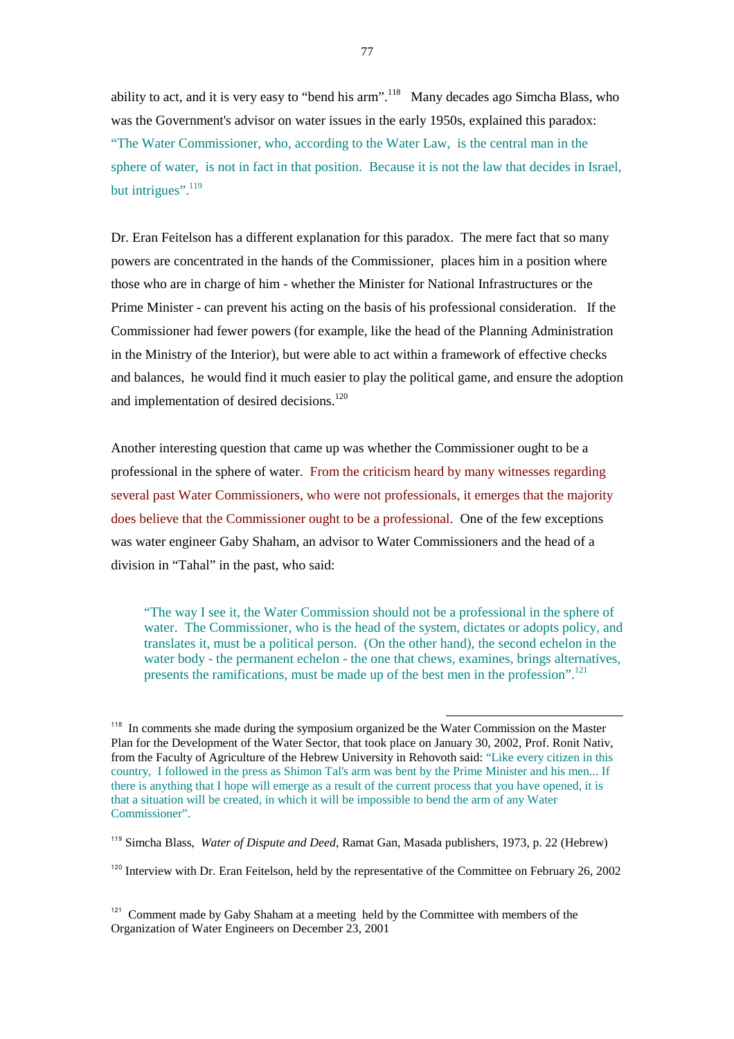ability to act, and it is very easy to "bend his arm".[118] Many decades ago Simcha Blass, who was the Government's advisor on water issues in the early 1950s, explained this paradox: "The Water Commissioner, who, according to the Water Law, is the central man in the sphere of water, is not in fact in that position. Because it is not the law that decides in Israel, but intrigues".[119]

Dr. Eran Feitelson has a different explanation for this paradox. The mere fact that so many powers are concentrated in the hands of the Commissioner, places him in a position where those who are in charge of him - whether the Minister for National Infrastructures or the Prime Minister - can prevent his acting on the basis of his professional consideration. If the Commissioner had fewer powers (for example, like the head of the Planning Administration in the Ministry of the Interior), but were able to act within a framework of effective checks and balances, he would find it much easier to play the political game, and ensure the adoption and implementation of desired decisions.[120]

Another interesting question that came up was whether the Commissioner ought to be a professional in the sphere of water. From the criticism heard by many witnesses regarding several past Water Commissioners, who were not professionals, it emerges that the majority does believe that the Commissioner ought to be a professional. One of the few exceptions was water engineer Gaby Shaham, an advisor to Water Commissioners and the head of a division in "Tahal" in the past, who said:

> "The way I see it, the Water Commission should not be a professional in the sphere of water. The Commissioner, who is the head of the system, dictates or adopts policy, and translates it, must be a political person. (On the other hand), the second echelon in the water body - the permanent echelon - the one that chews, examines, brings alternatives, presents the ramifications, must be made up of the best men in the profession".[121]

---

[118] In comments she made during the symposium organized be the Water Commission on the Master Plan for the Development of the Water Sector, that took place on January 30, 2002, Prof. Ronit Nativ, from the Faculty of Agriculture of the Hebrew University in Rehovoth said: "Like every citizen in this country, I followed in the press as Shimon Tal's arm was bent by the Prime Minister and his men... If there is anything that I hope will emerge as a result of the current process that you have opened, it is that a situation will be created, in which it will be impossible to bend the arm of any Water Commissioner".

[119] Simcha Blass, *Water of Dispute and Deed*, Ramat Gan, Masada publishers, 1973, p. 22 (Hebrew)

[120] Interview with Dr. Eran Feitelson, held by the representative of the Committee on February 26, 2002

[121] Comment made by Gaby Shaham at a meeting held by the Committee with members of the Organization of Water Engineers on December 23, 2001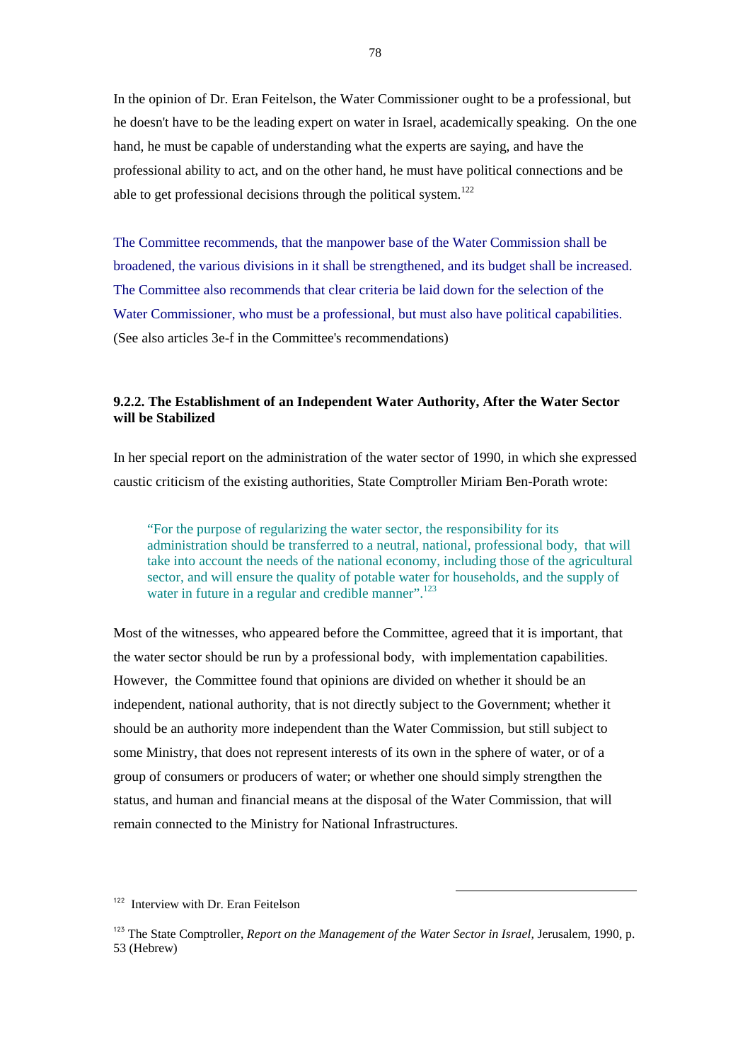In the opinion of Dr. Eran Feitelson, the Water Commissioner ought to be a professional, but he doesn't have to be the leading expert on water in Israel, academically speaking. On the one hand, he must be capable of understanding what the experts are saying, and have the professional ability to act, and on the other hand, he must have political connections and be able to get professional decisions through the political system.[122]

The Committee recommends, that the manpower base of the Water Commission shall be broadened, the various divisions in it shall be strengthened, and its budget shall be increased. The Committee also recommends that clear criteria be laid down for the selection of the Water Commissioner, who must be a professional, but must also have political capabilities. (See also articles 3e-f in the Committee's recommendations)

### 9.2.2. The Establishment of an Independent Water Authority, After the Water Sector will be Stabilized

In her special report on the administration of the water sector of 1990, in which she expressed caustic criticism of the existing authorities, State Comptroller Miriam Ben-Porath wrote:

> "For the purpose of regularizing the water sector, the responsibility for its administration should be transferred to a neutral, national, professional body, that will take into account the needs of the national economy, including those of the agricultural sector, and will ensure the quality of potable water for households, and the supply of water in future in a regular and credible manner".[123]

Most of the witnesses, who appeared before the Committee, agreed that it is important, that the water sector should be run by a professional body, with implementation capabilities. However, the Committee found that opinions are divided on whether it should be an independent, national authority, that is not directly subject to the Government; whether it should be an authority more independent than the Water Commission, but still subject to some Ministry, that does not represent interests of its own in the sphere of water, or of a group of consumers or producers of water; or whether one should simply strengthen the status, and human and financial means at the disposal of the Water Commission, that will remain connected to the Ministry for National Infrastructures.

---

[122] Interview with Dr. Eran Feitelson

[123] The State Comptroller, *Report on the Management of the Water Sector in Israel*, Jerusalem, 1990, p. 53 (Hebrew)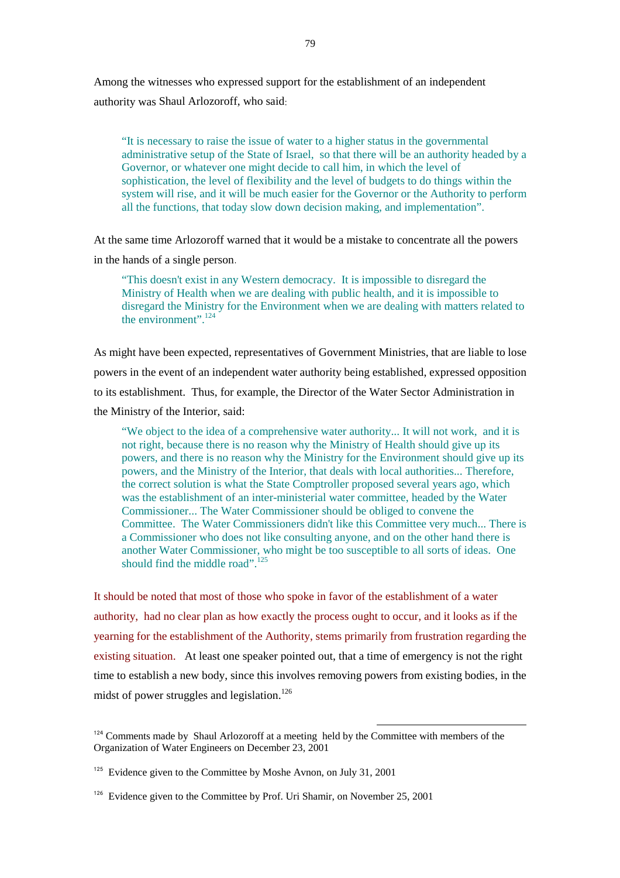Among the witnesses who expressed support for the establishment of an independent authority was Shaul Arlozoroff, who said:

> "It is necessary to raise the issue of water to a higher status in the governmental administrative setup of the State of Israel, so that there will be an authority headed by a Governor, or whatever one might decide to call him, in which the level of sophistication, the level of flexibility and the level of budgets to do things within the system will rise, and it will be much easier for the Governor or the Authority to perform all the functions, that today slow down decision making, and implementation".

At the same time Arlozoroff warned that it would be a mistake to concentrate all the powers in the hands of a single person.

> "This doesn't exist in any Western democracy. It is impossible to disregard the Ministry of Health when we are dealing with public health, and it is impossible to disregard the Ministry for the Environment when we are dealing with matters related to the environment".[124]

As might have been expected, representatives of Government Ministries, that are liable to lose powers in the event of an independent water authority being established, expressed opposition to its establishment. Thus, for example, the Director of the Water Sector Administration in the Ministry of the Interior, said:

> "We object to the idea of a comprehensive water authority... It will not work, and it is not right, because there is no reason why the Ministry of Health should give up its powers, and there is no reason why the Ministry for the Environment should give up its powers, and the Ministry of the Interior, that deals with local authorities... Therefore, the correct solution is what the State Comptroller proposed several years ago, which was the establishment of an inter-ministerial water committee, headed by the Water Commissioner... The Water Commissioner should be obliged to convene the Committee. The Water Commissioners didn't like this Committee very much... There is a Commissioner who does not like consulting anyone, and on the other hand there is another Water Commissioner, who might be too susceptible to all sorts of ideas. One should find the middle road".[125]

It should be noted that most of those who spoke in favor of the establishment of a water authority, had no clear plan as how exactly the process ought to occur, and it looks as if the yearning for the establishment of the Authority, stems primarily from frustration regarding the existing situation. At least one speaker pointed out, that a time of emergency is not the right time to establish a new body, since this involves removing powers from existing bodies, in the midst of power struggles and legislation.[126]

---

[124] Comments made by Shaul Arlozoroff at a meeting held by the Committee with members of the Organization of Water Engineers on December 23, 2001

[125] Evidence given to the Committee by Moshe Avnon, on July 31, 2001

[126] Evidence given to the Committee by Prof. Uri Shamir, on November 25, 2001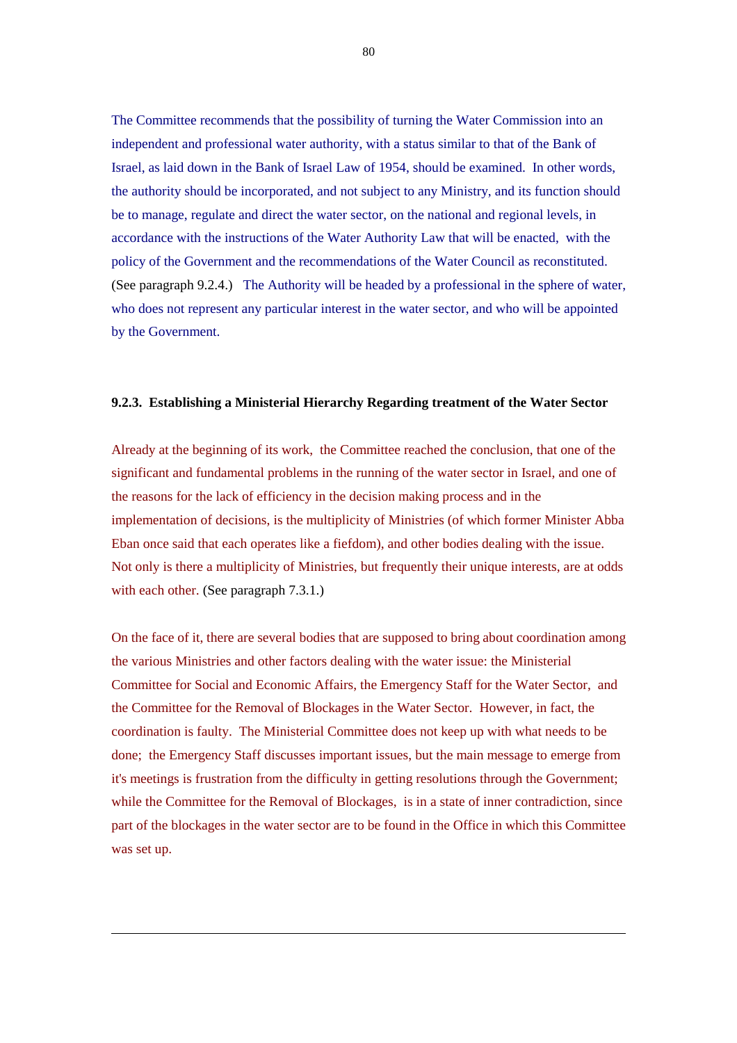The Committee recommends that the possibility of turning the Water Commission into an independent and professional water authority, with a status similar to that of the Bank of Israel, as laid down in the Bank of Israel Law of 1954, should be examined. In other words, the authority should be incorporated, and not subject to any Ministry, and its function should be to manage, regulate and direct the water sector, on the national and regional levels, in accordance with the instructions of the Water Authority Law that will be enacted, with the policy of the Government and the recommendations of the Water Council as reconstituted. (See paragraph 9.2.4.) The Authority will be headed by a professional in the sphere of water, who does not represent any particular interest in the water sector, and who will be appointed by the Government.

### 9.2.3. Establishing a Ministerial Hierarchy Regarding treatment of the Water Sector

Already at the beginning of its work, the Committee reached the conclusion, that one of the significant and fundamental problems in the running of the water sector in Israel, and one of the reasons for the lack of efficiency in the decision making process and in the implementation of decisions, is the multiplicity of Ministries (of which former Minister Abba Eban once said that each operates like a fiefdom), and other bodies dealing with the issue. Not only is there a multiplicity of Ministries, but frequently their unique interests, are at odds with each other. (See paragraph 7.3.1.)

On the face of it, there are several bodies that are supposed to bring about coordination among the various Ministries and other factors dealing with the water issue: the Ministerial Committee for Social and Economic Affairs, the Emergency Staff for the Water Sector, and the Committee for the Removal of Blockages in the Water Sector. However, in fact, the coordination is faulty. The Ministerial Committee does not keep up with what needs to be done; the Emergency Staff discusses important issues, but the main message to emerge from it's meetings is frustration from the difficulty in getting resolutions through the Government; while the Committee for the Removal of Blockages, is in a state of inner contradiction, since part of the blockages in the water sector are to be found in the Office in which this Committee was set up.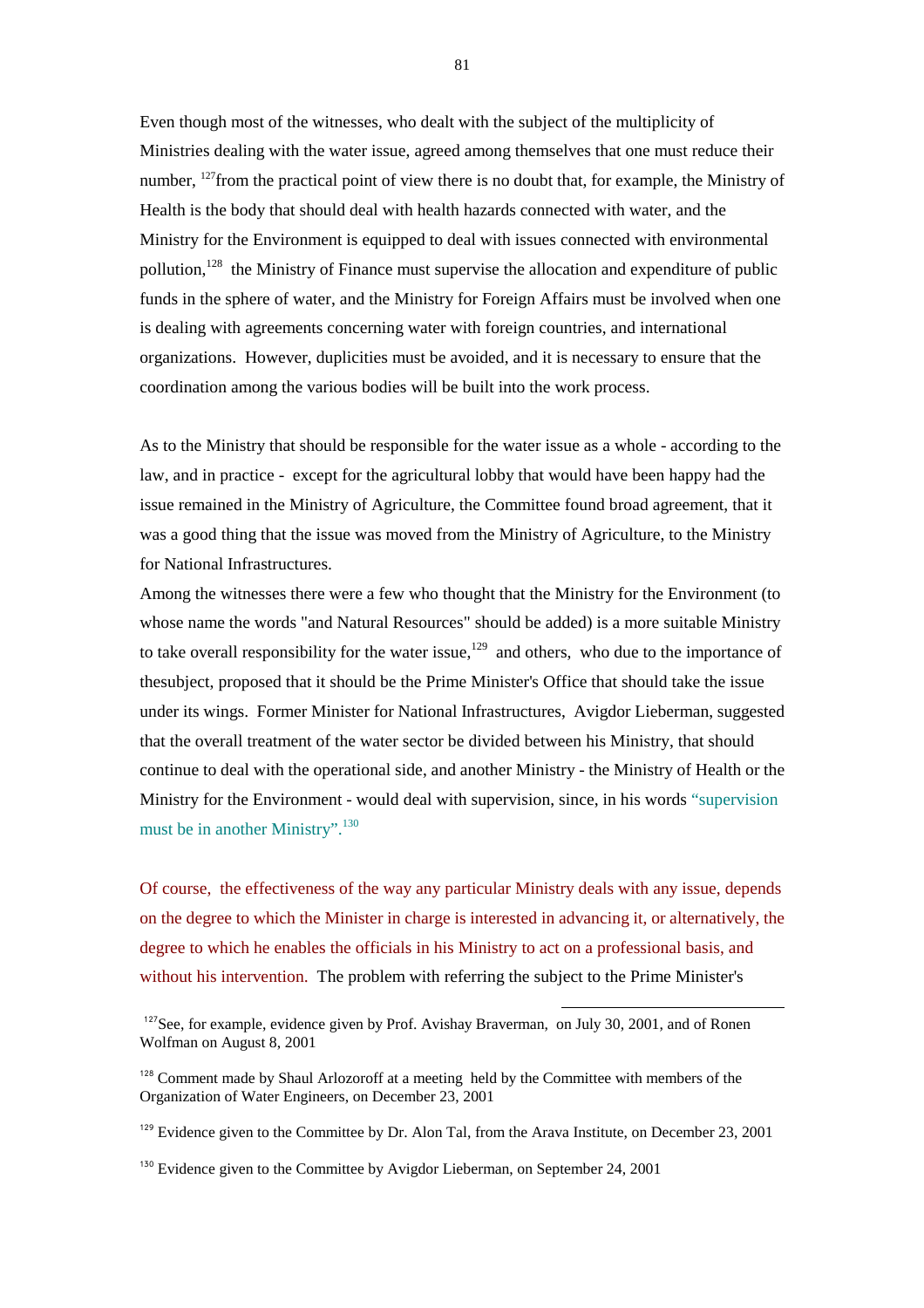Even though most of the witnesses, who dealt with the subject of the multiplicity of Ministries dealing with the water issue, agreed among themselves that one must reduce their number, [127]from the practical point of view there is no doubt that, for example, the Ministry of Health is the body that should deal with health hazards connected with water, and the Ministry for the Environment is equipped to deal with issues connected with environmental pollution,[128] the Ministry of Finance must supervise the allocation and expenditure of public funds in the sphere of water, and the Ministry for Foreign Affairs must be involved when one is dealing with agreements concerning water with foreign countries, and international organizations. However, duplicities must be avoided, and it is necessary to ensure that the coordination among the various bodies will be built into the work process.

As to the Ministry that should be responsible for the water issue as a whole - according to the law, and in practice - except for the agricultural lobby that would have been happy had the issue remained in the Ministry of Agriculture, the Committee found broad agreement, that it was a good thing that the issue was moved from the Ministry of Agriculture, to the Ministry for National Infrastructures.

Among the witnesses there were a few who thought that the Ministry for the Environment (to whose name the words "and Natural Resources" should be added) is a more suitable Ministry to take overall responsibility for the water issue,[129] and others, who due to the importance of thesubject, proposed that it should be the Prime Minister's Office that should take the issue under its wings. Former Minister for National Infrastructures, Avigdor Lieberman, suggested that the overall treatment of the water sector be divided between his Ministry, that should continue to deal with the operational side, and another Ministry - the Ministry of Health or the Ministry for the Environment - would deal with supervision, since, in his words "supervision must be in another Ministry".[130]

Of course, the effectiveness of the way any particular Ministry deals with any issue, depends on the degree to which the Minister in charge is interested in advancing it, or alternatively, the degree to which he enables the officials in his Ministry to act on a professional basis, and without his intervention. The problem with referring the subject to the Prime Minister's

---

[127] See, for example, evidence given by Prof. Avishay Braverman, on July 30, 2001, and of Ronen Wolfman on August 8, 2001

[128] Comment made by Shaul Arlozoroff at a meeting held by the Committee with members of the Organization of Water Engineers, on December 23, 2001

[129] Evidence given to the Committee by Dr. Alon Tal, from the Arava Institute, on December 23, 2001

[130] Evidence given to the Committee by Avigdor Lieberman, on September 24, 2001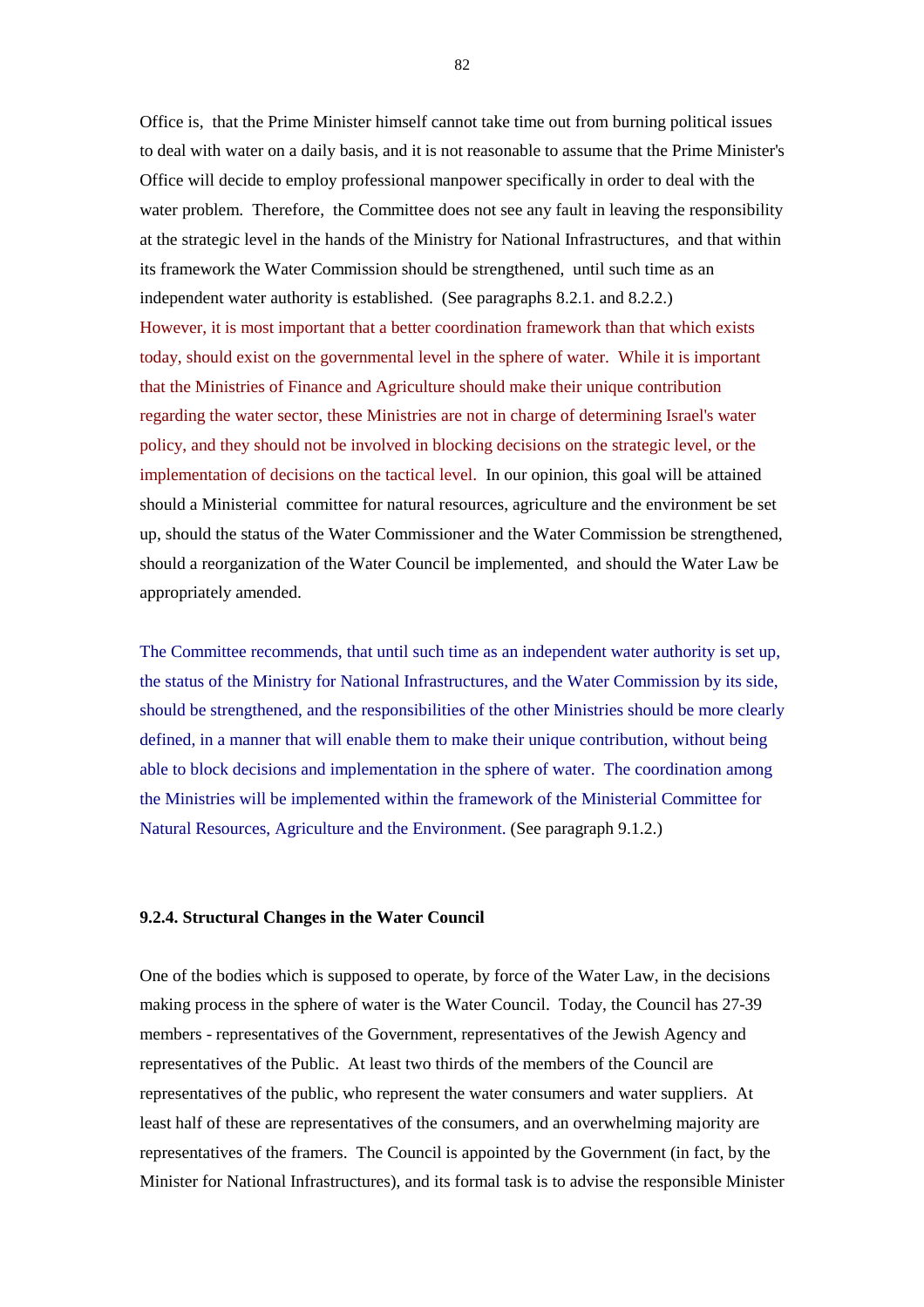Office is, that the Prime Minister himself cannot take time out from burning political issues to deal with water on a daily basis, and it is not reasonable to assume that the Prime Minister's Office will decide to employ professional manpower specifically in order to deal with the water problem. Therefore, the Committee does not see any fault in leaving the responsibility at the strategic level in the hands of the Ministry for National Infrastructures, and that within its framework the Water Commission should be strengthened, until such time as an independent water authority is established. (See paragraphs 8.2.1. and 8.2.2.) However, it is most important that a better coordination framework than that which exists today, should exist on the governmental level in the sphere of water. While it is important that the Ministries of Finance and Agriculture should make their unique contribution regarding the water sector, these Ministries are not in charge of determining Israel's water policy, and they should not be involved in blocking decisions on the strategic level, or the implementation of decisions on the tactical level. In our opinion, this goal will be attained should a Ministerial committee for natural resources, agriculture and the environment be set up, should the status of the Water Commissioner and the Water Commission be strengthened, should a reorganization of the Water Council be implemented, and should the Water Law be appropriately amended.

The Committee recommends, that until such time as an independent water authority is set up, the status of the Ministry for National Infrastructures, and the Water Commission by its side, should be strengthened, and the responsibilities of the other Ministries should be more clearly defined, in a manner that will enable them to make their unique contribution, without being able to block decisions and implementation in the sphere of water. The coordination among the Ministries will be implemented within the framework of the Ministerial Committee for Natural Resources, Agriculture and the Environment. (See paragraph 9.1.2.)

#### 9.2.4. Structural Changes in the Water Council

One of the bodies which is supposed to operate, by force of the Water Law, in the decisions making process in the sphere of water is the Water Council. Today, the Council has 27-39 members - representatives of the Government, representatives of the Jewish Agency and representatives of the Public. At least two thirds of the members of the Council are representatives of the public, who represent the water consumers and water suppliers. At least half of these are representatives of the consumers, and an overwhelming majority are representatives of the framers. The Council is appointed by the Government (in fact, by the Minister for National Infrastructures), and its formal task is to advise the responsible Minister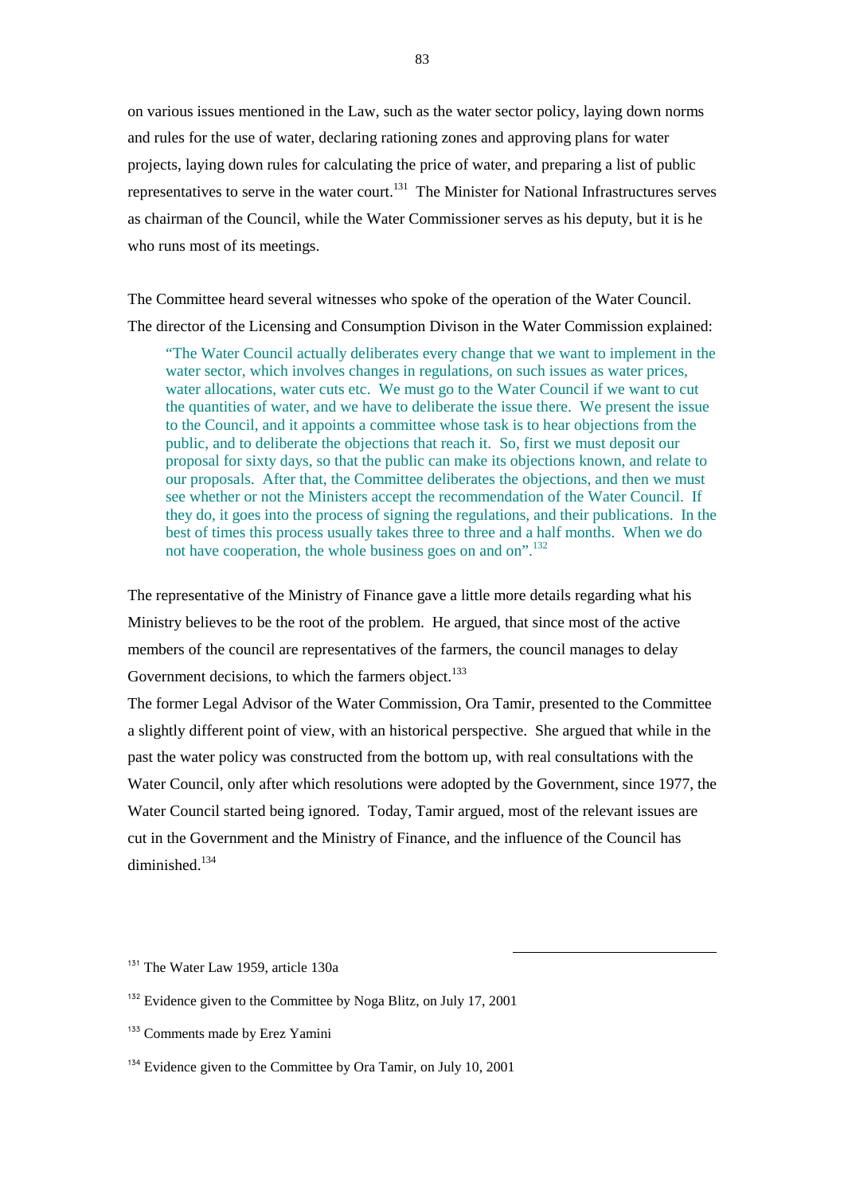on various issues mentioned in the Law, such as the water sector policy, laying down norms and rules for the use of water, declaring rationing zones and approving plans for water projects, laying down rules for calculating the price of water, and preparing a list of public representatives to serve in the water court.[131] The Minister for National Infrastructures serves as chairman of the Council, while the Water Commissioner serves as his deputy, but it is he who runs most of its meetings.

The Committee heard several witnesses who spoke of the operation of the Water Council. The director of the Licensing and Consumption Divison in the Water Commission explained:

> "The Water Council actually deliberates every change that we want to implement in the water sector, which involves changes in regulations, on such issues as water prices, water allocations, water cuts etc. We must go to the Water Council if we want to cut the quantities of water, and we have to deliberate the issue there. We present the issue to the Council, and it appoints a committee whose task is to hear objections from the public, and to deliberate the objections that reach it. So, first we must deposit our proposal for sixty days, so that the public can make its objections known, and relate to our proposals. After that, the Committee deliberates the objections, and then we must see whether or not the Ministers accept the recommendation of the Water Council. If they do, it goes into the process of signing the regulations, and their publications. In the best of times this process usually takes three to three and a half months. When we do not have cooperation, the whole business goes on and on".[132]

The representative of the Ministry of Finance gave a little more details regarding what his Ministry believes to be the root of the problem. He argued, that since most of the active members of the council are representatives of the farmers, the council manages to delay Government decisions, to which the farmers object.[133]

The former Legal Advisor of the Water Commission, Ora Tamir, presented to the Committee a slightly different point of view, with an historical perspective. She argued that while in the past the water policy was constructed from the bottom up, with real consultations with the Water Council, only after which resolutions were adopted by the Government, since 1977, the Water Council started being ignored. Today, Tamir argued, most of the relevant issues are cut in the Government and the Ministry of Finance, and the influence of the Council has diminished.[134]

---

[131] The Water Law 1959, article 130a

[132] Evidence given to the Committee by Noga Blitz, on July 17, 2001

[133] Comments made by Erez Yamini

[134] Evidence given to the Committee by Ora Tamir, on July 10, 2001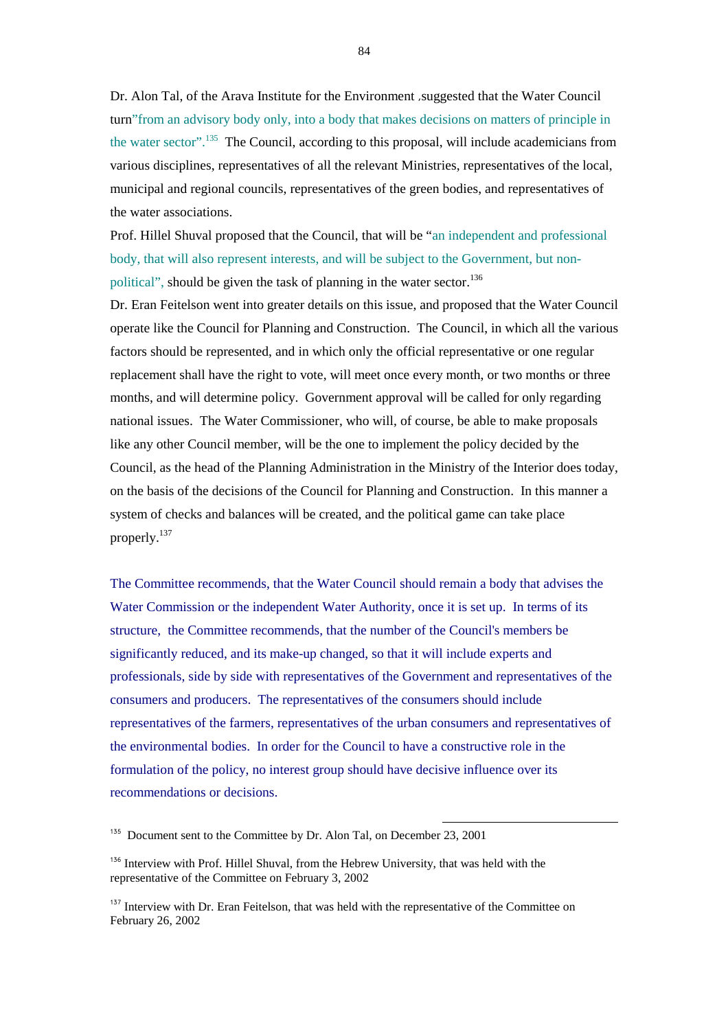Dr. Alon Tal, of the Arava Institute for the Environment ,suggested that the Water Council turn"from an advisory body only, into a body that makes decisions on matters of principle in the water sector".[135] The Council, according to this proposal, will include academicians from various disciplines, representatives of all the relevant Ministries, representatives of the local, municipal and regional councils, representatives of the green bodies, and representatives of the water associations.

Prof. Hillel Shuval proposed that the Council, that will be "an independent and professional body, that will also represent interests, and will be subject to the Government, but non-political", should be given the task of planning in the water sector.[136]

Dr. Eran Feitelson went into greater details on this issue, and proposed that the Water Council operate like the Council for Planning and Construction. The Council, in which all the various factors should be represented, and in which only the official representative or one regular replacement shall have the right to vote, will meet once every month, or two months or three months, and will determine policy. Government approval will be called for only regarding national issues. The Water Commissioner, who will, of course, be able to make proposals like any other Council member, will be the one to implement the policy decided by the Council, as the head of the Planning Administration in the Ministry of the Interior does today, on the basis of the decisions of the Council for Planning and Construction. In this manner a system of checks and balances will be created, and the political game can take place properly.[137]

The Committee recommends, that the Water Council should remain a body that advises the Water Commission or the independent Water Authority, once it is set up. In terms of its structure, the Committee recommends, that the number of the Council's members be significantly reduced, and its make-up changed, so that it will include experts and professionals, side by side with representatives of the Government and representatives of the consumers and producers. The representatives of the consumers should include representatives of the farmers, representatives of the urban consumers and representatives of the environmental bodies. In order for the Council to have a constructive role in the formulation of the policy, no interest group should have decisive influence over its recommendations or decisions.

---

[135] Document sent to the Committee by Dr. Alon Tal, on December 23, 2001

[136] Interview with Prof. Hillel Shuval, from the Hebrew University, that was held with the representative of the Committee on February 3, 2002

[137] Interview with Dr. Eran Feitelson, that was held with the representative of the Committee on February 26, 2002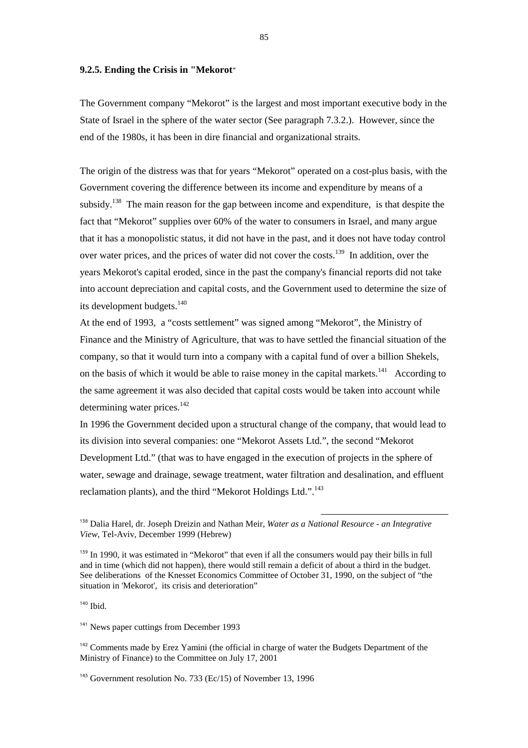#### 9.2.5. Ending the Crisis in "Mekorot"

The Government company "Mekorot" is the largest and most important executive body in the State of Israel in the sphere of the water sector (See paragraph 7.3.2.). However, since the end of the 1980s, it has been in dire financial and organizational straits.

The origin of the distress was that for years "Mekorot" operated on a cost-plus basis, with the Government covering the difference between its income and expenditure by means of a subsidy.[138] The main reason for the gap between income and expenditure, is that despite the fact that "Mekorot" supplies over 60% of the water to consumers in Israel, and many argue that it has a monopolistic status, it did not have in the past, and it does not have today control over water prices, and the prices of water did not cover the costs.[139] In addition, over the years Mekorot's capital eroded, since in the past the company's financial reports did not take into account depreciation and capital costs, and the Government used to determine the size of its development budgets.[140]

At the end of 1993, a "costs settlement" was signed among "Mekorot", the Ministry of Finance and the Ministry of Agriculture, that was to have settled the financial situation of the company, so that it would turn into a company with a capital fund of over a billion Shekels, on the basis of which it would be able to raise money in the capital markets.[141] According to the same agreement it was also decided that capital costs would be taken into account while determining water prices.[142]

In 1996 the Government decided upon a structural change of the company, that would lead to its division into several companies: one "Mekorot Assets Ltd.", the second "Mekorot Development Ltd." (that was to have engaged in the execution of projects in the sphere of water, sewage and drainage, sewage treatment, water filtration and desalination, and effluent reclamation plants), and the third "Mekorot Holdings Ltd.".[143]

---

[138] Dalia Harel, dr. Joseph Dreizin and Nathan Meir, *Water as a National Resource - an Integrative View*, Tel-Aviv, December 1999 (Hebrew)

[139] In 1990, it was estimated in "Mekorot" that even if all the consumers would pay their bills in full and in time (which did not happen), there would still remain a deficit of about a third in the budget. See deliberations of the Knesset Economics Committee of October 31, 1990, on the subject of "the situation in 'Mekorot', its crisis and deterioration"

[140] Ibid.

[141] News paper cuttings from December 1993

[142] Comments made by Erez Yamini (the official in charge of water the Budgets Department of the Ministry of Finance) to the Committee on July 17, 2001

[143] Government resolution No. 733 (Ec/15) of November 13, 1996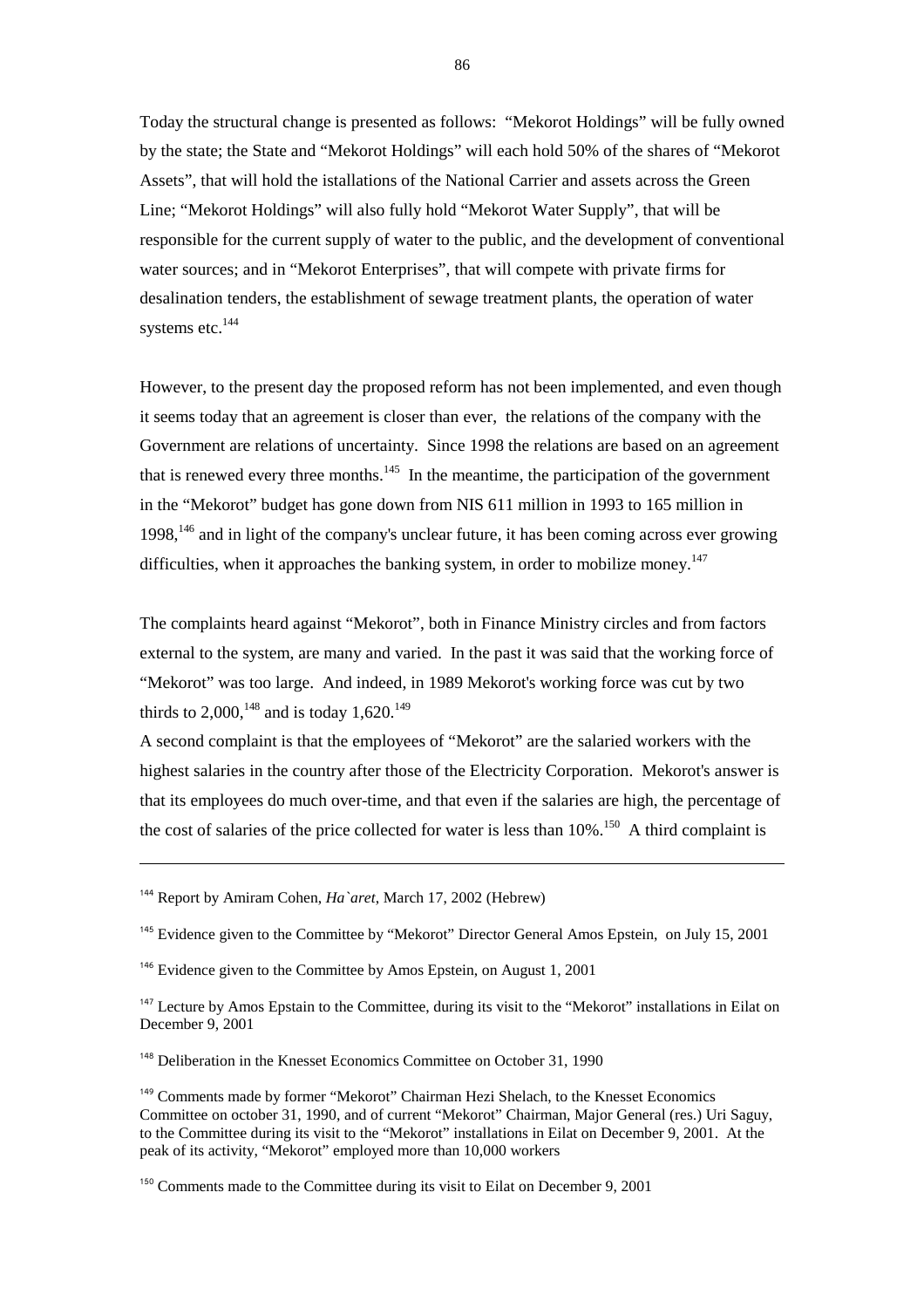Today the structural change is presented as follows: "Mekorot Holdings" will be fully owned by the state; the State and "Mekorot Holdings" will each hold 50% of the shares of "Mekorot Assets", that will hold the istallations of the National Carrier and assets across the Green Line; "Mekorot Holdings" will also fully hold "Mekorot Water Supply", that will be responsible for the current supply of water to the public, and the development of conventional water sources; and in "Mekorot Enterprises", that will compete with private firms for desalination tenders, the establishment of sewage treatment plants, the operation of water systems etc.[144]

However, to the present day the proposed reform has not been implemented, and even though it seems today that an agreement is closer than ever, the relations of the company with the Government are relations of uncertainty. Since 1998 the relations are based on an agreement that is renewed every three months.[145] In the meantime, the participation of the government in the "Mekorot" budget has gone down from NIS 611 million in 1993 to 165 million in 1998,[146] and in light of the company's unclear future, it has been coming across ever growing difficulties, when it approaches the banking system, in order to mobilize money.[147]

The complaints heard against "Mekorot", both in Finance Ministry circles and from factors external to the system, are many and varied. In the past it was said that the working force of "Mekorot" was too large. And indeed, in 1989 Mekorot's working force was cut by two thirds to 2,000,[148] and is today 1,620.[149]

A second complaint is that the employees of "Mekorot" are the salaried workers with the highest salaries in the country after those of the Electricity Corporation. Mekorot's answer is that its employees do much over-time, and that even if the salaries are high, the percentage of the cost of salaries of the price collected for water is less than 10%.[150] A third complaint is

---

[144] Report by Amiram Cohen, *Ha`aret*, March 17, 2002 (Hebrew)

[145] Evidence given to the Committee by "Mekorot" Director General Amos Epstein, on July 15, 2001

[146] Evidence given to the Committee by Amos Epstein, on August 1, 2001

[147] Lecture by Amos Epstain to the Committee, during its visit to the "Mekorot" installations in Eilat on December 9, 2001

[148] Deliberation in the Knesset Economics Committee on October 31, 1990

[149] Comments made by former "Mekorot" Chairman Hezi Shelach, to the Knesset Economics Committee on october 31, 1990, and of current "Mekorot" Chairman, Major General (res.) Uri Saguy, to the Committee during its visit to the "Mekorot" installations in Eilat on December 9, 2001. At the peak of its activity, "Mekorot" employed more than 10,000 workers

[150] Comments made to the Committee during its visit to Eilat on December 9, 2001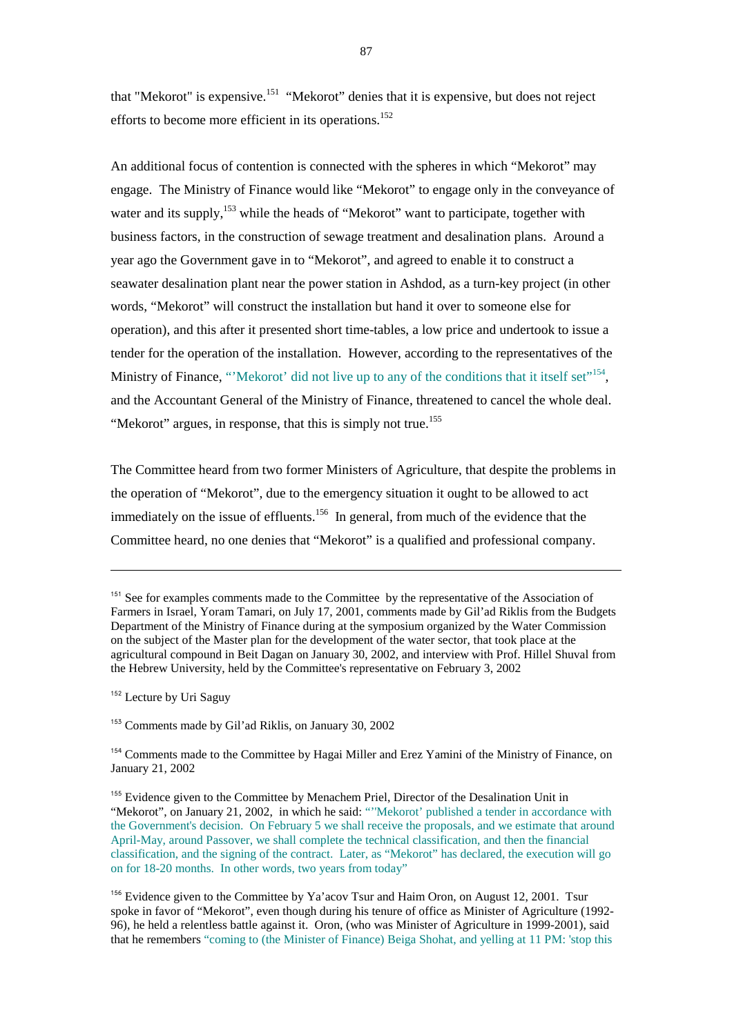that "Mekorot" is expensive.[151] "Mekorot" denies that it is expensive, but does not reject efforts to become more efficient in its operations.[152]

An additional focus of contention is connected with the spheres in which "Mekorot" may engage. The Ministry of Finance would like "Mekorot" to engage only in the conveyance of water and its supply,[153] while the heads of "Mekorot" want to participate, together with business factors, in the construction of sewage treatment and desalination plans. Around a year ago the Government gave in to "Mekorot", and agreed to enable it to construct a seawater desalination plant near the power station in Ashdod, as a turn-key project (in other words, "Mekorot" will construct the installation but hand it over to someone else for operation), and this after it presented short time-tables, a low price and undertook to issue a tender for the operation of the installation. However, according to the representatives of the Ministry of Finance, "'Mekorot' did not live up to any of the conditions that it itself set"[154], and the Accountant General of the Ministry of Finance, threatened to cancel the whole deal. "Mekorot" argues, in response, that this is simply not true.[155]

The Committee heard from two former Ministers of Agriculture, that despite the problems in the operation of "Mekorot", due to the emergency situation it ought to be allowed to act immediately on the issue of effluents.[156] In general, from much of the evidence that the Committee heard, no one denies that "Mekorot" is a qualified and professional company.

---

[151] See for examples comments made to the Committee by the representative of the Association of Farmers in Israel, Yoram Tamari, on July 17, 2001, comments made by Gil'ad Riklis from the Budgets Department of the Ministry of Finance during at the symposium organized by the Water Commission on the subject of the Master plan for the development of the water sector, that took place at the agricultural compound in Beit Dagan on January 30, 2002, and interview with Prof. Hillel Shuval from the Hebrew University, held by the Committee's representative on February 3, 2002

[152] Lecture by Uri Saguy

[153] Comments made by Gil'ad Riklis, on January 30, 2002

[154] Comments made to the Committee by Hagai Miller and Erez Yamini of the Ministry of Finance, on January 21, 2002

[155] Evidence given to the Committee by Menachem Priel, Director of the Desalination Unit in "Mekorot", on January 21, 2002, in which he said: "'Mekorot' published a tender in accordance with the Government's decision. On February 5 we shall receive the proposals, and we estimate that around April-May, around Passover, we shall complete the technical classification, and then the financial classification, and the signing of the contract. Later, as "Mekorot" has declared, the execution will go on for 18-20 months. In other words, two years from today"

[156] Evidence given to the Committee by Ya'acov Tsur and Haim Oron, on August 12, 2001. Tsur spoke in favor of "Mekorot", even though during his tenure of office as Minister of Agriculture (1992-96), he held a relentless battle against it. Oron, (who was Minister of Agriculture in 1999-2001), said that he remembers "coming to (the Minister of Finance) Beiga Shohat, and yelling at 11 PM: 'stop this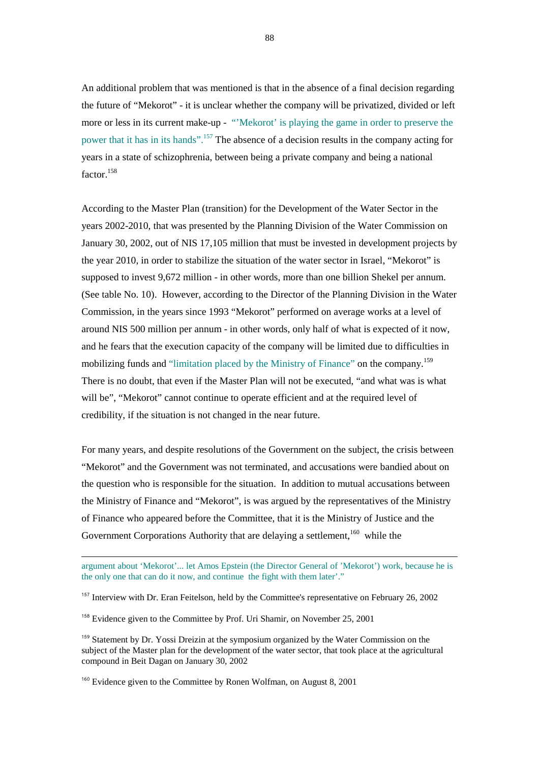An additional problem that was mentioned is that in the absence of a final decision regarding the future of "Mekorot" - it is unclear whether the company will be privatized, divided or left more or less in its current make-up - "'Mekorot' is playing the game in order to preserve the power that it has in its hands".[157] The absence of a decision results in the company acting for years in a state of schizophrenia, between being a private company and being a national factor.[158]

According to the Master Plan (transition) for the Development of the Water Sector in the years 2002-2010, that was presented by the Planning Division of the Water Commission on January 30, 2002, out of NIS 17,105 million that must be invested in development projects by the year 2010, in order to stabilize the situation of the water sector in Israel, "Mekorot" is supposed to invest 9,672 million - in other words, more than one billion Shekel per annum. (See table No. 10). However, according to the Director of the Planning Division in the Water Commission, in the years since 1993 "Mekorot" performed on average works at a level of around NIS 500 million per annum - in other words, only half of what is expected of it now, and he fears that the execution capacity of the company will be limited due to difficulties in mobilizing funds and "limitation placed by the Ministry of Finance" on the company.[159] There is no doubt, that even if the Master Plan will not be executed, "and what was is what will be", "Mekorot" cannot continue to operate efficient and at the required level of credibility, if the situation is not changed in the near future.

For many years, and despite resolutions of the Government on the subject, the crisis between "Mekorot" and the Government was not terminated, and accusations were bandied about on the question who is responsible for the situation. In addition to mutual accusations between the Ministry of Finance and "Mekorot", is was argued by the representatives of the Ministry of Finance who appeared before the Committee, that it is the Ministry of Justice and the Government Corporations Authority that are delaying a settlement,[160] while the

---

argument about 'Mekorot'... let Amos Epstein (the Director General of 'Mekorot') work, because he is the only one that can do it now, and continue the fight with them later'."

[157] Interview with Dr. Eran Feitelson, held by the Committee's representative on February 26, 2002

[158] Evidence given to the Committee by Prof. Uri Shamir, on November 25, 2001

[159] Statement by Dr. Yossi Dreizin at the symposium organized by the Water Commission on the subject of the Master plan for the development of the water sector, that took place at the agricultural compound in Beit Dagan on January 30, 2002

[160] Evidence given to the Committee by Ronen Wolfman, on August 8, 2001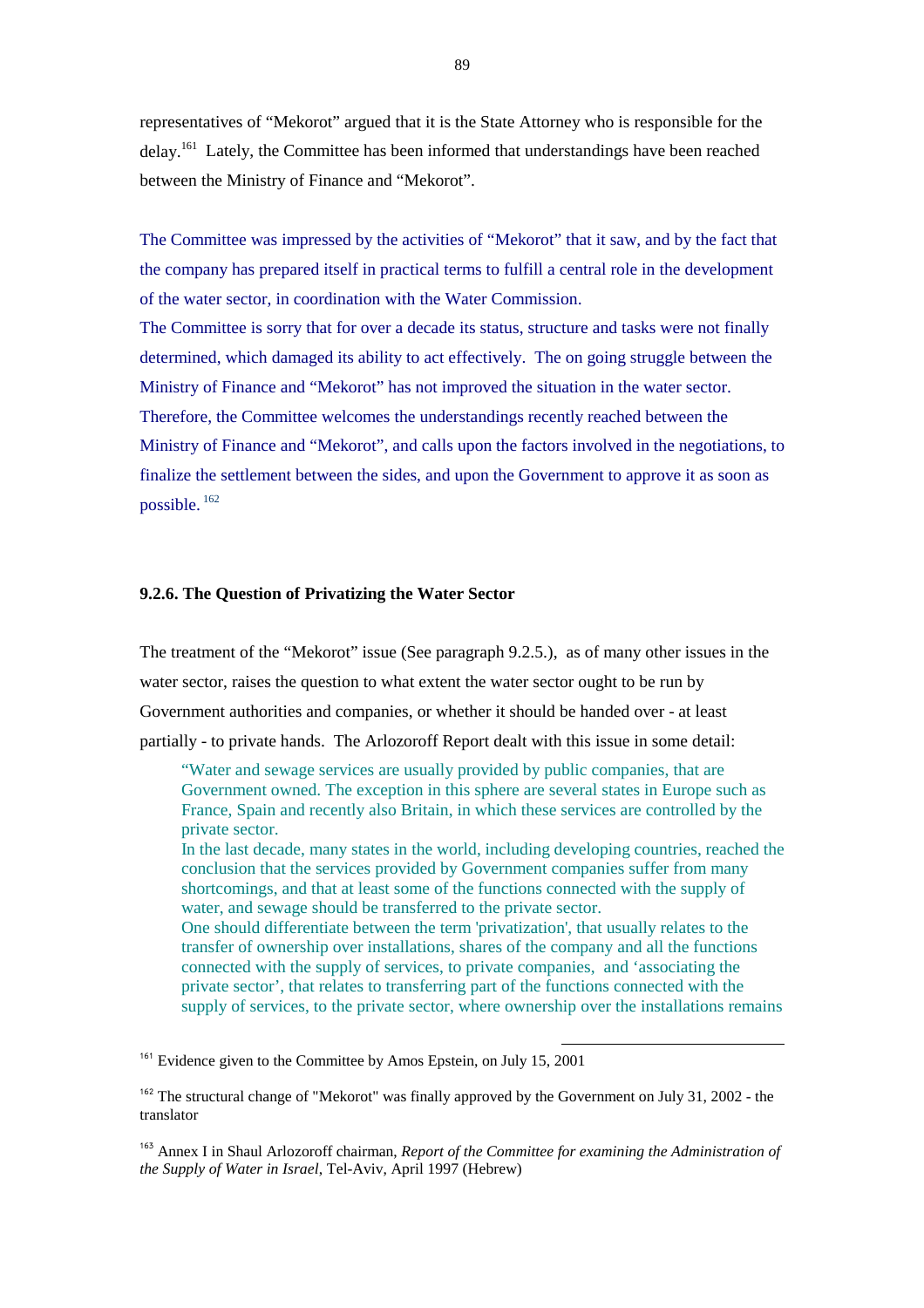representatives of "Mekorot" argued that it is the State Attorney who is responsible for the delay.[161] Lately, the Committee has been informed that understandings have been reached between the Ministry of Finance and "Mekorot".

The Committee was impressed by the activities of "Mekorot" that it saw, and by the fact that the company has prepared itself in practical terms to fulfill a central role in the development of the water sector, in coordination with the Water Commission.
The Committee is sorry that for over a decade its status, structure and tasks were not finally determined, which damaged its ability to act effectively. The on going struggle between the Ministry of Finance and "Mekorot" has not improved the situation in the water sector. Therefore, the Committee welcomes the understandings recently reached between the Ministry of Finance and "Mekorot", and calls upon the factors involved in the negotiations, to finalize the settlement between the sides, and upon the Government to approve it as soon as possible. [162]

### 9.2.6. The Question of Privatizing the Water Sector

The treatment of the "Mekorot" issue (See paragraph 9.2.5.), as of many other issues in the water sector, raises the question to what extent the water sector ought to be run by Government authorities and companies, or whether it should be handed over - at least partially - to private hands. The Arlozoroff Report dealt with this issue in some detail:

> "Water and sewage services are usually provided by public companies, that are Government owned. The exception in this sphere are several states in Europe such as France, Spain and recently also Britain, in which these services are controlled by the private sector.
> In the last decade, many states in the world, including developing countries, reached the conclusion that the services provided by Government companies suffer from many shortcomings, and that at least some of the functions connected with the supply of water, and sewage should be transferred to the private sector.
> One should differentiate between the term 'privatization', that usually relates to the transfer of ownership over installations, shares of the company and all the functions connected with the supply of services, to private companies, and 'associating the private sector', that relates to transferring part of the functions connected with the supply of services, to the private sector, where ownership over the installations remains

---

[161] Evidence given to the Committee by Amos Epstein, on July 15, 2001

[162] The structural change of "Mekorot" was finally approved by the Government on July 31, 2002 - the translator

[163] Annex I in Shaul Arlozoroff chairman, *Report of the Committee for examining the Administration of the Supply of Water in Israel*, Tel-Aviv, April 1997 (Hebrew)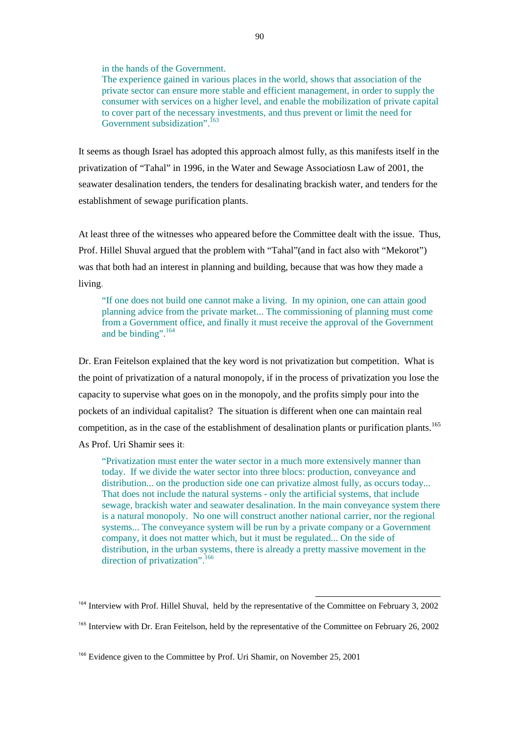> in the hands of the Government.
> The experience gained in various places in the world, shows that association of the private sector can ensure more stable and efficient management, in order to supply the consumer with services on a higher level, and enable the mobilization of private capital to cover part of the necessary investments, and thus prevent or limit the need for Government subsidization".[163]

It seems as though Israel has adopted this approach almost fully, as this manifests itself in the privatization of "Tahal" in 1996, in the Water and Sewage Associatiosn Law of 2001, the seawater desalination tenders, the tenders for desalinating brackish water, and tenders for the establishment of sewage purification plants.

At least three of the witnesses who appeared before the Committee dealt with the issue. Thus, Prof. Hillel Shuval argued that the problem with "Tahal"(and in fact also with "Mekorot") was that both had an interest in planning and building, because that was how they made a living.

> "If one does not build one cannot make a living. In my opinion, one can attain good planning advice from the private market... The commissioning of planning must come from a Government office, and finally it must receive the approval of the Government and be binding".[164]

Dr. Eran Feitelson explained that the key word is not privatization but competition. What is the point of privatization of a natural monopoly, if in the process of privatization you lose the capacity to supervise what goes on in the monopoly, and the profits simply pour into the pockets of an individual capitalist? The situation is different when one can maintain real competition, as in the case of the establishment of desalination plants or purification plants.[165] As Prof. Uri Shamir sees it:

> "Privatization must enter the water sector in a much more extensively manner than today. If we divide the water sector into three blocs: production, conveyance and distribution... on the production side one can privatize almost fully, as occurs today... That does not include the natural systems - only the artificial systems, that include sewage, brackish water and seawater desalination. In the main conveyance system there is a natural monopoly. No one will construct another national carrier, nor the regional systems... The conveyance system will be run by a private company or a Government company, it does not matter which, but it must be regulated... On the side of distribution, in the urban systems, there is already a pretty massive movement in the direction of privatization".[166]

---

[164] Interview with Prof. Hillel Shuval, held by the representative of the Committee on February 3, 2002

[165] Interview with Dr. Eran Feitelson, held by the representative of the Committee on February 26, 2002

[166] Evidence given to the Committee by Prof. Uri Shamir, on November 25, 2001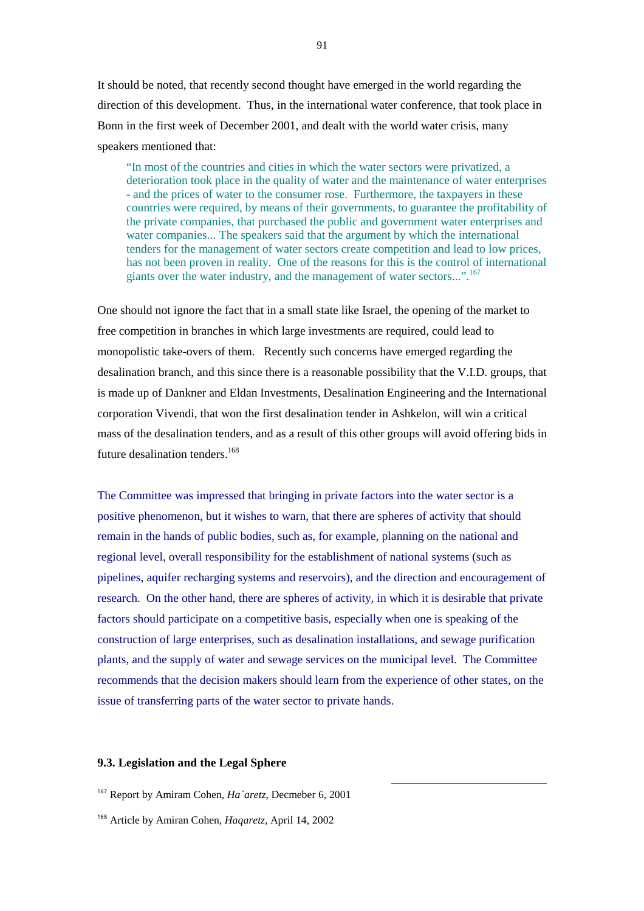It should be noted, that recently second thought have emerged in the world regarding the direction of this development. Thus, in the international water conference, that took place in Bonn in the first week of December 2001, and dealt with the world water crisis, many speakers mentioned that:

> "In most of the countries and cities in which the water sectors were privatized, a deterioration took place in the quality of water and the maintenance of water enterprises - and the prices of water to the consumer rose. Furthermore, the taxpayers in these countries were required, by means of their governments, to guarantee the profitability of the private companies, that purchased the public and government water enterprises and water companies... The speakers said that the argument by which the international tenders for the management of water sectors create competition and lead to low prices, has not been proven in reality. One of the reasons for this is the control of international giants over the water industry, and the management of water sectors...".[167]

One should not ignore the fact that in a small state like Israel, the opening of the market to free competition in branches in which large investments are required, could lead to monopolistic take-overs of them. Recently such concerns have emerged regarding the desalination branch, and this since there is a reasonable possibility that the V.I.D. groups, that is made up of Dankner and Eldan Investments, Desalination Engineering and the International corporation Vivendi, that won the first desalination tender in Ashkelon, will win a critical mass of the desalination tenders, and as a result of this other groups will avoid offering bids in future desalination tenders.[168]

The Committee was impressed that bringing in private factors into the water sector is a positive phenomenon, but it wishes to warn, that there are spheres of activity that should remain in the hands of public bodies, such as, for example, planning on the national and regional level, overall responsibility for the establishment of national systems (such as pipelines, aquifer recharging systems and reservoirs), and the direction and encouragement of research. On the other hand, there are spheres of activity, in which it is desirable that private factors should participate on a competitive basis, especially when one is speaking of the construction of large enterprises, such as desalination installations, and sewage purification plants, and the supply of water and sewage services on the municipal level. The Committee recommends that the decision makers should learn from the experience of other states, on the issue of transferring parts of the water sector to private hands.

### 9.3. Legislation and the Legal Sphere

---

[167] Report by Amiram Cohen, *Ha`aretz*, Decmeber 6, 2001

[168] Article by Amiran Cohen, *Haqaretz*, April 14, 2002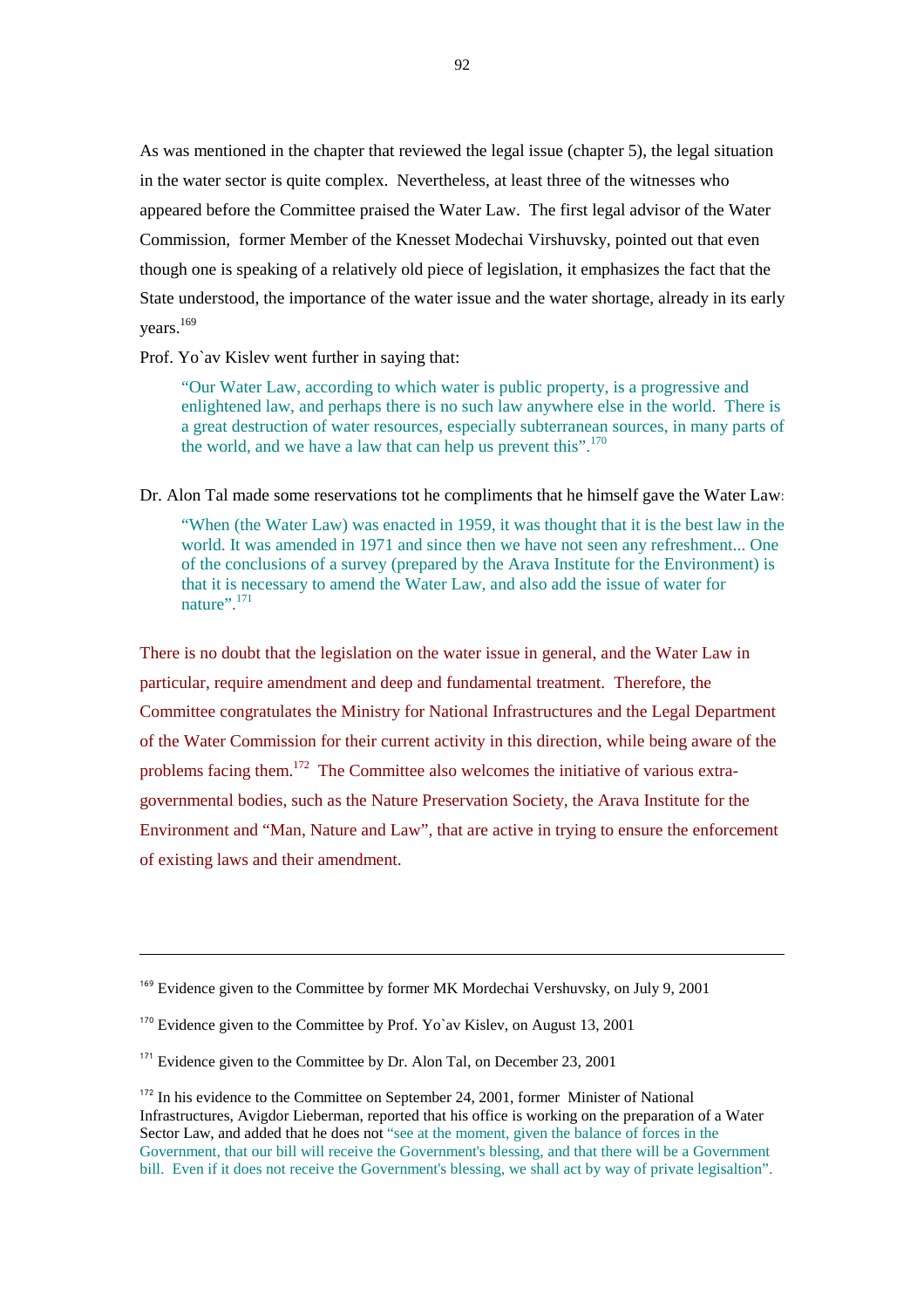As was mentioned in the chapter that reviewed the legal issue (chapter 5), the legal situation in the water sector is quite complex. Nevertheless, at least three of the witnesses who appeared before the Committee praised the Water Law. The first legal advisor of the Water Commission, former Member of the Knesset Modechai Virshuvsky, pointed out that even though one is speaking of a relatively old piece of legislation, it emphasizes the fact that the State understood, the importance of the water issue and the water shortage, already in its early years.[169]

Prof. Yo`av Kislev went further in saying that:

> "Our Water Law, according to which water is public property, is a progressive and enlightened law, and perhaps there is no such law anywhere else in the world. There is a great destruction of water resources, especially subterranean sources, in many parts of the world, and we have a law that can help us prevent this".[170]

Dr. Alon Tal made some reservations tot he compliments that he himself gave the Water Law:

> "When (the Water Law) was enacted in 1959, it was thought that it is the best law in the world. It was amended in 1971 and since then we have not seen any refreshment... One of the conclusions of a survey (prepared by the Arava Institute for the Environment) is that it is necessary to amend the Water Law, and also add the issue of water for nature".[171]

There is no doubt that the legislation on the water issue in general, and the Water Law in particular, require amendment and deep and fundamental treatment. Therefore, the Committee congratulates the Ministry for National Infrastructures and the Legal Department of the Water Commission for their current activity in this direction, while being aware of the problems facing them.[172] The Committee also welcomes the initiative of various extra-governmental bodies, such as the Nature Preservation Society, the Arava Institute for the Environment and "Man, Nature and Law", that are active in trying to ensure the enforcement of existing laws and their amendment.

---

[169] Evidence given to the Committee by former MK Mordechai Vershuvsky, on July 9, 2001

[170] Evidence given to the Committee by Prof. Yo`av Kislev, on August 13, 2001

[171] Evidence given to the Committee by Dr. Alon Tal, on December 23, 2001

[172] In his evidence to the Committee on September 24, 2001, former Minister of National Infrastructures, Avigdor Lieberman, reported that his office is working on the preparation of a Water Sector Law, and added that he does not "see at the moment, given the balance of forces in the Government, that our bill will receive the Government's blessing, and that there will be a Government bill. Even if it does not receive the Government's blessing, we shall act by way of private legisaltion".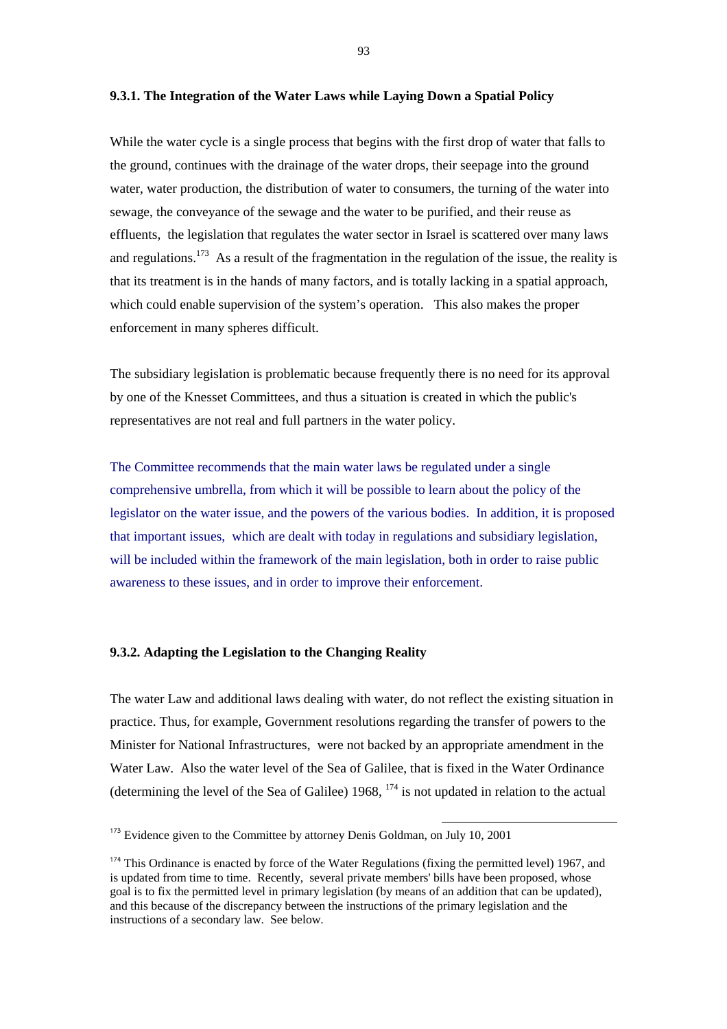### 9.3.1. The Integration of the Water Laws while Laying Down a Spatial Policy

While the water cycle is a single process that begins with the first drop of water that falls to the ground, continues with the drainage of the water drops, their seepage into the ground water, water production, the distribution of water to consumers, the turning of the water into sewage, the conveyance of the sewage and the water to be purified, and their reuse as effluents, the legislation that regulates the water sector in Israel is scattered over many laws and regulations.[173] As a result of the fragmentation in the regulation of the issue, the reality is that its treatment is in the hands of many factors, and is totally lacking in a spatial approach, which could enable supervision of the system's operation. This also makes the proper enforcement in many spheres difficult.

The subsidiary legislation is problematic because frequently there is no need for its approval by one of the Knesset Committees, and thus a situation is created in which the public's representatives are not real and full partners in the water policy.

The Committee recommends that the main water laws be regulated under a single comprehensive umbrella, from which it will be possible to learn about the policy of the legislator on the water issue, and the powers of the various bodies. In addition, it is proposed that important issues, which are dealt with today in regulations and subsidiary legislation, will be included within the framework of the main legislation, both in order to raise public awareness to these issues, and in order to improve their enforcement.

### 9.3.2. Adapting the Legislation to the Changing Reality

The water Law and additional laws dealing with water, do not reflect the existing situation in practice. Thus, for example, Government resolutions regarding the transfer of powers to the Minister for National Infrastructures, were not backed by an appropriate amendment in the Water Law. Also the water level of the Sea of Galilee, that is fixed in the Water Ordinance (determining the level of the Sea of Galilee) 1968, [174] is not updated in relation to the actual

---

[173] Evidence given to the Committee by attorney Denis Goldman, on July 10, 2001

[174] This Ordinance is enacted by force of the Water Regulations (fixing the permitted level) 1967, and is updated from time to time. Recently, several private members' bills have been proposed, whose goal is to fix the permitted level in primary legislation (by means of an addition that can be updated), and this because of the discrepancy between the instructions of the primary legislation and the instructions of a secondary law. See below.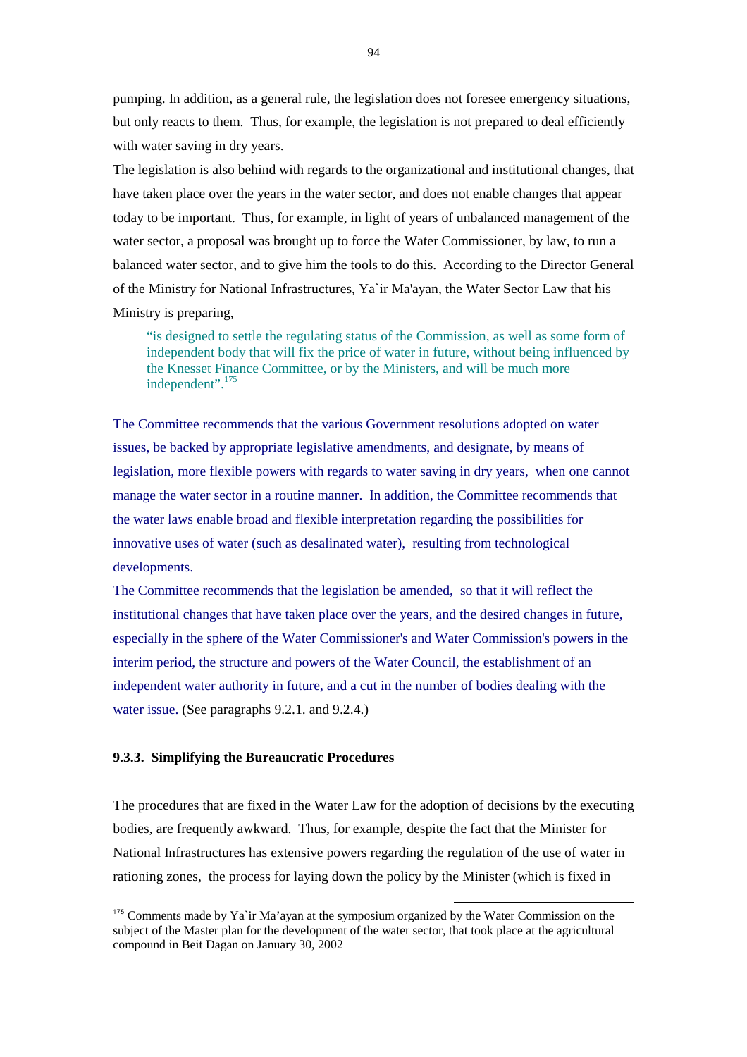pumping. In addition, as a general rule, the legislation does not foresee emergency situations, but only reacts to them. Thus, for example, the legislation is not prepared to deal efficiently with water saving in dry years.

The legislation is also behind with regards to the organizational and institutional changes, that have taken place over the years in the water sector, and does not enable changes that appear today to be important. Thus, for example, in light of years of unbalanced management of the water sector, a proposal was brought up to force the Water Commissioner, by law, to run a balanced water sector, and to give him the tools to do this. According to the Director General of the Ministry for National Infrastructures, Ya`ir Ma'ayan, the Water Sector Law that his Ministry is preparing,

> "is designed to settle the regulating status of the Commission, as well as some form of independent body that will fix the price of water in future, without being influenced by the Knesset Finance Committee, or by the Ministers, and will be much more independent".[175]

The Committee recommends that the various Government resolutions adopted on water issues, be backed by appropriate legislative amendments, and designate, by means of legislation, more flexible powers with regards to water saving in dry years, when one cannot manage the water sector in a routine manner. In addition, the Committee recommends that the water laws enable broad and flexible interpretation regarding the possibilities for innovative uses of water (such as desalinated water), resulting from technological developments.

The Committee recommends that the legislation be amended, so that it will reflect the institutional changes that have taken place over the years, and the desired changes in future, especially in the sphere of the Water Commissioner's and Water Commission's powers in the interim period, the structure and powers of the Water Council, the establishment of an independent water authority in future, and a cut in the number of bodies dealing with the water issue. (See paragraphs 9.2.1. and 9.2.4.)

### 9.3.3. Simplifying the Bureaucratic Procedures

The procedures that are fixed in the Water Law for the adoption of decisions by the executing bodies, are frequently awkward. Thus, for example, despite the fact that the Minister for National Infrastructures has extensive powers regarding the regulation of the use of water in rationing zones, the process for laying down the policy by the Minister (which is fixed in

---

[175] Comments made by Ya`ir Ma'ayan at the symposium organized by the Water Commission on the subject of the Master plan for the development of the water sector, that took place at the agricultural compound in Beit Dagan on January 30, 2002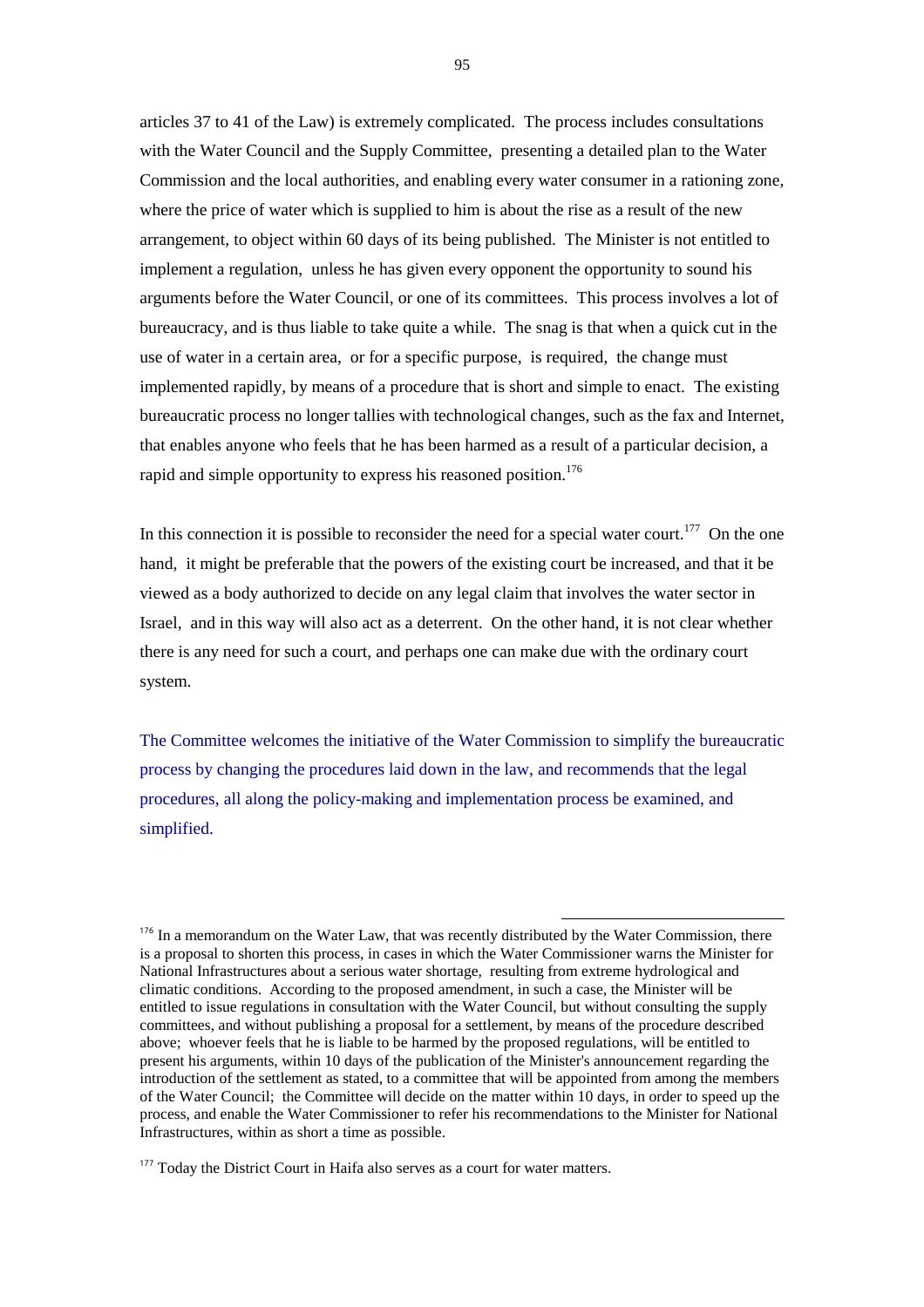articles 37 to 41 of the Law) is extremely complicated. The process includes consultations with the Water Council and the Supply Committee, presenting a detailed plan to the Water Commission and the local authorities, and enabling every water consumer in a rationing zone, where the price of water which is supplied to him is about the rise as a result of the new arrangement, to object within 60 days of its being published. The Minister is not entitled to implement a regulation, unless he has given every opponent the opportunity to sound his arguments before the Water Council, or one of its committees. This process involves a lot of bureaucracy, and is thus liable to take quite a while. The snag is that when a quick cut in the use of water in a certain area, or for a specific purpose, is required, the change must implemented rapidly, by means of a procedure that is short and simple to enact. The existing bureaucratic process no longer tallies with technological changes, such as the fax and Internet, that enables anyone who feels that he has been harmed as a result of a particular decision, a rapid and simple opportunity to express his reasoned position.[176]

In this connection it is possible to reconsider the need for a special water court.[177] On the one hand, it might be preferable that the powers of the existing court be increased, and that it be viewed as a body authorized to decide on any legal claim that involves the water sector in Israel, and in this way will also act as a deterrent. On the other hand, it is not clear whether there is any need for such a court, and perhaps one can make due with the ordinary court system.

The Committee welcomes the initiative of the Water Commission to simplify the bureaucratic process by changing the procedures laid down in the law, and recommends that the legal procedures, all along the policy-making and implementation process be examined, and simplified.

---

[176] In a memorandum on the Water Law, that was recently distributed by the Water Commission, there is a proposal to shorten this process, in cases in which the Water Commissioner warns the Minister for National Infrastructures about a serious water shortage, resulting from extreme hydrological and climatic conditions. According to the proposed amendment, in such a case, the Minister will be entitled to issue regulations in consultation with the Water Council, but without consulting the supply committees, and without publishing a proposal for a settlement, by means of the procedure described above; whoever feels that he is liable to be harmed by the proposed regulations, will be entitled to present his arguments, within 10 days of the publication of the Minister's announcement regarding the introduction of the settlement as stated, to a committee that will be appointed from among the members of the Water Council; the Committee will decide on the matter within 10 days, in order to speed up the process, and enable the Water Commissioner to refer his recommendations to the Minister for National Infrastructures, within as short a time as possible.

[177] Today the District Court in Haifa also serves as a court for water matters.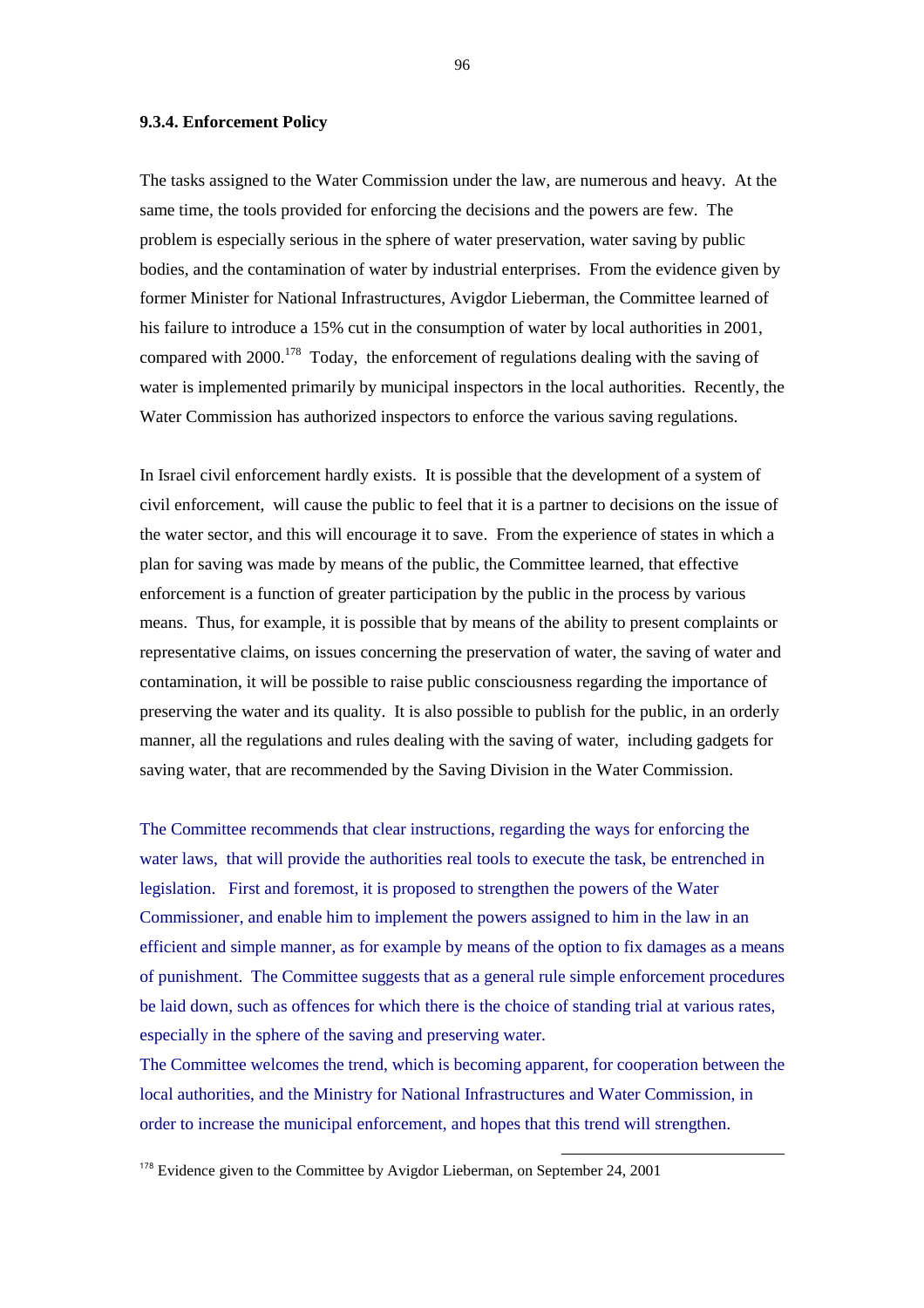### 9.3.4. Enforcement Policy

The tasks assigned to the Water Commission under the law, are numerous and heavy. At the same time, the tools provided for enforcing the decisions and the powers are few. The problem is especially serious in the sphere of water preservation, water saving by public bodies, and the contamination of water by industrial enterprises. From the evidence given by former Minister for National Infrastructures, Avigdor Lieberman, the Committee learned of his failure to introduce a 15% cut in the consumption of water by local authorities in 2001, compared with 2000.[178] Today, the enforcement of regulations dealing with the saving of water is implemented primarily by municipal inspectors in the local authorities. Recently, the Water Commission has authorized inspectors to enforce the various saving regulations.

In Israel civil enforcement hardly exists. It is possible that the development of a system of civil enforcement, will cause the public to feel that it is a partner to decisions on the issue of the water sector, and this will encourage it to save. From the experience of states in which a plan for saving was made by means of the public, the Committee learned, that effective enforcement is a function of greater participation by the public in the process by various means. Thus, for example, it is possible that by means of the ability to present complaints or representative claims, on issues concerning the preservation of water, the saving of water and contamination, it will be possible to raise public consciousness regarding the importance of preserving the water and its quality. It is also possible to publish for the public, in an orderly manner, all the regulations and rules dealing with the saving of water, including gadgets for saving water, that are recommended by the Saving Division in the Water Commission.

The Committee recommends that clear instructions, regarding the ways for enforcing the water laws, that will provide the authorities real tools to execute the task, be entrenched in legislation. First and foremost, it is proposed to strengthen the powers of the Water Commissioner, and enable him to implement the powers assigned to him in the law in an efficient and simple manner, as for example by means of the option to fix damages as a means of punishment. The Committee suggests that as a general rule simple enforcement procedures be laid down, such as offences for which there is the choice of standing trial at various rates, especially in the sphere of the saving and preserving water.

The Committee welcomes the trend, which is becoming apparent, for cooperation between the local authorities, and the Ministry for National Infrastructures and Water Commission, in order to increase the municipal enforcement, and hopes that this trend will strengthen.

---

[178] Evidence given to the Committee by Avigdor Lieberman, on September 24, 2001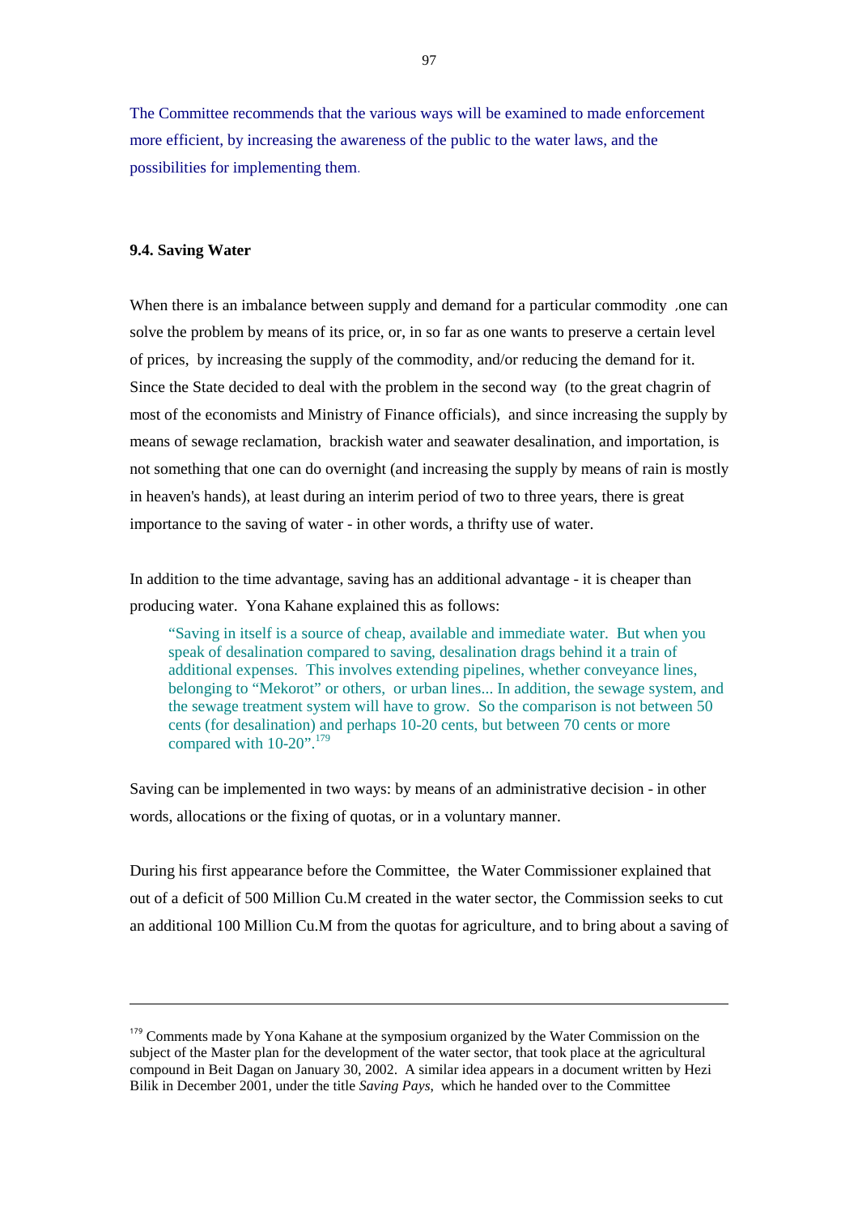The Committee recommends that the various ways will be examined to made enforcement more efficient, by increasing the awareness of the public to the water laws, and the possibilities for implementing them.

### 9.4. Saving Water

When there is an imbalance between supply and demand for a particular commodity ,one can solve the problem by means of its price, or, in so far as one wants to preserve a certain level of prices, by increasing the supply of the commodity, and/or reducing the demand for it. Since the State decided to deal with the problem in the second way (to the great chagrin of most of the economists and Ministry of Finance officials), and since increasing the supply by means of sewage reclamation, brackish water and seawater desalination, and importation, is not something that one can do overnight (and increasing the supply by means of rain is mostly in heaven's hands), at least during an interim period of two to three years, there is great importance to the saving of water - in other words, a thrifty use of water.

In addition to the time advantage, saving has an additional advantage - it is cheaper than producing water. Yona Kahane explained this as follows:

> "Saving in itself is a source of cheap, available and immediate water. But when you speak of desalination compared to saving, desalination drags behind it a train of additional expenses. This involves extending pipelines, whether conveyance lines, belonging to "Mekorot" or others, or urban lines... In addition, the sewage system, and the sewage treatment system will have to grow. So the comparison is not between 50 cents (for desalination) and perhaps 10-20 cents, but between 70 cents or more compared with 10-20".[179]

Saving can be implemented in two ways: by means of an administrative decision - in other words, allocations or the fixing of quotas, or in a voluntary manner.

During his first appearance before the Committee, the Water Commissioner explained that out of a deficit of 500 Million Cu.M created in the water sector, the Commission seeks to cut an additional 100 Million Cu.M from the quotas for agriculture, and to bring about a saving of

---

[179] Comments made by Yona Kahane at the symposium organized by the Water Commission on the subject of the Master plan for the development of the water sector, that took place at the agricultural compound in Beit Dagan on January 30, 2002. A similar idea appears in a document written by Hezi Bilik in December 2001, under the title *Saving Pays*, which he handed over to the Committee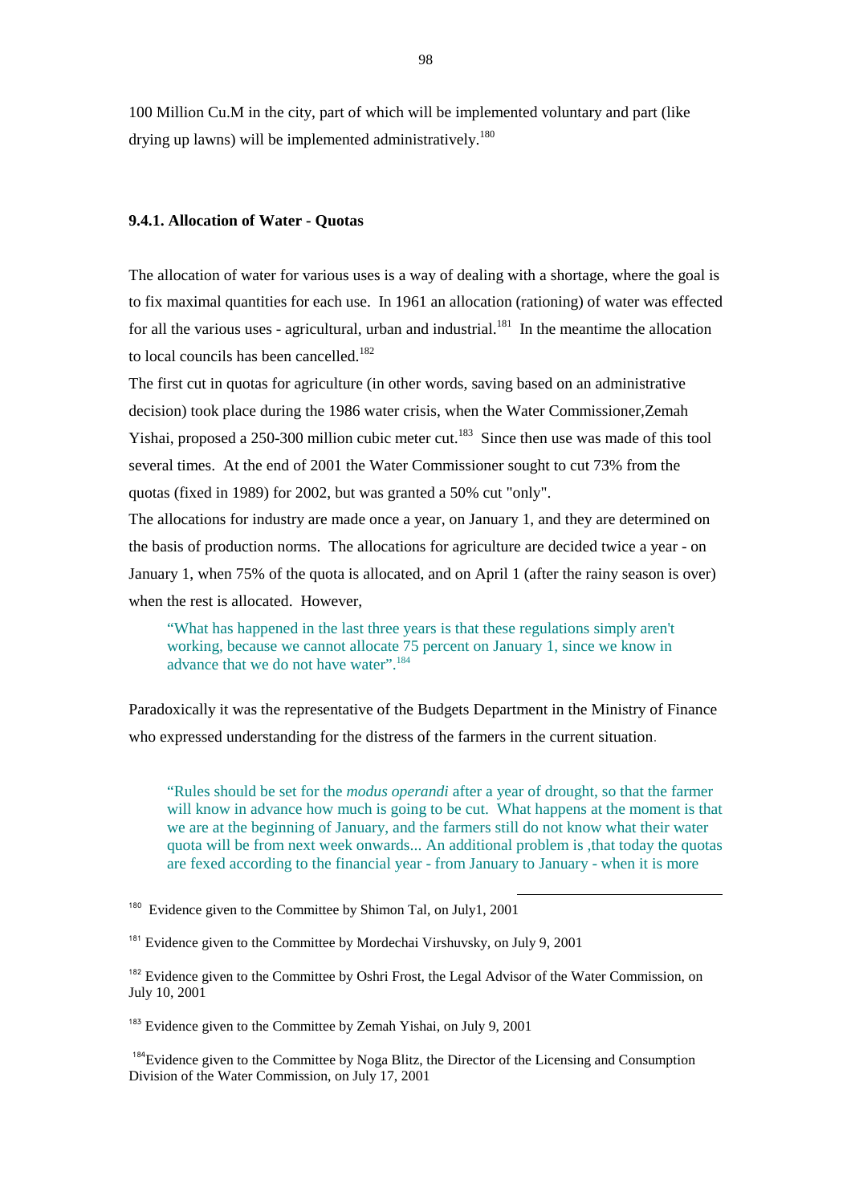100 Million Cu.M in the city, part of which will be implemented voluntary and part (like drying up lawns) will be implemented administratively.[180]

#### 9.4.1. Allocation of Water - Quotas

The allocation of water for various uses is a way of dealing with a shortage, where the goal is to fix maximal quantities for each use. In 1961 an allocation (rationing) of water was effected for all the various uses - agricultural, urban and industrial.[181] In the meantime the allocation to local councils has been cancelled.[182]

The first cut in quotas for agriculture (in other words, saving based on an administrative decision) took place during the 1986 water crisis, when the Water Commissioner,Zemah Yishai, proposed a 250-300 million cubic meter cut.[183] Since then use was made of this tool several times. At the end of 2001 the Water Commissioner sought to cut 73% from the quotas (fixed in 1989) for 2002, but was granted a 50% cut "only".

The allocations for industry are made once a year, on January 1, and they are determined on the basis of production norms. The allocations for agriculture are decided twice a year - on January 1, when 75% of the quota is allocated, and on April 1 (after the rainy season is over) when the rest is allocated. However,

> "What has happened in the last three years is that these regulations simply aren't working, because we cannot allocate 75 percent on January 1, since we know in advance that we do not have water".[184]

Paradoxically it was the representative of the Budgets Department in the Ministry of Finance who expressed understanding for the distress of the farmers in the current situation.

> "Rules should be set for the *modus operandi* after a year of drought, so that the farmer will know in advance how much is going to be cut. What happens at the moment is that we are at the beginning of January, and the farmers still do not know what their water quota will be from next week onwards... An additional problem is ,that today the quotas are fexed according to the financial year - from January to January - when it is more

---

[180] Evidence given to the Committee by Shimon Tal, on July1, 2001

[181] Evidence given to the Committee by Mordechai Virshuvsky, on July 9, 2001

[182] Evidence given to the Committee by Oshri Frost, the Legal Advisor of the Water Commission, on July 10, 2001

[183] Evidence given to the Committee by Zemah Yishai, on July 9, 2001

[184] Evidence given to the Committee by Noga Blitz, the Director of the Licensing and Consumption Division of the Water Commission, on July 17, 2001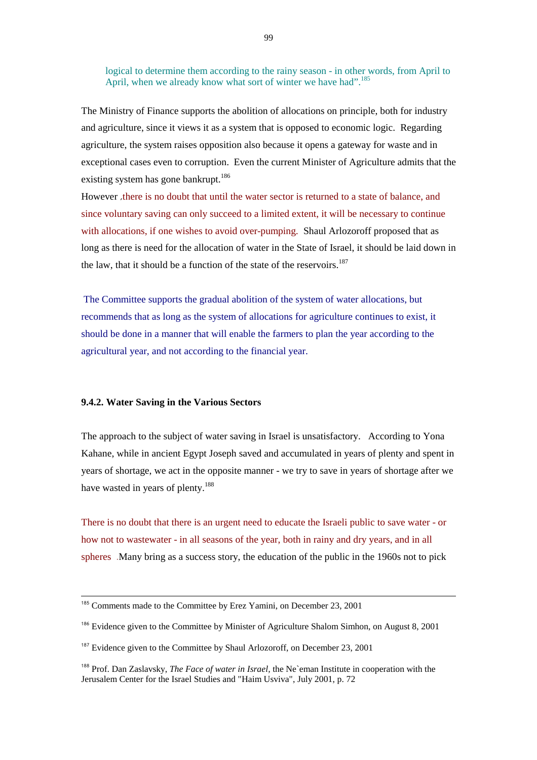logical to determine them according to the rainy season - in other words, from April to April, when we already know what sort of winter we have had".[185]

The Ministry of Finance supports the abolition of allocations on principle, both for industry and agriculture, since it views it as a system that is opposed to economic logic. Regarding agriculture, the system raises opposition also because it opens a gateway for waste and in exceptional cases even to corruption. Even the current Minister of Agriculture admits that the existing system has gone bankrupt.[186]

However ,there is no doubt that until the water sector is returned to a state of balance, and since voluntary saving can only succeed to a limited extent, it will be necessary to continue with allocations, if one wishes to avoid over-pumping. Shaul Arlozoroff proposed that as long as there is need for the allocation of water in the State of Israel, it should be laid down in the law, that it should be a function of the state of the reservoirs.[187]

The Committee supports the gradual abolition of the system of water allocations, but recommends that as long as the system of allocations for agriculture continues to exist, it should be done in a manner that will enable the farmers to plan the year according to the agricultural year, and not according to the financial year.

#### 9.4.2. Water Saving in the Various Sectors

The approach to the subject of water saving in Israel is unsatisfactory. According to Yona Kahane, while in ancient Egypt Joseph saved and accumulated in years of plenty and spent in years of shortage, we act in the opposite manner - we try to save in years of shortage after we have wasted in years of plenty.[188]

There is no doubt that there is an urgent need to educate the Israeli public to save water - or how not to wastewater - in all seasons of the year, both in rainy and dry years, and in all spheres .Many bring as a success story, the education of the public in the 1960s not to pick

---

[185] Comments made to the Committee by Erez Yamini, on December 23, 2001

[186] Evidence given to the Committee by Minister of Agriculture Shalom Simhon, on August 8, 2001

[187] Evidence given to the Committee by Shaul Arlozoroff, on December 23, 2001

[188] Prof. Dan Zaslavsky, *The Face of water in Israel*, the Ne`eman Institute in cooperation with the Jerusalem Center for the Israel Studies and "Haim Usviva", July 2001, p. 72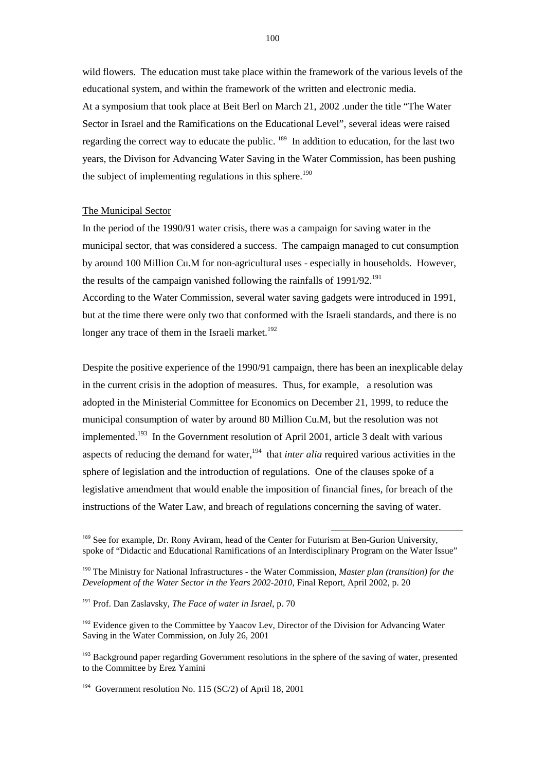wild flowers. The education must take place within the framework of the various levels of the educational system, and within the framework of the written and electronic media.
At a symposium that took place at Beit Berl on March 21, 2002 ,under the title "The Water Sector in Israel and the Ramifications on the Educational Level", several ideas were raised regarding the correct way to educate the public. [189] In addition to education, for the last two years, the Divison for Advancing Water Saving in the Water Commission, has been pushing the subject of implementing regulations in this sphere.[190]

<u>The Municipal Sector</u>

In the period of the 1990/91 water crisis, there was a campaign for saving water in the municipal sector, that was considered a success. The campaign managed to cut consumption by around 100 Million Cu.M for non-agricultural uses - especially in households. However, the results of the campaign vanished following the rainfalls of 1991/92.[191]
According to the Water Commission, several water saving gadgets were introduced in 1991, but at the time there were only two that conformed with the Israeli standards, and there is no longer any trace of them in the Israeli market.[192]

Despite the positive experience of the 1990/91 campaign, there has been an inexplicable delay in the current crisis in the adoption of measures. Thus, for example, a resolution was adopted in the Ministerial Committee for Economics on December 21, 1999, to reduce the municipal consumption of water by around 80 Million Cu.M, but the resolution was not implemented.[193] In the Government resolution of April 2001, article 3 dealt with various aspects of reducing the demand for water,[194] that *inter alia* required various activities in the sphere of legislation and the introduction of regulations. One of the clauses spoke of a legislative amendment that would enable the imposition of financial fines, for breach of the instructions of the Water Law, and breach of regulations concerning the saving of water.

---

[189] See for example, Dr. Rony Aviram, head of the Center for Futurism at Ben-Gurion University, spoke of "Didactic and Educational Ramifications of an Interdisciplinary Program on the Water Issue"

[190] The Ministry for National Infrastructures - the Water Commission, *Master plan (transition) for the Development of the Water Sector in the Years 2002-2010*, Final Report, April 2002, p. 20

[191] Prof. Dan Zaslavsky, *The Face of water in Israel*, p. 70

[192] Evidence given to the Committee by Yaacov Lev, Director of the Division for Advancing Water Saving in the Water Commission, on July 26, 2001

[193] Background paper regarding Government resolutions in the sphere of the saving of water, presented to the Committee by Erez Yamini

[194] Government resolution No. 115 (SC/2) of April 18, 2001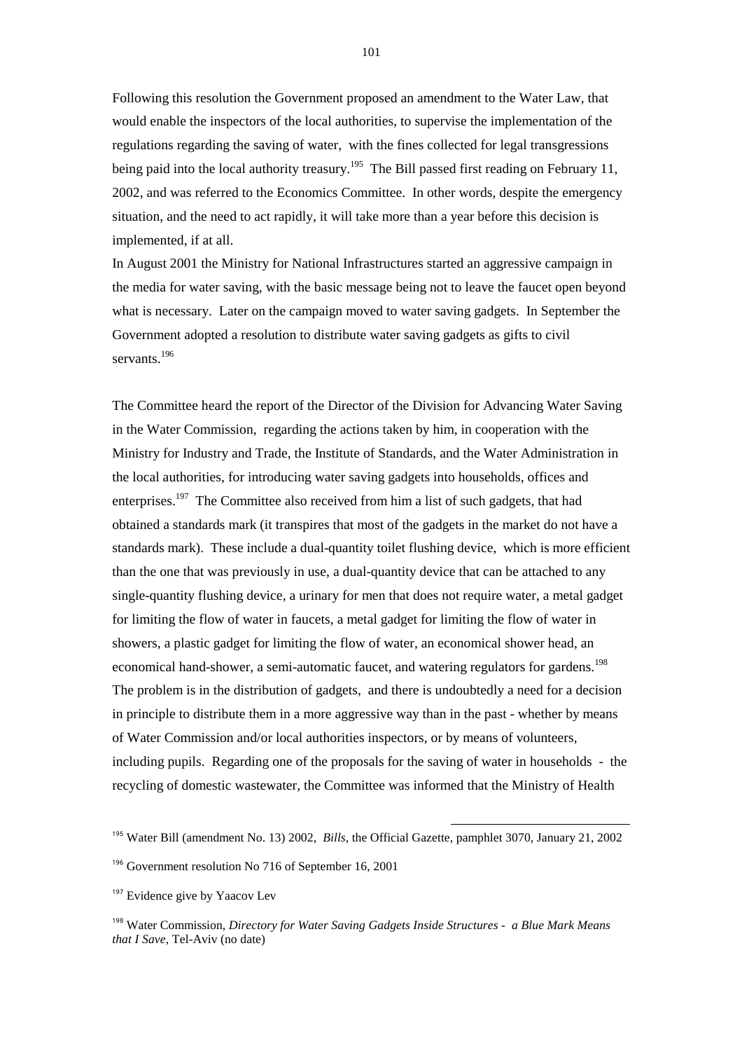Following this resolution the Government proposed an amendment to the Water Law, that would enable the inspectors of the local authorities, to supervise the implementation of the regulations regarding the saving of water, with the fines collected for legal transgressions being paid into the local authority treasury.[195] The Bill passed first reading on February 11, 2002, and was referred to the Economics Committee. In other words, despite the emergency situation, and the need to act rapidly, it will take more than a year before this decision is implemented, if at all.

In August 2001 the Ministry for National Infrastructures started an aggressive campaign in the media for water saving, with the basic message being not to leave the faucet open beyond what is necessary. Later on the campaign moved to water saving gadgets. In September the Government adopted a resolution to distribute water saving gadgets as gifts to civil servants.[196]

The Committee heard the report of the Director of the Division for Advancing Water Saving in the Water Commission, regarding the actions taken by him, in cooperation with the Ministry for Industry and Trade, the Institute of Standards, and the Water Administration in the local authorities, for introducing water saving gadgets into households, offices and enterprises.[197] The Committee also received from him a list of such gadgets, that had obtained a standards mark (it transpires that most of the gadgets in the market do not have a standards mark). These include a dual-quantity toilet flushing device, which is more efficient than the one that was previously in use, a dual-quantity device that can be attached to any single-quantity flushing device, a urinary for men that does not require water, a metal gadget for limiting the flow of water in faucets, a metal gadget for limiting the flow of water in showers, a plastic gadget for limiting the flow of water, an economical shower head, an economical hand-shower, a semi-automatic faucet, and watering regulators for gardens.[198] The problem is in the distribution of gadgets, and there is undoubtedly a need for a decision in principle to distribute them in a more aggressive way than in the past - whether by means of Water Commission and/or local authorities inspectors, or by means of volunteers, including pupils. Regarding one of the proposals for the saving of water in households - the recycling of domestic wastewater, the Committee was informed that the Ministry of Health

---

[195] Water Bill (amendment No. 13) 2002, *Bills*, the Official Gazette, pamphlet 3070, January 21, 2002

[196] Government resolution No 716 of September 16, 2001

[197] Evidence give by Yaacov Lev

[198] Water Commission, *Directory for Water Saving Gadgets Inside Structures - a Blue Mark Means that I Save*, Tel-Aviv (no date)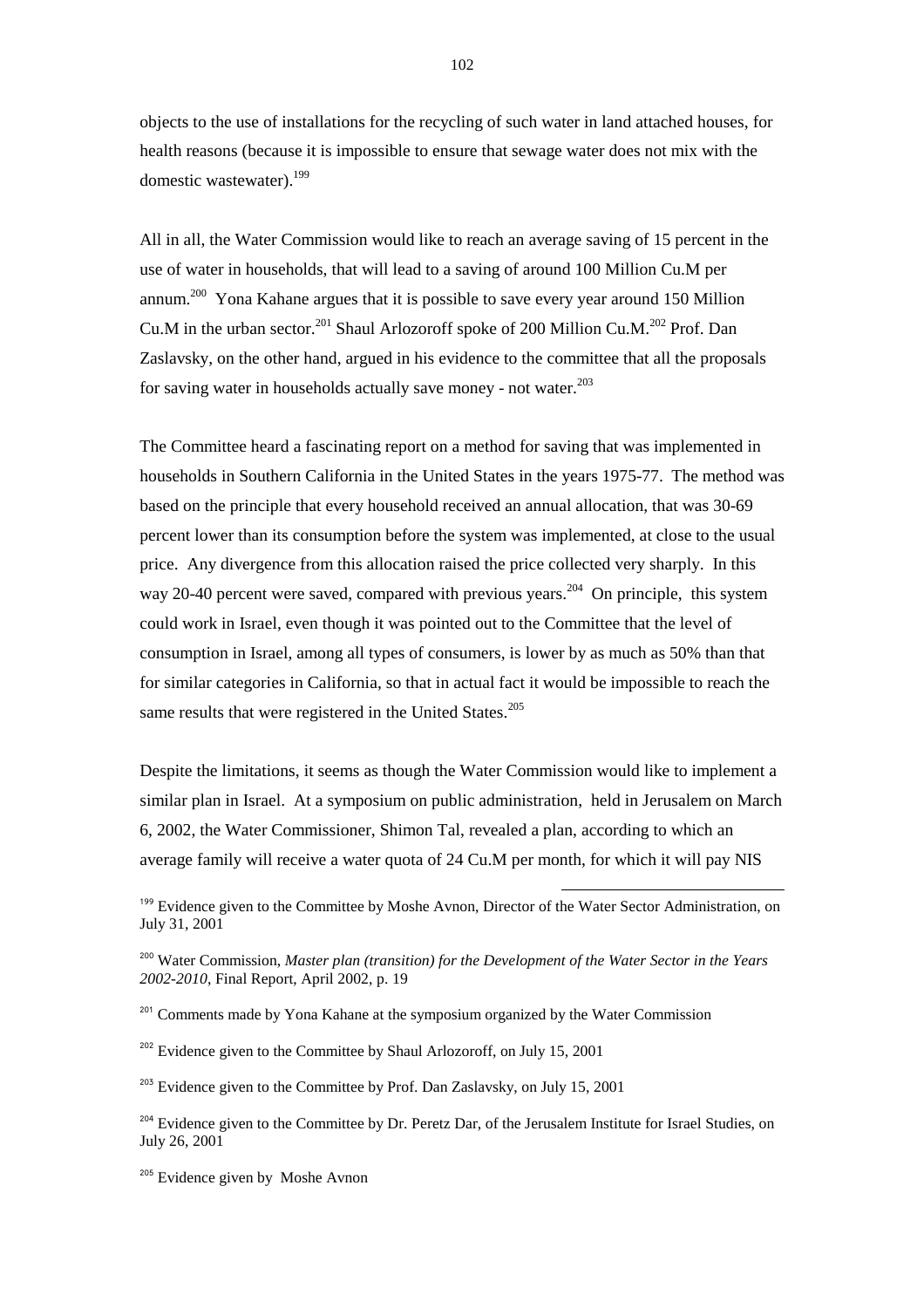objects to the use of installations for the recycling of such water in land attached houses, for health reasons (because it is impossible to ensure that sewage water does not mix with the domestic wastewater).[199]

All in all, the Water Commission would like to reach an average saving of 15 percent in the use of water in households, that will lead to a saving of around 100 Million Cu.M per annum.[200] Yona Kahane argues that it is possible to save every year around 150 Million Cu.M in the urban sector.[201] Shaul Arlozoroff spoke of 200 Million Cu.M.[202] Prof. Dan Zaslavsky, on the other hand, argued in his evidence to the committee that all the proposals for saving water in households actually save money - not water.[203]

The Committee heard a fascinating report on a method for saving that was implemented in households in Southern California in the United States in the years 1975-77. The method was based on the principle that every household received an annual allocation, that was 30-69 percent lower than its consumption before the system was implemented, at close to the usual price. Any divergence from this allocation raised the price collected very sharply. In this way 20-40 percent were saved, compared with previous years.[204] On principle, this system could work in Israel, even though it was pointed out to the Committee that the level of consumption in Israel, among all types of consumers, is lower by as much as 50% than that for similar categories in California, so that in actual fact it would be impossible to reach the same results that were registered in the United States.[205]

Despite the limitations, it seems as though the Water Commission would like to implement a similar plan in Israel. At a symposium on public administration, held in Jerusalem on March 6, 2002, the Water Commissioner, Shimon Tal, revealed a plan, according to which an average family will receive a water quota of 24 Cu.M per month, for which it will pay NIS

---

[199] Evidence given to the Committee by Moshe Avnon, Director of the Water Sector Administration, on July 31, 2001

[200] Water Commission, *Master plan (transition) for the Development of the Water Sector in the Years 2002-2010*, Final Report, April 2002, p. 19

[201] Comments made by Yona Kahane at the symposium organized by the Water Commission

[202] Evidence given to the Committee by Shaul Arlozoroff, on July 15, 2001

[203] Evidence given to the Committee by Prof. Dan Zaslavsky, on July 15, 2001

[204] Evidence given to the Committee by Dr. Peretz Dar, of the Jerusalem Institute for Israel Studies, on July 26, 2001

[205] Evidence given by Moshe Avnon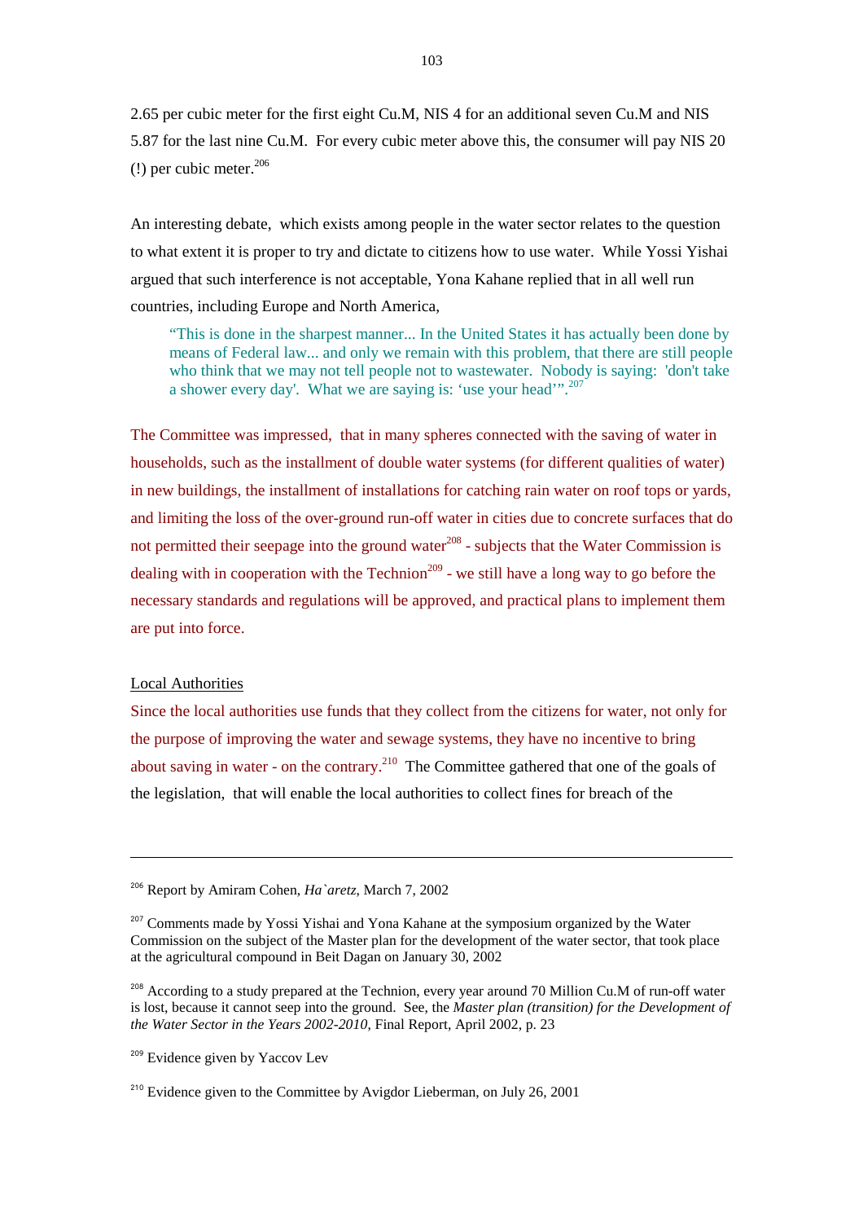2.65 per cubic meter for the first eight Cu.M, NIS 4 for an additional seven Cu.M and NIS 5.87 for the last nine Cu.M. For every cubic meter above this, the consumer will pay NIS 20 (!) per cubic meter.[206]

An interesting debate, which exists among people in the water sector relates to the question to what extent it is proper to try and dictate to citizens how to use water. While Yossi Yishai argued that such interference is not acceptable, Yona Kahane replied that in all well run countries, including Europe and North America,

> "This is done in the sharpest manner... In the United States it has actually been done by means of Federal law... and only we remain with this problem, that there are still people who think that we may not tell people not to wastewater. Nobody is saying: 'don't take a shower every day'. What we are saying is: 'use your head'".[207]

The Committee was impressed, that in many spheres connected with the saving of water in households, such as the installment of double water systems (for different qualities of water) in new buildings, the installment of installations for catching rain water on roof tops or yards, and limiting the loss of the over-ground run-off water in cities due to concrete surfaces that do not permitted their seepage into the ground water[208] - subjects that the Water Commission is dealing with in cooperation with the Technion[209] - we still have a long way to go before the necessary standards and regulations will be approved, and practical plans to implement them are put into force.

Local Authorities

Since the local authorities use funds that they collect from the citizens for water, not only for the purpose of improving the water and sewage systems, they have no incentive to bring about saving in water - on the contrary.[210] The Committee gathered that one of the goals of the legislation, that will enable the local authorities to collect fines for breach of the

---

[206] Report by Amiram Cohen, *Ha`aretz*, March 7, 2002

[207] Comments made by Yossi Yishai and Yona Kahane at the symposium organized by the Water Commission on the subject of the Master plan for the development of the water sector, that took place at the agricultural compound in Beit Dagan on January 30, 2002

[208] According to a study prepared at the Technion, every year around 70 Million Cu.M of run-off water is lost, because it cannot seep into the ground. See, the *Master plan (transition) for the Development of the Water Sector in the Years 2002-2010*, Final Report, April 2002, p. 23

[209] Evidence given by Yaccov Lev

[210] Evidence given to the Committee by Avigdor Lieberman, on July 26, 2001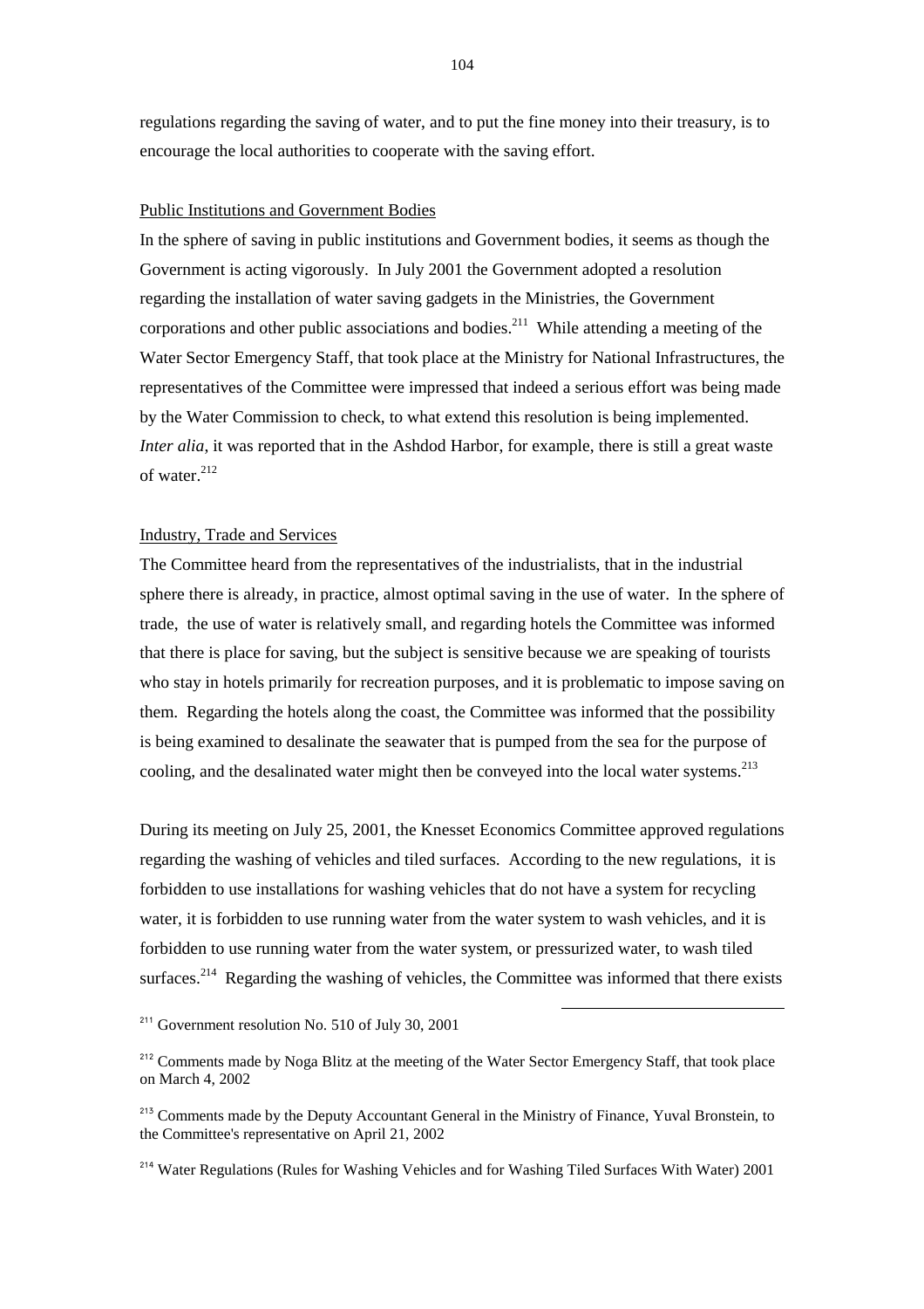regulations regarding the saving of water, and to put the fine money into their treasury, is to encourage the local authorities to cooperate with the saving effort.

Public Institutions and Government Bodies

In the sphere of saving in public institutions and Government bodies, it seems as though the Government is acting vigorously. In July 2001 the Government adopted a resolution regarding the installation of water saving gadgets in the Ministries, the Government corporations and other public associations and bodies.[211] While attending a meeting of the Water Sector Emergency Staff, that took place at the Ministry for National Infrastructures, the representatives of the Committee were impressed that indeed a serious effort was being made by the Water Commission to check, to what extend this resolution is being implemented. *Inter alia*, it was reported that in the Ashdod Harbor, for example, there is still a great waste of water.[212]

Industry, Trade and Services

The Committee heard from the representatives of the industrialists, that in the industrial sphere there is already, in practice, almost optimal saving in the use of water. In the sphere of trade, the use of water is relatively small, and regarding hotels the Committee was informed that there is place for saving, but the subject is sensitive because we are speaking of tourists who stay in hotels primarily for recreation purposes, and it is problematic to impose saving on them. Regarding the hotels along the coast, the Committee was informed that the possibility is being examined to desalinate the seawater that is pumped from the sea for the purpose of cooling, and the desalinated water might then be conveyed into the local water systems.[213]

During its meeting on July 25, 2001, the Knesset Economics Committee approved regulations regarding the washing of vehicles and tiled surfaces. According to the new regulations, it is forbidden to use installations for washing vehicles that do not have a system for recycling water, it is forbidden to use running water from the water system to wash vehicles, and it is forbidden to use running water from the water system, or pressurized water, to wash tiled surfaces.[214] Regarding the washing of vehicles, the Committee was informed that there exists

---

[211] Government resolution No. 510 of July 30, 2001

[212] Comments made by Noga Blitz at the meeting of the Water Sector Emergency Staff, that took place on March 4, 2002

[213] Comments made by the Deputy Accountant General in the Ministry of Finance, Yuval Bronstein, to the Committee's representative on April 21, 2002

[214] Water Regulations (Rules for Washing Vehicles and for Washing Tiled Surfaces With Water) 2001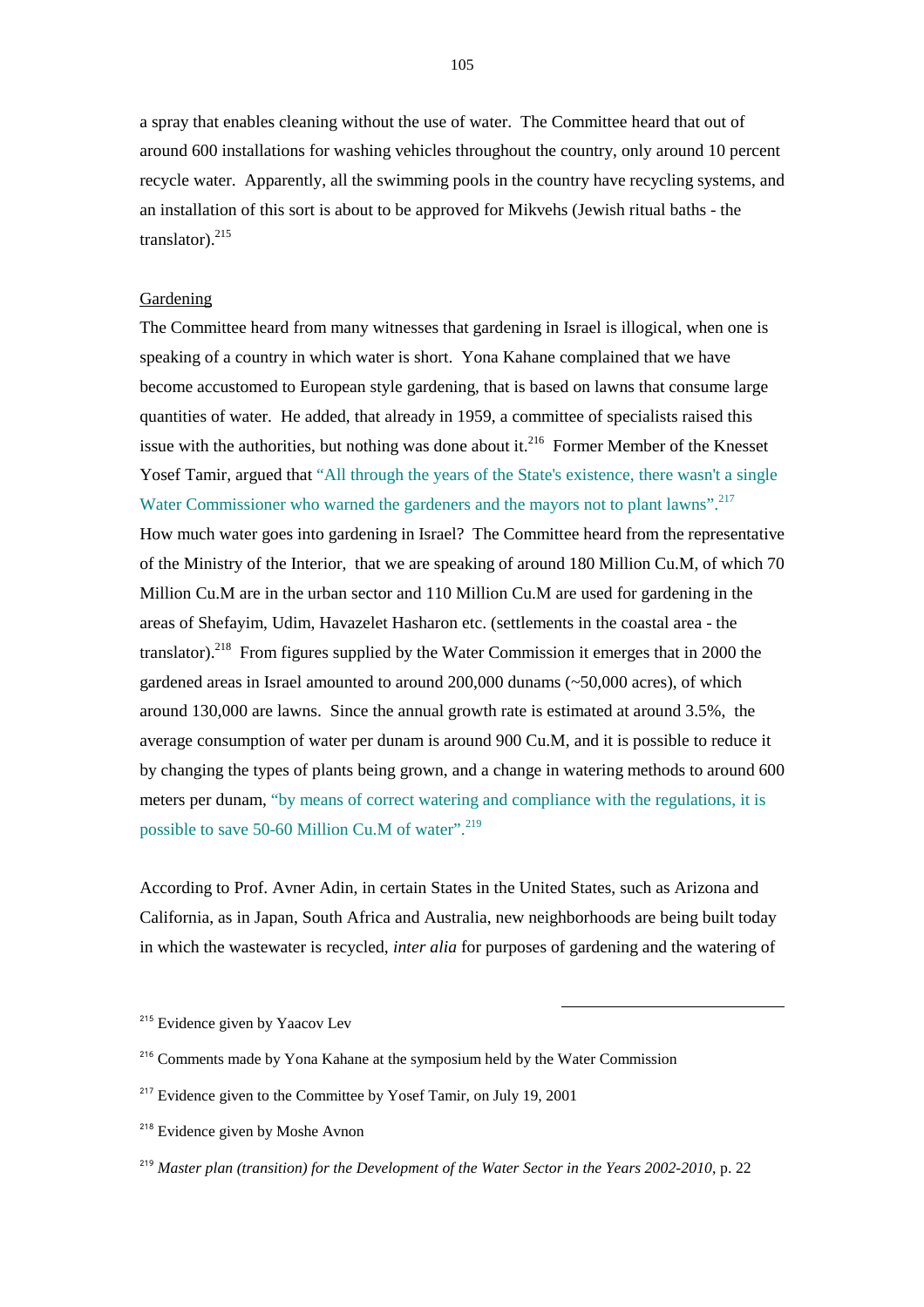a spray that enables cleaning without the use of water. The Committee heard that out of around 600 installations for washing vehicles throughout the country, only around 10 percent recycle water. Apparently, all the swimming pools in the country have recycling systems, and an installation of this sort is about to be approved for Mikvehs (Jewish ritual baths - the translator).[215]

Gardening

The Committee heard from many witnesses that gardening in Israel is illogical, when one is speaking of a country in which water is short. Yona Kahane complained that we have become accustomed to European style gardening, that is based on lawns that consume large quantities of water. He added, that already in 1959, a committee of specialists raised this issue with the authorities, but nothing was done about it.[216] Former Member of the Knesset Yosef Tamir, argued that "All through the years of the State's existence, there wasn't a single Water Commissioner who warned the gardeners and the mayors not to plant lawns".[217] How much water goes into gardening in Israel? The Committee heard from the representative of the Ministry of the Interior, that we are speaking of around 180 Million Cu.M, of which 70 Million Cu.M are in the urban sector and 110 Million Cu.M are used for gardening in the areas of Shefayim, Udim, Havazelet Hasharon etc. (settlements in the coastal area - the translator).[218] From figures supplied by the Water Commission it emerges that in 2000 the gardened areas in Israel amounted to around 200,000 dunams (~50,000 acres), of which around 130,000 are lawns. Since the annual growth rate is estimated at around 3.5%, the average consumption of water per dunam is around 900 Cu.M, and it is possible to reduce it by changing the types of plants being grown, and a change in watering methods to around 600 meters per dunam, "by means of correct watering and compliance with the regulations, it is possible to save 50-60 Million Cu.M of water".[219]

According to Prof. Avner Adin, in certain States in the United States, such as Arizona and California, as in Japan, South Africa and Australia, new neighborhoods are being built today in which the wastewater is recycled, *inter alia* for purposes of gardening and the watering of

---

[215] Evidence given by Yaacov Lev

[216] Comments made by Yona Kahane at the symposium held by the Water Commission

[217] Evidence given to the Committee by Yosef Tamir, on July 19, 2001

[218] Evidence given by Moshe Avnon

[219] *Master plan (transition) for the Development of the Water Sector in the Years 2002-2010*, p. 22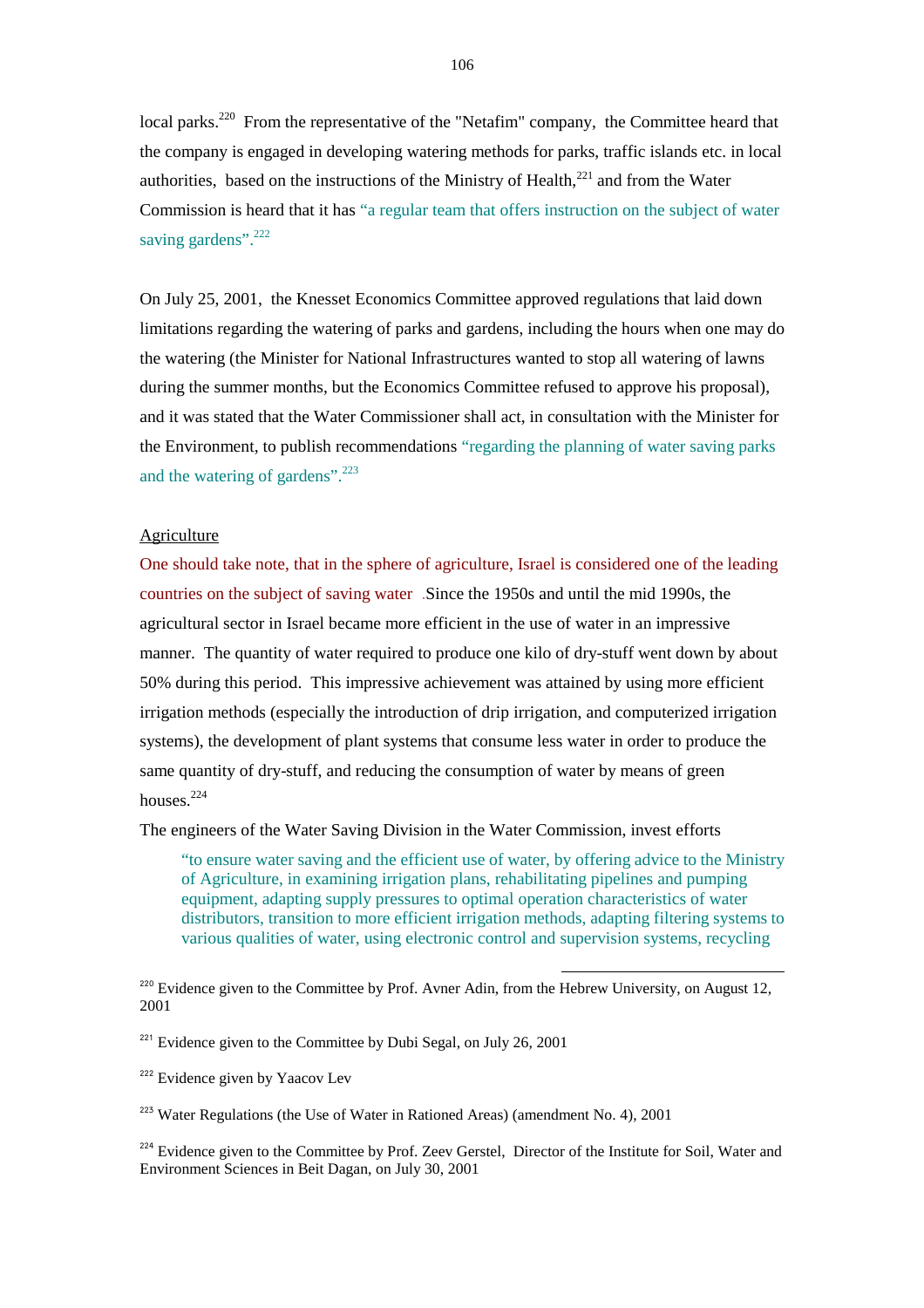local parks.[220] From the representative of the "Netafim" company, the Committee heard that the company is engaged in developing watering methods for parks, traffic islands etc. in local authorities, based on the instructions of the Ministry of Health,[221] and from the Water Commission is heard that it has "a regular team that offers instruction on the subject of water saving gardens".[222]

On July 25, 2001, the Knesset Economics Committee approved regulations that laid down limitations regarding the watering of parks and gardens, including the hours when one may do the watering (the Minister for National Infrastructures wanted to stop all watering of lawns during the summer months, but the Economics Committee refused to approve his proposal), and it was stated that the Water Commissioner shall act, in consultation with the Minister for the Environment, to publish recommendations "regarding the planning of water saving parks and the watering of gardens".[223]

Agriculture

One should take note, that in the sphere of agriculture, Israel is considered one of the leading countries on the subject of saving water .Since the 1950s and until the mid 1990s, the agricultural sector in Israel became more efficient in the use of water in an impressive manner. The quantity of water required to produce one kilo of dry-stuff went down by about 50% during this period. This impressive achievement was attained by using more efficient irrigation methods (especially the introduction of drip irrigation, and computerized irrigation systems), the development of plant systems that consume less water in order to produce the same quantity of dry-stuff, and reducing the consumption of water by means of green houses.[224]

The engineers of the Water Saving Division in the Water Commission, invest efforts

> "to ensure water saving and the efficient use of water, by offering advice to the Ministry of Agriculture, in examining irrigation plans, rehabilitating pipelines and pumping equipment, adapting supply pressures to optimal operation characteristics of water distributors, transition to more efficient irrigation methods, adapting filtering systems to various qualities of water, using electronic control and supervision systems, recycling

---

[220] Evidence given to the Committee by Prof. Avner Adin, from the Hebrew University, on August 12, 2001

[221] Evidence given to the Committee by Dubi Segal, on July 26, 2001

[222] Evidence given by Yaacov Lev

[223] Water Regulations (the Use of Water in Rationed Areas) (amendment No. 4), 2001

[224] Evidence given to the Committee by Prof. Zeev Gerstel, Director of the Institute for Soil, Water and Environment Sciences in Beit Dagan, on July 30, 2001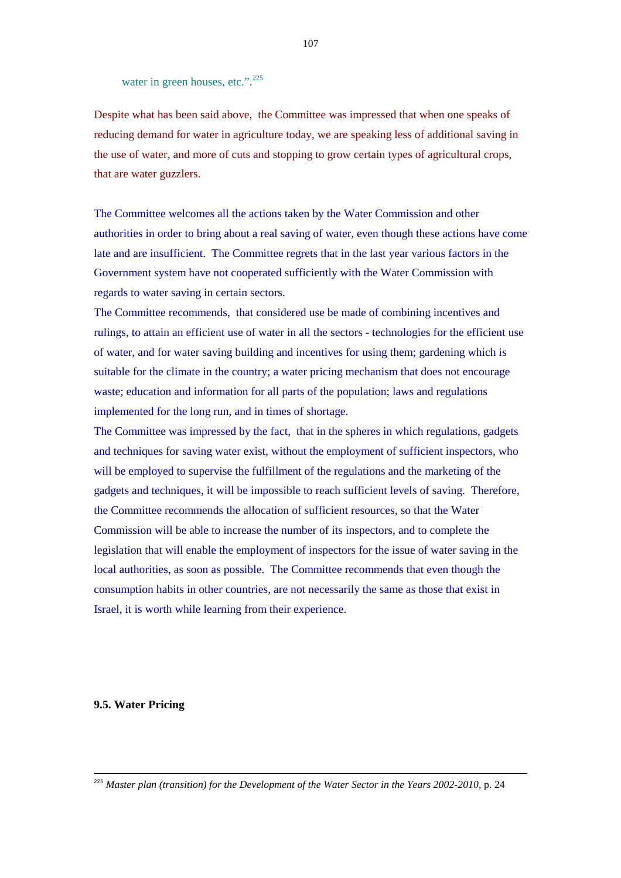water in green houses, etc.".[225]

Despite what has been said above, the Committee was impressed that when one speaks of reducing demand for water in agriculture today, we are speaking less of additional saving in the use of water, and more of cuts and stopping to grow certain types of agricultural crops, that are water guzzlers.

The Committee welcomes all the actions taken by the Water Commission and other authorities in order to bring about a real saving of water, even though these actions have come late and are insufficient. The Committee regrets that in the last year various factors in the Government system have not cooperated sufficiently with the Water Commission with regards to water saving in certain sectors.

The Committee recommends, that considered use be made of combining incentives and rulings, to attain an efficient use of water in all the sectors - technologies for the efficient use of water, and for water saving building and incentives for using them; gardening which is suitable for the climate in the country; a water pricing mechanism that does not encourage waste; education and information for all parts of the population; laws and regulations implemented for the long run, and in times of shortage.

The Committee was impressed by the fact, that in the spheres in which regulations, gadgets and techniques for saving water exist, without the employment of sufficient inspectors, who will be employed to supervise the fulfillment of the regulations and the marketing of the gadgets and techniques, it will be impossible to reach sufficient levels of saving. Therefore, the Committee recommends the allocation of sufficient resources, so that the Water Commission will be able to increase the number of its inspectors, and to complete the legislation that will enable the employment of inspectors for the issue of water saving in the local authorities, as soon as possible. The Committee recommends that even though the consumption habits in other countries, are not necessarily the same as those that exist in Israel, it is worth while learning from their experience.

### 9.5. Water Pricing

---

[225] *Master plan (transition) for the Development of the Water Sector in the Years 2002-2010*, p. 24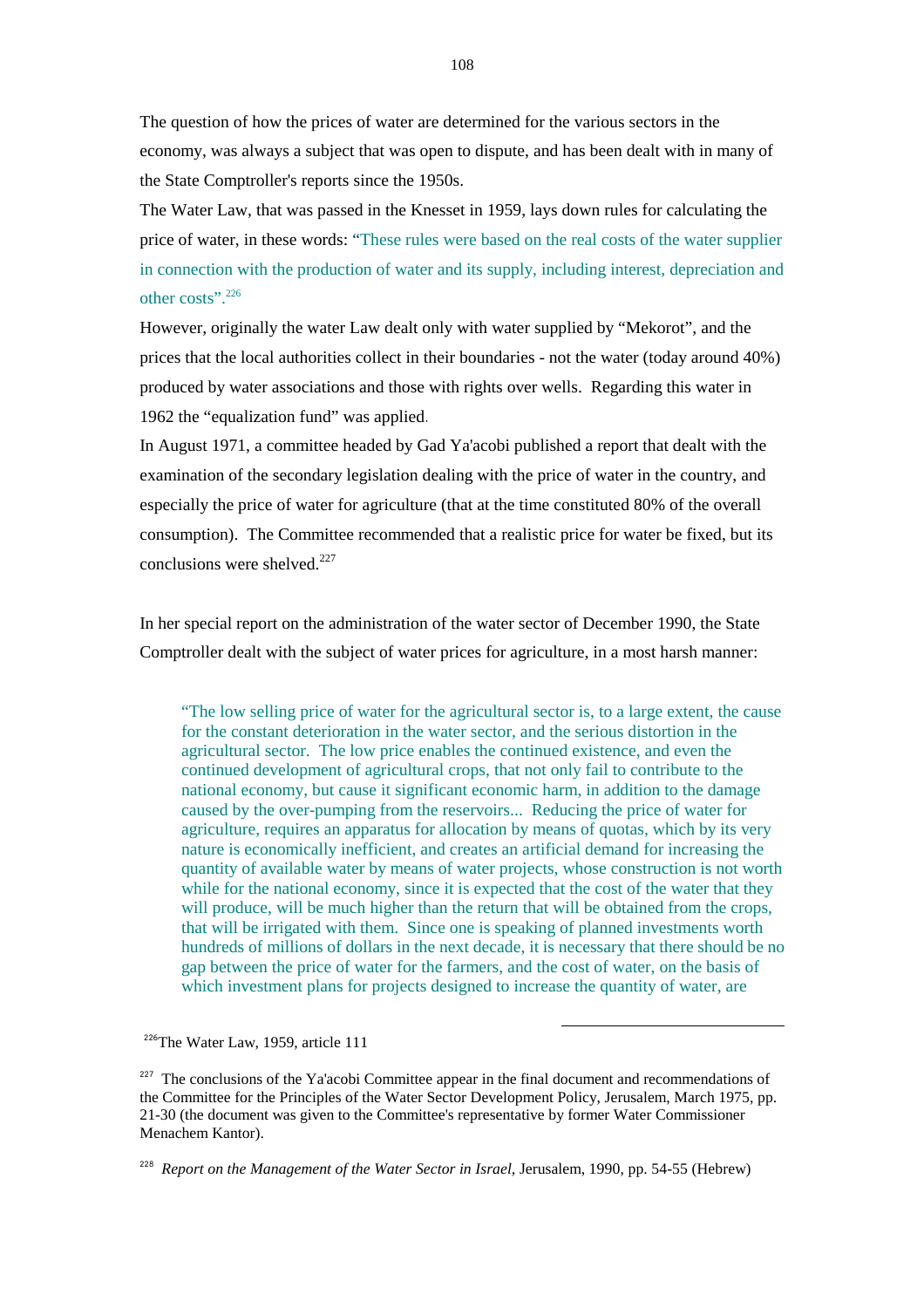The question of how the prices of water are determined for the various sectors in the economy, was always a subject that was open to dispute, and has been dealt with in many of the State Comptroller's reports since the 1950s.

The Water Law, that was passed in the Knesset in 1959, lays down rules for calculating the price of water, in these words: "These rules were based on the real costs of the water supplier in connection with the production of water and its supply, including interest, depreciation and other costs".[226]

However, originally the water Law dealt only with water supplied by "Mekorot", and the prices that the local authorities collect in their boundaries - not the water (today around 40%) produced by water associations and those with rights over wells. Regarding this water in 1962 the "equalization fund" was applied.

In August 1971, a committee headed by Gad Ya'acobi published a report that dealt with the examination of the secondary legislation dealing with the price of water in the country, and especially the price of water for agriculture (that at the time constituted 80% of the overall consumption). The Committee recommended that a realistic price for water be fixed, but its conclusions were shelved.[227]

In her special report on the administration of the water sector of December 1990, the State Comptroller dealt with the subject of water prices for agriculture, in a most harsh manner:

> "The low selling price of water for the agricultural sector is, to a large extent, the cause for the constant deterioration in the water sector, and the serious distortion in the agricultural sector. The low price enables the continued existence, and even the continued development of agricultural crops, that not only fail to contribute to the national economy, but cause it significant economic harm, in addition to the damage caused by the over-pumping from the reservoirs... Reducing the price of water for agriculture, requires an apparatus for allocation by means of quotas, which by its very nature is economically inefficient, and creates an artificial demand for increasing the quantity of available water by means of water projects, whose construction is not worth while for the national economy, since it is expected that the cost of the water that they will produce, will be much higher than the return that will be obtained from the crops, that will be irrigated with them. Since one is speaking of planned investments worth hundreds of millions of dollars in the next decade, it is necessary that there should be no gap between the price of water for the farmers, and the cost of water, on the basis of which investment plans for projects designed to increase the quantity of water, are

---

[226] The Water Law, 1959, article 111

[227] The conclusions of the Ya'acobi Committee appear in the final document and recommendations of the Committee for the Principles of the Water Sector Development Policy, Jerusalem, March 1975, pp. 21-30 (the document was given to the Committee's representative by former Water Commissioner Menachem Kantor).

[228] *Report on the Management of the Water Sector in Israel,* Jerusalem, 1990, pp. 54-55 (Hebrew)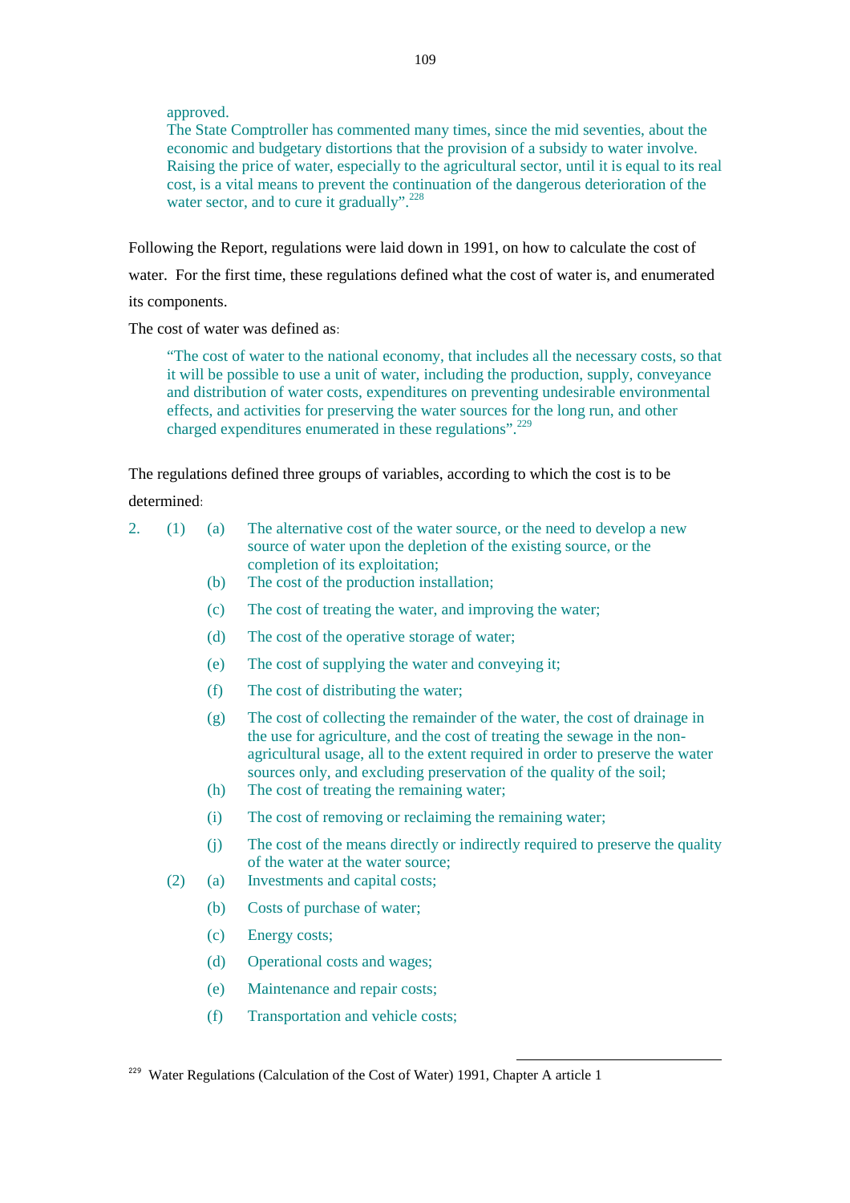> approved.
> The State Comptroller has commented many times, since the mid seventies, about the economic and budgetary distortions that the provision of a subsidy to water involve. Raising the price of water, especially to the agricultural sector, until it is equal to its real cost, is a vital means to prevent the continuation of the dangerous deterioration of the water sector, and to cure it gradually".[228]

Following the Report, regulations were laid down in 1991, on how to calculate the cost of water. For the first time, these regulations defined what the cost of water is, and enumerated its components.

The cost of water was defined as:

> "The cost of water to the national economy, that includes all the necessary costs, so that it will be possible to use a unit of water, including the production, supply, conveyance and distribution of water costs, expenditures on preventing undesirable environmental effects, and activities for preserving the water sources for the long run, and other charged expenditures enumerated in these regulations".[229]

The regulations defined three groups of variables, according to which the cost is to be determined:

2. (1)
   - (a) The alternative cost of the water source, or the need to develop a new source of water upon the depletion of the existing source, or the completion of its exploitation;
   - (b) The cost of the production installation;
   - (c) The cost of treating the water, and improving the water;
   - (d) The cost of the operative storage of water;
   - (e) The cost of supplying the water and conveying it;
   - (f) The cost of distributing the water;
   - (g) The cost of collecting the remainder of the water, the cost of drainage in the use for agriculture, and the cost of treating the sewage in the non-agricultural usage, all to the extent required in order to preserve the water sources only, and excluding preservation of the quality of the soil;
   - (h) The cost of treating the remaining water;
   - (i) The cost of removing or reclaiming the remaining water;
   - (j) The cost of the means directly or indirectly required to preserve the quality of the water at the water source;

   (2)
   - (a) Investments and capital costs;
   - (b) Costs of purchase of water;
   - (c) Energy costs;
   - (d) Operational costs and wages;
   - (e) Maintenance and repair costs;
   - (f) Transportation and vehicle costs;

---

[229] Water Regulations (Calculation of the Cost of Water) 1991, Chapter A article 1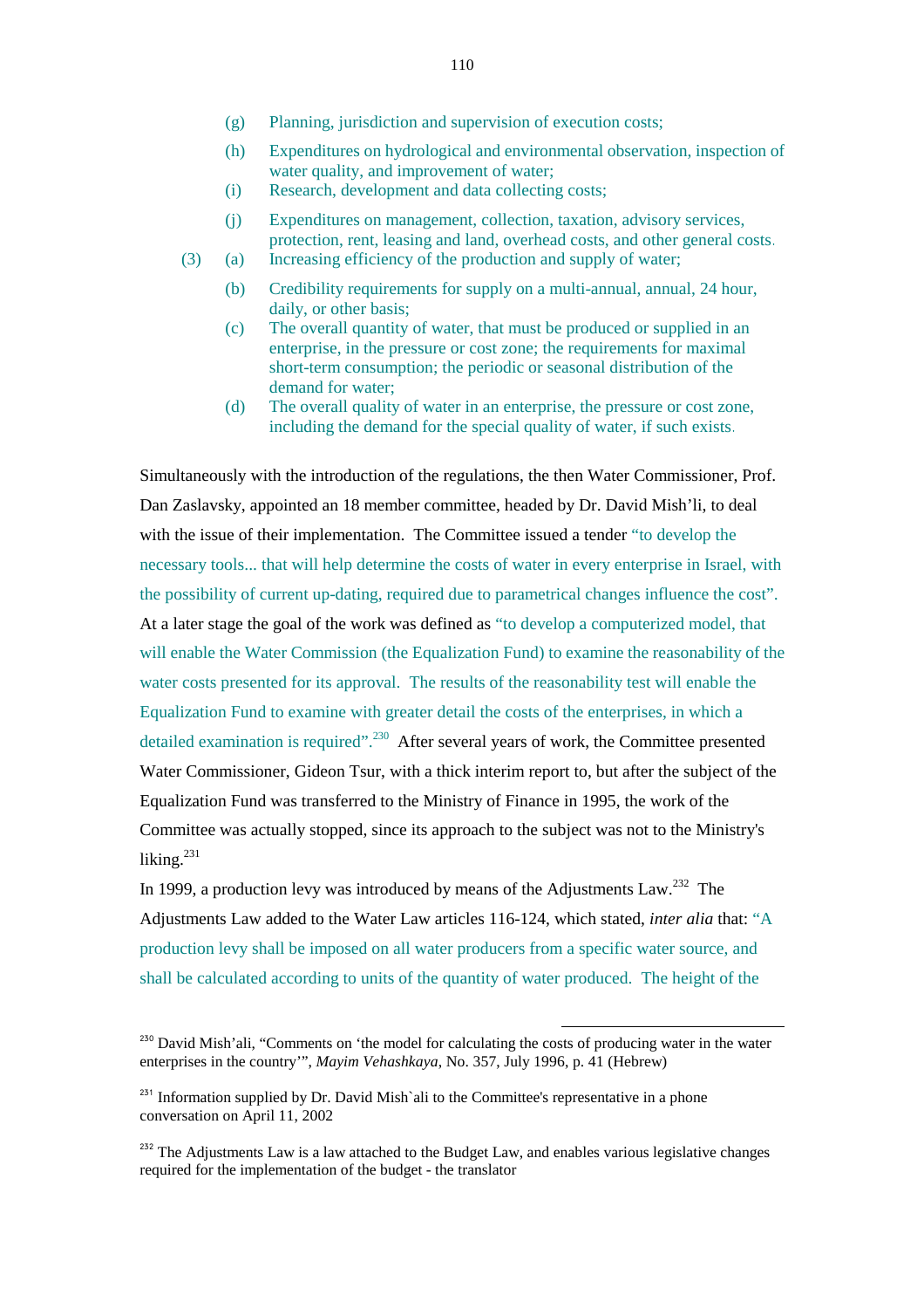(g) Planning, jurisdiction and supervision of execution costs;

(h) Expenditures on hydrological and environmental observation, inspection of water quality, and improvement of water;

(i) Research, development and data collecting costs;

(j) Expenditures on management, collection, taxation, advisory services, protection, rent, leasing and land, overhead costs, and other general costs.

(3) (a) Increasing efficiency of the production and supply of water;

(b) Credibility requirements for supply on a multi-annual, annual, 24 hour, daily, or other basis;

(c) The overall quantity of water, that must be produced or supplied in an enterprise, in the pressure or cost zone; the requirements for maximal short-term consumption; the periodic or seasonal distribution of the demand for water;

(d) The overall quality of water in an enterprise, the pressure or cost zone, including the demand for the special quality of water, if such exists.

Simultaneously with the introduction of the regulations, the then Water Commissioner, Prof. Dan Zaslavsky, appointed an 18 member committee, headed by Dr. David Mish'li, to deal with the issue of their implementation. The Committee issued a tender "to develop the necessary tools... that will help determine the costs of water in every enterprise in Israel, with the possibility of current up-dating, required due to parametrical changes influence the cost". At a later stage the goal of the work was defined as "to develop a computerized model, that will enable the Water Commission (the Equalization Fund) to examine the reasonability of the water costs presented for its approval. The results of the reasonability test will enable the Equalization Fund to examine with greater detail the costs of the enterprises, in which a detailed examination is required".[230] After several years of work, the Committee presented Water Commissioner, Gideon Tsur, with a thick interim report to, but after the subject of the Equalization Fund was transferred to the Ministry of Finance in 1995, the work of the Committee was actually stopped, since its approach to the subject was not to the Ministry's liking.[231]

In 1999, a production levy was introduced by means of the Adjustments Law.[232] The Adjustments Law added to the Water Law articles 116-124, which stated, *inter alia* that: "A production levy shall be imposed on all water producers from a specific water source, and shall be calculated according to units of the quantity of water produced. The height of the

---

[230] David Mish'ali, "Comments on 'the model for calculating the costs of producing water in the water enterprises in the country'", *Mayim Vehashkaya*, No. 357, July 1996, p. 41 (Hebrew)

[231] Information supplied by Dr. David Mish`ali to the Committee's representative in a phone conversation on April 11, 2002

[232] The Adjustments Law is a law attached to the Budget Law, and enables various legislative changes required for the implementation of the budget - the translator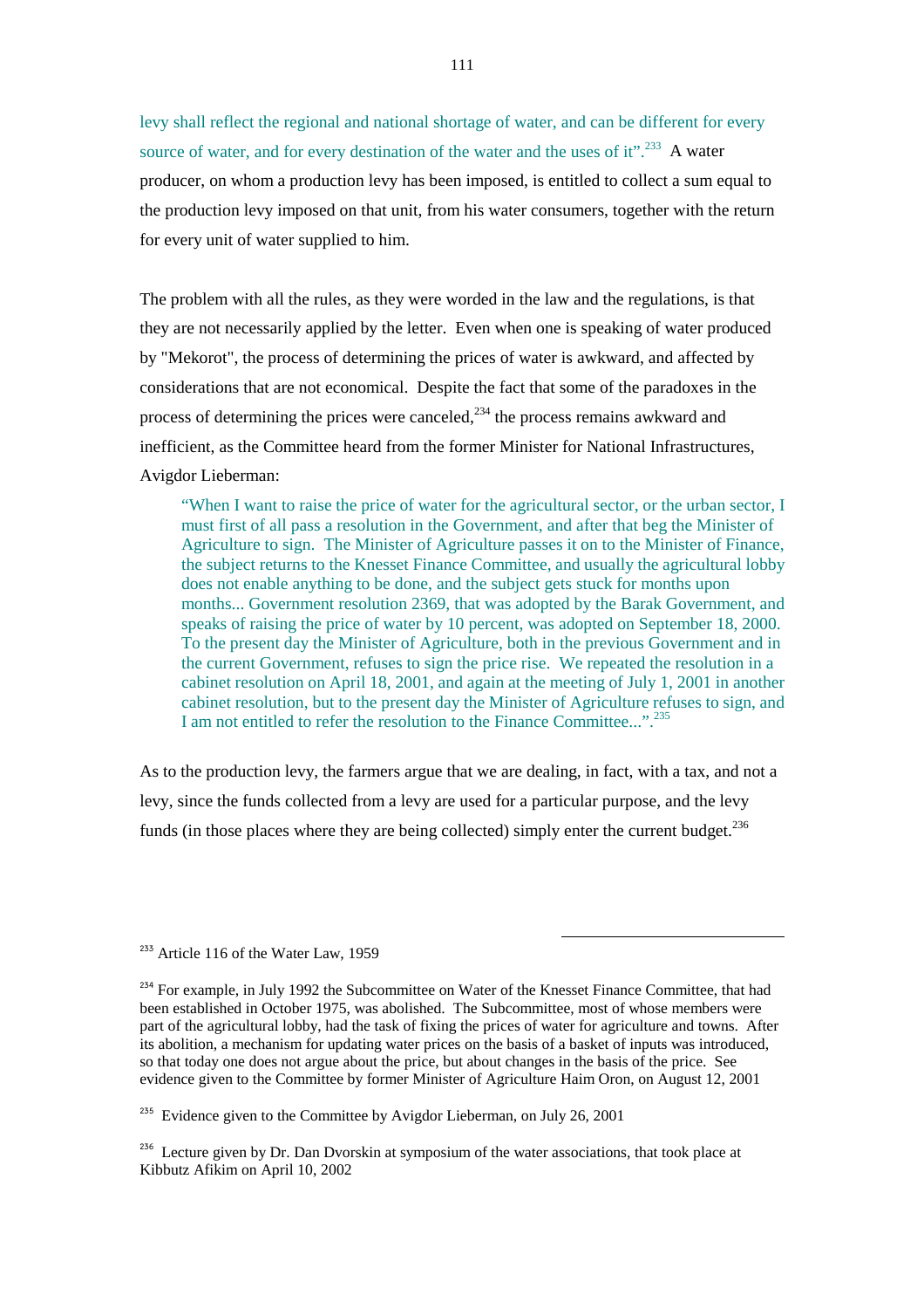levy shall reflect the regional and national shortage of water, and can be different for every source of water, and for every destination of the water and the uses of it".[233] A water producer, on whom a production levy has been imposed, is entitled to collect a sum equal to the production levy imposed on that unit, from his water consumers, together with the return for every unit of water supplied to him.

The problem with all the rules, as they were worded in the law and the regulations, is that they are not necessarily applied by the letter. Even when one is speaking of water produced by "Mekorot", the process of determining the prices of water is awkward, and affected by considerations that are not economical. Despite the fact that some of the paradoxes in the process of determining the prices were canceled,[234] the process remains awkward and inefficient, as the Committee heard from the former Minister for National Infrastructures, Avigdor Lieberman:

> "When I want to raise the price of water for the agricultural sector, or the urban sector, I must first of all pass a resolution in the Government, and after that beg the Minister of Agriculture to sign. The Minister of Agriculture passes it on to the Minister of Finance, the subject returns to the Knesset Finance Committee, and usually the agricultural lobby does not enable anything to be done, and the subject gets stuck for months upon months... Government resolution 2369, that was adopted by the Barak Government, and speaks of raising the price of water by 10 percent, was adopted on September 18, 2000. To the present day the Minister of Agriculture, both in the previous Government and in the current Government, refuses to sign the price rise. We repeated the resolution in a cabinet resolution on April 18, 2001, and again at the meeting of July 1, 2001 in another cabinet resolution, but to the present day the Minister of Agriculture refuses to sign, and I am not entitled to refer the resolution to the Finance Committee...".[235]

As to the production levy, the farmers argue that we are dealing, in fact, with a tax, and not a levy, since the funds collected from a levy are used for a particular purpose, and the levy funds (in those places where they are being collected) simply enter the current budget.[236]

---

[233] Article 116 of the Water Law, 1959

[234] For example, in July 1992 the Subcommittee on Water of the Knesset Finance Committee, that had been established in October 1975, was abolished. The Subcommittee, most of whose members were part of the agricultural lobby, had the task of fixing the prices of water for agriculture and towns. After its abolition, a mechanism for updating water prices on the basis of a basket of inputs was introduced, so that today one does not argue about the price, but about changes in the basis of the price. See evidence given to the Committee by former Minister of Agriculture Haim Oron, on August 12, 2001

[235] Evidence given to the Committee by Avigdor Lieberman, on July 26, 2001

[236] Lecture given by Dr. Dan Dvorskin at symposium of the water associations, that took place at Kibbutz Afikim on April 10, 2002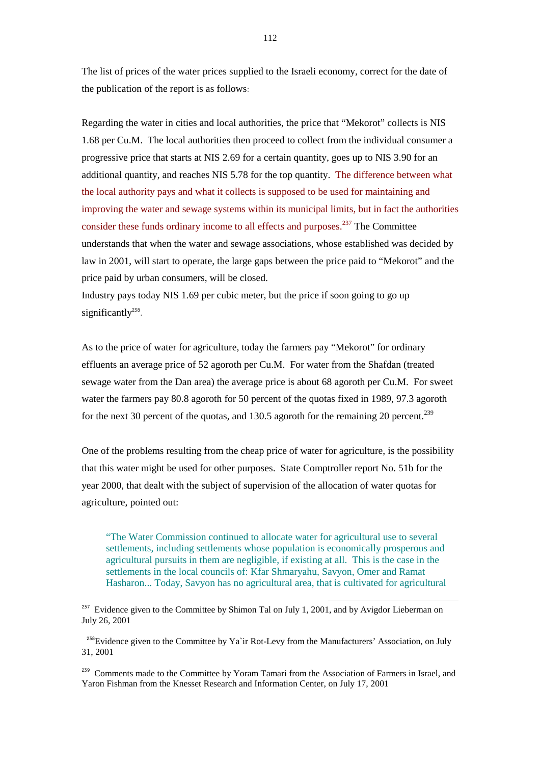The list of prices of the water prices supplied to the Israeli economy, correct for the date of the publication of the report is as follows:

Regarding the water in cities and local authorities, the price that "Mekorot" collects is NIS 1.68 per Cu.M. The local authorities then proceed to collect from the individual consumer a progressive price that starts at NIS 2.69 for a certain quantity, goes up to NIS 3.90 for an additional quantity, and reaches NIS 5.78 for the top quantity. The difference between what the local authority pays and what it collects is supposed to be used for maintaining and improving the water and sewage systems within its municipal limits, but in fact the authorities consider these funds ordinary income to all effects and purposes.[237] The Committee understands that when the water and sewage associations, whose established was decided by law in 2001, will start to operate, the large gaps between the price paid to "Mekorot" and the price paid by urban consumers, will be closed.

Industry pays today NIS 1.69 per cubic meter, but the price if soon going to go up significantly[238].

As to the price of water for agriculture, today the farmers pay "Mekorot" for ordinary effluents an average price of 52 agoroth per Cu.M. For water from the Shafdan (treated sewage water from the Dan area) the average price is about 68 agoroth per Cu.M. For sweet water the farmers pay 80.8 agoroth for 50 percent of the quotas fixed in 1989, 97.3 agoroth for the next 30 percent of the quotas, and 130.5 agoroth for the remaining 20 percent.[239]

One of the problems resulting from the cheap price of water for agriculture, is the possibility that this water might be used for other purposes. State Comptroller report No. 51b for the year 2000, that dealt with the subject of supervision of the allocation of water quotas for agriculture, pointed out:

> "The Water Commission continued to allocate water for agricultural use to several settlements, including settlements whose population is economically prosperous and agricultural pursuits in them are negligible, if existing at all. This is the case in the settlements in the local councils of: Kfar Shmaryahu, Savyon, Omer and Ramat Hasharon... Today, Savyon has no agricultural area, that is cultivated for agricultural

---

[237] Evidence given to the Committee by Shimon Tal on July 1, 2001, and by Avigdor Lieberman on July 26, 2001

[238] Evidence given to the Committee by Ya`ir Rot-Levy from the Manufacturers' Association, on July 31, 2001

[239] Comments made to the Committee by Yoram Tamari from the Association of Farmers in Israel, and Yaron Fishman from the Knesset Research and Information Center, on July 17, 2001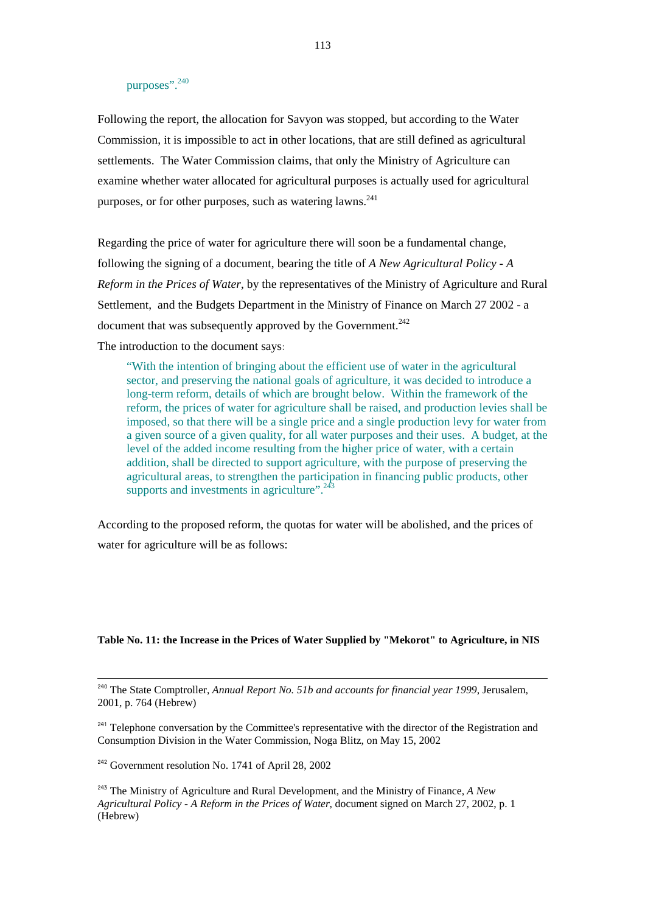purposes".[240]

Following the report, the allocation for Savyon was stopped, but according to the Water Commission, it is impossible to act in other locations, that are still defined as agricultural settlements. The Water Commission claims, that only the Ministry of Agriculture can examine whether water allocated for agricultural purposes is actually used for agricultural purposes, or for other purposes, such as watering lawns.[241]

Regarding the price of water for agriculture there will soon be a fundamental change, following the signing of a document, bearing the title of *A New Agricultural Policy - A Reform in the Prices of Water*, by the representatives of the Ministry of Agriculture and Rural Settlement, and the Budgets Department in the Ministry of Finance on March 27 2002 - a document that was subsequently approved by the Government.[242]

The introduction to the document says:

> "With the intention of bringing about the efficient use of water in the agricultural sector, and preserving the national goals of agriculture, it was decided to introduce a long-term reform, details of which are brought below. Within the framework of the reform, the prices of water for agriculture shall be raised, and production levies shall be imposed, so that there will be a single price and a single production levy for water from a given source of a given quality, for all water purposes and their uses. A budget, at the level of the added income resulting from the higher price of water, with a certain addition, shall be directed to support agriculture, with the purpose of preserving the agricultural areas, to strengthen the participation in financing public products, other supports and investments in agriculture".[243]

According to the proposed reform, the quotas for water will be abolished, and the prices of water for agriculture will be as follows:

**Table No. 11: the Increase in the Prices of Water Supplied by "Mekorot" to Agriculture, in NIS**

---

[240] The State Comptroller, *Annual Report No. 51b and accounts for financial year 1999*, Jerusalem, 2001, p. 764 (Hebrew)

[241] Telephone conversation by the Committee's representative with the director of the Registration and Consumption Division in the Water Commission, Noga Blitz, on May 15, 2002

[242] Government resolution No. 1741 of April 28, 2002

[243] The Ministry of Agriculture and Rural Development, and the Ministry of Finance, *A New Agricultural Policy - A Reform in the Prices of Water*, document signed on March 27, 2002, p. 1 (Hebrew)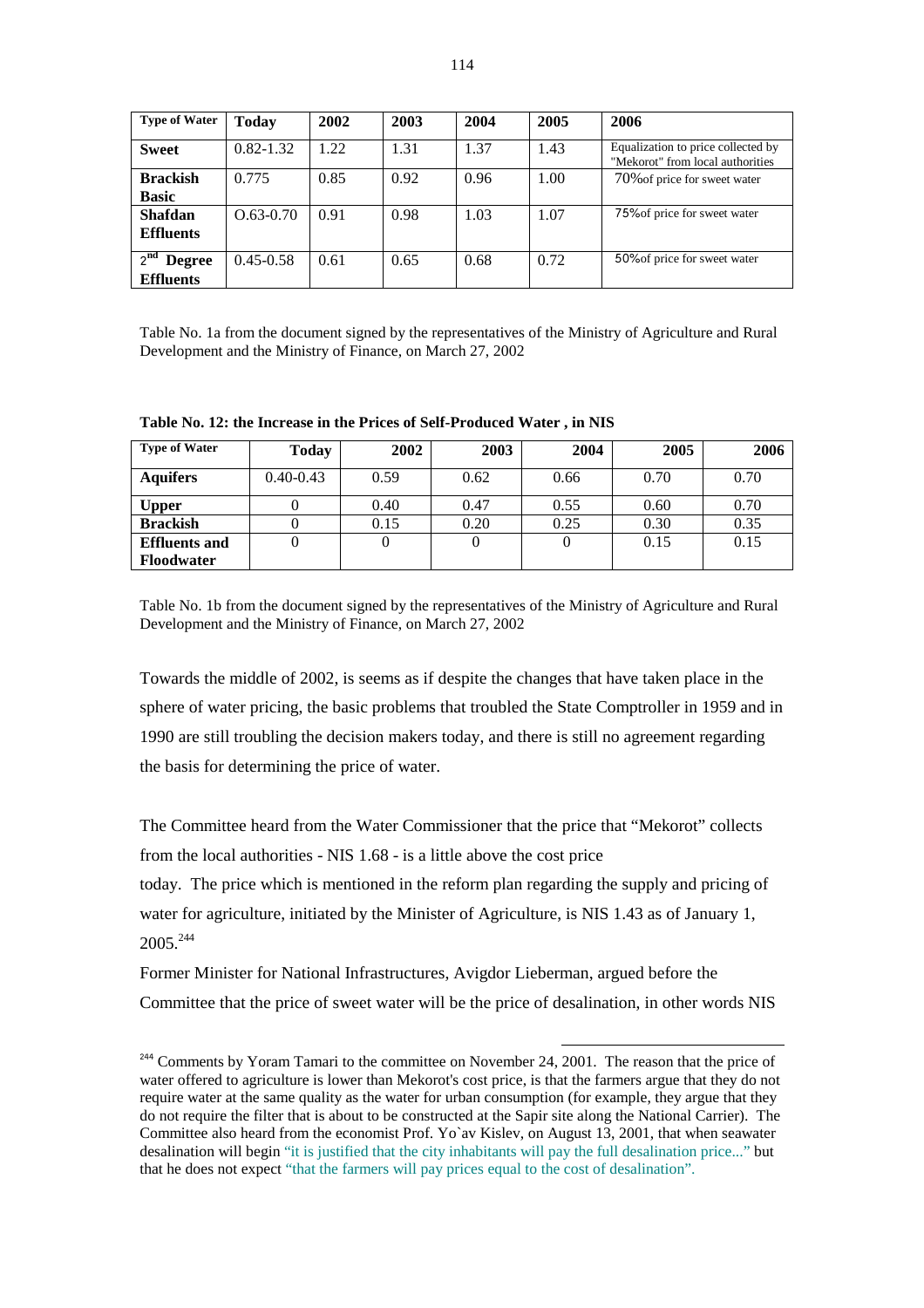| Type of Water | Today | 2002 | 2003 | 2004 | 2005 | 2006 |
|---|---|---|---|---|---|---|
| **Sweet** | 0.82-1.32 | 1.22 | 1.31 | 1.37 | 1.43 | Equalization to price collected by "Mekorot" from local authorities |
| **Brackish Basic** | 0.775 | 0.85 | 0.92 | 0.96 | 1.00 | 70%of price for sweet water |
| **Shafdan Effluents** | O.63-0.70 | 0.91 | 0.98 | 1.03 | 1.07 | 75%of price for sweet water |
| **2nd Degree Effluents** | 0.45-0.58 | 0.61 | 0.65 | 0.68 | 0.72 | 50%of price for sweet water |

Table No. 1a from the document signed by the representatives of the Ministry of Agriculture and Rural Development and the Ministry of Finance, on March 27, 2002

**Table No. 12: the Increase in the Prices of Self-Produced Water , in NIS**

| Type of Water | Today | 2002 | 2003 | 2004 | 2005 | 2006 |
|---|---|---|---|---|---|---|
| **Aquifers** | 0.40-0.43 | 0.59 | 0.62 | 0.66 | 0.70 | 0.70 |
| **Upper** | 0 | 0.40 | 0.47 | 0.55 | 0.60 | 0.70 |
| **Brackish** | 0 | 0.15 | 0.20 | 0.25 | 0.30 | 0.35 |
| **Effluents and Floodwater** | 0 | 0 | 0 | 0 | 0.15 | 0.15 |

Table No. 1b from the document signed by the representatives of the Ministry of Agriculture and Rural Development and the Ministry of Finance, on March 27, 2002

Towards the middle of 2002, is seems as if despite the changes that have taken place in the sphere of water pricing, the basic problems that troubled the State Comptroller in 1959 and in 1990 are still troubling the decision makers today, and there is still no agreement regarding the basis for determining the price of water.

The Committee heard from the Water Commissioner that the price that "Mekorot" collects from the local authorities - NIS 1.68 - is a little above the cost price today. The price which is mentioned in the reform plan regarding the supply and pricing of water for agriculture, initiated by the Minister of Agriculture, is NIS 1.43 as of January 1, 2005.[244]

Former Minister for National Infrastructures, Avigdor Lieberman, argued before the Committee that the price of sweet water will be the price of desalination, in other words NIS

[244] Comments by Yoram Tamari to the committee on November 24, 2001. The reason that the price of water offered to agriculture is lower than Mekorot's cost price, is that the farmers argue that they do not require water at the same quality as the water for urban consumption (for example, they argue that they do not require the filter that is about to be constructed at the Sapir site along the National Carrier). The Committee also heard from the economist Prof. Yo`av Kislev, on August 13, 2001, that when seawater desalination will begin "it is justified that the city inhabitants will pay the full desalination price..." but that he does not expect "that the farmers will pay prices equal to the cost of desalination".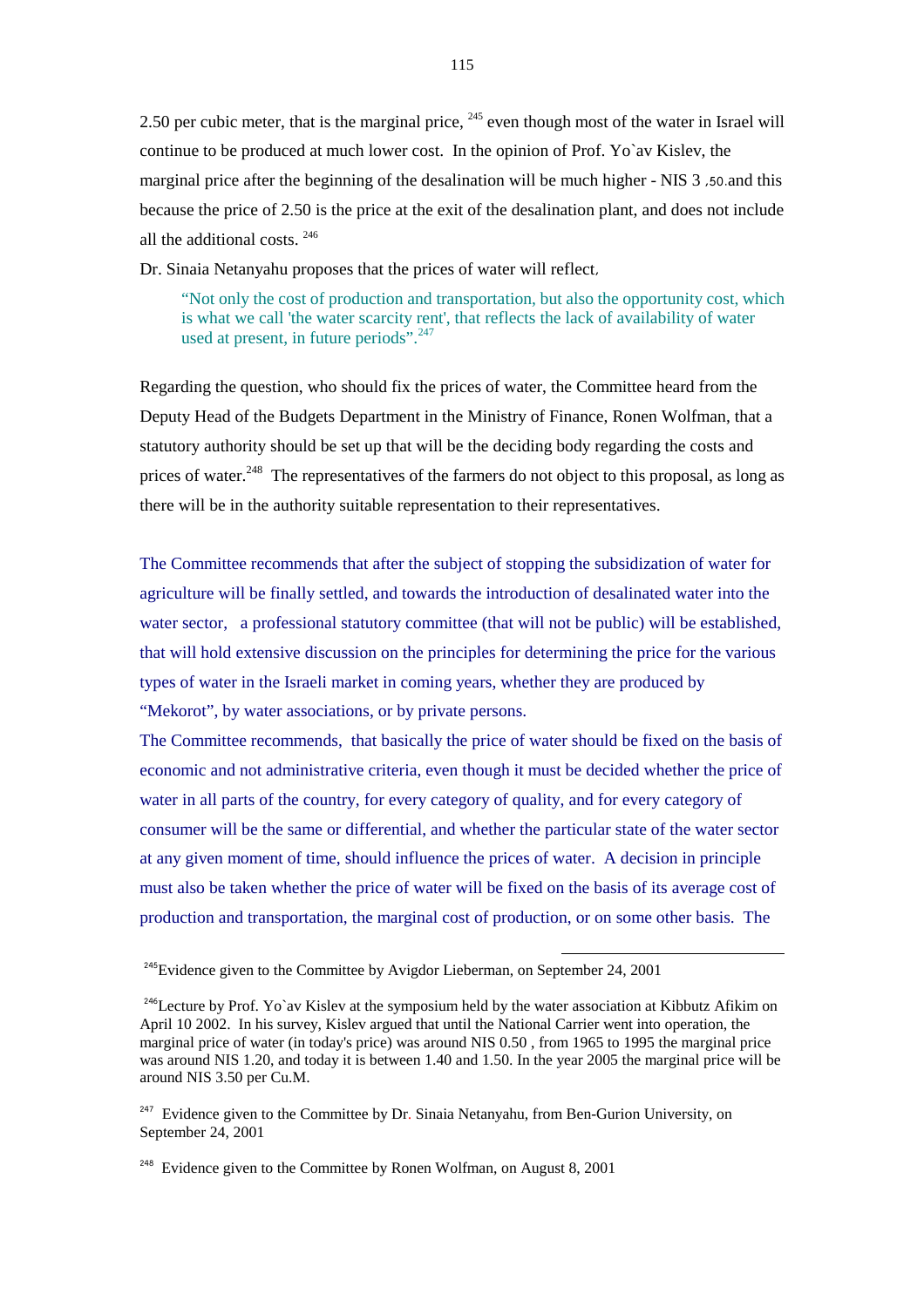2.50 per cubic meter, that is the marginal price, [245] even though most of the water in Israel will continue to be produced at much lower cost. In the opinion of Prof. Yo`av Kislev, the marginal price after the beginning of the desalination will be much higher - NIS 3 ,50.and this because the price of 2.50 is the price at the exit of the desalination plant, and does not include all the additional costs. [246]

Dr. Sinaia Netanyahu proposes that the prices of water will reflect,

> "Not only the cost of production and transportation, but also the opportunity cost, which is what we call 'the water scarcity rent', that reflects the lack of availability of water used at present, in future periods".[247]

Regarding the question, who should fix the prices of water, the Committee heard from the Deputy Head of the Budgets Department in the Ministry of Finance, Ronen Wolfman, that a statutory authority should be set up that will be the deciding body regarding the costs and prices of water.[248] The representatives of the farmers do not object to this proposal, as long as there will be in the authority suitable representation to their representatives.

The Committee recommends that after the subject of stopping the subsidization of water for agriculture will be finally settled, and towards the introduction of desalinated water into the water sector, a professional statutory committee (that will not be public) will be established, that will hold extensive discussion on the principles for determining the price for the various types of water in the Israeli market in coming years, whether they are produced by "Mekorot", by water associations, or by private persons.

The Committee recommends, that basically the price of water should be fixed on the basis of economic and not administrative criteria, even though it must be decided whether the price of water in all parts of the country, for every category of quality, and for every category of consumer will be the same or differential, and whether the particular state of the water sector at any given moment of time, should influence the prices of water. A decision in principle must also be taken whether the price of water will be fixed on the basis of its average cost of production and transportation, the marginal cost of production, or on some other basis. The

---

[245] Evidence given to the Committee by Avigdor Lieberman, on September 24, 2001

[246] Lecture by Prof. Yo`av Kislev at the symposium held by the water association at Kibbutz Afikim on April 10 2002. In his survey, Kislev argued that until the National Carrier went into operation, the marginal price of water (in today's price) was around NIS 0.50 , from 1965 to 1995 the marginal price was around NIS 1.20, and today it is between 1.40 and 1.50. In the year 2005 the marginal price will be around NIS 3.50 per Cu.M.

[247] Evidence given to the Committee by Dr. Sinaia Netanyahu, from Ben-Gurion University, on September 24, 2001

[248] Evidence given to the Committee by Ronen Wolfman, on August 8, 2001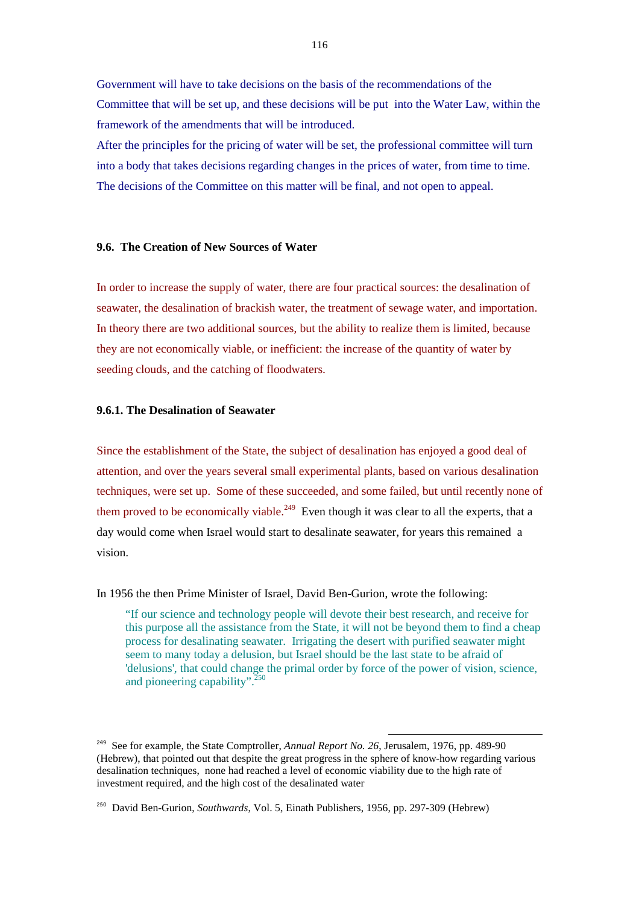Government will have to take decisions on the basis of the recommendations of the Committee that will be set up, and these decisions will be put into the Water Law, within the framework of the amendments that will be introduced.

After the principles for the pricing of water will be set, the professional committee will turn into a body that takes decisions regarding changes in the prices of water, from time to time. The decisions of the Committee on this matter will be final, and not open to appeal.

### 9.6. The Creation of New Sources of Water

In order to increase the supply of water, there are four practical sources: the desalination of seawater, the desalination of brackish water, the treatment of sewage water, and importation. In theory there are two additional sources, but the ability to realize them is limited, because they are not economically viable, or inefficient: the increase of the quantity of water by seeding clouds, and the catching of floodwaters.

#### 9.6.1. The Desalination of Seawater

Since the establishment of the State, the subject of desalination has enjoyed a good deal of attention, and over the years several small experimental plants, based on various desalination techniques, were set up. Some of these succeeded, and some failed, but until recently none of them proved to be economically viable.[249] Even though it was clear to all the experts, that a day would come when Israel would start to desalinate seawater, for years this remained a vision.

In 1956 the then Prime Minister of Israel, David Ben-Gurion, wrote the following:

> "If our science and technology people will devote their best research, and receive for this purpose all the assistance from the State, it will not be beyond them to find a cheap process for desalinating seawater. Irrigating the desert with purified seawater might seem to many today a delusion, but Israel should be the last state to be afraid of 'delusions', that could change the primal order by force of the power of vision, science, and pioneering capability".[250]

---

[249] See for example, the State Comptroller, *Annual Report No. 26*, Jerusalem, 1976, pp. 489-90 (Hebrew), that pointed out that despite the great progress in the sphere of know-how regarding various desalination techniques, none had reached a level of economic viability due to the high rate of investment required, and the high cost of the desalinated water

[250] David Ben-Gurion, *Southwards*, Vol. 5, Einath Publishers, 1956, pp. 297-309 (Hebrew)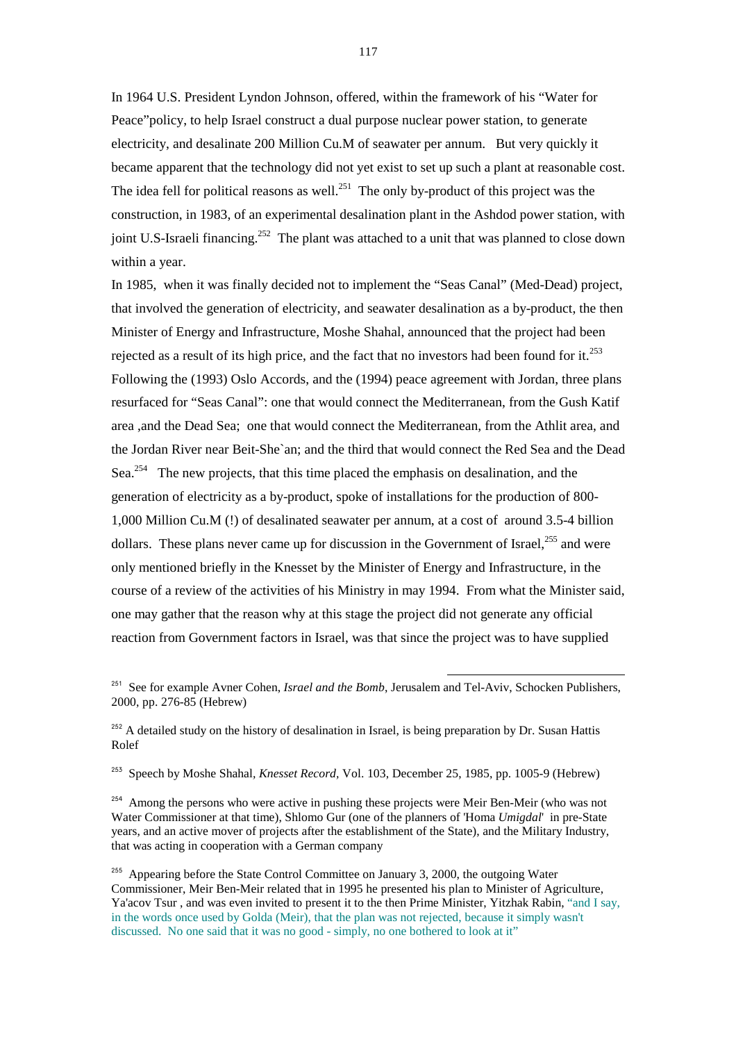In 1964 U.S. President Lyndon Johnson, offered, within the framework of his "Water for Peace"policy, to help Israel construct a dual purpose nuclear power station, to generate electricity, and desalinate 200 Million Cu.M of seawater per annum. But very quickly it became apparent that the technology did not yet exist to set up such a plant at reasonable cost. The idea fell for political reasons as well.[251] The only by-product of this project was the construction, in 1983, of an experimental desalination plant in the Ashdod power station, with joint U.S-Israeli financing.[252] The plant was attached to a unit that was planned to close down within a year.

In 1985, when it was finally decided not to implement the "Seas Canal" (Med-Dead) project, that involved the generation of electricity, and seawater desalination as a by-product, the then Minister of Energy and Infrastructure, Moshe Shahal, announced that the project had been rejected as a result of its high price, and the fact that no investors had been found for it.[253] Following the (1993) Oslo Accords, and the (1994) peace agreement with Jordan, three plans resurfaced for "Seas Canal": one that would connect the Mediterranean, from the Gush Katif area ,and the Dead Sea; one that would connect the Mediterranean, from the Athlit area, and the Jordan River near Beit-She`an; and the third that would connect the Red Sea and the Dead Sea.[254] The new projects, that this time placed the emphasis on desalination, and the generation of electricity as a by-product, spoke of installations for the production of 800-1,000 Million Cu.M (!) of desalinated seawater per annum, at a cost of around 3.5-4 billion dollars. These plans never came up for discussion in the Government of Israel,[255] and were only mentioned briefly in the Knesset by the Minister of Energy and Infrastructure, in the course of a review of the activities of his Ministry in may 1994. From what the Minister said, one may gather that the reason why at this stage the project did not generate any official reaction from Government factors in Israel, was that since the project was to have supplied

---

[251] See for example Avner Cohen, *Israel and the Bomb*, Jerusalem and Tel-Aviv, Schocken Publishers, 2000, pp. 276-85 (Hebrew)

[252] A detailed study on the history of desalination in Israel, is being preparation by Dr. Susan Hattis Rolef

[253] Speech by Moshe Shahal, *Knesset Record*, Vol. 103, December 25, 1985, pp. 1005-9 (Hebrew)

[254] Among the persons who were active in pushing these projects were Meir Ben-Meir (who was not Water Commissioner at that time), Shlomo Gur (one of the planners of 'Homa *Umigdal*' in pre-State years, and an active mover of projects after the establishment of the State), and the Military Industry, that was acting in cooperation with a German company

[255] Appearing before the State Control Committee on January 3, 2000, the outgoing Water Commissioner, Meir Ben-Meir related that in 1995 he presented his plan to Minister of Agriculture, Ya'acov Tsur , and was even invited to present it to the then Prime Minister, Yitzhak Rabin, "and I say, in the words once used by Golda (Meir), that the plan was not rejected, because it simply wasn't discussed. No one said that it was no good - simply, no one bothered to look at it"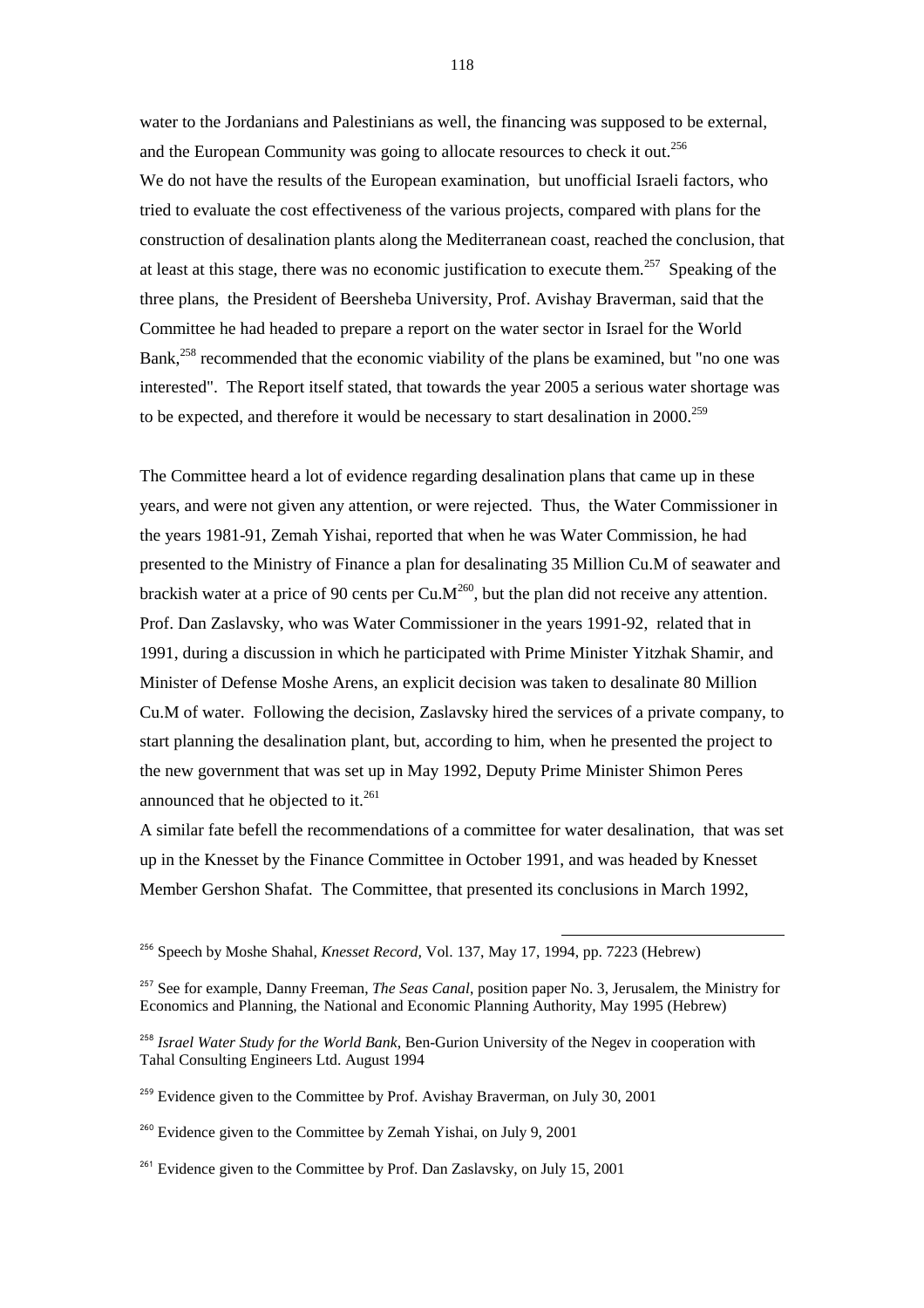water to the Jordanians and Palestinians as well, the financing was supposed to be external, and the European Community was going to allocate resources to check it out.[256]

We do not have the results of the European examination, but unofficial Israeli factors, who tried to evaluate the cost effectiveness of the various projects, compared with plans for the construction of desalination plants along the Mediterranean coast, reached the conclusion, that at least at this stage, there was no economic justification to execute them.[257] Speaking of the three plans, the President of Beersheba University, Prof. Avishay Braverman, said that the Committee he had headed to prepare a report on the water sector in Israel for the World Bank,[258] recommended that the economic viability of the plans be examined, but "no one was interested". The Report itself stated, that towards the year 2005 a serious water shortage was to be expected, and therefore it would be necessary to start desalination in 2000.[259]

The Committee heard a lot of evidence regarding desalination plans that came up in these years, and were not given any attention, or were rejected. Thus, the Water Commissioner in the years 1981-91, Zemah Yishai, reported that when he was Water Commission, he had presented to the Ministry of Finance a plan for desalinating 35 Million Cu.M of seawater and brackish water at a price of 90 cents per Cu.M[260], but the plan did not receive any attention. Prof. Dan Zaslavsky, who was Water Commissioner in the years 1991-92, related that in 1991, during a discussion in which he participated with Prime Minister Yitzhak Shamir, and Minister of Defense Moshe Arens, an explicit decision was taken to desalinate 80 Million Cu.M of water. Following the decision, Zaslavsky hired the services of a private company, to start planning the desalination plant, but, according to him, when he presented the project to the new government that was set up in May 1992, Deputy Prime Minister Shimon Peres announced that he objected to it.[261]

A similar fate befell the recommendations of a committee for water desalination, that was set up in the Knesset by the Finance Committee in October 1991, and was headed by Knesset Member Gershon Shafat. The Committee, that presented its conclusions in March 1992,

---

[256] Speech by Moshe Shahal, *Knesset Record*, Vol. 137, May 17, 1994, pp. 7223 (Hebrew)

[257] See for example, Danny Freeman, *The Seas Canal*, position paper No. 3, Jerusalem, the Ministry for Economics and Planning, the National and Economic Planning Authority, May 1995 (Hebrew)

[258] *Israel Water Study for the World Bank*, Ben-Gurion University of the Negev in cooperation with Tahal Consulting Engineers Ltd. August 1994

[259] Evidence given to the Committee by Prof. Avishay Braverman, on July 30, 2001

[260] Evidence given to the Committee by Zemah Yishai, on July 9, 2001

[261] Evidence given to the Committee by Prof. Dan Zaslavsky, on July 15, 2001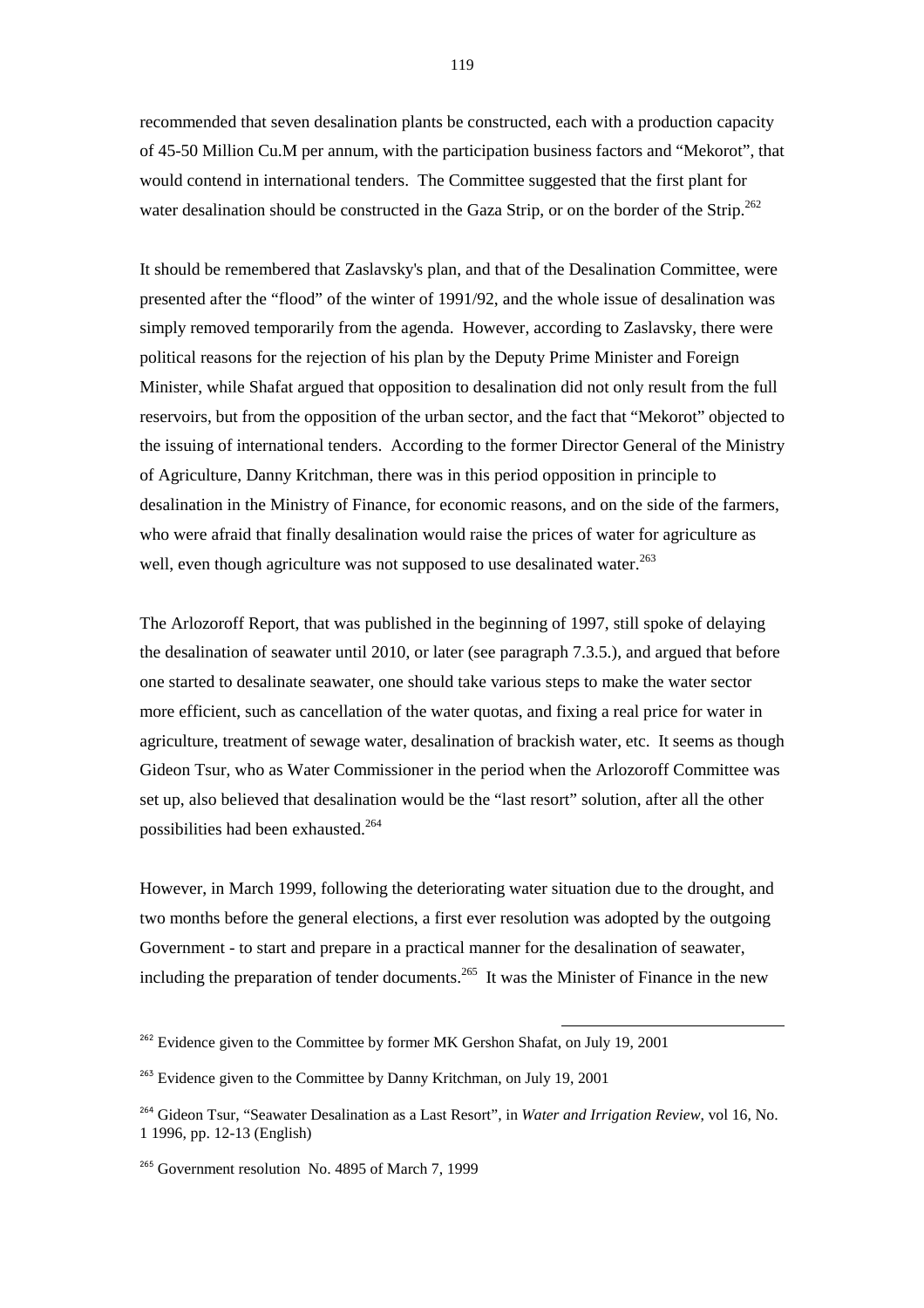recommended that seven desalination plants be constructed, each with a production capacity of 45-50 Million Cu.M per annum, with the participation business factors and "Mekorot", that would contend in international tenders. The Committee suggested that the first plant for water desalination should be constructed in the Gaza Strip, or on the border of the Strip.[262]

It should be remembered that Zaslavsky's plan, and that of the Desalination Committee, were presented after the "flood" of the winter of 1991/92, and the whole issue of desalination was simply removed temporarily from the agenda. However, according to Zaslavsky, there were political reasons for the rejection of his plan by the Deputy Prime Minister and Foreign Minister, while Shafat argued that opposition to desalination did not only result from the full reservoirs, but from the opposition of the urban sector, and the fact that "Mekorot" objected to the issuing of international tenders. According to the former Director General of the Ministry of Agriculture, Danny Kritchman, there was in this period opposition in principle to desalination in the Ministry of Finance, for economic reasons, and on the side of the farmers, who were afraid that finally desalination would raise the prices of water for agriculture as well, even though agriculture was not supposed to use desalinated water.[263]

The Arlozoroff Report, that was published in the beginning of 1997, still spoke of delaying the desalination of seawater until 2010, or later (see paragraph 7.3.5.), and argued that before one started to desalinate seawater, one should take various steps to make the water sector more efficient, such as cancellation of the water quotas, and fixing a real price for water in agriculture, treatment of sewage water, desalination of brackish water, etc. It seems as though Gideon Tsur, who as Water Commissioner in the period when the Arlozoroff Committee was set up, also believed that desalination would be the "last resort" solution, after all the other possibilities had been exhausted.[264]

However, in March 1999, following the deteriorating water situation due to the drought, and two months before the general elections, a first ever resolution was adopted by the outgoing Government - to start and prepare in a practical manner for the desalination of seawater, including the preparation of tender documents.[265] It was the Minister of Finance in the new

---

[262] Evidence given to the Committee by former MK Gershon Shafat, on July 19, 2001

[263] Evidence given to the Committee by Danny Kritchman, on July 19, 2001

[264] Gideon Tsur, "Seawater Desalination as a Last Resort", in *Water and Irrigation Review*, vol 16, No. 1 1996, pp. 12-13 (English)

[265] Government resolution No. 4895 of March 7, 1999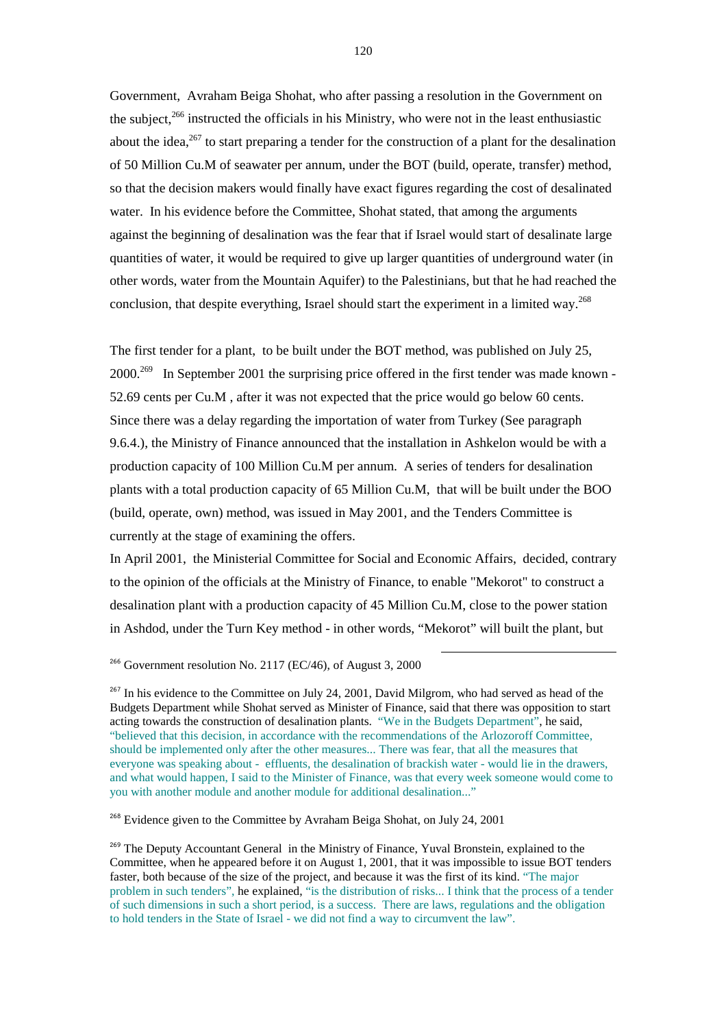Government, Avraham Beiga Shohat, who after passing a resolution in the Government on the subject,[266] instructed the officials in his Ministry, who were not in the least enthusiastic about the idea,[267] to start preparing a tender for the construction of a plant for the desalination of 50 Million Cu.M of seawater per annum, under the BOT (build, operate, transfer) method, so that the decision makers would finally have exact figures regarding the cost of desalinated water. In his evidence before the Committee, Shohat stated, that among the arguments against the beginning of desalination was the fear that if Israel would start of desalinate large quantities of water, it would be required to give up larger quantities of underground water (in other words, water from the Mountain Aquifer) to the Palestinians, but that he had reached the conclusion, that despite everything, Israel should start the experiment in a limited way.[268]

The first tender for a plant, to be built under the BOT method, was published on July 25, 2000.[269] In September 2001 the surprising price offered in the first tender was made known - 52.69 cents per Cu.M , after it was not expected that the price would go below 60 cents. Since there was a delay regarding the importation of water from Turkey (See paragraph 9.6.4.), the Ministry of Finance announced that the installation in Ashkelon would be with a production capacity of 100 Million Cu.M per annum. A series of tenders for desalination plants with a total production capacity of 65 Million Cu.M, that will be built under the BOO (build, operate, own) method, was issued in May 2001, and the Tenders Committee is currently at the stage of examining the offers.

In April 2001, the Ministerial Committee for Social and Economic Affairs, decided, contrary to the opinion of the officials at the Ministry of Finance, to enable "Mekorot" to construct a desalination plant with a production capacity of 45 Million Cu.M, close to the power station in Ashdod, under the Turn Key method - in other words, "Mekorot" will built the plant, but

---

[266] Government resolution No. 2117 (EC/46), of August 3, 2000

[267] In his evidence to the Committee on July 24, 2001, David Milgrom, who had served as head of the Budgets Department while Shohat served as Minister of Finance, said that there was opposition to start acting towards the construction of desalination plants. "We in the Budgets Department", he said, "believed that this decision, in accordance with the recommendations of the Arlozoroff Committee, should be implemented only after the other measures... There was fear, that all the measures that everyone was speaking about - effluents, the desalination of brackish water - would lie in the drawers, and what would happen, I said to the Minister of Finance, was that every week someone would come to you with another module and another module for additional desalination..."

[268] Evidence given to the Committee by Avraham Beiga Shohat, on July 24, 2001

[269] The Deputy Accountant General in the Ministry of Finance, Yuval Bronstein, explained to the Committee, when he appeared before it on August 1, 2001, that it was impossible to issue BOT tenders faster, both because of the size of the project, and because it was the first of its kind. "The major problem in such tenders", he explained, "is the distribution of risks... I think that the process of a tender of such dimensions in such a short period, is a success. There are laws, regulations and the obligation to hold tenders in the State of Israel - we did not find a way to circumvent the law".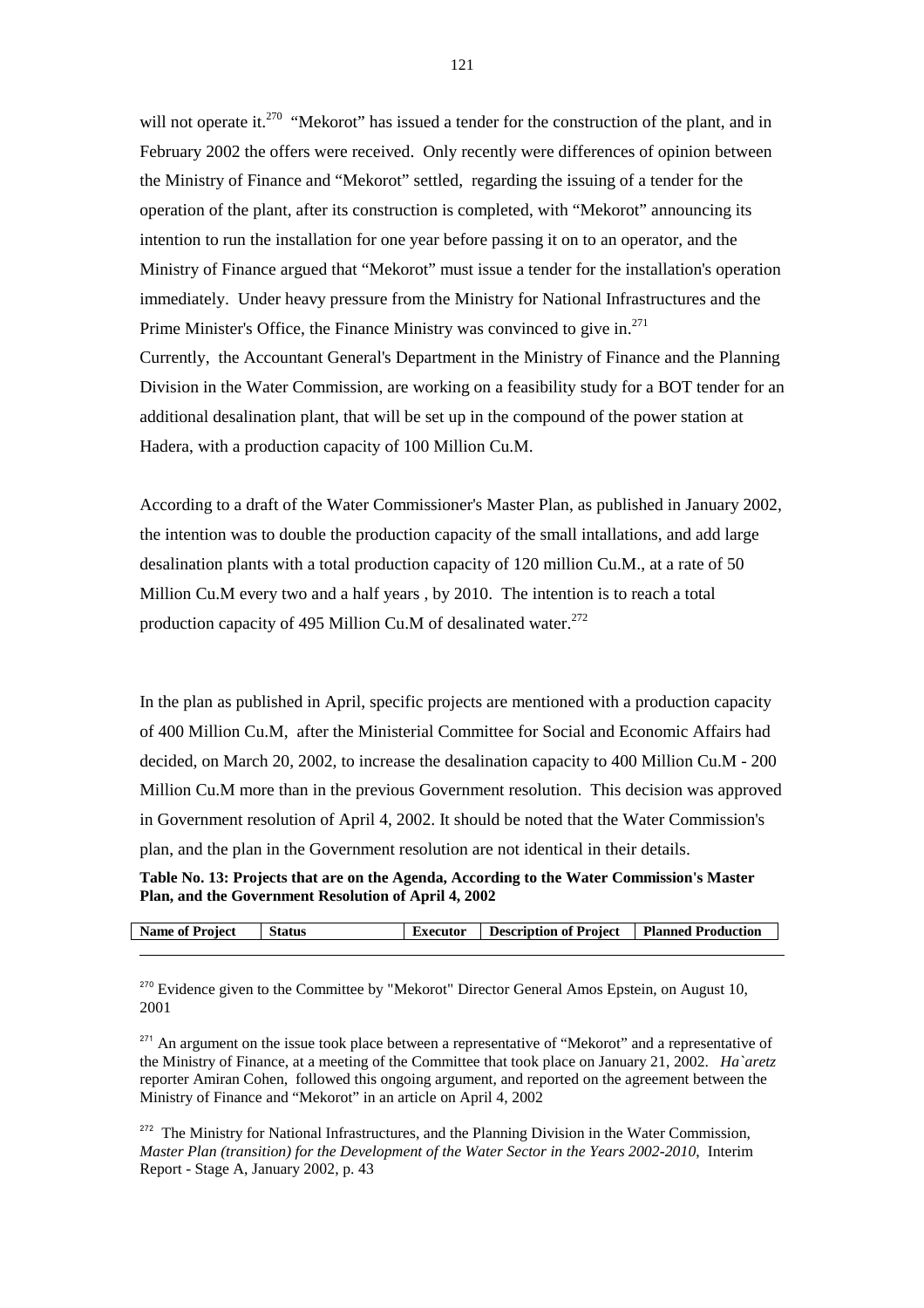will not operate it.[270] "Mekorot" has issued a tender for the construction of the plant, and in February 2002 the offers were received. Only recently were differences of opinion between the Ministry of Finance and "Mekorot" settled, regarding the issuing of a tender for the operation of the plant, after its construction is completed, with "Mekorot" announcing its intention to run the installation for one year before passing it on to an operator, and the Ministry of Finance argued that "Mekorot" must issue a tender for the installation's operation immediately. Under heavy pressure from the Ministry for National Infrastructures and the Prime Minister's Office, the Finance Ministry was convinced to give in.[271]
Currently, the Accountant General's Department in the Ministry of Finance and the Planning Division in the Water Commission, are working on a feasibility study for a BOT tender for an additional desalination plant, that will be set up in the compound of the power station at Hadera, with a production capacity of 100 Million Cu.M.

According to a draft of the Water Commissioner's Master Plan, as published in January 2002, the intention was to double the production capacity of the small intallations, and add large desalination plants with a total production capacity of 120 million Cu.M., at a rate of 50 Million Cu.M every two and a half years , by 2010. The intention is to reach a total production capacity of 495 Million Cu.M of desalinated water.[272]

In the plan as published in April, specific projects are mentioned with a production capacity of 400 Million Cu.M, after the Ministerial Committee for Social and Economic Affairs had decided, on March 20, 2002, to increase the desalination capacity to 400 Million Cu.M - 200 Million Cu.M more than in the previous Government resolution. This decision was approved in Government resolution of April 4, 2002. It should be noted that the Water Commission's plan, and the plan in the Government resolution are not identical in their details.

**Table No. 13: Projects that are on the Agenda, According to the Water Commission's Master Plan, and the Government Resolution of April 4, 2002**

| Name of Project | Status | Executor | Description of Project | Planned Production |
|---|---|---|---|---|

[270] Evidence given to the Committee by "Mekorot" Director General Amos Epstein, on August 10, 2001

[271] An argument on the issue took place between a representative of "Mekorot" and a representative of the Ministry of Finance, at a meeting of the Committee that took place on January 21, 2002. *Ha`aretz* reporter Amiran Cohen, followed this ongoing argument, and reported on the agreement between the Ministry of Finance and "Mekorot" in an article on April 4, 2002

[272] The Ministry for National Infrastructures, and the Planning Division in the Water Commission, *Master Plan (transition) for the Development of the Water Sector in the Years 2002-2010*, Interim Report - Stage A, January 2002, p. 43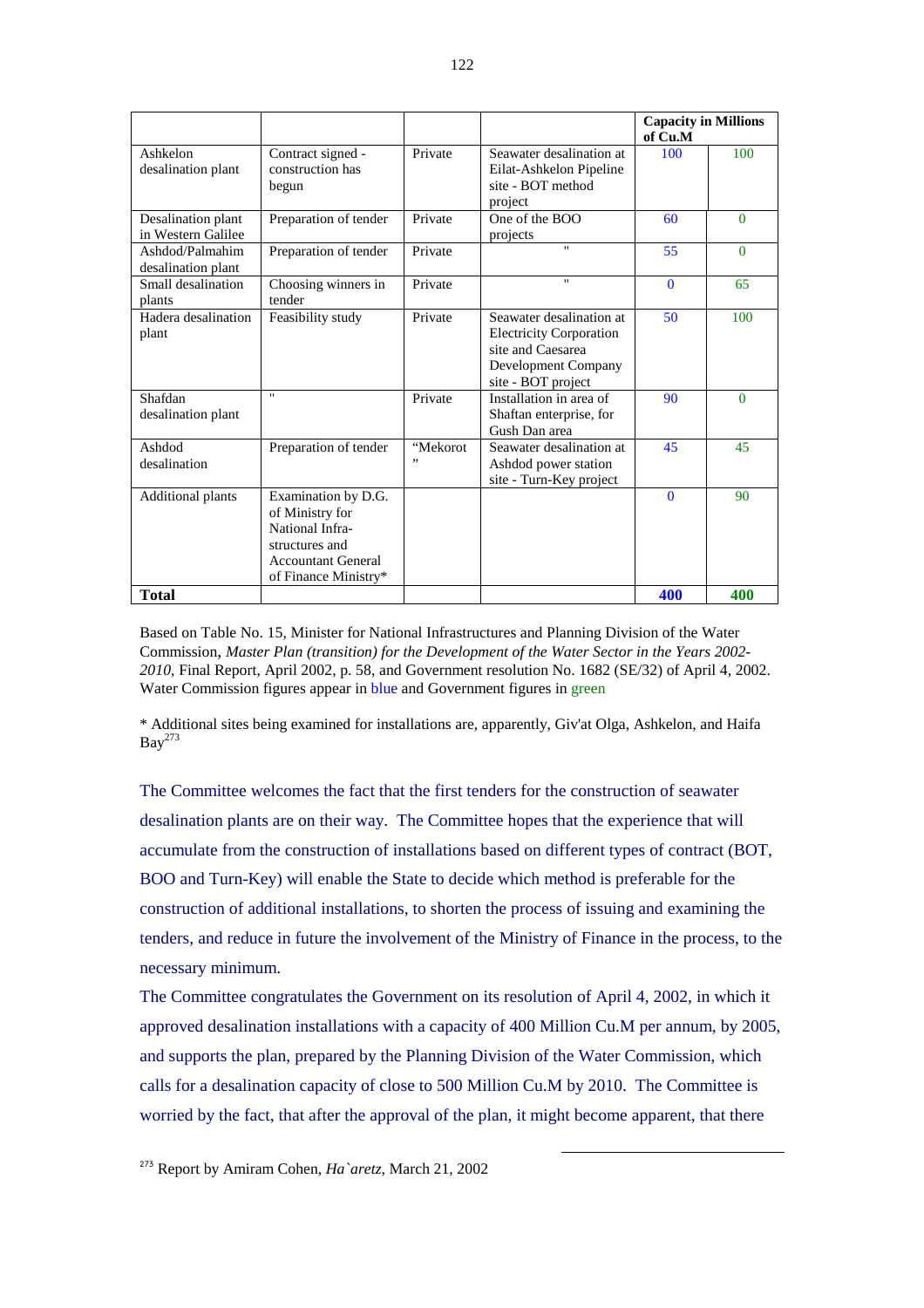| | | | | Capacity in Millions of Cu.M | |
|---|---|---|---|---|---|
| Ashkelon desalination plant | Contract signed - construction has begun | Private | Seawater desalination at Eilat-Ashkelon Pipeline site - BOT method project | 100 | 100 |
| Desalination plant in Western Galilee | Preparation of tender | Private | One of the BOO projects | 60 | 0 |
| Ashdod/Palmahim desalination plant | Preparation of tender | Private | " | 55 | 0 |
| Small desalination plants | Choosing winners in tender | Private | " | 0 | 65 |
| Hadera desalination plant | Feasibility study | Private | Seawater desalination at Electricity Corporation site and Caesarea Development Company site - BOT project | 50 | 100 |
| Shafdan desalination plant | " | Private | Installation in area of Shaftan enterprise, for Gush Dan area | 90 | 0 |
| Ashdod desalination | Preparation of tender | "Mekorot" | Seawater desalination at Ashdod power station site - Turn-Key project | 45 | 45 |
| Additional plants | Examination by D.G. of Ministry for National Infra-structures and Accountant General of Finance Ministry* | | | 0 | 90 |
| **Total** | | | | **400** | **400** |

Based on Table No. 15, Minister for National Infrastructures and Planning Division of the Water Commission, *Master Plan (transition) for the Development of the Water Sector in the Years 2002-2010*, Final Report, April 2002, p. 58, and Government resolution No. 1682 (SE/32) of April 4, 2002. Water Commission figures appear in blue and Government figures in green

\* Additional sites being examined for installations are, apparently, Giv'at Olga, Ashkelon, and Haifa Bay[273]

The Committee welcomes the fact that the first tenders for the construction of seawater desalination plants are on their way. The Committee hopes that the experience that will accumulate from the construction of installations based on different types of contract (BOT, BOO and Turn-Key) will enable the State to decide which method is preferable for the construction of additional installations, to shorten the process of issuing and examining the tenders, and reduce in future the involvement of the Ministry of Finance in the process, to the necessary minimum.

The Committee congratulates the Government on its resolution of April 4, 2002, in which it approved desalination installations with a capacity of 400 Million Cu.M per annum, by 2005, and supports the plan, prepared by the Planning Division of the Water Commission, which calls for a desalination capacity of close to 500 Million Cu.M by 2010. The Committee is worried by the fact, that after the approval of the plan, it might become apparent, that there

[273] Report by Amiram Cohen, *Ha`aretz*, March 21, 2002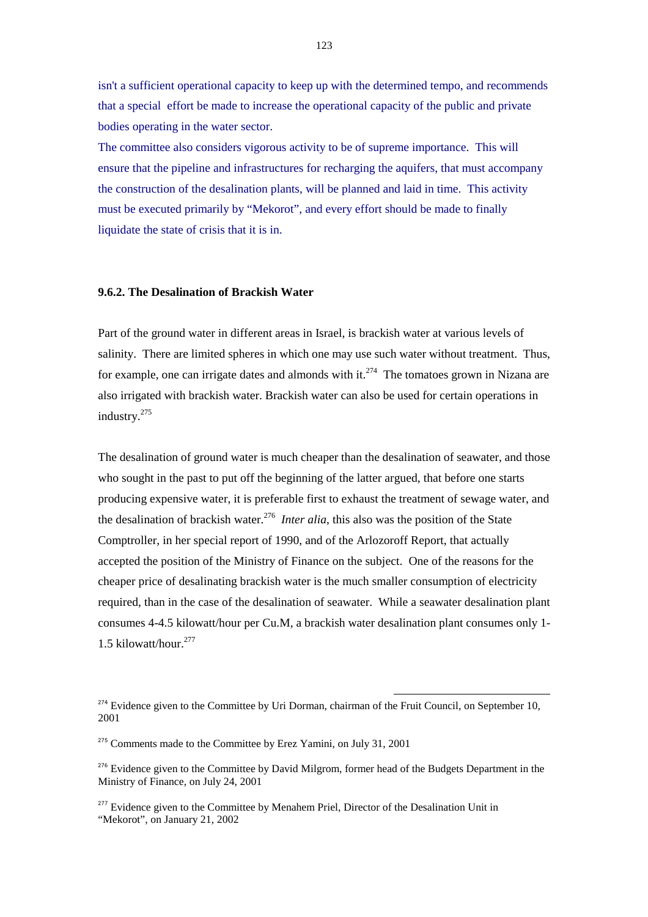isn't a sufficient operational capacity to keep up with the determined tempo, and recommends that a special effort be made to increase the operational capacity of the public and private bodies operating in the water sector.

The committee also considers vigorous activity to be of supreme importance. This will ensure that the pipeline and infrastructures for recharging the aquifers, that must accompany the construction of the desalination plants, will be planned and laid in time. This activity must be executed primarily by "Mekorot", and every effort should be made to finally liquidate the state of crisis that it is in.

### 9.6.2. The Desalination of Brackish Water

Part of the ground water in different areas in Israel, is brackish water at various levels of salinity. There are limited spheres in which one may use such water without treatment. Thus, for example, one can irrigate dates and almonds with it.[274] The tomatoes grown in Nizana are also irrigated with brackish water. Brackish water can also be used for certain operations in industry.[275]

The desalination of ground water is much cheaper than the desalination of seawater, and those who sought in the past to put off the beginning of the latter argued, that before one starts producing expensive water, it is preferable first to exhaust the treatment of sewage water, and the desalination of brackish water.[276] *Inter alia*, this also was the position of the State Comptroller, in her special report of 1990, and of the Arlozoroff Report, that actually accepted the position of the Ministry of Finance on the subject. One of the reasons for the cheaper price of desalinating brackish water is the much smaller consumption of electricity required, than in the case of the desalination of seawater. While a seawater desalination plant consumes 4-4.5 kilowatt/hour per Cu.M, a brackish water desalination plant consumes only 1-1.5 kilowatt/hour.[277]

---

[274] Evidence given to the Committee by Uri Dorman, chairman of the Fruit Council, on September 10, 2001

[275] Comments made to the Committee by Erez Yamini, on July 31, 2001

[276] Evidence given to the Committee by David Milgrom, former head of the Budgets Department in the Ministry of Finance, on July 24, 2001

[277] Evidence given to the Committee by Menahem Priel, Director of the Desalination Unit in "Mekorot", on January 21, 2002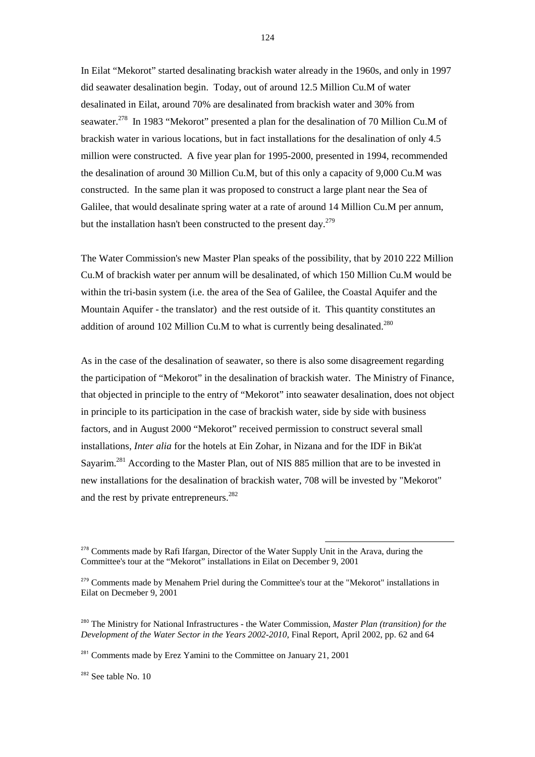In Eilat "Mekorot" started desalinating brackish water already in the 1960s, and only in 1997 did seawater desalination begin. Today, out of around 12.5 Million Cu.M of water desalinated in Eilat, around 70% are desalinated from brackish water and 30% from seawater.[278] In 1983 "Mekorot" presented a plan for the desalination of 70 Million Cu.M of brackish water in various locations, but in fact installations for the desalination of only 4.5 million were constructed. A five year plan for 1995-2000, presented in 1994, recommended the desalination of around 30 Million Cu.M, but of this only a capacity of 9,000 Cu.M was constructed. In the same plan it was proposed to construct a large plant near the Sea of Galilee, that would desalinate spring water at a rate of around 14 Million Cu.M per annum, but the installation hasn't been constructed to the present day.[279]

The Water Commission's new Master Plan speaks of the possibility, that by 2010 222 Million Cu.M of brackish water per annum will be desalinated, of which 150 Million Cu.M would be within the tri-basin system (i.e. the area of the Sea of Galilee, the Coastal Aquifer and the Mountain Aquifer - the translator) and the rest outside of it. This quantity constitutes an addition of around 102 Million Cu.M to what is currently being desalinated.[280]

As in the case of the desalination of seawater, so there is also some disagreement regarding the participation of "Mekorot" in the desalination of brackish water. The Ministry of Finance, that objected in principle to the entry of "Mekorot" into seawater desalination, does not object in principle to its participation in the case of brackish water, side by side with business factors, and in August 2000 "Mekorot" received permission to construct several small installations, *Inter alia* for the hotels at Ein Zohar, in Nizana and for the IDF in Bik'at Sayarim.[281] According to the Master Plan, out of NIS 885 million that are to be invested in new installations for the desalination of brackish water, 708 will be invested by "Mekorot" and the rest by private entrepreneurs.[282]

---

[278] Comments made by Rafi Ifargan, Director of the Water Supply Unit in the Arava, during the Committee's tour at the "Mekorot" installations in Eilat on December 9, 2001

[279] Comments made by Menahem Priel during the Committee's tour at the "Mekorot" installations in Eilat on Decmeber 9, 2001

[280] The Ministry for National Infrastructures - the Water Commission, *Master Plan (transition) for the Development of the Water Sector in the Years 2002-2010*, Final Report, April 2002, pp. 62 and 64

[281] Comments made by Erez Yamini to the Committee on January 21, 2001

[282] See table No. 10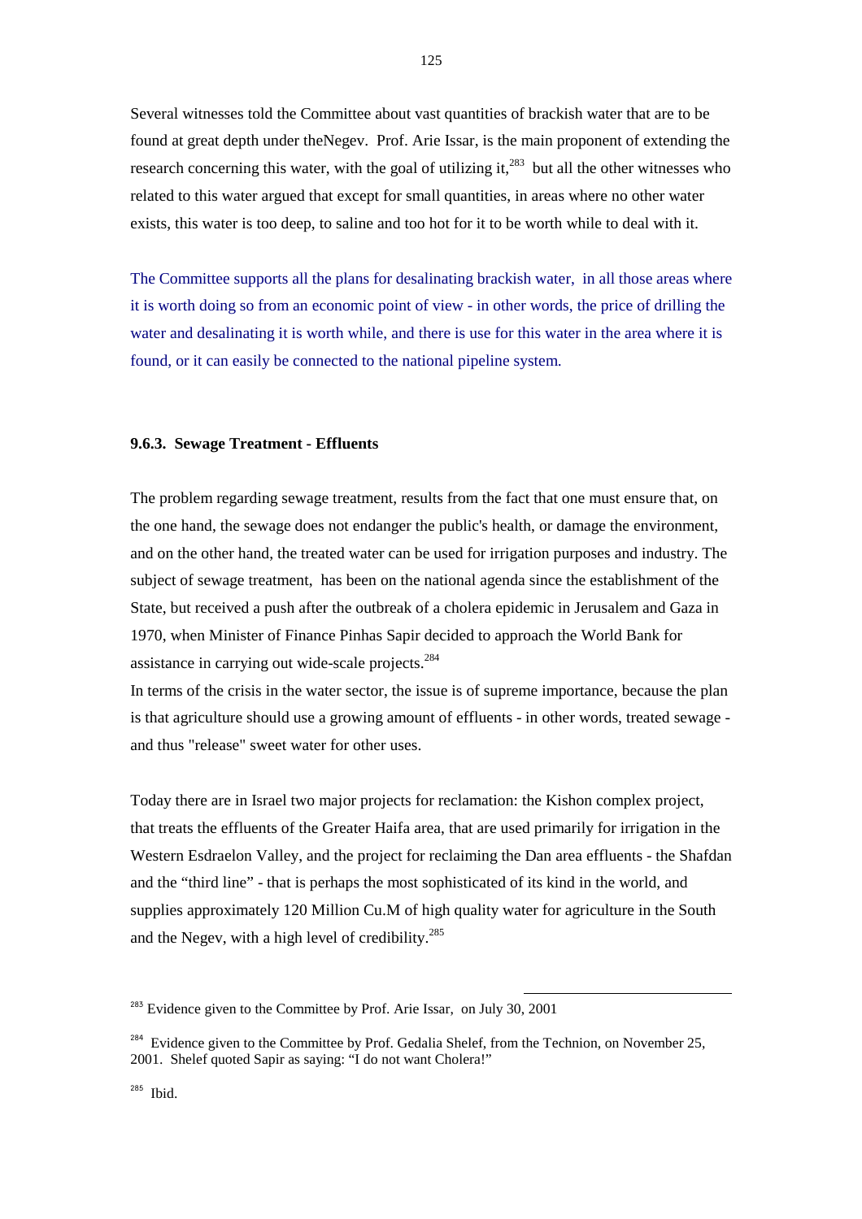Several witnesses told the Committee about vast quantities of brackish water that are to be found at great depth under theNegev. Prof. Arie Issar, is the main proponent of extending the research concerning this water, with the goal of utilizing it,[283] but all the other witnesses who related to this water argued that except for small quantities, in areas where no other water exists, this water is too deep, to saline and too hot for it to be worth while to deal with it.

The Committee supports all the plans for desalinating brackish water, in all those areas where it is worth doing so from an economic point of view - in other words, the price of drilling the water and desalinating it is worth while, and there is use for this water in the area where it is found, or it can easily be connected to the national pipeline system.

### 9.6.3. Sewage Treatment - Effluents

The problem regarding sewage treatment, results from the fact that one must ensure that, on the one hand, the sewage does not endanger the public's health, or damage the environment, and on the other hand, the treated water can be used for irrigation purposes and industry. The subject of sewage treatment, has been on the national agenda since the establishment of the State, but received a push after the outbreak of a cholera epidemic in Jerusalem and Gaza in 1970, when Minister of Finance Pinhas Sapir decided to approach the World Bank for assistance in carrying out wide-scale projects.[284]

In terms of the crisis in the water sector, the issue is of supreme importance, because the plan is that agriculture should use a growing amount of effluents - in other words, treated sewage - and thus "release" sweet water for other uses.

Today there are in Israel two major projects for reclamation: the Kishon complex project, that treats the effluents of the Greater Haifa area, that are used primarily for irrigation in the Western Esdraelon Valley, and the project for reclaiming the Dan area effluents - the Shafdan and the "third line" - that is perhaps the most sophisticated of its kind in the world, and supplies approximately 120 Million Cu.M of high quality water for agriculture in the South and the Negev, with a high level of credibility.[285]

---

[283] Evidence given to the Committee by Prof. Arie Issar, on July 30, 2001

[284] Evidence given to the Committee by Prof. Gedalia Shelef, from the Technion, on November 25, 2001. Shelef quoted Sapir as saying: "I do not want Cholera!"

[285] Ibid.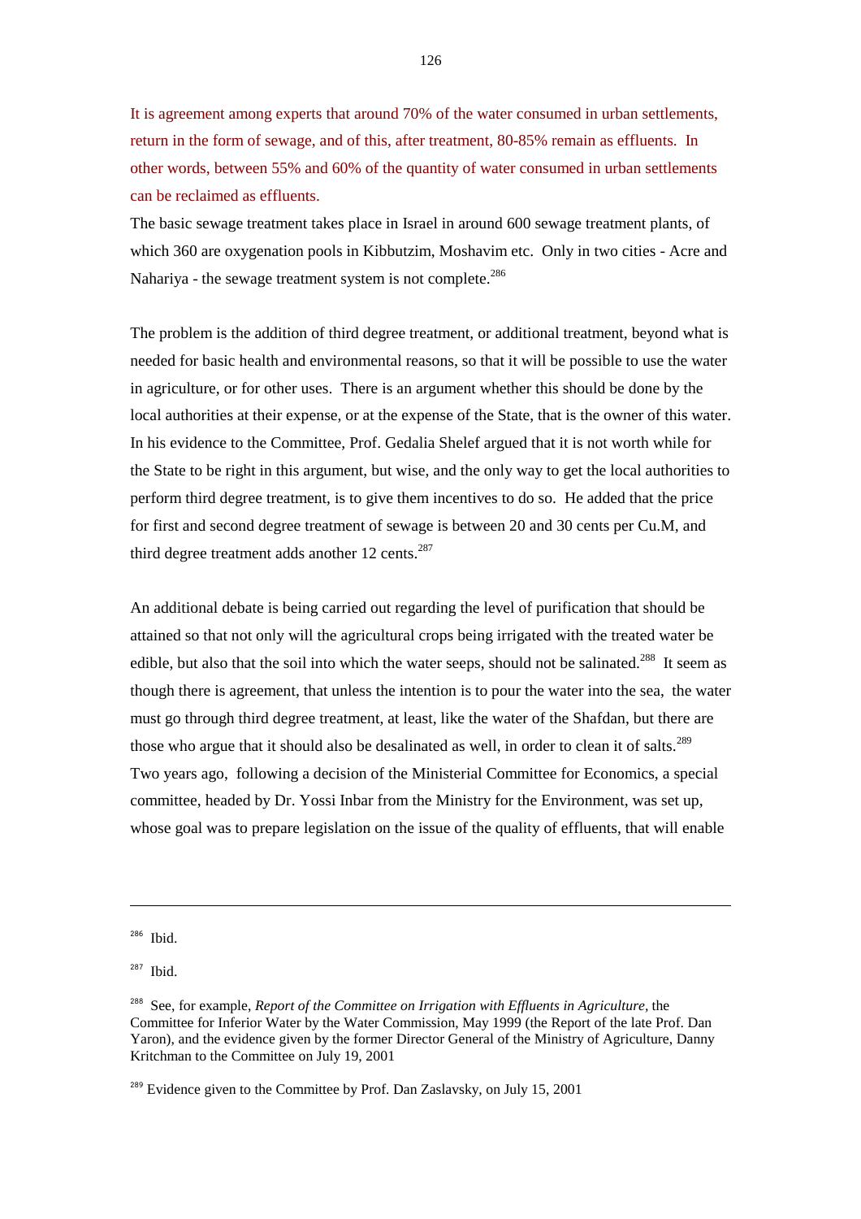It is agreement among experts that around 70% of the water consumed in urban settlements, return in the form of sewage, and of this, after treatment, 80-85% remain as effluents. In other words, between 55% and 60% of the quantity of water consumed in urban settlements can be reclaimed as effluents.

The basic sewage treatment takes place in Israel in around 600 sewage treatment plants, of which 360 are oxygenation pools in Kibbutzim, Moshavim etc. Only in two cities - Acre and Nahariya - the sewage treatment system is not complete.[286]

The problem is the addition of third degree treatment, or additional treatment, beyond what is needed for basic health and environmental reasons, so that it will be possible to use the water in agriculture, or for other uses. There is an argument whether this should be done by the local authorities at their expense, or at the expense of the State, that is the owner of this water. In his evidence to the Committee, Prof. Gedalia Shelef argued that it is not worth while for the State to be right in this argument, but wise, and the only way to get the local authorities to perform third degree treatment, is to give them incentives to do so. He added that the price for first and second degree treatment of sewage is between 20 and 30 cents per Cu.M, and third degree treatment adds another 12 cents.[287]

An additional debate is being carried out regarding the level of purification that should be attained so that not only will the agricultural crops being irrigated with the treated water be edible, but also that the soil into which the water seeps, should not be salinated.[288] It seem as though there is agreement, that unless the intention is to pour the water into the sea, the water must go through third degree treatment, at least, like the water of the Shafdan, but there are those who argue that it should also be desalinated as well, in order to clean it of salts.[289] Two years ago, following a decision of the Ministerial Committee for Economics, a special committee, headed by Dr. Yossi Inbar from the Ministry for the Environment, was set up, whose goal was to prepare legislation on the issue of the quality of effluents, that will enable

---

[286] Ibid.

[287] Ibid.

[288] See, for example, *Report of the Committee on Irrigation with Effluents in Agriculture*, the Committee for Inferior Water by the Water Commission, May 1999 (the Report of the late Prof. Dan Yaron), and the evidence given by the former Director General of the Ministry of Agriculture, Danny Kritchman to the Committee on July 19, 2001

[289] Evidence given to the Committee by Prof. Dan Zaslavsky, on July 15, 2001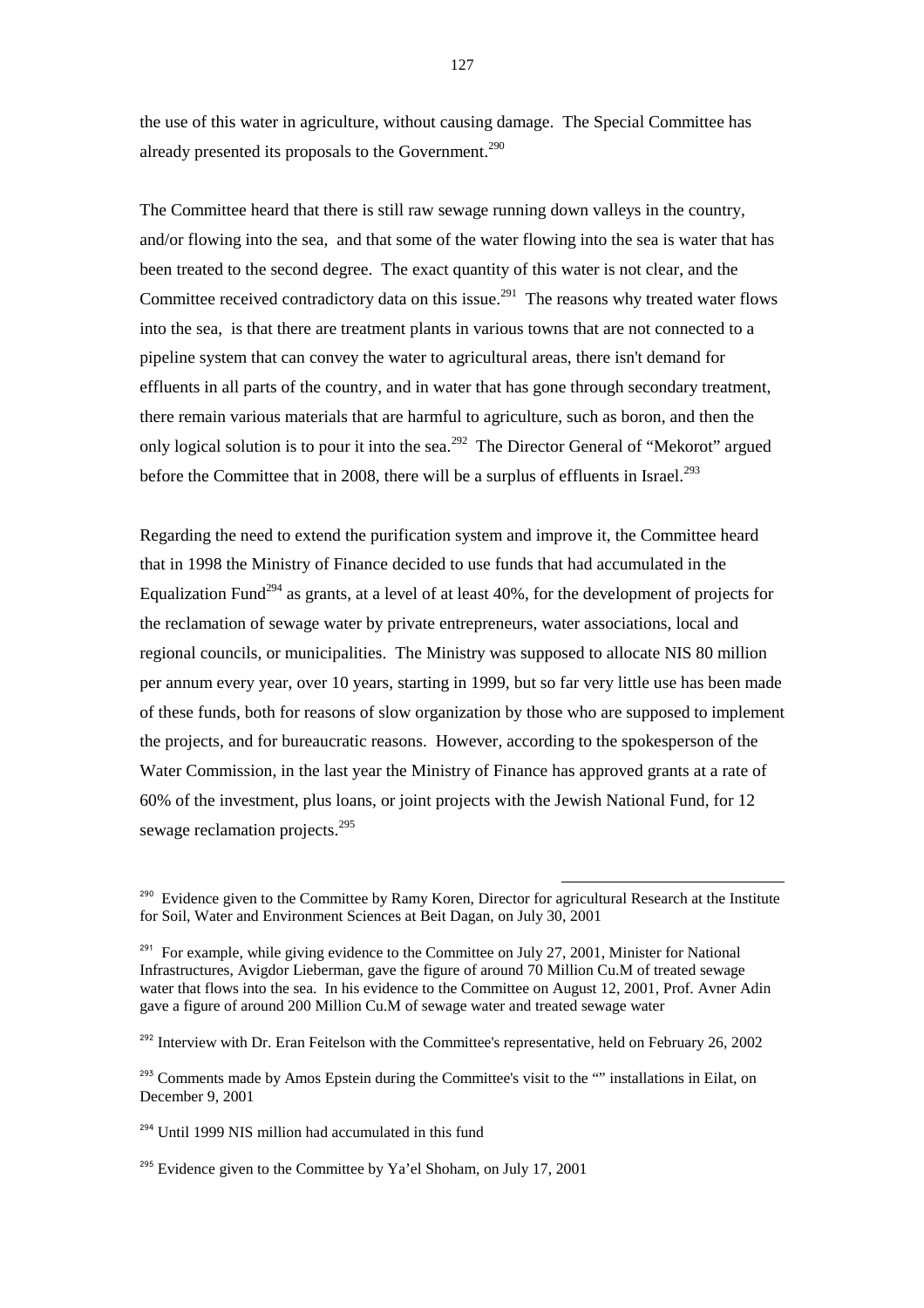the use of this water in agriculture, without causing damage. The Special Committee has already presented its proposals to the Government.[290]

The Committee heard that there is still raw sewage running down valleys in the country, and/or flowing into the sea, and that some of the water flowing into the sea is water that has been treated to the second degree. The exact quantity of this water is not clear, and the Committee received contradictory data on this issue.[291] The reasons why treated water flows into the sea, is that there are treatment plants in various towns that are not connected to a pipeline system that can convey the water to agricultural areas, there isn't demand for effluents in all parts of the country, and in water that has gone through secondary treatment, there remain various materials that are harmful to agriculture, such as boron, and then the only logical solution is to pour it into the sea.[292] The Director General of "Mekorot" argued before the Committee that in 2008, there will be a surplus of effluents in Israel.[293]

Regarding the need to extend the purification system and improve it, the Committee heard that in 1998 the Ministry of Finance decided to use funds that had accumulated in the Equalization Fund[294] as grants, at a level of at least 40%, for the development of projects for the reclamation of sewage water by private entrepreneurs, water associations, local and regional councils, or municipalities. The Ministry was supposed to allocate NIS 80 million per annum every year, over 10 years, starting in 1999, but so far very little use has been made of these funds, both for reasons of slow organization by those who are supposed to implement the projects, and for bureaucratic reasons. However, according to the spokesperson of the Water Commission, in the last year the Ministry of Finance has approved grants at a rate of 60% of the investment, plus loans, or joint projects with the Jewish National Fund, for 12 sewage reclamation projects.[295]

---

[290] Evidence given to the Committee by Ramy Koren, Director for agricultural Research at the Institute for Soil, Water and Environment Sciences at Beit Dagan, on July 30, 2001

[291] For example, while giving evidence to the Committee on July 27, 2001, Minister for National Infrastructures, Avigdor Lieberman, gave the figure of around 70 Million Cu.M of treated sewage water that flows into the sea. In his evidence to the Committee on August 12, 2001, Prof. Avner Adin gave a figure of around 200 Million Cu.M of sewage water and treated sewage water

[292] Interview with Dr. Eran Feitelson with the Committee's representative, held on February 26, 2002

[293] Comments made by Amos Epstein during the Committee's visit to the "" installations in Eilat, on December 9, 2001

[294] Until 1999 NIS million had accumulated in this fund

[295] Evidence given to the Committee by Ya'el Shoham, on July 17, 2001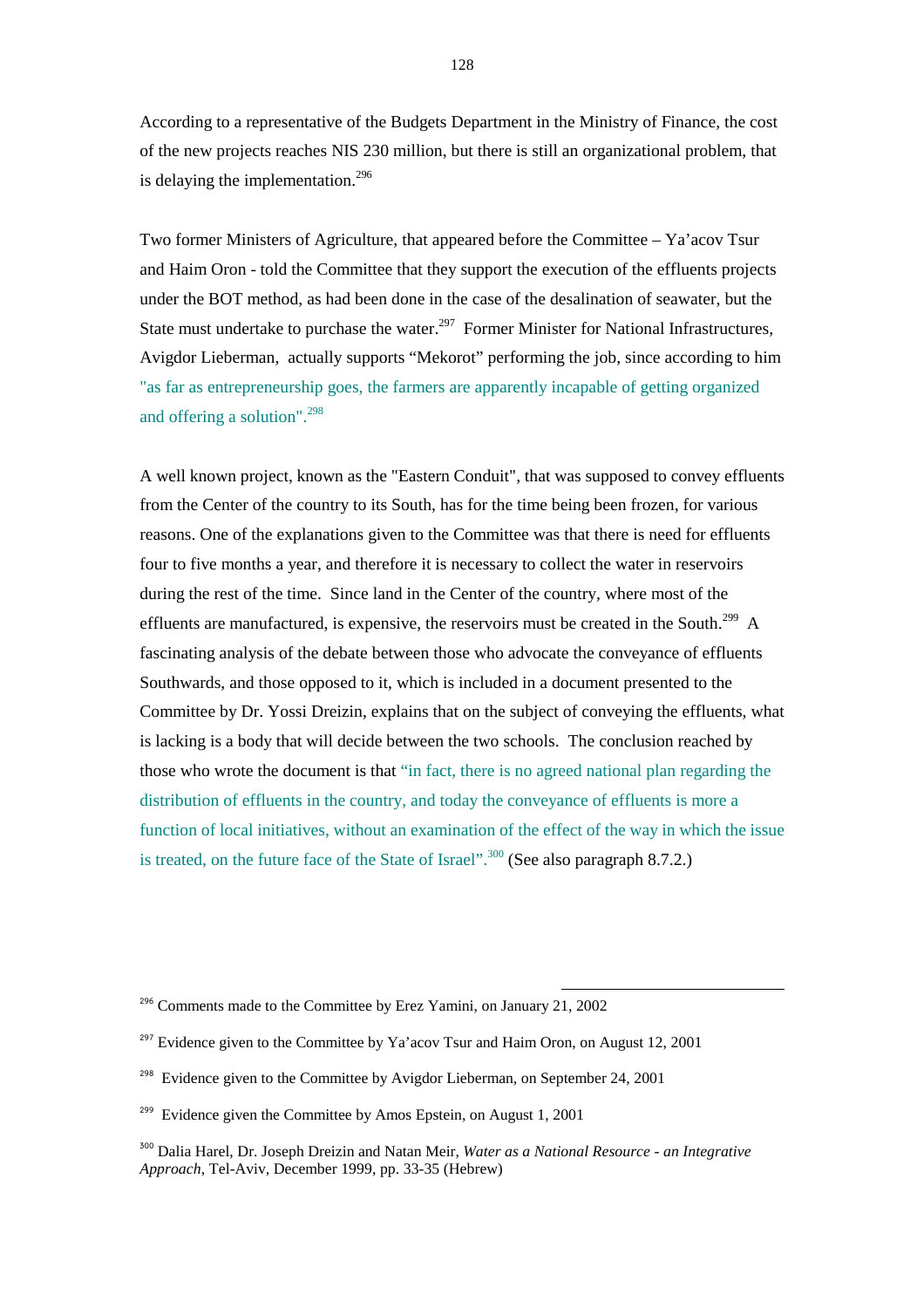According to a representative of the Budgets Department in the Ministry of Finance, the cost of the new projects reaches NIS 230 million, but there is still an organizational problem, that is delaying the implementation.[296]

Two former Ministers of Agriculture, that appeared before the Committee – Ya'acov Tsur and Haim Oron - told the Committee that they support the execution of the effluents projects under the BOT method, as had been done in the case of the desalination of seawater, but the State must undertake to purchase the water.[297] Former Minister for National Infrastructures, Avigdor Lieberman, actually supports "Mekorot" performing the job, since according to him "as far as entrepreneurship goes, the farmers are apparently incapable of getting organized and offering a solution".[298]

A well known project, known as the "Eastern Conduit", that was supposed to convey effluents from the Center of the country to its South, has for the time being been frozen, for various reasons. One of the explanations given to the Committee was that there is need for effluents four to five months a year, and therefore it is necessary to collect the water in reservoirs during the rest of the time. Since land in the Center of the country, where most of the effluents are manufactured, is expensive, the reservoirs must be created in the South.[299] A fascinating analysis of the debate between those who advocate the conveyance of effluents Southwards, and those opposed to it, which is included in a document presented to the Committee by Dr. Yossi Dreizin, explains that on the subject of conveying the effluents, what is lacking is a body that will decide between the two schools. The conclusion reached by those who wrote the document is that "in fact, there is no agreed national plan regarding the distribution of effluents in the country, and today the conveyance of effluents is more a function of local initiatives, without an examination of the effect of the way in which the issue is treated, on the future face of the State of Israel".[300] (See also paragraph 8.7.2.)

---

[296] Comments made to the Committee by Erez Yamini, on January 21, 2002

[297] Evidence given to the Committee by Ya'acov Tsur and Haim Oron, on August 12, 2001

[298] Evidence given to the Committee by Avigdor Lieberman, on September 24, 2001

[299] Evidence given the Committee by Amos Epstein, on August 1, 2001

[300] Dalia Harel, Dr. Joseph Dreizin and Natan Meir, *Water as a National Resource - an Integrative Approach*, Tel-Aviv, December 1999, pp. 33-35 (Hebrew)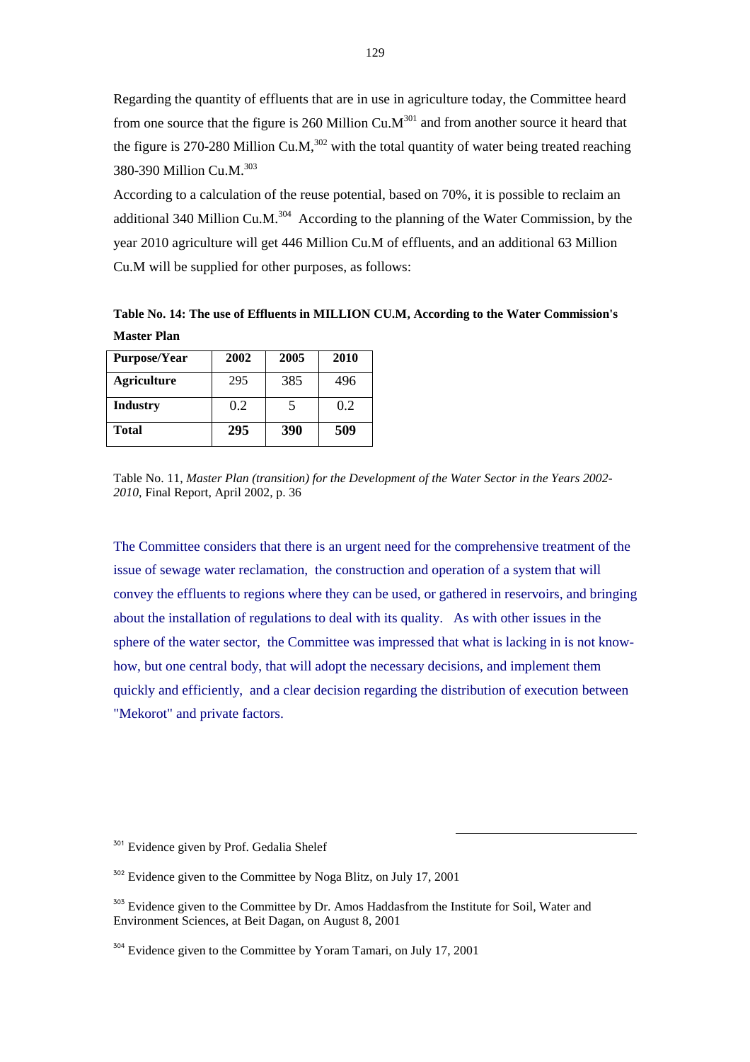Regarding the quantity of effluents that are in use in agriculture today, the Committee heard from one source that the figure is 260 Million Cu.M[301] and from another source it heard that the figure is 270-280 Million Cu.M,[302] with the total quantity of water being treated reaching 380-390 Million Cu.M.[303]

According to a calculation of the reuse potential, based on 70%, it is possible to reclaim an additional 340 Million Cu.M.[304] According to the planning of the Water Commission, by the year 2010 agriculture will get 446 Million Cu.M of effluents, and an additional 63 Million Cu.M will be supplied for other purposes, as follows:

**Table No. 14: The use of Effluents in MILLION CU.M, According to the Water Commission's Master Plan**

| Purpose/Year | 2002 | 2005 | 2010 |
|---|---|---|---|
| **Agriculture** | 295 | 385 | 496 |
| **Industry** | 0.2 | 5 | 0.2 |
| **Total** | **295** | **390** | **509** |

Table No. 11, *Master Plan (transition) for the Development of the Water Sector in the Years 2002-2010*, Final Report, April 2002, p. 36

The Committee considers that there is an urgent need for the comprehensive treatment of the issue of sewage water reclamation, the construction and operation of a system that will convey the effluents to regions where they can be used, or gathered in reservoirs, and bringing about the installation of regulations to deal with its quality. As with other issues in the sphere of the water sector, the Committee was impressed that what is lacking in is not know-how, but one central body, that will adopt the necessary decisions, and implement them quickly and efficiently, and a clear decision regarding the distribution of execution between "Mekorot" and private factors.

[301] Evidence given by Prof. Gedalia Shelef

[302] Evidence given to the Committee by Noga Blitz, on July 17, 2001

[303] Evidence given to the Committee by Dr. Amos Haddasfrom the Institute for Soil, Water and Environment Sciences, at Beit Dagan, on August 8, 2001

[304] Evidence given to the Committee by Yoram Tamari, on July 17, 2001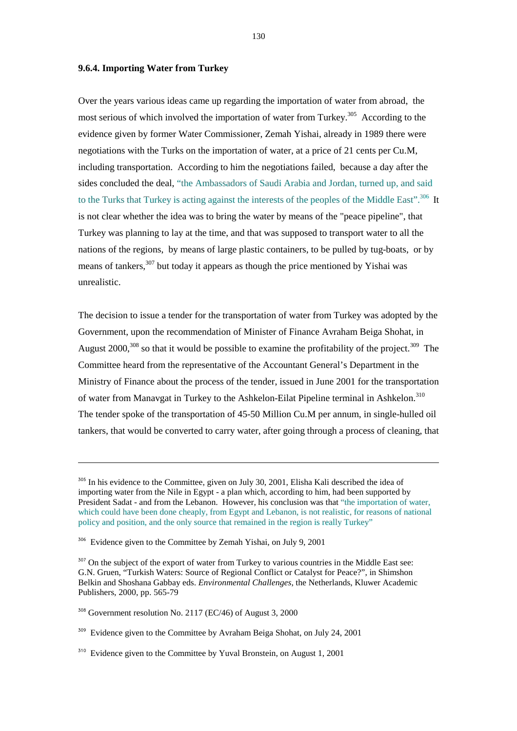### 9.6.4. Importing Water from Turkey

Over the years various ideas came up regarding the importation of water from abroad, the most serious of which involved the importation of water from Turkey.[305] According to the evidence given by former Water Commissioner, Zemah Yishai, already in 1989 there were negotiations with the Turks on the importation of water, at a price of 21 cents per Cu.M, including transportation. According to him the negotiations failed, because a day after the sides concluded the deal, "the Ambassadors of Saudi Arabia and Jordan, turned up, and said to the Turks that Turkey is acting against the interests of the peoples of the Middle East".[306] It is not clear whether the idea was to bring the water by means of the "peace pipeline", that Turkey was planning to lay at the time, and that was supposed to transport water to all the nations of the regions, by means of large plastic containers, to be pulled by tug-boats, or by means of tankers,[307] but today it appears as though the price mentioned by Yishai was unrealistic.

The decision to issue a tender for the transportation of water from Turkey was adopted by the Government, upon the recommendation of Minister of Finance Avraham Beiga Shohat, in August 2000,[308] so that it would be possible to examine the profitability of the project.[309] The Committee heard from the representative of the Accountant General's Department in the Ministry of Finance about the process of the tender, issued in June 2001 for the transportation of water from Manavgat in Turkey to the Ashkelon-Eilat Pipeline terminal in Ashkelon.[310] The tender spoke of the transportation of 45-50 Million Cu.M per annum, in single-hulled oil tankers, that would be converted to carry water, after going through a process of cleaning, that

---

[305] In his evidence to the Committee, given on July 30, 2001, Elisha Kali described the idea of importing water from the Nile in Egypt - a plan which, according to him, had been supported by President Sadat - and from the Lebanon. However, his conclusion was that "the importation of water, which could have been done cheaply, from Egypt and Lebanon, is not realistic, for reasons of national policy and position, and the only source that remained in the region is really Turkey"

[306] Evidence given to the Committee by Zemah Yishai, on July 9, 2001

[307] On the subject of the export of water from Turkey to various countries in the Middle East see: G.N. Gruen, "Turkish Waters: Source of Regional Conflict or Catalyst for Peace?", in Shimshon Belkin and Shoshana Gabbay eds. *Environmental Challenges*, the Netherlands, Kluwer Academic Publishers, 2000, pp. 565-79

[308] Government resolution No. 2117 (EC/46) of August 3, 2000

[309] Evidence given to the Committee by Avraham Beiga Shohat, on July 24, 2001

[310] Evidence given to the Committee by Yuval Bronstein, on August 1, 2001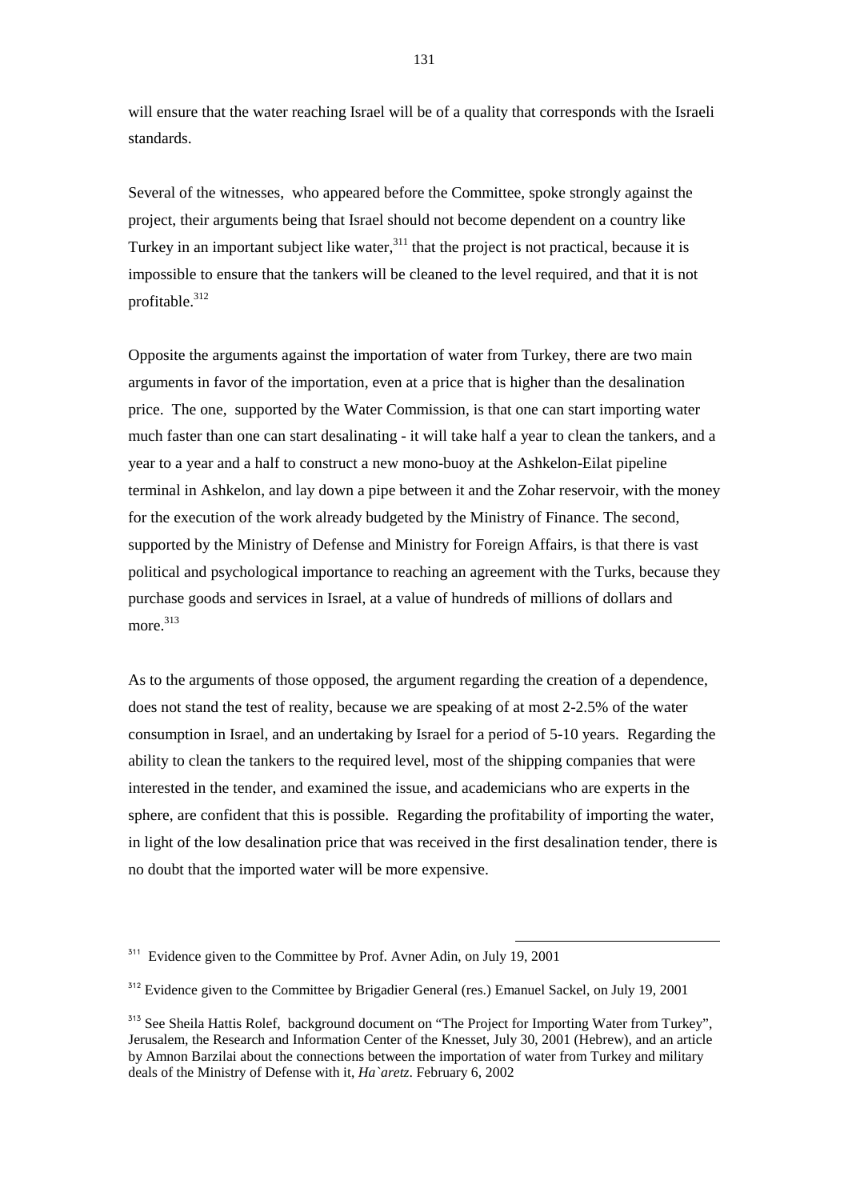will ensure that the water reaching Israel will be of a quality that corresponds with the Israeli standards.

Several of the witnesses, who appeared before the Committee, spoke strongly against the project, their arguments being that Israel should not become dependent on a country like Turkey in an important subject like water,[311] that the project is not practical, because it is impossible to ensure that the tankers will be cleaned to the level required, and that it is not profitable.[312]

Opposite the arguments against the importation of water from Turkey, there are two main arguments in favor of the importation, even at a price that is higher than the desalination price. The one, supported by the Water Commission, is that one can start importing water much faster than one can start desalinating - it will take half a year to clean the tankers, and a year to a year and a half to construct a new mono-buoy at the Ashkelon-Eilat pipeline terminal in Ashkelon, and lay down a pipe between it and the Zohar reservoir, with the money for the execution of the work already budgeted by the Ministry of Finance. The second, supported by the Ministry of Defense and Ministry for Foreign Affairs, is that there is vast political and psychological importance to reaching an agreement with the Turks, because they purchase goods and services in Israel, at a value of hundreds of millions of dollars and more.[313]

As to the arguments of those opposed, the argument regarding the creation of a dependence, does not stand the test of reality, because we are speaking of at most 2-2.5% of the water consumption in Israel, and an undertaking by Israel for a period of 5-10 years. Regarding the ability to clean the tankers to the required level, most of the shipping companies that were interested in the tender, and examined the issue, and academicians who are experts in the sphere, are confident that this is possible. Regarding the profitability of importing the water, in light of the low desalination price that was received in the first desalination tender, there is no doubt that the imported water will be more expensive.

---

[311] Evidence given to the Committee by Prof. Avner Adin, on July 19, 2001

[312] Evidence given to the Committee by Brigadier General (res.) Emanuel Sackel, on July 19, 2001

[313] See Sheila Hattis Rolef, background document on "The Project for Importing Water from Turkey", Jerusalem, the Research and Information Center of the Knesset, July 30, 2001 (Hebrew), and an article by Amnon Barzilai about the connections between the importation of water from Turkey and military deals of the Ministry of Defense with it, *Ha`aretz*. February 6, 2002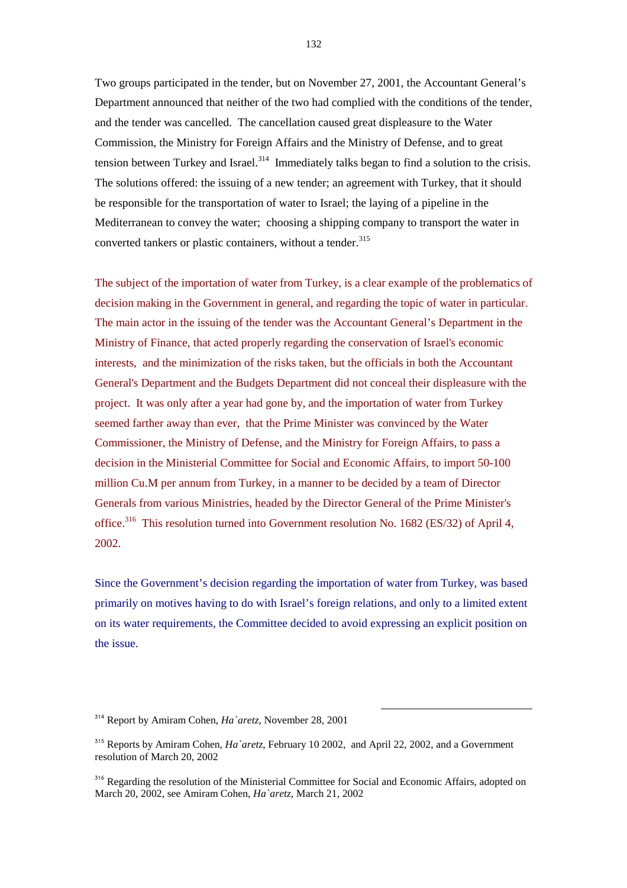Two groups participated in the tender, but on November 27, 2001, the Accountant General's Department announced that neither of the two had complied with the conditions of the tender, and the tender was cancelled. The cancellation caused great displeasure to the Water Commission, the Ministry for Foreign Affairs and the Ministry of Defense, and to great tension between Turkey and Israel.[314] Immediately talks began to find a solution to the crisis. The solutions offered: the issuing of a new tender; an agreement with Turkey, that it should be responsible for the transportation of water to Israel; the laying of a pipeline in the Mediterranean to convey the water; choosing a shipping company to transport the water in converted tankers or plastic containers, without a tender.[315]

The subject of the importation of water from Turkey, is a clear example of the problematics of decision making in the Government in general, and regarding the topic of water in particular. The main actor in the issuing of the tender was the Accountant General's Department in the Ministry of Finance, that acted properly regarding the conservation of Israel's economic interests, and the minimization of the risks taken, but the officials in both the Accountant General's Department and the Budgets Department did not conceal their displeasure with the project. It was only after a year had gone by, and the importation of water from Turkey seemed farther away than ever, that the Prime Minister was convinced by the Water Commissioner, the Ministry of Defense, and the Ministry for Foreign Affairs, to pass a decision in the Ministerial Committee for Social and Economic Affairs, to import 50-100 million Cu.M per annum from Turkey, in a manner to be decided by a team of Director Generals from various Ministries, headed by the Director General of the Prime Minister's office.[316] This resolution turned into Government resolution No. 1682 (ES/32) of April 4, 2002.

Since the Government's decision regarding the importation of water from Turkey, was based primarily on motives having to do with Israel's foreign relations, and only to a limited extent on its water requirements, the Committee decided to avoid expressing an explicit position on the issue.

---

[314] Report by Amiram Cohen, *Ha`aretz,* November 28, 2001

[315] Reports by Amiram Cohen, *Ha`aretz*, February 10 2002, and April 22, 2002, and a Government resolution of March 20, 2002

[316] Regarding the resolution of the Ministerial Committee for Social and Economic Affairs, adopted on March 20, 2002, see Amiram Cohen, *Ha`aretz,* March 21, 2002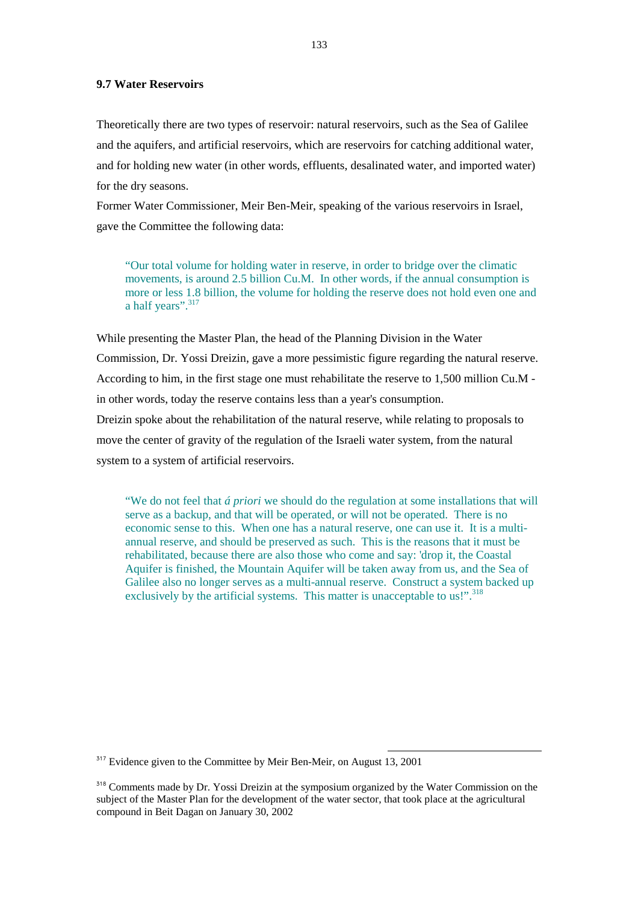### 9.7 Water Reservoirs

Theoretically there are two types of reservoir: natural reservoirs, such as the Sea of Galilee and the aquifers, and artificial reservoirs, which are reservoirs for catching additional water, and for holding new water (in other words, effluents, desalinated water, and imported water) for the dry seasons.

Former Water Commissioner, Meir Ben-Meir, speaking of the various reservoirs in Israel, gave the Committee the following data:

> "Our total volume for holding water in reserve, in order to bridge over the climatic movements, is around 2.5 billion Cu.M. In other words, if the annual consumption is more or less 1.8 billion, the volume for holding the reserve does not hold even one and a half years".[317]

While presenting the Master Plan, the head of the Planning Division in the Water Commission, Dr. Yossi Dreizin, gave a more pessimistic figure regarding the natural reserve. According to him, in the first stage one must rehabilitate the reserve to 1,500 million Cu.M - in other words, today the reserve contains less than a year's consumption.

Dreizin spoke about the rehabilitation of the natural reserve, while relating to proposals to move the center of gravity of the regulation of the Israeli water system, from the natural system to a system of artificial reservoirs.

> "We do not feel that *á priori* we should do the regulation at some installations that will serve as a backup, and that will be operated, or will not be operated. There is no economic sense to this. When one has a natural reserve, one can use it. It is a multi-annual reserve, and should be preserved as such. This is the reasons that it must be rehabilitated, because there are also those who come and say: 'drop it, the Coastal Aquifer is finished, the Mountain Aquifer will be taken away from us, and the Sea of Galilee also no longer serves as a multi-annual reserve. Construct a system backed up exclusively by the artificial systems. This matter is unacceptable to us!".[318]

---

[317] Evidence given to the Committee by Meir Ben-Meir, on August 13, 2001

[318] Comments made by Dr. Yossi Dreizin at the symposium organized by the Water Commission on the subject of the Master Plan for the development of the water sector, that took place at the agricultural compound in Beit Dagan on January 30, 2002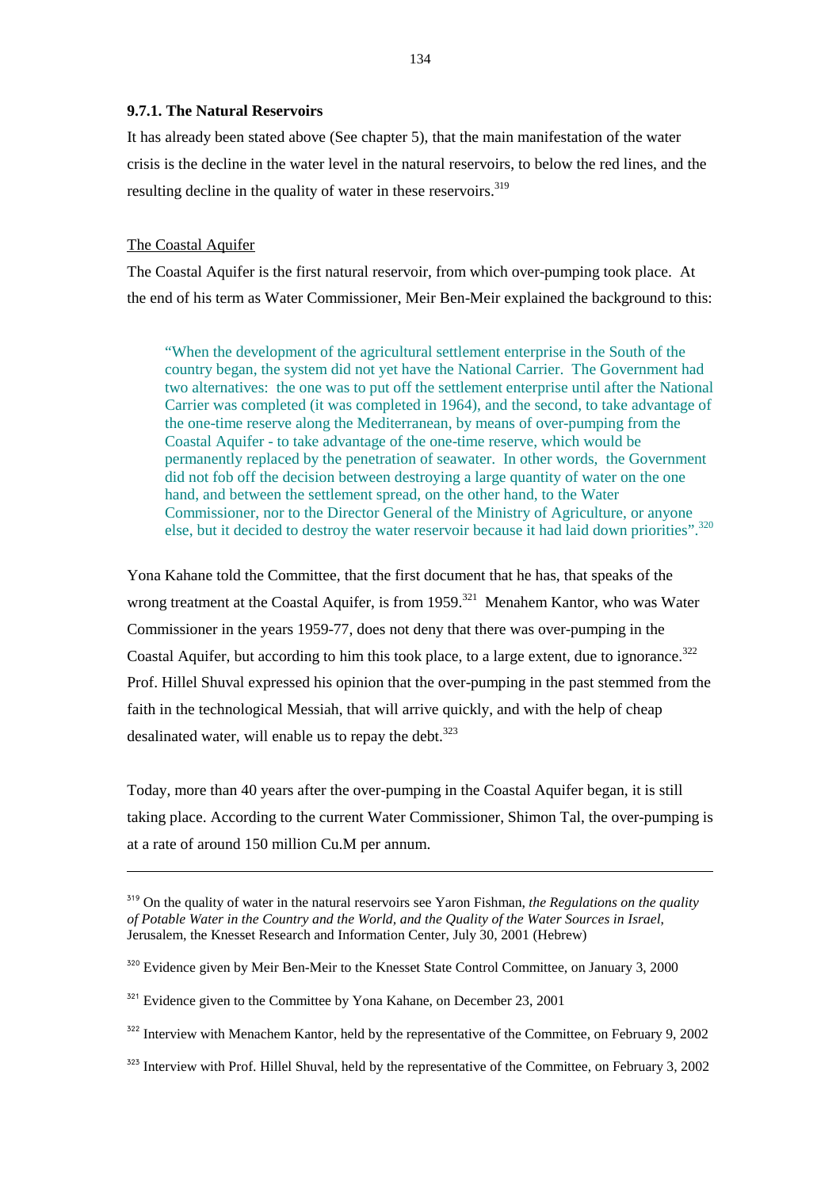### 9.7.1. The Natural Reservoirs

It has already been stated above (See chapter 5), that the main manifestation of the water crisis is the decline in the water level in the natural reservoirs, to below the red lines, and the resulting decline in the quality of water in these reservoirs.[319]

The Coastal Aquifer

The Coastal Aquifer is the first natural reservoir, from which over-pumping took place. At the end of his term as Water Commissioner, Meir Ben-Meir explained the background to this:

> "When the development of the agricultural settlement enterprise in the South of the country began, the system did not yet have the National Carrier. The Government had two alternatives: the one was to put off the settlement enterprise until after the National Carrier was completed (it was completed in 1964), and the second, to take advantage of the one-time reserve along the Mediterranean, by means of over-pumping from the Coastal Aquifer - to take advantage of the one-time reserve, which would be permanently replaced by the penetration of seawater. In other words, the Government did not fob off the decision between destroying a large quantity of water on the one hand, and between the settlement spread, on the other hand, to the Water Commissioner, nor to the Director General of the Ministry of Agriculture, or anyone else, but it decided to destroy the water reservoir because it had laid down priorities".[320]

Yona Kahane told the Committee, that the first document that he has, that speaks of the wrong treatment at the Coastal Aquifer, is from 1959.[321] Menahem Kantor, who was Water Commissioner in the years 1959-77, does not deny that there was over-pumping in the Coastal Aquifer, but according to him this took place, to a large extent, due to ignorance.[322] Prof. Hillel Shuval expressed his opinion that the over-pumping in the past stemmed from the faith in the technological Messiah, that will arrive quickly, and with the help of cheap desalinated water, will enable us to repay the debt.[323]

Today, more than 40 years after the over-pumping in the Coastal Aquifer began, it is still taking place. According to the current Water Commissioner, Shimon Tal, the over-pumping is at a rate of around 150 million Cu.M per annum.

---

[319] On the quality of water in the natural reservoirs see Yaron Fishman, *the Regulations on the quality of Potable Water in the Country and the World, and the Quality of the Water Sources in Israel,* Jerusalem, the Knesset Research and Information Center, July 30, 2001 (Hebrew)

[320] Evidence given by Meir Ben-Meir to the Knesset State Control Committee, on January 3, 2000

[321] Evidence given to the Committee by Yona Kahane, on December 23, 2001

[322] Interview with Menachem Kantor, held by the representative of the Committee, on February 9, 2002

[323] Interview with Prof. Hillel Shuval, held by the representative of the Committee, on February 3, 2002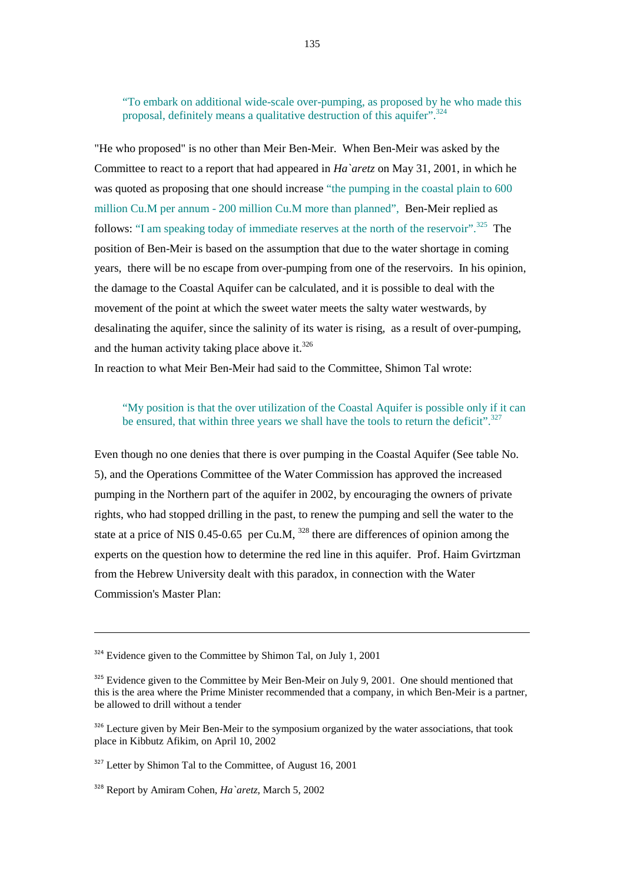> “To embark on additional wide-scale over-pumping, as proposed by he who made this proposal, definitely means a qualitative destruction of this aquifer”.[324]

"He who proposed" is no other than Meir Ben-Meir. When Ben-Meir was asked by the Committee to react to a report that had appeared in *Ha`aretz* on May 31, 2001, in which he was quoted as proposing that one should increase “the pumping in the coastal plain to 600 million Cu.M per annum - 200 million Cu.M more than planned”, Ben-Meir replied as follows: “I am speaking today of immediate reserves at the north of the reservoir”.[325] The position of Ben-Meir is based on the assumption that due to the water shortage in coming years, there will be no escape from over-pumping from one of the reservoirs. In his opinion, the damage to the Coastal Aquifer can be calculated, and it is possible to deal with the movement of the point at which the sweet water meets the salty water westwards, by desalinating the aquifer, since the salinity of its water is rising, as a result of over-pumping, and the human activity taking place above it.[326]

In reaction to what Meir Ben-Meir had said to the Committee, Shimon Tal wrote:

> “My position is that the over utilization of the Coastal Aquifer is possible only if it can be ensured, that within three years we shall have the tools to return the deficit”.[327]

Even though no one denies that there is over pumping in the Coastal Aquifer (See table No. 5), and the Operations Committee of the Water Commission has approved the increased pumping in the Northern part of the aquifer in 2002, by encouraging the owners of private rights, who had stopped drilling in the past, to renew the pumping and sell the water to the state at a price of NIS 0.45-0.65 per Cu.M, [328] there are differences of opinion among the experts on the question how to determine the red line in this aquifer. Prof. Haim Gvirtzman from the Hebrew University dealt with this paradox, in connection with the Water Commission's Master Plan:

---

[324] Evidence given to the Committee by Shimon Tal, on July 1, 2001

[325] Evidence given to the Committee by Meir Ben-Meir on July 9, 2001. One should mentioned that this is the area where the Prime Minister recommended that a company, in which Ben-Meir is a partner, be allowed to drill without a tender

[326] Lecture given by Meir Ben-Meir to the symposium organized by the water associations, that took place in Kibbutz Afikim, on April 10, 2002

[327] Letter by Shimon Tal to the Committee, of August 16, 2001

[328] Report by Amiram Cohen, *Ha`aretz*, March 5, 2002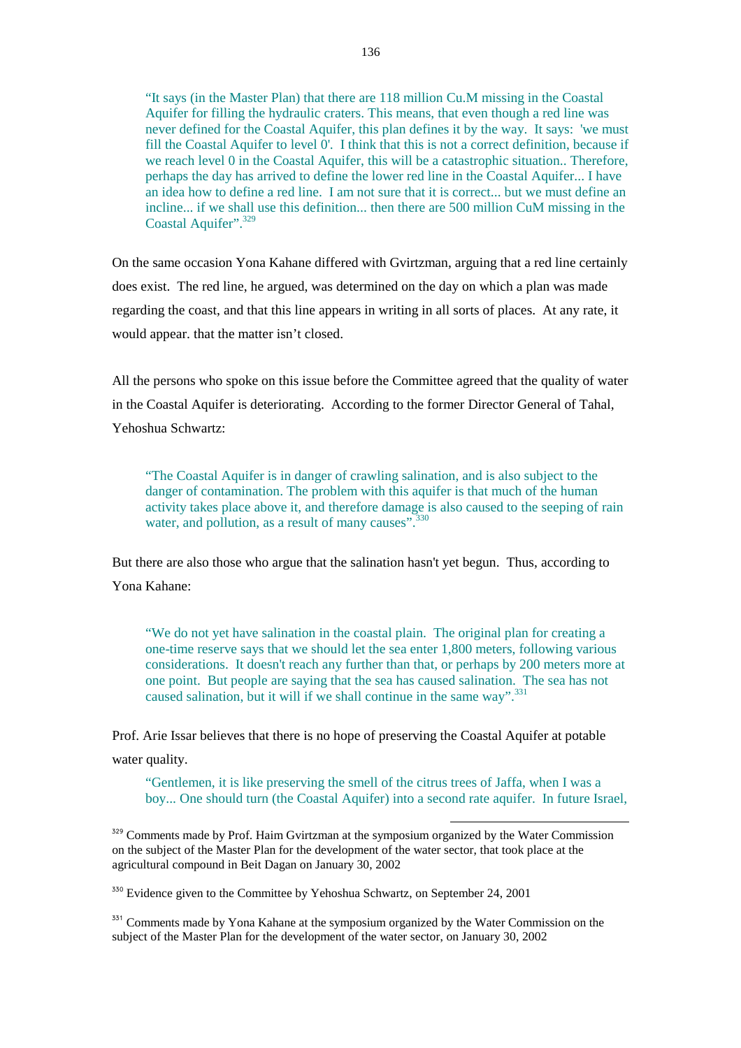> "It says (in the Master Plan) that there are 118 million Cu.M missing in the Coastal Aquifer for filling the hydraulic craters. This means, that even though a red line was never defined for the Coastal Aquifer, this plan defines it by the way. It says: 'we must fill the Coastal Aquifer to level 0'. I think that this is not a correct definition, because if we reach level 0 in the Coastal Aquifer, this will be a catastrophic situation.. Therefore, perhaps the day has arrived to define the lower red line in the Coastal Aquifer... I have an idea how to define a red line. I am not sure that it is correct... but we must define an incline... if we shall use this definition... then there are 500 million CuM missing in the Coastal Aquifer".[329]

On the same occasion Yona Kahane differed with Gvirtzman, arguing that a red line certainly does exist. The red line, he argued, was determined on the day on which a plan was made regarding the coast, and that this line appears in writing in all sorts of places. At any rate, it would appear. that the matter isn't closed.

All the persons who spoke on this issue before the Committee agreed that the quality of water in the Coastal Aquifer is deteriorating. According to the former Director General of Tahal, Yehoshua Schwartz:

> "The Coastal Aquifer is in danger of crawling salination, and is also subject to the danger of contamination. The problem with this aquifer is that much of the human activity takes place above it, and therefore damage is also caused to the seeping of rain water, and pollution, as a result of many causes".[330]

But there are also those who argue that the salination hasn't yet begun. Thus, according to Yona Kahane:

> "We do not yet have salination in the coastal plain. The original plan for creating a one-time reserve says that we should let the sea enter 1,800 meters, following various considerations. It doesn't reach any further than that, or perhaps by 200 meters more at one point. But people are saying that the sea has caused salination. The sea has not caused salination, but it will if we shall continue in the same way".[331]

Prof. Arie Issar believes that there is no hope of preserving the Coastal Aquifer at potable water quality.

> "Gentlemen, it is like preserving the smell of the citrus trees of Jaffa, when I was a boy... One should turn (the Coastal Aquifer) into a second rate aquifer. In future Israel,

---

[329] Comments made by Prof. Haim Gvirtzman at the symposium organized by the Water Commission on the subject of the Master Plan for the development of the water sector, that took place at the agricultural compound in Beit Dagan on January 30, 2002

[330] Evidence given to the Committee by Yehoshua Schwartz, on September 24, 2001

[331] Comments made by Yona Kahane at the symposium organized by the Water Commission on the subject of the Master Plan for the development of the water sector, on January 30, 2002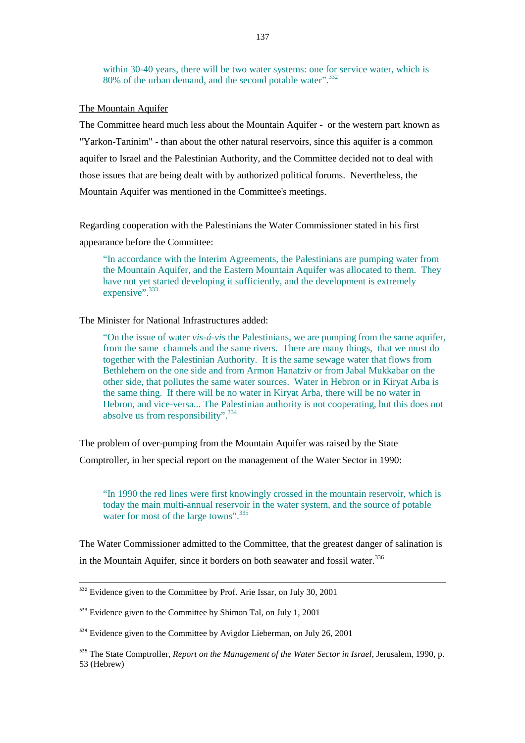within 30-40 years, there will be two water systems: one for service water, which is 80% of the urban demand, and the second potable water".[332]

<u>The Mountain Aquifer</u>

The Committee heard much less about the Mountain Aquifer - or the western part known as "Yarkon-Taninim" - than about the other natural reservoirs, since this aquifer is a common aquifer to Israel and the Palestinian Authority, and the Committee decided not to deal with those issues that are being dealt with by authorized political forums. Nevertheless, the Mountain Aquifer was mentioned in the Committee's meetings.

Regarding cooperation with the Palestinians the Water Commissioner stated in his first appearance before the Committee:

> "In accordance with the Interim Agreements, the Palestinians are pumping water from the Mountain Aquifer, and the Eastern Mountain Aquifer was allocated to them. They have not yet started developing it sufficiently, and the development is extremely expensive".[333]

The Minister for National Infrastructures added:

> "On the issue of water *vis-á-vis* the Palestinians, we are pumping from the same aquifer, from the same channels and the same rivers. There are many things, that we must do together with the Palestinian Authority. It is the same sewage water that flows from Bethlehem on the one side and from Armon Hanatziv or from Jabal Mukkabar on the other side, that pollutes the same water sources. Water in Hebron or in Kiryat Arba is the same thing. If there will be no water in Kiryat Arba, there will be no water in Hebron, and vice-versa... The Palestinian authority is not cooperating, but this does not absolve us from responsibility".[334]

The problem of over-pumping from the Mountain Aquifer was raised by the State Comptroller, in her special report on the management of the Water Sector in 1990:

> "In 1990 the red lines were first knowingly crossed in the mountain reservoir, which is today the main multi-annual reservoir in the water system, and the source of potable water for most of the large towns".[335]

The Water Commissioner admitted to the Committee, that the greatest danger of salination is in the Mountain Aquifer, since it borders on both seawater and fossil water.[336]

---

[332] Evidence given to the Committee by Prof. Arie Issar, on July 30, 2001

[333] Evidence given to the Committee by Shimon Tal, on July 1, 2001

[334] Evidence given to the Committee by Avigdor Lieberman, on July 26, 2001

[335] The State Comptroller, *Report on the Management of the Water Sector in Israel,* Jerusalem, 1990, p. 53 (Hebrew)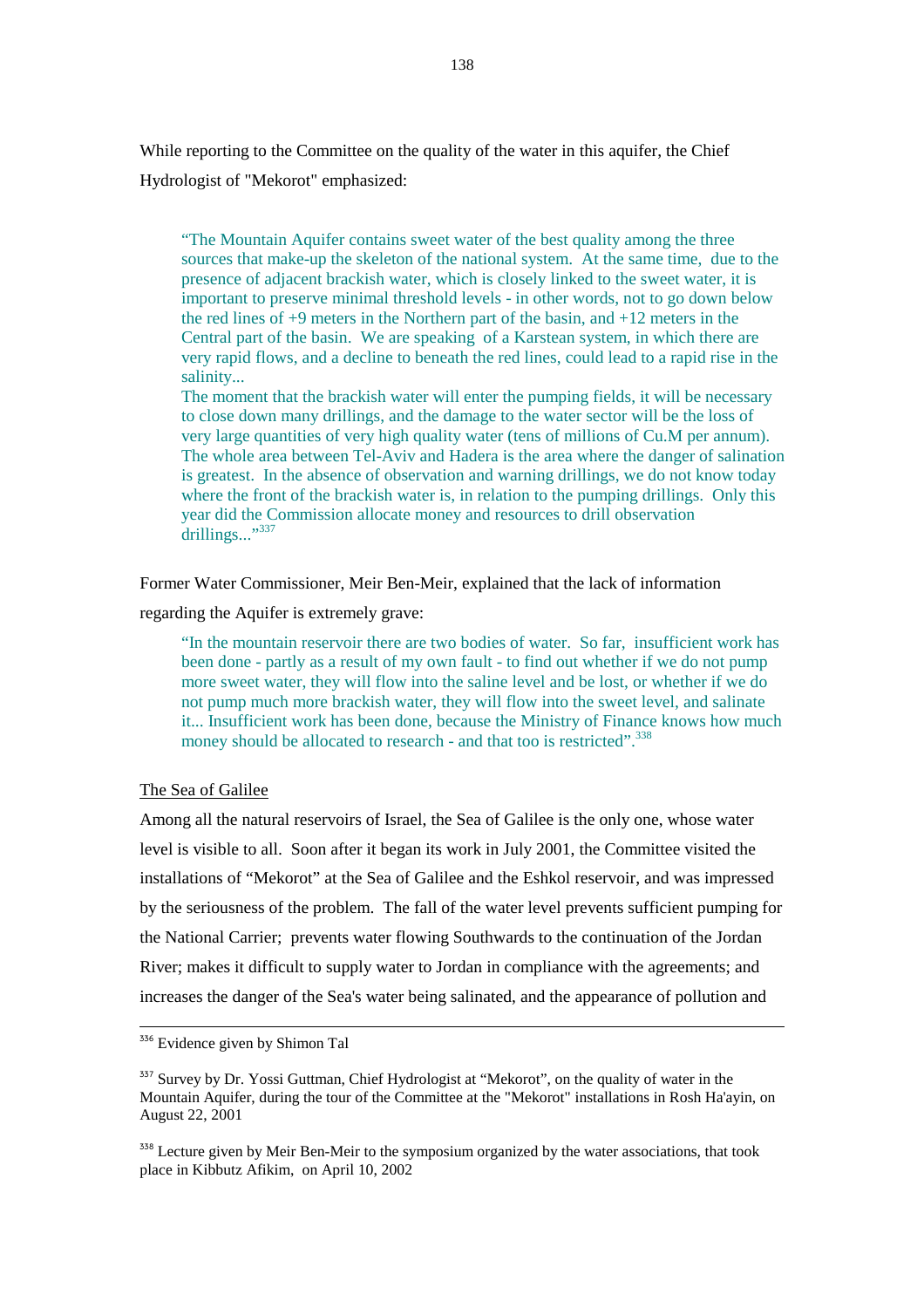While reporting to the Committee on the quality of the water in this aquifer, the Chief Hydrologist of "Mekorot" emphasized:

> "The Mountain Aquifer contains sweet water of the best quality among the three sources that make-up the skeleton of the national system. At the same time, due to the presence of adjacent brackish water, which is closely linked to the sweet water, it is important to preserve minimal threshold levels - in other words, not to go down below the red lines of +9 meters in the Northern part of the basin, and +12 meters in the Central part of the basin. We are speaking of a Karstean system, in which there are very rapid flows, and a decline to beneath the red lines, could lead to a rapid rise in the salinity...
> The moment that the brackish water will enter the pumping fields, it will be necessary to close down many drillings, and the damage to the water sector will be the loss of very large quantities of very high quality water (tens of millions of Cu.M per annum). The whole area between Tel-Aviv and Hadera is the area where the danger of salination is greatest. In the absence of observation and warning drillings, we do not know today where the front of the brackish water is, in relation to the pumping drillings. Only this year did the Commission allocate money and resources to drill observation drillings..."[337]

Former Water Commissioner, Meir Ben-Meir, explained that the lack of information regarding the Aquifer is extremely grave:

> "In the mountain reservoir there are two bodies of water. So far, insufficient work has been done - partly as a result of my own fault - to find out whether if we do not pump more sweet water, they will flow into the saline level and be lost, or whether if we do not pump much more brackish water, they will flow into the sweet level, and salinate it... Insufficient work has been done, because the Ministry of Finance knows how much money should be allocated to research - and that too is restricted".[338]

<u>The Sea of Galilee</u>

Among all the natural reservoirs of Israel, the Sea of Galilee is the only one, whose water level is visible to all. Soon after it began its work in July 2001, the Committee visited the installations of "Mekorot" at the Sea of Galilee and the Eshkol reservoir, and was impressed by the seriousness of the problem. The fall of the water level prevents sufficient pumping for the National Carrier; prevents water flowing Southwards to the continuation of the Jordan River; makes it difficult to supply water to Jordan in compliance with the agreements; and increases the danger of the Sea's water being salinated, and the appearance of pollution and

---

[336] Evidence given by Shimon Tal

[337] Survey by Dr. Yossi Guttman, Chief Hydrologist at "Mekorot", on the quality of water in the Mountain Aquifer, during the tour of the Committee at the "Mekorot" installations in Rosh Ha'ayin, on August 22, 2001

[338] Lecture given by Meir Ben-Meir to the symposium organized by the water associations, that took place in Kibbutz Afikim, on April 10, 2002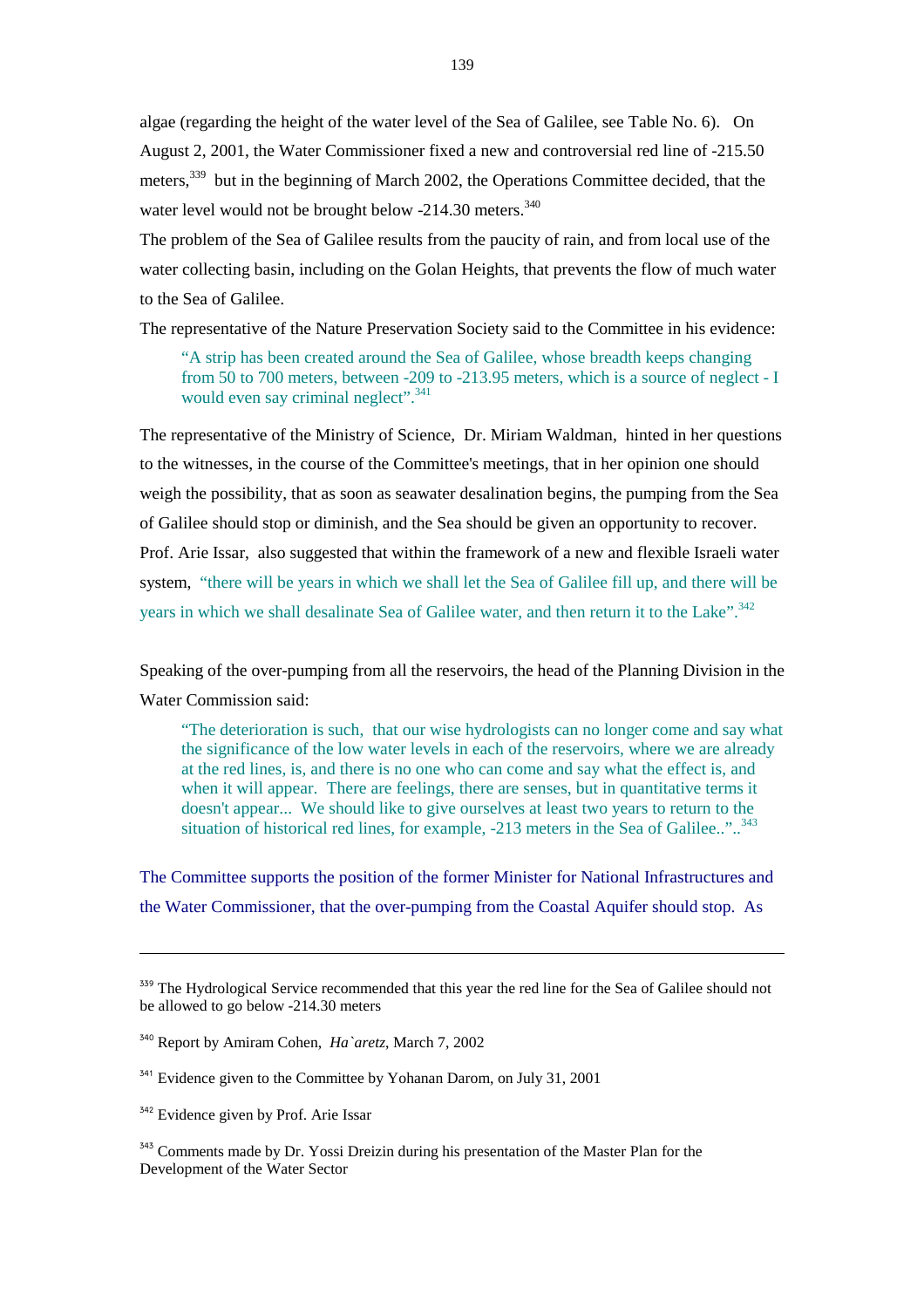algae (regarding the height of the water level of the Sea of Galilee, see Table No. 6). On August 2, 2001, the Water Commissioner fixed a new and controversial red line of -215.50 meters,[339] but in the beginning of March 2002, the Operations Committee decided, that the water level would not be brought below -214.30 meters.[340]

The problem of the Sea of Galilee results from the paucity of rain, and from local use of the water collecting basin, including on the Golan Heights, that prevents the flow of much water to the Sea of Galilee.

The representative of the Nature Preservation Society said to the Committee in his evidence:

> "A strip has been created around the Sea of Galilee, whose breadth keeps changing from 50 to 700 meters, between -209 to -213.95 meters, which is a source of neglect - I would even say criminal neglect".[341]

The representative of the Ministry of Science, Dr. Miriam Waldman, hinted in her questions to the witnesses, in the course of the Committee's meetings, that in her opinion one should weigh the possibility, that as soon as seawater desalination begins, the pumping from the Sea of Galilee should stop or diminish, and the Sea should be given an opportunity to recover. Prof. Arie Issar, also suggested that within the framework of a new and flexible Israeli water system, "there will be years in which we shall let the Sea of Galilee fill up, and there will be years in which we shall desalinate Sea of Galilee water, and then return it to the Lake".[342]

Speaking of the over-pumping from all the reservoirs, the head of the Planning Division in the Water Commission said:

> "The deterioration is such, that our wise hydrologists can no longer come and say what the significance of the low water levels in each of the reservoirs, where we are already at the red lines, is, and there is no one who can come and say what the effect is, and when it will appear. There are feelings, there are senses, but in quantitative terms it doesn't appear... We should like to give ourselves at least two years to return to the situation of historical red lines, for example, -213 meters in the Sea of Galilee..".[343]

The Committee supports the position of the former Minister for National Infrastructures and the Water Commissioner, that the over-pumping from the Coastal Aquifer should stop. As

---

[339] The Hydrological Service recommended that this year the red line for the Sea of Galilee should not be allowed to go below -214.30 meters

[340] Report by Amiram Cohen, *Ha`aretz*, March 7, 2002

[341] Evidence given to the Committee by Yohanan Darom, on July 31, 2001

[342] Evidence given by Prof. Arie Issar

[343] Comments made by Dr. Yossi Dreizin during his presentation of the Master Plan for the Development of the Water Sector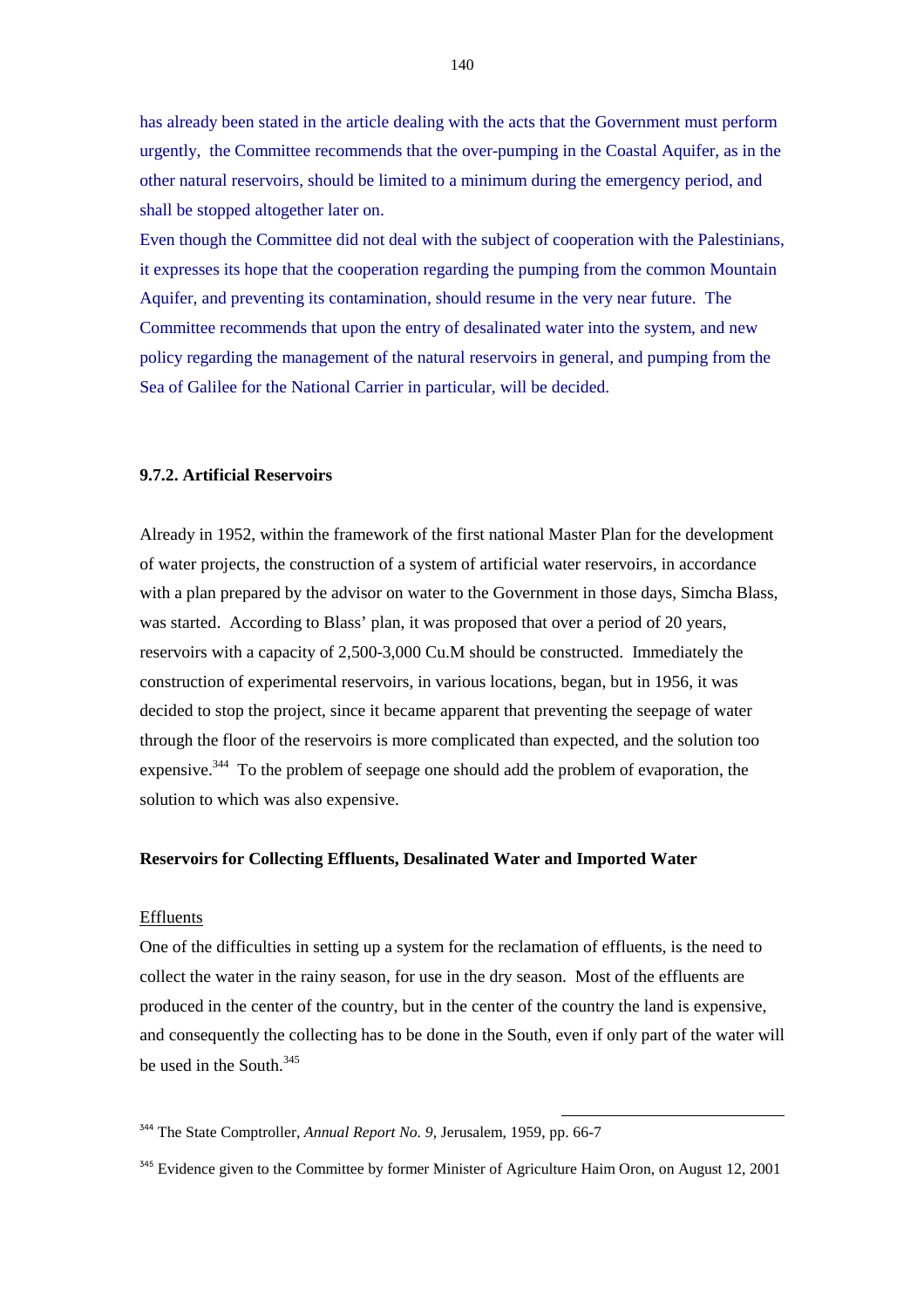has already been stated in the article dealing with the acts that the Government must perform urgently, the Committee recommends that the over-pumping in the Coastal Aquifer, as in the other natural reservoirs, should be limited to a minimum during the emergency period, and shall be stopped altogether later on.

Even though the Committee did not deal with the subject of cooperation with the Palestinians, it expresses its hope that the cooperation regarding the pumping from the common Mountain Aquifer, and preventing its contamination, should resume in the very near future. The Committee recommends that upon the entry of desalinated water into the system, and new policy regarding the management of the natural reservoirs in general, and pumping from the Sea of Galilee for the National Carrier in particular, will be decided.

### 9.7.2. Artificial Reservoirs

Already in 1952, within the framework of the first national Master Plan for the development of water projects, the construction of a system of artificial water reservoirs, in accordance with a plan prepared by the advisor on water to the Government in those days, Simcha Blass, was started. According to Blass' plan, it was proposed that over a period of 20 years, reservoirs with a capacity of 2,500-3,000 Cu.M should be constructed. Immediately the construction of experimental reservoirs, in various locations, began, but in 1956, it was decided to stop the project, since it became apparent that preventing the seepage of water through the floor of the reservoirs is more complicated than expected, and the solution too expensive.[344] To the problem of seepage one should add the problem of evaporation, the solution to which was also expensive.

**Reservoirs for Collecting Effluents, Desalinated Water and Imported Water**

<u>Effluents</u>

One of the difficulties in setting up a system for the reclamation of effluents, is the need to collect the water in the rainy season, for use in the dry season. Most of the effluents are produced in the center of the country, but in the center of the country the land is expensive, and consequently the collecting has to be done in the South, even if only part of the water will be used in the South.[345]

---

[344] The State Comptroller, *Annual Report No. 9*, Jerusalem, 1959, pp. 66-7

[345] Evidence given to the Committee by former Minister of Agriculture Haim Oron, on August 12, 2001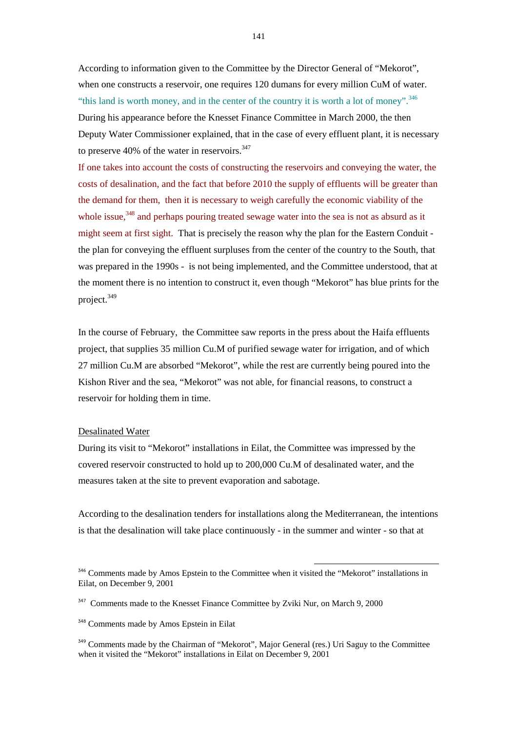According to information given to the Committee by the Director General of "Mekorot", when one constructs a reservoir, one requires 120 dumans for every million CuM of water. "this land is worth money, and in the center of the country it is worth a lot of money".[346] During his appearance before the Knesset Finance Committee in March 2000, the then Deputy Water Commissioner explained, that in the case of every effluent plant, it is necessary to preserve 40% of the water in reservoirs.[347]

If one takes into account the costs of constructing the reservoirs and conveying the water, the costs of desalination, and the fact that before 2010 the supply of effluents will be greater than the demand for them, then it is necessary to weigh carefully the economic viability of the whole issue,[348] and perhaps pouring treated sewage water into the sea is not as absurd as it might seem at first sight. That is precisely the reason why the plan for the Eastern Conduit - the plan for conveying the effluent surpluses from the center of the country to the South, that was prepared in the 1990s - is not being implemented, and the Committee understood, that at the moment there is no intention to construct it, even though "Mekorot" has blue prints for the project.[349]

In the course of February, the Committee saw reports in the press about the Haifa effluents project, that supplies 35 million Cu.M of purified sewage water for irrigation, and of which 27 million Cu.M are absorbed "Mekorot", while the rest are currently being poured into the Kishon River and the sea, "Mekorot" was not able, for financial reasons, to construct a reservoir for holding them in time.

<u>Desalinated Water</u>

During its visit to "Mekorot" installations in Eilat, the Committee was impressed by the covered reservoir constructed to hold up to 200,000 Cu.M of desalinated water, and the measures taken at the site to prevent evaporation and sabotage.

According to the desalination tenders for installations along the Mediterranean, the intentions is that the desalination will take place continuously - in the summer and winter - so that at

---

[346] Comments made by Amos Epstein to the Committee when it visited the "Mekorot" installations in Eilat, on December 9, 2001

[347] Comments made to the Knesset Finance Committee by Zviki Nur, on March 9, 2000

[348] Comments made by Amos Epstein in Eilat

[349] Comments made by the Chairman of "Mekorot", Major General (res.) Uri Saguy to the Committee when it visited the "Mekorot" installations in Eilat on December 9, 2001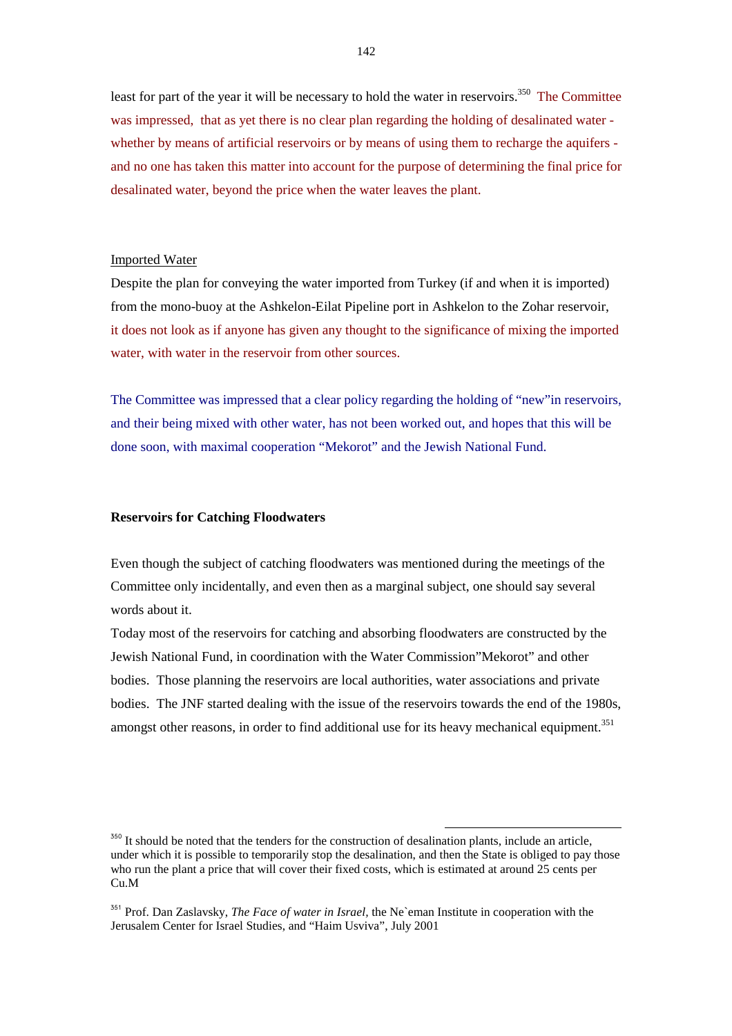least for part of the year it will be necessary to hold the water in reservoirs.[350] The Committee was impressed, that as yet there is no clear plan regarding the holding of desalinated water - whether by means of artificial reservoirs or by means of using them to recharge the aquifers - and no one has taken this matter into account for the purpose of determining the final price for desalinated water, beyond the price when the water leaves the plant.

<u>Imported Water</u>

Despite the plan for conveying the water imported from Turkey (if and when it is imported) from the mono-buoy at the Ashkelon-Eilat Pipeline port in Ashkelon to the Zohar reservoir, it does not look as if anyone has given any thought to the significance of mixing the imported water, with water in the reservoir from other sources.

The Committee was impressed that a clear policy regarding the holding of "new"in reservoirs, and their being mixed with other water, has not been worked out, and hopes that this will be done soon, with maximal cooperation "Mekorot" and the Jewish National Fund.

**Reservoirs for Catching Floodwaters**

Even though the subject of catching floodwaters was mentioned during the meetings of the Committee only incidentally, and even then as a marginal subject, one should say several words about it.

Today most of the reservoirs for catching and absorbing floodwaters are constructed by the Jewish National Fund, in coordination with the Water Commission"Mekorot" and other bodies. Those planning the reservoirs are local authorities, water associations and private bodies. The JNF started dealing with the issue of the reservoirs towards the end of the 1980s, amongst other reasons, in order to find additional use for its heavy mechanical equipment.[351]

---

[350] It should be noted that the tenders for the construction of desalination plants, include an article, under which it is possible to temporarily stop the desalination, and then the State is obliged to pay those who run the plant a price that will cover their fixed costs, which is estimated at around 25 cents per Cu.M

[351] Prof. Dan Zaslavsky, *The Face of water in Israel,* the Ne`eman Institute in cooperation with the Jerusalem Center for Israel Studies, and "Haim Usviva", July 2001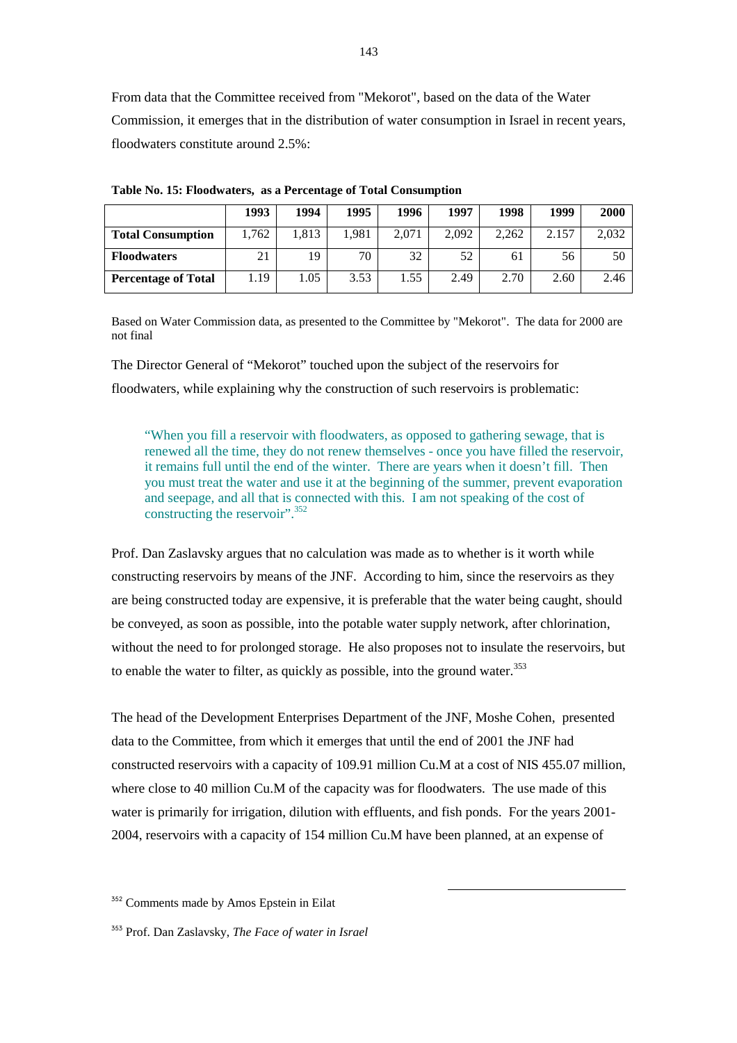From data that the Committee received from "Mekorot", based on the data of the Water Commission, it emerges that in the distribution of water consumption in Israel in recent years, floodwaters constitute around 2.5%:

**Table No. 15: Floodwaters, as a Percentage of Total Consumption**

| | 1993 | 1994 | 1995 | 1996 | 1997 | 1998 | 1999 | 2000 |
|---|---|---|---|---|---|---|---|---|
| **Total Consumption** | 1,762 | 1,813 | 1,981 | 2,071 | 2,092 | 2,262 | 2.157 | 2,032 |
| **Floodwaters** | 21 | 19 | 70 | 32 | 52 | 61 | 56 | 50 |
| **Percentage of Total** | 1.19 | 1.05 | 3.53 | 1.55 | 2.49 | 2.70 | 2.60 | 2.46 |

Based on Water Commission data, as presented to the Committee by "Mekorot". The data for 2000 are not final

The Director General of "Mekorot" touched upon the subject of the reservoirs for floodwaters, while explaining why the construction of such reservoirs is problematic:

> "When you fill a reservoir with floodwaters, as opposed to gathering sewage, that is renewed all the time, they do not renew themselves - once you have filled the reservoir, it remains full until the end of the winter. There are years when it doesn't fill. Then you must treat the water and use it at the beginning of the summer, prevent evaporation and seepage, and all that is connected with this. I am not speaking of the cost of constructing the reservoir".[352]

Prof. Dan Zaslavsky argues that no calculation was made as to whether is it worth while constructing reservoirs by means of the JNF. According to him, since the reservoirs as they are being constructed today are expensive, it is preferable that the water being caught, should be conveyed, as soon as possible, into the potable water supply network, after chlorination, without the need to for prolonged storage. He also proposes not to insulate the reservoirs, but to enable the water to filter, as quickly as possible, into the ground water.[353]

The head of the Development Enterprises Department of the JNF, Moshe Cohen, presented data to the Committee, from which it emerges that until the end of 2001 the JNF had constructed reservoirs with a capacity of 109.91 million Cu.M at a cost of NIS 455.07 million, where close to 40 million Cu.M of the capacity was for floodwaters. The use made of this water is primarily for irrigation, dilution with effluents, and fish ponds. For the years 2001-2004, reservoirs with a capacity of 154 million Cu.M have been planned, at an expense of

---

[352] Comments made by Amos Epstein in Eilat

[353] Prof. Dan Zaslavsky, *The Face of water in Israel*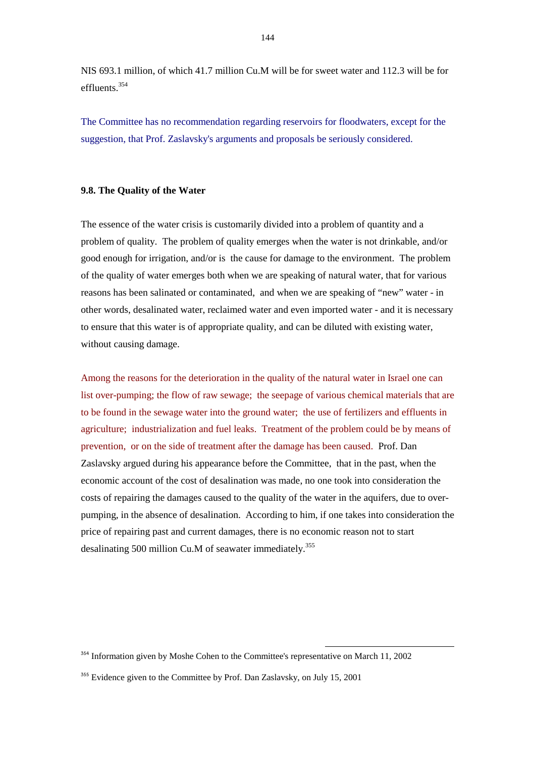NIS 693.1 million, of which 41.7 million Cu.M will be for sweet water and 112.3 will be for effluents.[354]

The Committee has no recommendation regarding reservoirs for floodwaters, except for the suggestion, that Prof. Zaslavsky's arguments and proposals be seriously considered.

### 9.8. The Quality of the Water

The essence of the water crisis is customarily divided into a problem of quantity and a problem of quality. The problem of quality emerges when the water is not drinkable, and/or good enough for irrigation, and/or is the cause for damage to the environment. The problem of the quality of water emerges both when we are speaking of natural water, that for various reasons has been salinated or contaminated, and when we are speaking of "new" water - in other words, desalinated water, reclaimed water and even imported water - and it is necessary to ensure that this water is of appropriate quality, and can be diluted with existing water, without causing damage.

Among the reasons for the deterioration in the quality of the natural water in Israel one can list over-pumping; the flow of raw sewage; the seepage of various chemical materials that are to be found in the sewage water into the ground water; the use of fertilizers and effluents in agriculture; industrialization and fuel leaks. Treatment of the problem could be by means of prevention, or on the side of treatment after the damage has been caused. Prof. Dan Zaslavsky argued during his appearance before the Committee, that in the past, when the economic account of the cost of desalination was made, no one took into consideration the costs of repairing the damages caused to the quality of the water in the aquifers, due to over-pumping, in the absence of desalination. According to him, if one takes into consideration the price of repairing past and current damages, there is no economic reason not to start desalinating 500 million Cu.M of seawater immediately.[355]

---

[354] Information given by Moshe Cohen to the Committee's representative on March 11, 2002

[355] Evidence given to the Committee by Prof. Dan Zaslavsky, on July 15, 2001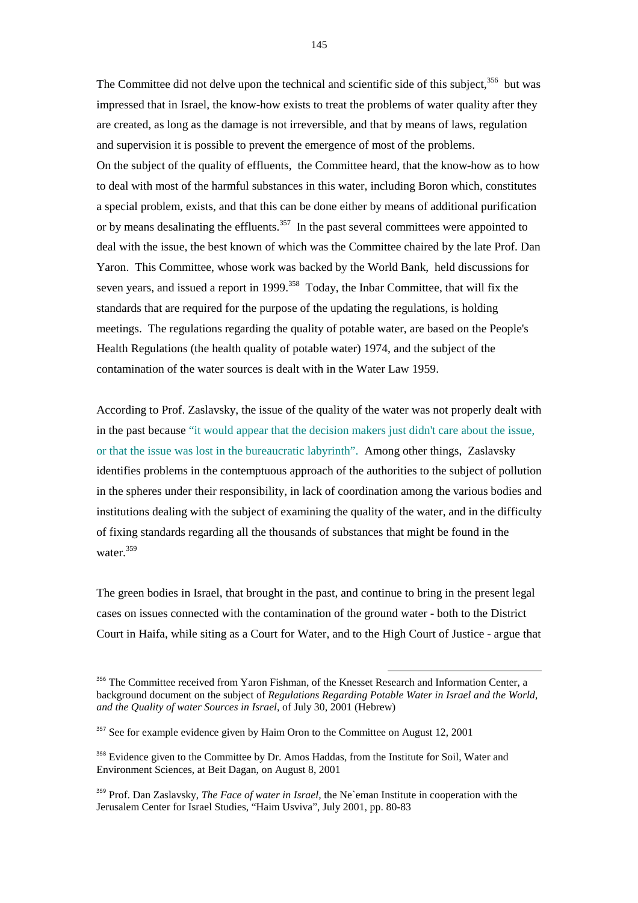The Committee did not delve upon the technical and scientific side of this subject,[356] but was impressed that in Israel, the know-how exists to treat the problems of water quality after they are created, as long as the damage is not irreversible, and that by means of laws, regulation and supervision it is possible to prevent the emergence of most of the problems.
On the subject of the quality of effluents, the Committee heard, that the know-how as to how to deal with most of the harmful substances in this water, including Boron which, constitutes a special problem, exists, and that this can be done either by means of additional purification or by means desalinating the effluents.[357] In the past several committees were appointed to deal with the issue, the best known of which was the Committee chaired by the late Prof. Dan Yaron. This Committee, whose work was backed by the World Bank, held discussions for seven years, and issued a report in 1999.[358] Today, the Inbar Committee, that will fix the standards that are required for the purpose of the updating the regulations, is holding meetings. The regulations regarding the quality of potable water, are based on the People's Health Regulations (the health quality of potable water) 1974, and the subject of the contamination of the water sources is dealt with in the Water Law 1959.

According to Prof. Zaslavsky, the issue of the quality of the water was not properly dealt with in the past because "it would appear that the decision makers just didn't care about the issue, or that the issue was lost in the bureaucratic labyrinth". Among other things, Zaslavsky identifies problems in the contemptuous approach of the authorities to the subject of pollution in the spheres under their responsibility, in lack of coordination among the various bodies and institutions dealing with the subject of examining the quality of the water, and in the difficulty of fixing standards regarding all the thousands of substances that might be found in the water.[359]

The green bodies in Israel, that brought in the past, and continue to bring in the present legal cases on issues connected with the contamination of the ground water - both to the District Court in Haifa, while siting as a Court for Water, and to the High Court of Justice - argue that

---

[356] The Committee received from Yaron Fishman, of the Knesset Research and Information Center, a background document on the subject of *Regulations Regarding Potable Water in Israel and the World, and the Quality of water Sources in Israel*, of July 30, 2001 (Hebrew)

[357] See for example evidence given by Haim Oron to the Committee on August 12, 2001

[358] Evidence given to the Committee by Dr. Amos Haddas, from the Institute for Soil, Water and Environment Sciences, at Beit Dagan, on August 8, 2001

[359] Prof. Dan Zaslavsky, *The Face of water in Israel*, the Ne`eman Institute in cooperation with the Jerusalem Center for Israel Studies, "Haim Usviva", July 2001, pp. 80-83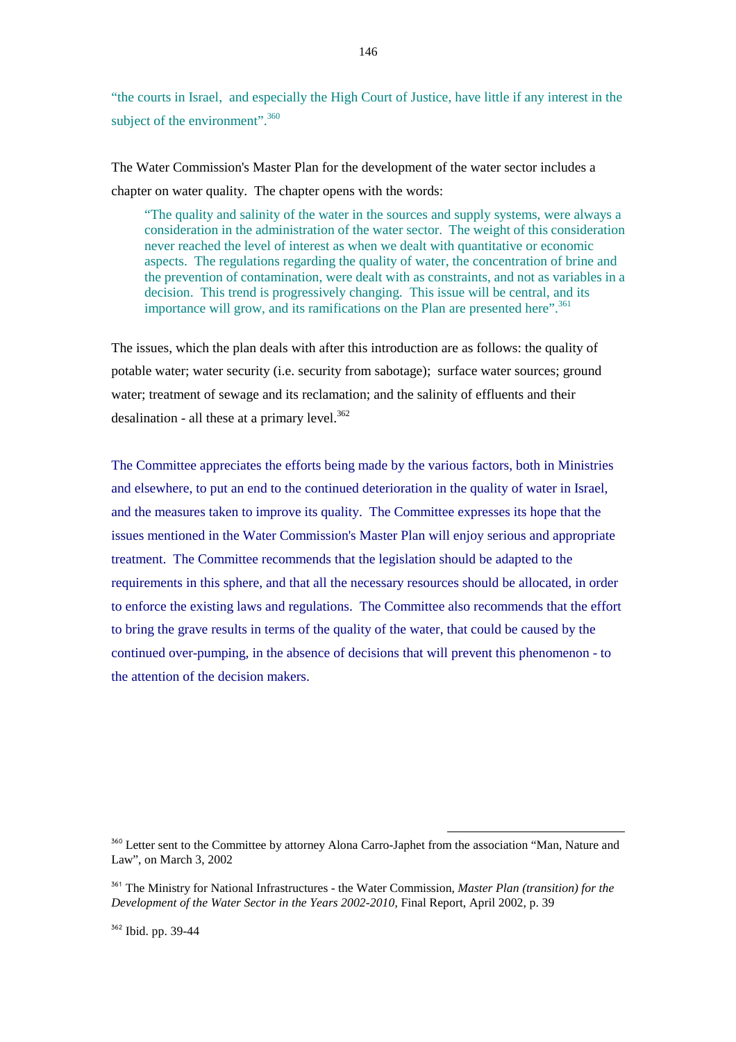"the courts in Israel, and especially the High Court of Justice, have little if any interest in the subject of the environment".[360]

The Water Commission's Master Plan for the development of the water sector includes a chapter on water quality. The chapter opens with the words:

> "The quality and salinity of the water in the sources and supply systems, were always a consideration in the administration of the water sector. The weight of this consideration never reached the level of interest as when we dealt with quantitative or economic aspects. The regulations regarding the quality of water, the concentration of brine and the prevention of contamination, were dealt with as constraints, and not as variables in a decision. This trend is progressively changing. This issue will be central, and its importance will grow, and its ramifications on the Plan are presented here".[361]

The issues, which the plan deals with after this introduction are as follows: the quality of potable water; water security (i.e. security from sabotage); surface water sources; ground water; treatment of sewage and its reclamation; and the salinity of effluents and their desalination - all these at a primary level.[362]

The Committee appreciates the efforts being made by the various factors, both in Ministries and elsewhere, to put an end to the continued deterioration in the quality of water in Israel, and the measures taken to improve its quality. The Committee expresses its hope that the issues mentioned in the Water Commission's Master Plan will enjoy serious and appropriate treatment. The Committee recommends that the legislation should be adapted to the requirements in this sphere, and that all the necessary resources should be allocated, in order to enforce the existing laws and regulations. The Committee also recommends that the effort to bring the grave results in terms of the quality of the water, that could be caused by the continued over-pumping, in the absence of decisions that will prevent this phenomenon - to the attention of the decision makers.

---

[360] Letter sent to the Committee by attorney Alona Carro-Japhet from the association "Man, Nature and Law", on March 3, 2002

[361] The Ministry for National Infrastructures - the Water Commission, *Master Plan (transition) for the Development of the Water Sector in the Years 2002-2010*, Final Report, April 2002, p. 39

[362] Ibid. pp. 39-44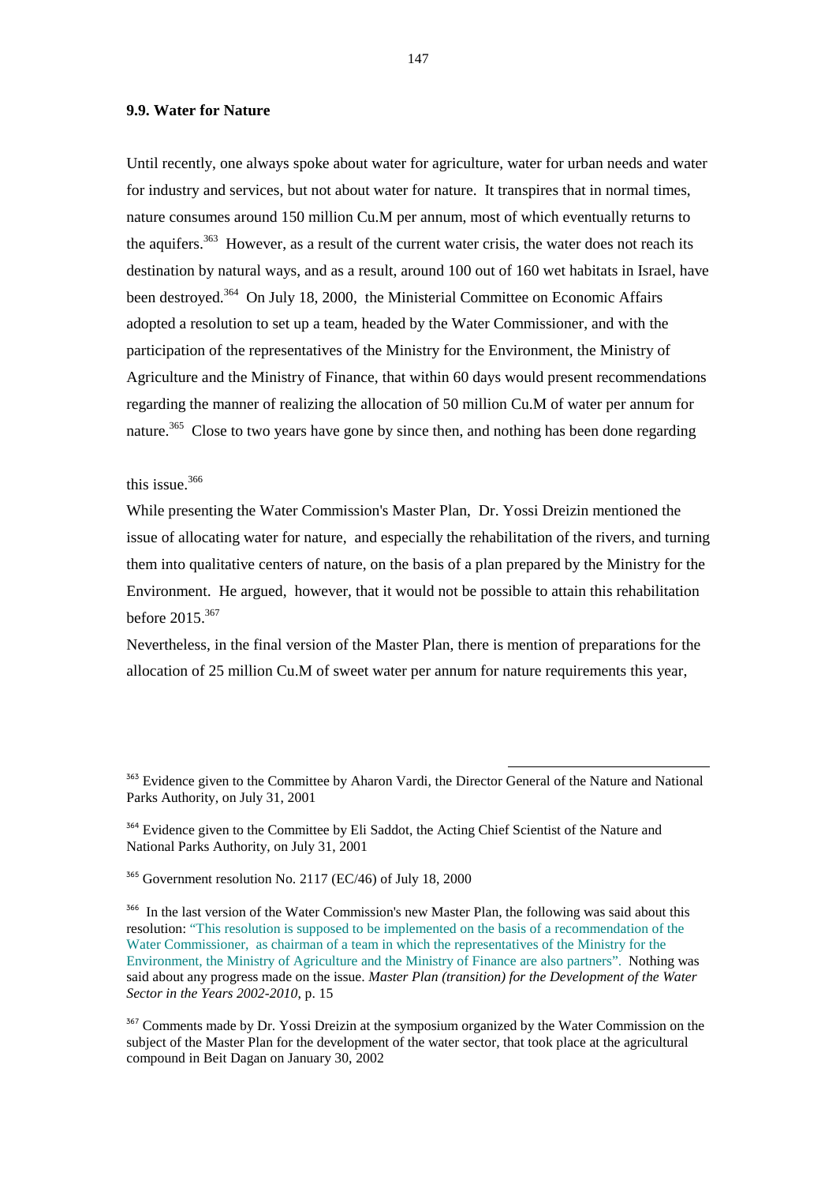### 9.9. Water for Nature

Until recently, one always spoke about water for agriculture, water for urban needs and water for industry and services, but not about water for nature. It transpires that in normal times, nature consumes around 150 million Cu.M per annum, most of which eventually returns to the aquifers.[363] However, as a result of the current water crisis, the water does not reach its destination by natural ways, and as a result, around 100 out of 160 wet habitats in Israel, have been destroyed.[364] On July 18, 2000, the Ministerial Committee on Economic Affairs adopted a resolution to set up a team, headed by the Water Commissioner, and with the participation of the representatives of the Ministry for the Environment, the Ministry of Agriculture and the Ministry of Finance, that within 60 days would present recommendations regarding the manner of realizing the allocation of 50 million Cu.M of water per annum for nature.[365] Close to two years have gone by since then, and nothing has been done regarding this issue.[366]

While presenting the Water Commission's Master Plan, Dr. Yossi Dreizin mentioned the issue of allocating water for nature, and especially the rehabilitation of the rivers, and turning them into qualitative centers of nature, on the basis of a plan prepared by the Ministry for the Environment. He argued, however, that it would not be possible to attain this rehabilitation before 2015.[367]

Nevertheless, in the final version of the Master Plan, there is mention of preparations for the allocation of 25 million Cu.M of sweet water per annum for nature requirements this year,

---

[363] Evidence given to the Committee by Aharon Vardi, the Director General of the Nature and National Parks Authority, on July 31, 2001

[364] Evidence given to the Committee by Eli Saddot, the Acting Chief Scientist of the Nature and National Parks Authority, on July 31, 2001

[365] Government resolution No. 2117 (EC/46) of July 18, 2000

[366] In the last version of the Water Commission's new Master Plan, the following was said about this resolution: "This resolution is supposed to be implemented on the basis of a recommendation of the Water Commissioner, as chairman of a team in which the representatives of the Ministry for the Environment, the Ministry of Agriculture and the Ministry of Finance are also partners". Nothing was said about any progress made on the issue. *Master Plan (transition) for the Development of the Water Sector in the Years 2002-2010,* p. 15

[367] Comments made by Dr. Yossi Dreizin at the symposium organized by the Water Commission on the subject of the Master Plan for the development of the water sector, that took place at the agricultural compound in Beit Dagan on January 30, 2002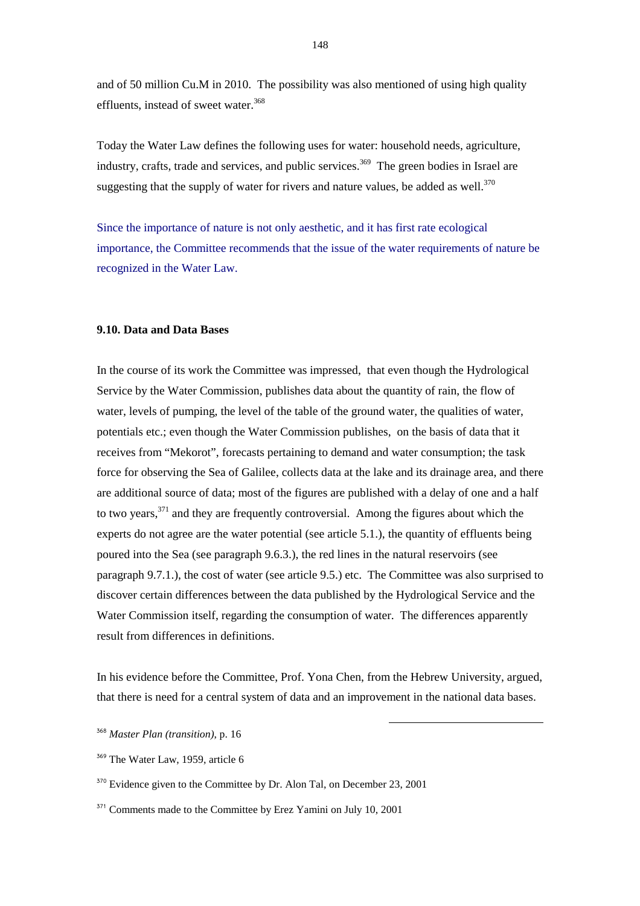and of 50 million Cu.M in 2010. The possibility was also mentioned of using high quality effluents, instead of sweet water.[368]

Today the Water Law defines the following uses for water: household needs, agriculture, industry, crafts, trade and services, and public services.[369] The green bodies in Israel are suggesting that the supply of water for rivers and nature values, be added as well.[370]

Since the importance of nature is not only aesthetic, and it has first rate ecological importance, the Committee recommends that the issue of the water requirements of nature be recognized in the Water Law.

### 9.10. Data and Data Bases

In the course of its work the Committee was impressed, that even though the Hydrological Service by the Water Commission, publishes data about the quantity of rain, the flow of water, levels of pumping, the level of the table of the ground water, the qualities of water, potentials etc.; even though the Water Commission publishes, on the basis of data that it receives from "Mekorot", forecasts pertaining to demand and water consumption; the task force for observing the Sea of Galilee, collects data at the lake and its drainage area, and there are additional source of data; most of the figures are published with a delay of one and a half to two years,[371] and they are frequently controversial. Among the figures about which the experts do not agree are the water potential (see article 5.1.), the quantity of effluents being poured into the Sea (see paragraph 9.6.3.), the red lines in the natural reservoirs (see paragraph 9.7.1.), the cost of water (see article 9.5.) etc. The Committee was also surprised to discover certain differences between the data published by the Hydrological Service and the Water Commission itself, regarding the consumption of water. The differences apparently result from differences in definitions.

In his evidence before the Committee, Prof. Yona Chen, from the Hebrew University, argued, that there is need for a central system of data and an improvement in the national data bases.

---

[368] *Master Plan (transition)*, p. 16

[369] The Water Law, 1959, article 6

[370] Evidence given to the Committee by Dr. Alon Tal, on December 23, 2001

[371] Comments made to the Committee by Erez Yamini on July 10, 2001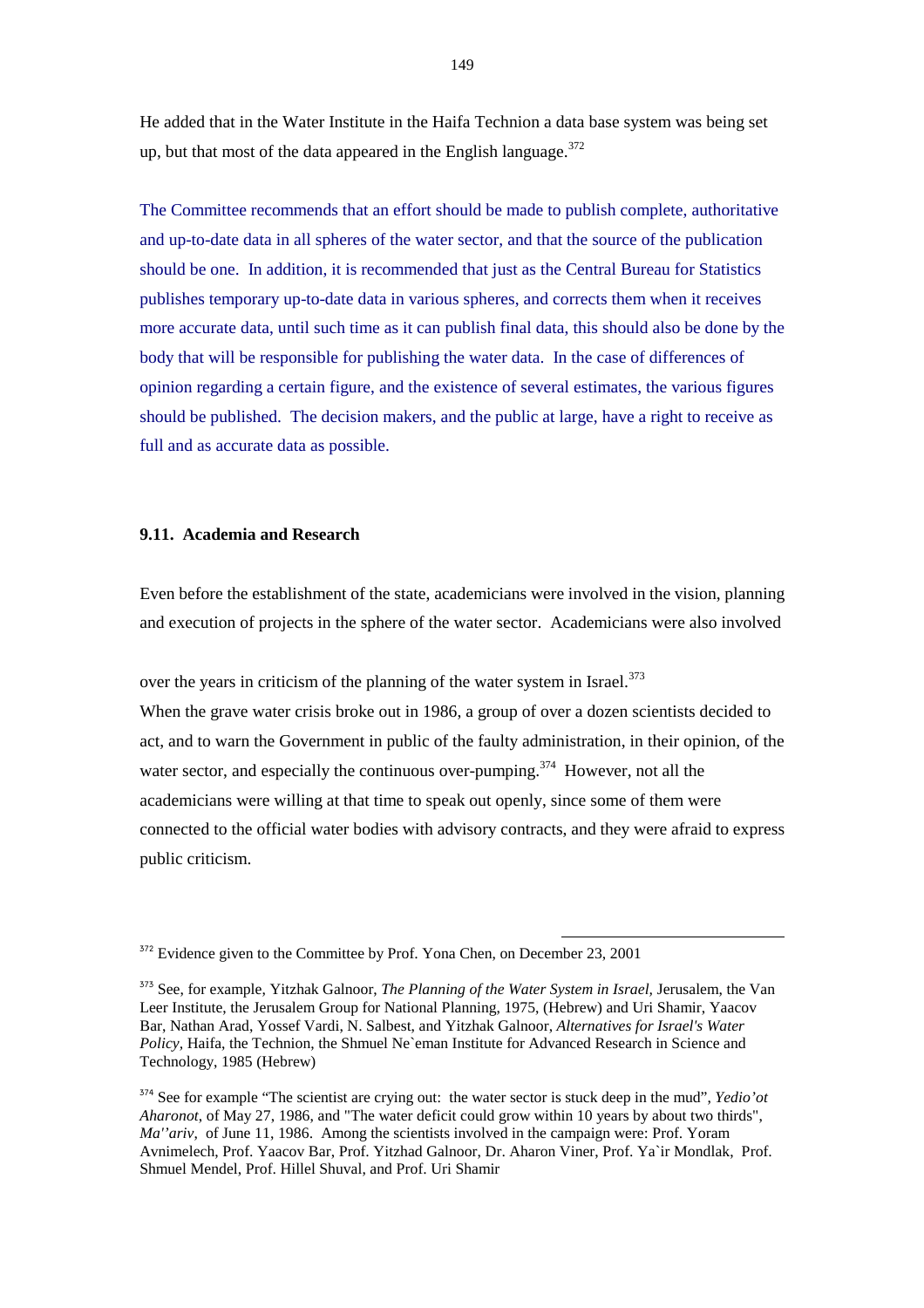He added that in the Water Institute in the Haifa Technion a data base system was being set up, but that most of the data appeared in the English language.[372]

The Committee recommends that an effort should be made to publish complete, authoritative and up-to-date data in all spheres of the water sector, and that the source of the publication should be one. In addition, it is recommended that just as the Central Bureau for Statistics publishes temporary up-to-date data in various spheres, and corrects them when it receives more accurate data, until such time as it can publish final data, this should also be done by the body that will be responsible for publishing the water data. In the case of differences of opinion regarding a certain figure, and the existence of several estimates, the various figures should be published. The decision makers, and the public at large, have a right to receive as full and as accurate data as possible.

### 9.11. Academia and Research

Even before the establishment of the state, academicians were involved in the vision, planning and execution of projects in the sphere of the water sector. Academicians were also involved over the years in criticism of the planning of the water system in Israel.[373]

When the grave water crisis broke out in 1986, a group of over a dozen scientists decided to act, and to warn the Government in public of the faulty administration, in their opinion, of the water sector, and especially the continuous over-pumping.[374] However, not all the academicians were willing at that time to speak out openly, since some of them were connected to the official water bodies with advisory contracts, and they were afraid to express public criticism.

---

[372] Evidence given to the Committee by Prof. Yona Chen, on December 23, 2001

[373] See, for example, Yitzhak Galnoor, *The Planning of the Water System in Israel,* Jerusalem, the Van Leer Institute, the Jerusalem Group for National Planning, 1975, (Hebrew) and Uri Shamir, Yaacov Bar, Nathan Arad, Yossef Vardi, N. Salbest, and Yitzhak Galnoor, *Alternatives for Israel's Water Policy,* Haifa, the Technion, the Shmuel Ne`eman Institute for Advanced Research in Science and Technology, 1985 (Hebrew)

[374] See for example "The scientist are crying out: the water sector is stuck deep in the mud", *Yedio'ot Aharonot,* of May 27, 1986, and "The water deficit could grow within 10 years by about two thirds", *Ma''ariv,* of June 11, 1986. Among the scientists involved in the campaign were: Prof. Yoram Avnimelech, Prof. Yaacov Bar, Prof. Yitzhad Galnoor, Dr. Aharon Viner, Prof. Ya`ir Mondlak, Prof. Shmuel Mendel, Prof. Hillel Shuval, and Prof. Uri Shamir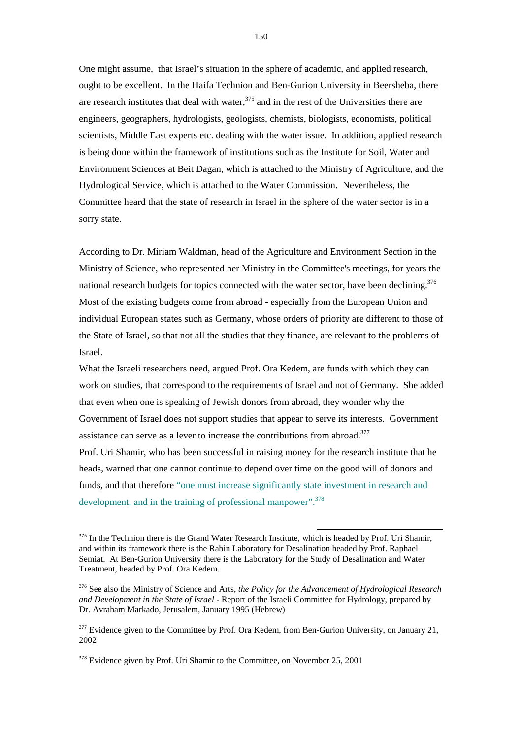One might assume, that Israel's situation in the sphere of academic, and applied research, ought to be excellent. In the Haifa Technion and Ben-Gurion University in Beersheba, there are research institutes that deal with water,[375] and in the rest of the Universities there are engineers, geographers, hydrologists, geologists, chemists, biologists, economists, political scientists, Middle East experts etc. dealing with the water issue. In addition, applied research is being done within the framework of institutions such as the Institute for Soil, Water and Environment Sciences at Beit Dagan, which is attached to the Ministry of Agriculture, and the Hydrological Service, which is attached to the Water Commission. Nevertheless, the Committee heard that the state of research in Israel in the sphere of the water sector is in a sorry state.

According to Dr. Miriam Waldman, head of the Agriculture and Environment Section in the Ministry of Science, who represented her Ministry in the Committee's meetings, for years the national research budgets for topics connected with the water sector, have been declining.[376] Most of the existing budgets come from abroad - especially from the European Union and individual European states such as Germany, whose orders of priority are different to those of the State of Israel, so that not all the studies that they finance, are relevant to the problems of Israel.

What the Israeli researchers need, argued Prof. Ora Kedem, are funds with which they can work on studies, that correspond to the requirements of Israel and not of Germany. She added that even when one is speaking of Jewish donors from abroad, they wonder why the Government of Israel does not support studies that appear to serve its interests. Government assistance can serve as a lever to increase the contributions from abroad.[377]

Prof. Uri Shamir, who has been successful in raising money for the research institute that he heads, warned that one cannot continue to depend over time on the good will of donors and funds, and that therefore "one must increase significantly state investment in research and development, and in the training of professional manpower".[378]

---

[375] In the Technion there is the Grand Water Research Institute, which is headed by Prof. Uri Shamir, and within its framework there is the Rabin Laboratory for Desalination headed by Prof. Raphael Semiat. At Ben-Gurion University there is the Laboratory for the Study of Desalination and Water Treatment, headed by Prof. Ora Kedem.

[376] See also the Ministry of Science and Arts, *the Policy for the Advancement of Hydrological Research and Development in the State of Israel* - Report of the Israeli Committee for Hydrology, prepared by Dr. Avraham Markado, Jerusalem, January 1995 (Hebrew)

[377] Evidence given to the Committee by Prof. Ora Kedem, from Ben-Gurion University, on January 21, 2002

[378] Evidence given by Prof. Uri Shamir to the Committee, on November 25, 2001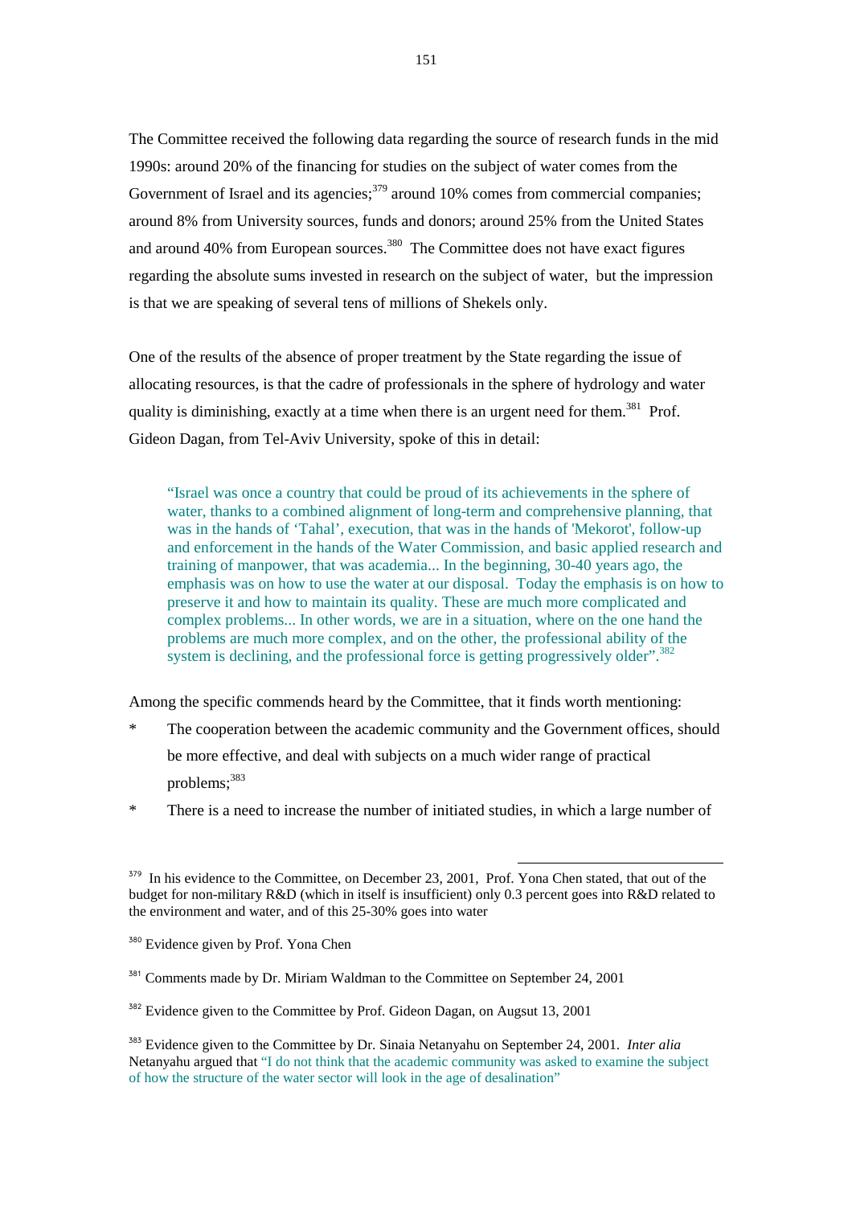The Committee received the following data regarding the source of research funds in the mid 1990s: around 20% of the financing for studies on the subject of water comes from the Government of Israel and its agencies;[379] around 10% comes from commercial companies; around 8% from University sources, funds and donors; around 25% from the United States and around 40% from European sources.[380] The Committee does not have exact figures regarding the absolute sums invested in research on the subject of water, but the impression is that we are speaking of several tens of millions of Shekels only.

One of the results of the absence of proper treatment by the State regarding the issue of allocating resources, is that the cadre of professionals in the sphere of hydrology and water quality is diminishing, exactly at a time when there is an urgent need for them.[381] Prof. Gideon Dagan, from Tel-Aviv University, spoke of this in detail:

> "Israel was once a country that could be proud of its achievements in the sphere of water, thanks to a combined alignment of long-term and comprehensive planning, that was in the hands of 'Tahal', execution, that was in the hands of 'Mekorot', follow-up and enforcement in the hands of the Water Commission, and basic applied research and training of manpower, that was academia... In the beginning, 30-40 years ago, the emphasis was on how to use the water at our disposal. Today the emphasis is on how to preserve it and how to maintain its quality. These are much more complicated and complex problems... In other words, we are in a situation, where on the one hand the problems are much more complex, and on the other, the professional ability of the system is declining, and the professional force is getting progressively older".[382]

Among the specific commends heard by the Committee, that it finds worth mentioning:

* The cooperation between the academic community and the Government offices, should be more effective, and deal with subjects on a much wider range of practical problems;[383]
* There is a need to increase the number of initiated studies, in which a large number of

---

[379] In his evidence to the Committee, on December 23, 2001, Prof. Yona Chen stated, that out of the budget for non-military R&D (which in itself is insufficient) only 0.3 percent goes into R&D related to the environment and water, and of this 25-30% goes into water

[380] Evidence given by Prof. Yona Chen

[381] Comments made by Dr. Miriam Waldman to the Committee on September 24, 2001

[382] Evidence given to the Committee by Prof. Gideon Dagan, on Augsut 13, 2001

[383] Evidence given to the Committee by Dr. Sinaia Netanyahu on September 24, 2001. *Inter alia* Netanyahu argued that "I do not think that the academic community was asked to examine the subject of how the structure of the water sector will look in the age of desalination"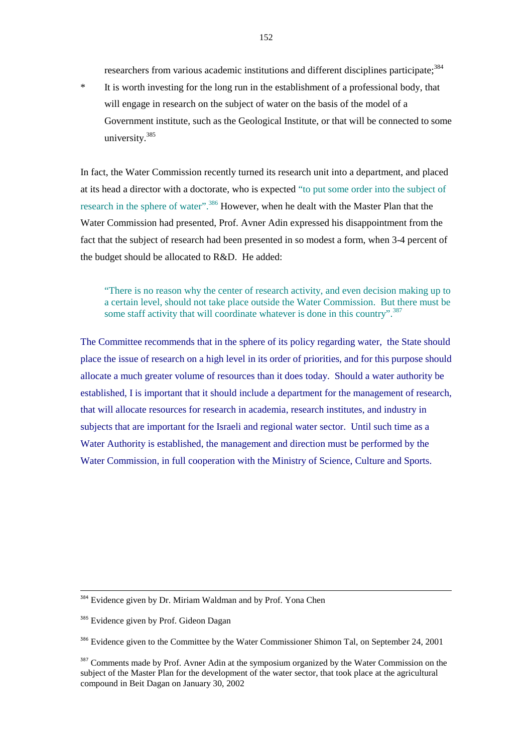researchers from various academic institutions and different disciplines participate;[384]

* It is worth investing for the long run in the establishment of a professional body, that will engage in research on the subject of water on the basis of the model of a Government institute, such as the Geological Institute, or that will be connected to some university.[385]

In fact, the Water Commission recently turned its research unit into a department, and placed at its head a director with a doctorate, who is expected "to put some order into the subject of research in the sphere of water".[386] However, when he dealt with the Master Plan that the Water Commission had presented, Prof. Avner Adin expressed his disappointment from the fact that the subject of research had been presented in so modest a form, when 3-4 percent of the budget should be allocated to R&D. He added:

> "There is no reason why the center of research activity, and even decision making up to a certain level, should not take place outside the Water Commission. But there must be some staff activity that will coordinate whatever is done in this country".[387]

The Committee recommends that in the sphere of its policy regarding water, the State should place the issue of research on a high level in its order of priorities, and for this purpose should allocate a much greater volume of resources than it does today. Should a water authority be established, I is important that it should include a department for the management of research, that will allocate resources for research in academia, research institutes, and industry in subjects that are important for the Israeli and regional water sector. Until such time as a Water Authority is established, the management and direction must be performed by the Water Commission, in full cooperation with the Ministry of Science, Culture and Sports.

---

[384] Evidence given by Dr. Miriam Waldman and by Prof. Yona Chen

[385] Evidence given by Prof. Gideon Dagan

[386] Evidence given to the Committee by the Water Commissioner Shimon Tal, on September 24, 2001

[387] Comments made by Prof. Avner Adin at the symposium organized by the Water Commission on the subject of the Master Plan for the development of the water sector, that took place at the agricultural compound in Beit Dagan on January 30, 2002